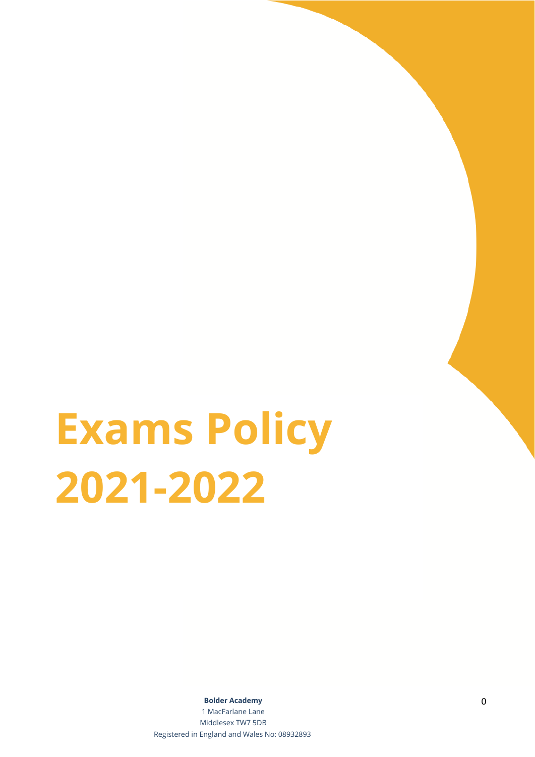# Exams Policy 2021-2022

**Bolder Academy**
1 MacFarlane Lane
Middlesex TW7 5DB
Registered in England and Wales No: 08932893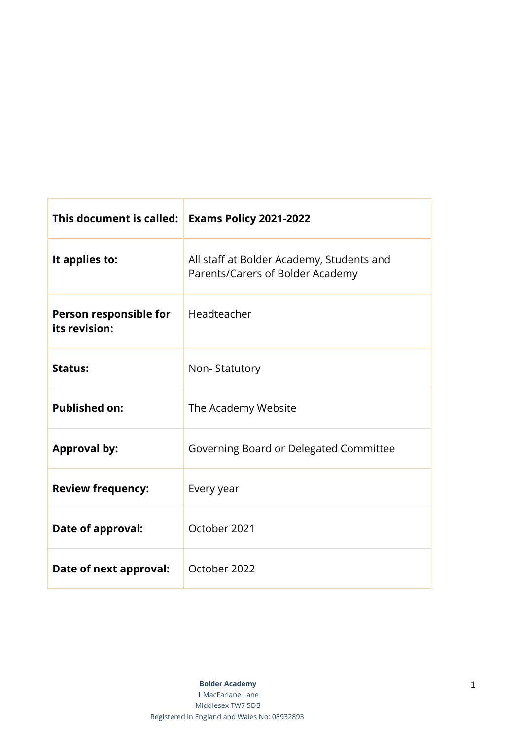| This document is called: | Exams Policy 2021-2022 |
|---|---|
| It applies to: | All staff at Bolder Academy, Students and Parents/Carers of Bolder Academy |
| Person responsible for its revision: | Headteacher |
| Status: | Non- Statutory |
| Published on: | The Academy Website |
| Approval by: | Governing Board or Delegated Committee |
| Review frequency: | Every year |
| Date of approval: | October 2021 |
| Date of next approval: | October 2022 |

**Bolder Academy**
1 MacFarlane Lane
Middlesex TW7 5DB
Registered in England and Wales No: 08932893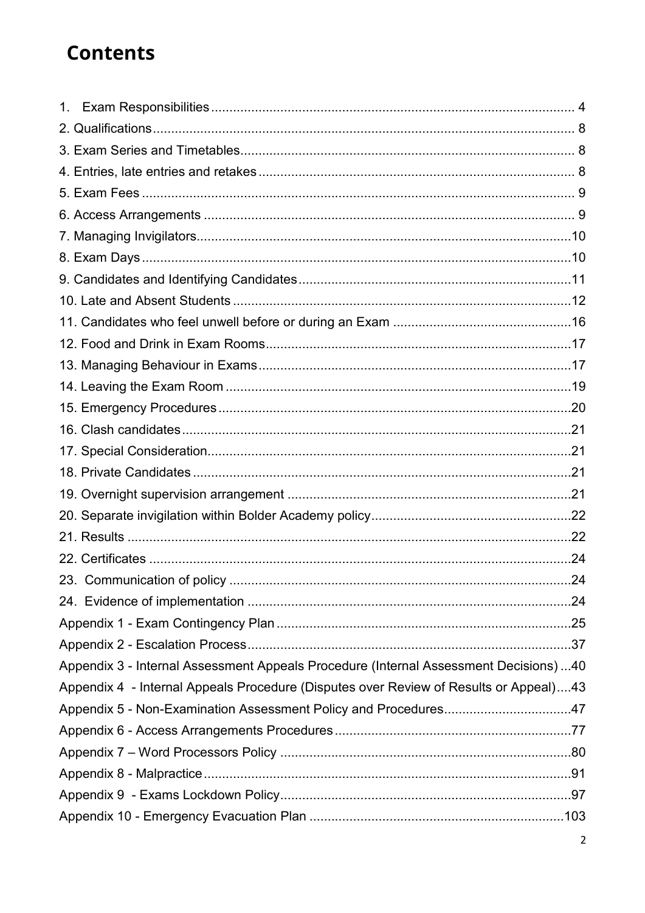# Contents

1. Exam Responsibilities .... 4
2. Qualifications .... 8
3. Exam Series and Timetables .... 8
4. Entries, late entries and retakes .... 8
5. Exam Fees .... 9
6. Access Arrangements .... 9
7. Managing Invigilators .... 10
8. Exam Days .... 10
9. Candidates and Identifying Candidates .... 11
10. Late and Absent Students .... 12
11. Candidates who feel unwell before or during an Exam .... 16
12. Food and Drink in Exam Rooms .... 17
13. Managing Behaviour in Exams .... 17
14. Leaving the Exam Room .... 19
15. Emergency Procedures .... 20
16. Clash candidates .... 21
17. Special Consideration .... 21
18. Private Candidates .... 21
19. Overnight supervision arrangement .... 21
20. Separate invigilation within Bolder Academy policy .... 22
21. Results .... 22
22. Certificates .... 24
23. Communication of policy .... 24
24. Evidence of implementation .... 24

Appendix 1 - Exam Contingency Plan .... 25
Appendix 2 - Escalation Process .... 37
Appendix 3 - Internal Assessment Appeals Procedure (Internal Assessment Decisions) .... 40
Appendix 4 - Internal Appeals Procedure (Disputes over Review of Results or Appeal) .... 43
Appendix 5 - Non-Examination Assessment Policy and Procedures .... 47
Appendix 6 - Access Arrangements Procedures .... 77
Appendix 7 – Word Processors Policy .... 80
Appendix 8 - Malpractice .... 91
Appendix 9 - Exams Lockdown Policy .... 97
Appendix 10 - Emergency Evacuation Plan .... 103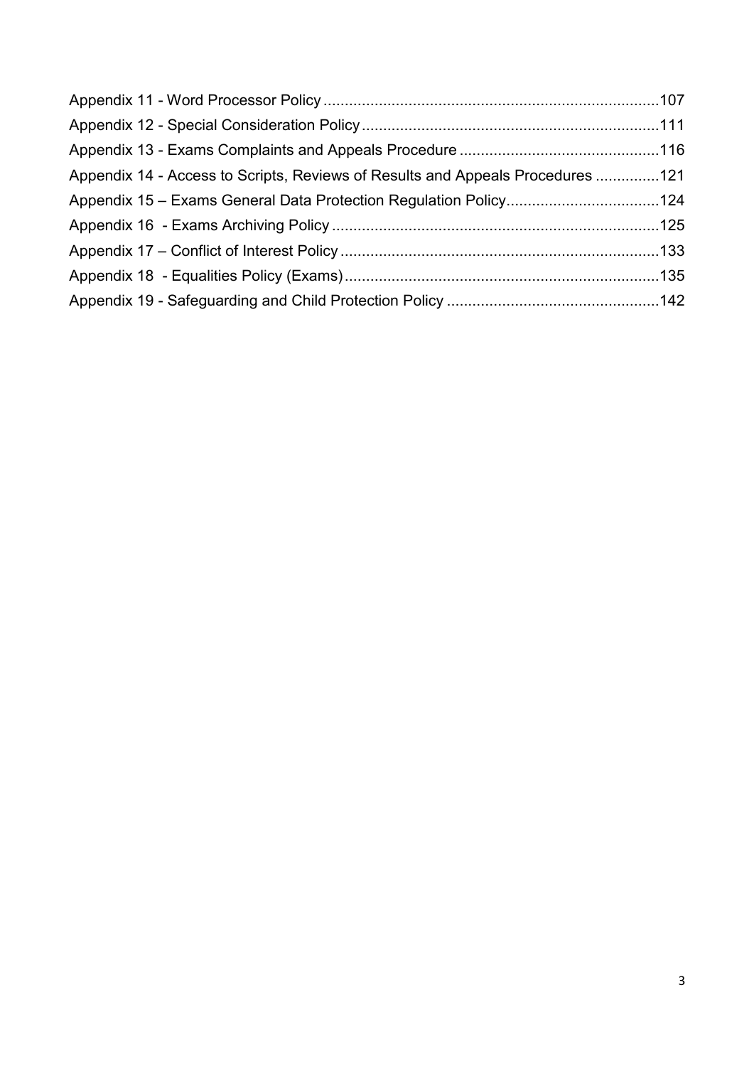Appendix 11 - Word Processor Policy ............................................................................107

Appendix 12 - Special Consideration Policy ....................................................................111

Appendix 13 - Exams Complaints and Appeals Procedure ..............................................116

Appendix 14 - Access to Scripts, Reviews of Results and Appeals Procedures ...............121

Appendix 15 – Exams General Data Protection Regulation Policy....................................124

Appendix 16 - Exams Archiving Policy ............................................................................125

Appendix 17 – Conflict of Interest Policy ..........................................................................133

Appendix 18 - Equalities Policy (Exams)..........................................................................135

Appendix 19 - Safeguarding and Child Protection Policy ..................................................142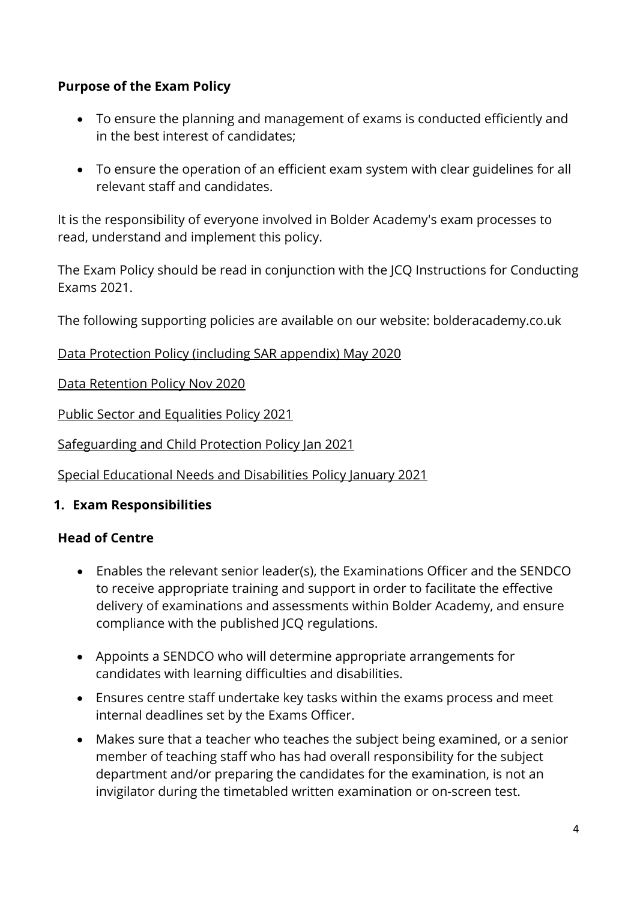**Purpose of the Exam Policy**

- To ensure the planning and management of exams is conducted efficiently and in the best interest of candidates;
- To ensure the operation of an efficient exam system with clear guidelines for all relevant staff and candidates.

It is the responsibility of everyone involved in Bolder Academy's exam processes to read, understand and implement this policy.

The Exam Policy should be read in conjunction with the JCQ Instructions for Conducting Exams 2021.

The following supporting policies are available on our website: bolderacademy.co.uk

Data Protection Policy (including SAR appendix) May 2020

Data Retention Policy Nov 2020

Public Sector and Equalities Policy 2021

Safeguarding and Child Protection Policy Jan 2021

Special Educational Needs and Disabilities Policy January 2021

## 1. Exam Responsibilities

### Head of Centre

- Enables the relevant senior leader(s), the Examinations Officer and the SENDCO to receive appropriate training and support in order to facilitate the effective delivery of examinations and assessments within Bolder Academy, and ensure compliance with the published JCQ regulations.
- Appoints a SENDCO who will determine appropriate arrangements for candidates with learning difficulties and disabilities.
- Ensures centre staff undertake key tasks within the exams process and meet internal deadlines set by the Exams Officer.
- Makes sure that a teacher who teaches the subject being examined, or a senior member of teaching staff who has had overall responsibility for the subject department and/or preparing the candidates for the examination, is not an invigilator during the timetabled written examination or on-screen test.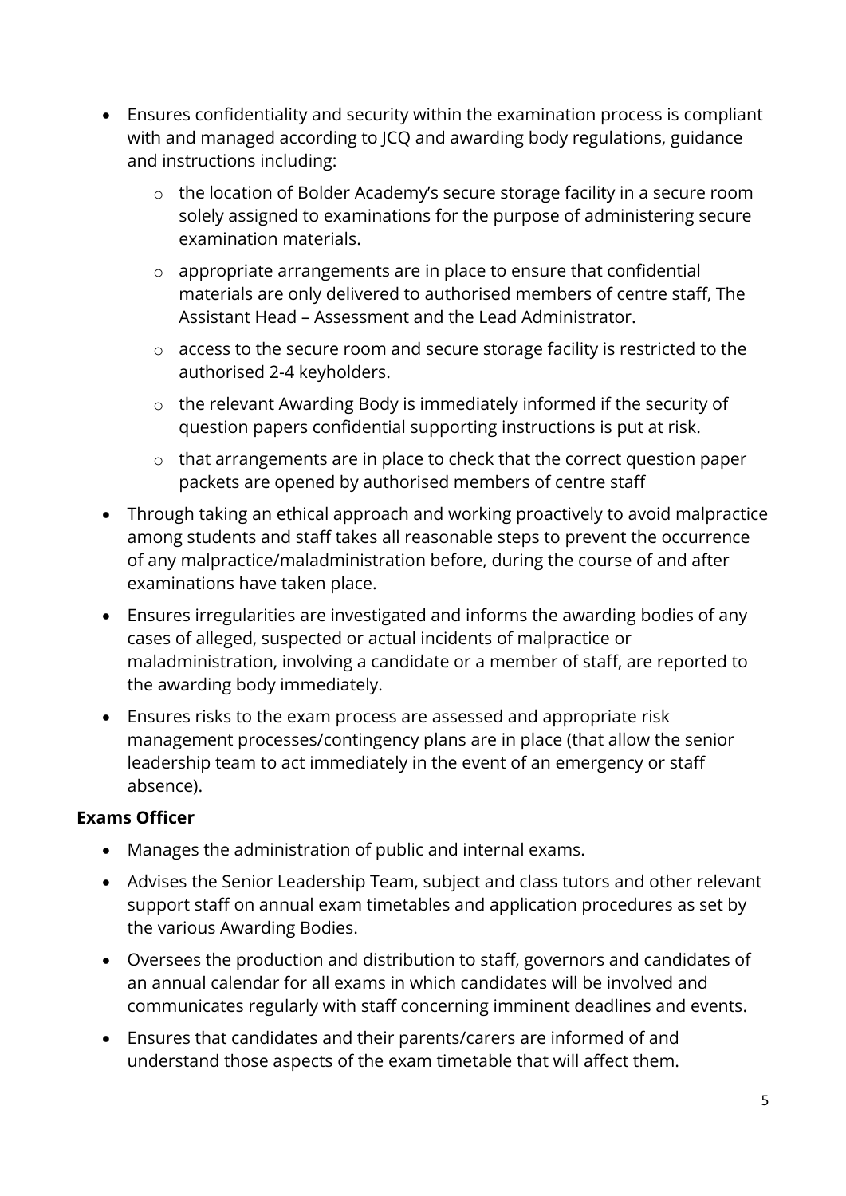- Ensures confidentiality and security within the examination process is compliant with and managed according to JCQ and awarding body regulations, guidance and instructions including:
  - the location of Bolder Academy's secure storage facility in a secure room solely assigned to examinations for the purpose of administering secure examination materials.
  - appropriate arrangements are in place to ensure that confidential materials are only delivered to authorised members of centre staff, The Assistant Head – Assessment and the Lead Administrator.
  - access to the secure room and secure storage facility is restricted to the authorised 2-4 keyholders.
  - the relevant Awarding Body is immediately informed if the security of question papers confidential supporting instructions is put at risk.
  - that arrangements are in place to check that the correct question paper packets are opened by authorised members of centre staff
- Through taking an ethical approach and working proactively to avoid malpractice among students and staff takes all reasonable steps to prevent the occurrence of any malpractice/maladministration before, during the course of and after examinations have taken place.
- Ensures irregularities are investigated and informs the awarding bodies of any cases of alleged, suspected or actual incidents of malpractice or maladministration, involving a candidate or a member of staff, are reported to the awarding body immediately.
- Ensures risks to the exam process are assessed and appropriate risk management processes/contingency plans are in place (that allow the senior leadership team to act immediately in the event of an emergency or staff absence).

**Exams Officer**

- Manages the administration of public and internal exams.
- Advises the Senior Leadership Team, subject and class tutors and other relevant support staff on annual exam timetables and application procedures as set by the various Awarding Bodies.
- Oversees the production and distribution to staff, governors and candidates of an annual calendar for all exams in which candidates will be involved and communicates regularly with staff concerning imminent deadlines and events.
- Ensures that candidates and their parents/carers are informed of and understand those aspects of the exam timetable that will affect them.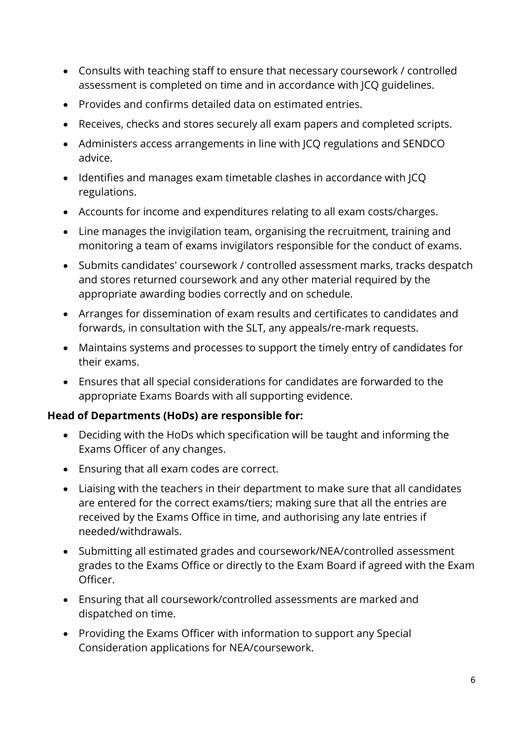- Consults with teaching staff to ensure that necessary coursework / controlled assessment is completed on time and in accordance with JCQ guidelines.
- Provides and confirms detailed data on estimated entries.
- Receives, checks and stores securely all exam papers and completed scripts.
- Administers access arrangements in line with JCQ regulations and SENDCO advice.
- Identifies and manages exam timetable clashes in accordance with JCQ regulations.
- Accounts for income and expenditures relating to all exam costs/charges.
- Line manages the invigilation team, organising the recruitment, training and monitoring a team of exams invigilators responsible for the conduct of exams.
- Submits candidates' coursework / controlled assessment marks, tracks despatch and stores returned coursework and any other material required by the appropriate awarding bodies correctly and on schedule.
- Arranges for dissemination of exam results and certificates to candidates and forwards, in consultation with the SLT, any appeals/re-mark requests.
- Maintains systems and processes to support the timely entry of candidates for their exams.
- Ensures that all special considerations for candidates are forwarded to the appropriate Exams Boards with all supporting evidence.

**Head of Departments (HoDs) are responsible for:**

- Deciding with the HoDs which specification will be taught and informing the Exams Officer of any changes.
- Ensuring that all exam codes are correct.
- Liaising with the teachers in their department to make sure that all candidates are entered for the correct exams/tiers; making sure that all the entries are received by the Exams Office in time, and authorising any late entries if needed/withdrawals.
- Submitting all estimated grades and coursework/NEA/controlled assessment grades to the Exams Office or directly to the Exam Board if agreed with the Exam Officer.
- Ensuring that all coursework/controlled assessments are marked and dispatched on time.
- Providing the Exams Officer with information to support any Special Consideration applications for NEA/coursework.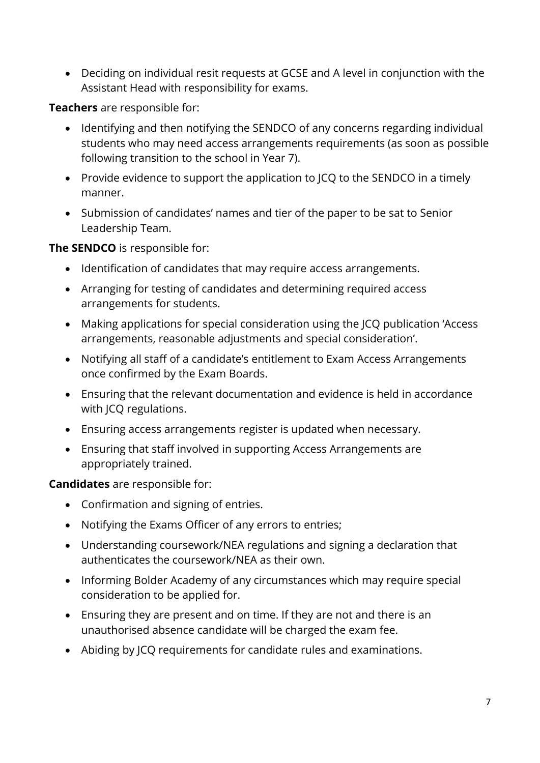- Deciding on individual resit requests at GCSE and A level in conjunction with the Assistant Head with responsibility for exams.

**Teachers** are responsible for:

- Identifying and then notifying the SENDCO of any concerns regarding individual students who may need access arrangements requirements (as soon as possible following transition to the school in Year 7).
- Provide evidence to support the application to JCQ to the SENDCO in a timely manner.
- Submission of candidates' names and tier of the paper to be sat to Senior Leadership Team.

**The SENDCO** is responsible for:

- Identification of candidates that may require access arrangements.
- Arranging for testing of candidates and determining required access arrangements for students.
- Making applications for special consideration using the JCQ publication 'Access arrangements, reasonable adjustments and special consideration'.
- Notifying all staff of a candidate's entitlement to Exam Access Arrangements once confirmed by the Exam Boards.
- Ensuring that the relevant documentation and evidence is held in accordance with JCQ regulations.
- Ensuring access arrangements register is updated when necessary.
- Ensuring that staff involved in supporting Access Arrangements are appropriately trained.

**Candidates** are responsible for:

- Confirmation and signing of entries.
- Notifying the Exams Officer of any errors to entries;
- Understanding coursework/NEA regulations and signing a declaration that authenticates the coursework/NEA as their own.
- Informing Bolder Academy of any circumstances which may require special consideration to be applied for.
- Ensuring they are present and on time. If they are not and there is an unauthorised absence candidate will be charged the exam fee.
- Abiding by JCQ requirements for candidate rules and examinations.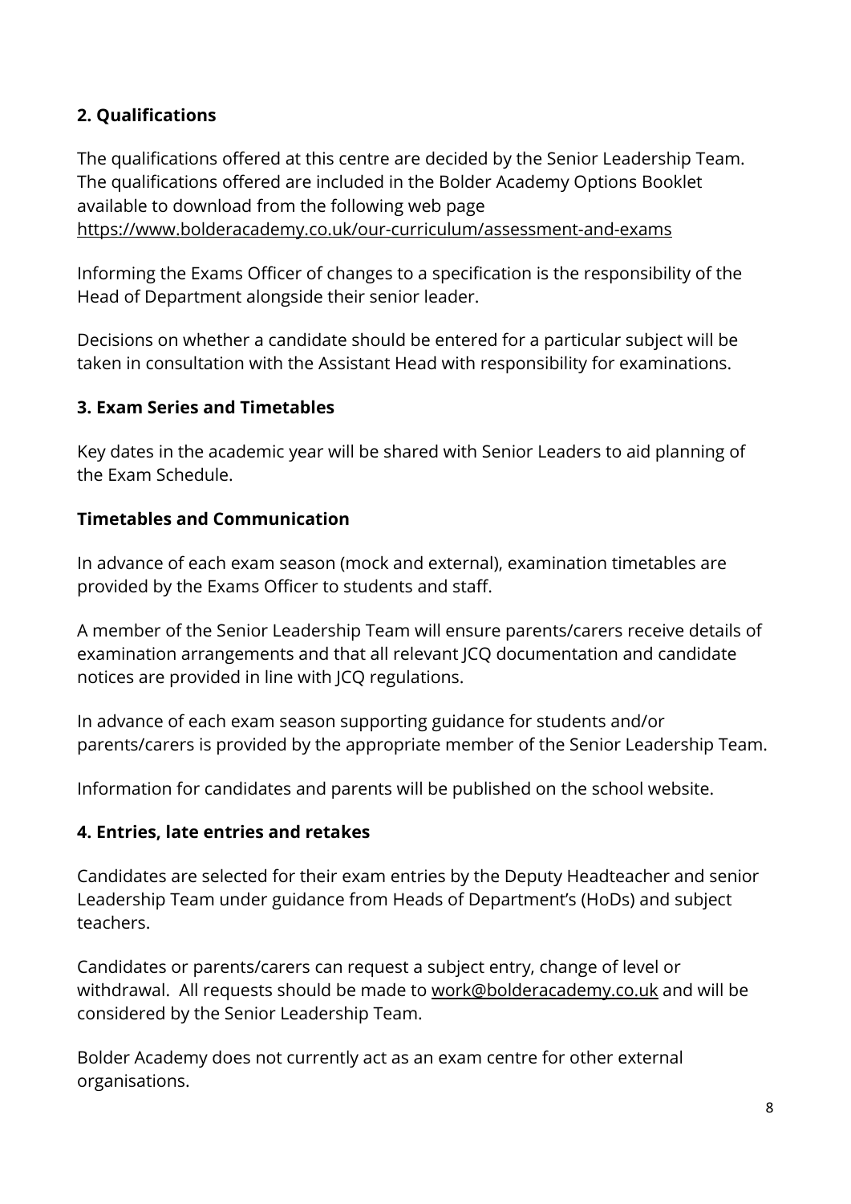## 2. Qualifications

The qualifications offered at this centre are decided by the Senior Leadership Team. The qualifications offered are included in the Bolder Academy Options Booklet available to download from the following web page https://www.bolderacademy.co.uk/our-curriculum/assessment-and-exams

Informing the Exams Officer of changes to a specification is the responsibility of the Head of Department alongside their senior leader.

Decisions on whether a candidate should be entered for a particular subject will be taken in consultation with the Assistant Head with responsibility for examinations.

## 3. Exam Series and Timetables

Key dates in the academic year will be shared with Senior Leaders to aid planning of the Exam Schedule.

### Timetables and Communication

In advance of each exam season (mock and external), examination timetables are provided by the Exams Officer to students and staff.

A member of the Senior Leadership Team will ensure parents/carers receive details of examination arrangements and that all relevant JCQ documentation and candidate notices are provided in line with JCQ regulations.

In advance of each exam season supporting guidance for students and/or parents/carers is provided by the appropriate member of the Senior Leadership Team.

Information for candidates and parents will be published on the school website.

## 4. Entries, late entries and retakes

Candidates are selected for their exam entries by the Deputy Headteacher and senior Leadership Team under guidance from Heads of Department's (HoDs) and subject teachers.

Candidates or parents/carers can request a subject entry, change of level or withdrawal. All requests should be made to work@bolderacademy.co.uk and will be considered by the Senior Leadership Team.

Bolder Academy does not currently act as an exam centre for other external organisations.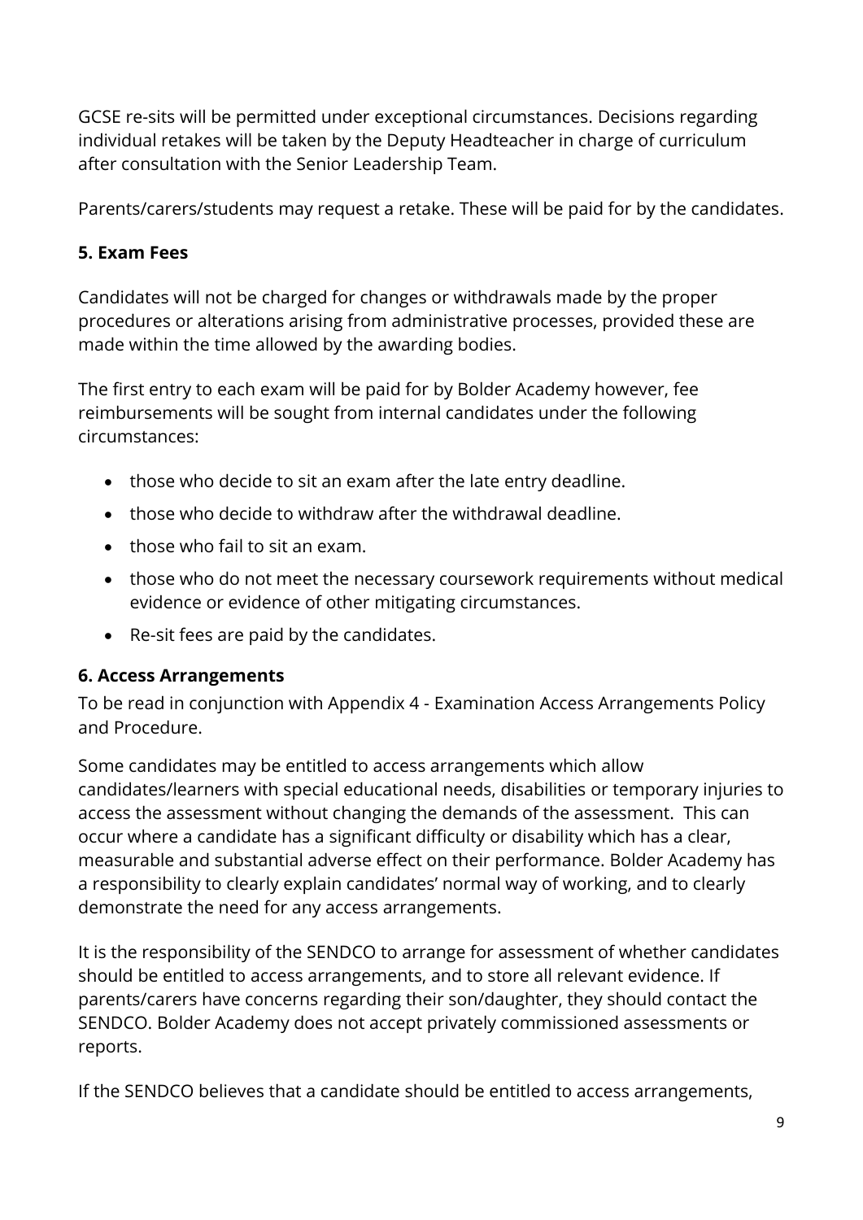GCSE re-sits will be permitted under exceptional circumstances. Decisions regarding individual retakes will be taken by the Deputy Headteacher in charge of curriculum after consultation with the Senior Leadership Team.

Parents/carers/students may request a retake. These will be paid for by the candidates.

**5. Exam Fees**

Candidates will not be charged for changes or withdrawals made by the proper procedures or alterations arising from administrative processes, provided these are made within the time allowed by the awarding bodies.

The first entry to each exam will be paid for by Bolder Academy however, fee reimbursements will be sought from internal candidates under the following circumstances:

- those who decide to sit an exam after the late entry deadline.
- those who decide to withdraw after the withdrawal deadline.
- those who fail to sit an exam.
- those who do not meet the necessary coursework requirements without medical evidence or evidence of other mitigating circumstances.
- Re-sit fees are paid by the candidates.

**6. Access Arrangements**

To be read in conjunction with Appendix 4 - Examination Access Arrangements Policy and Procedure.

Some candidates may be entitled to access arrangements which allow candidates/learners with special educational needs, disabilities or temporary injuries to access the assessment without changing the demands of the assessment. This can occur where a candidate has a significant difficulty or disability which has a clear, measurable and substantial adverse effect on their performance. Bolder Academy has a responsibility to clearly explain candidates' normal way of working, and to clearly demonstrate the need for any access arrangements.

It is the responsibility of the SENDCO to arrange for assessment of whether candidates should be entitled to access arrangements, and to store all relevant evidence. If parents/carers have concerns regarding their son/daughter, they should contact the SENDCO. Bolder Academy does not accept privately commissioned assessments or reports.

If the SENDCO believes that a candidate should be entitled to access arrangements,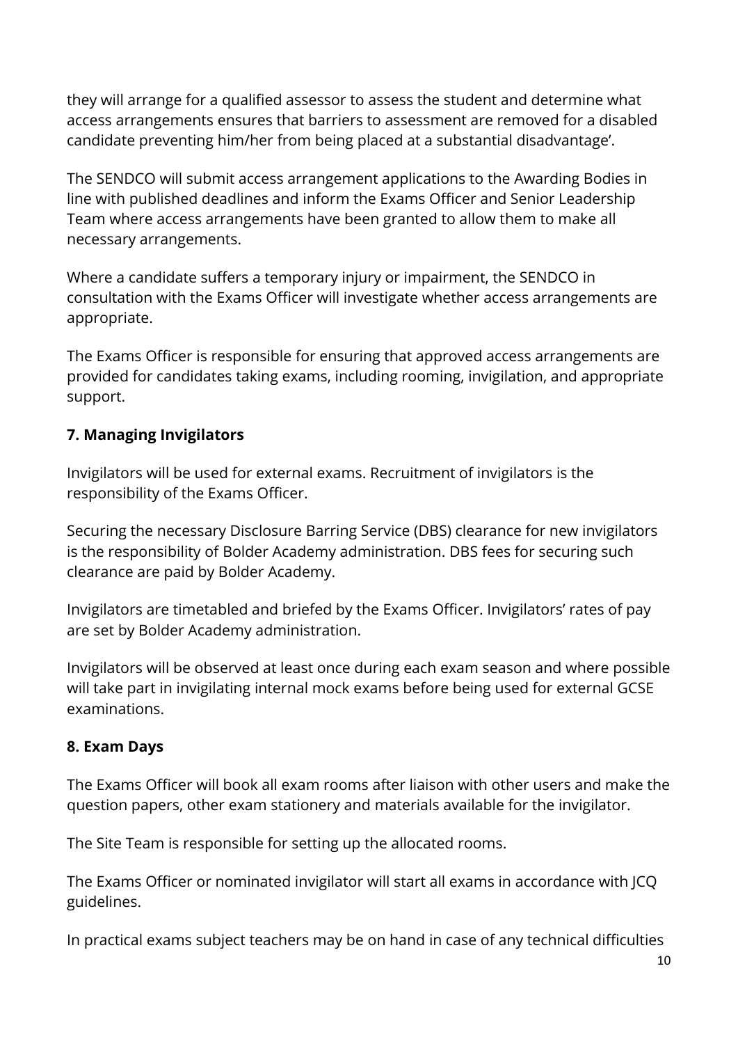they will arrange for a qualified assessor to assess the student and determine what access arrangements ensures that barriers to assessment are removed for a disabled candidate preventing him/her from being placed at a substantial disadvantage'.

The SENDCO will submit access arrangement applications to the Awarding Bodies in line with published deadlines and inform the Exams Officer and Senior Leadership Team where access arrangements have been granted to allow them to make all necessary arrangements.

Where a candidate suffers a temporary injury or impairment, the SENDCO in consultation with the Exams Officer will investigate whether access arrangements are appropriate.

The Exams Officer is responsible for ensuring that approved access arrangements are provided for candidates taking exams, including rooming, invigilation, and appropriate support.

### 7. Managing Invigilators

Invigilators will be used for external exams. Recruitment of invigilators is the responsibility of the Exams Officer.

Securing the necessary Disclosure Barring Service (DBS) clearance for new invigilators is the responsibility of Bolder Academy administration. DBS fees for securing such clearance are paid by Bolder Academy.

Invigilators are timetabled and briefed by the Exams Officer. Invigilators' rates of pay are set by Bolder Academy administration.

Invigilators will be observed at least once during each exam season and where possible will take part in invigilating internal mock exams before being used for external GCSE examinations.

### 8. Exam Days

The Exams Officer will book all exam rooms after liaison with other users and make the question papers, other exam stationery and materials available for the invigilator.

The Site Team is responsible for setting up the allocated rooms.

The Exams Officer or nominated invigilator will start all exams in accordance with JCQ guidelines.

In practical exams subject teachers may be on hand in case of any technical difficulties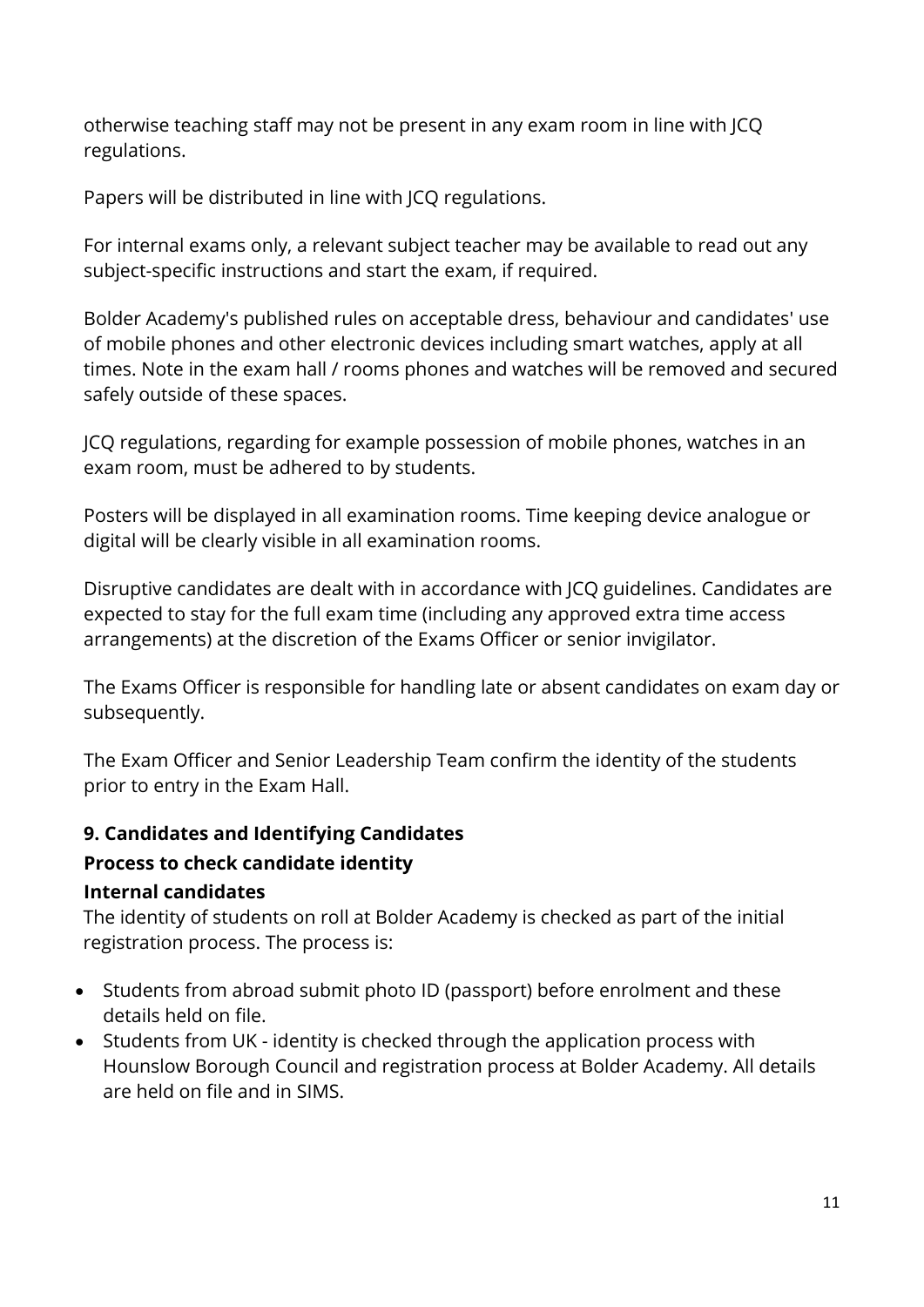otherwise teaching staff may not be present in any exam room in line with JCQ regulations.

Papers will be distributed in line with JCQ regulations.

For internal exams only, a relevant subject teacher may be available to read out any subject-specific instructions and start the exam, if required.

Bolder Academy's published rules on acceptable dress, behaviour and candidates' use of mobile phones and other electronic devices including smart watches, apply at all times. Note in the exam hall / rooms phones and watches will be removed and secured safely outside of these spaces.

JCQ regulations, regarding for example possession of mobile phones, watches in an exam room, must be adhered to by students.

Posters will be displayed in all examination rooms. Time keeping device analogue or digital will be clearly visible in all examination rooms.

Disruptive candidates are dealt with in accordance with JCQ guidelines. Candidates are expected to stay for the full exam time (including any approved extra time access arrangements) at the discretion of the Exams Officer or senior invigilator.

The Exams Officer is responsible for handling late or absent candidates on exam day or subsequently.

The Exam Officer and Senior Leadership Team confirm the identity of the students prior to entry in the Exam Hall.

## 9. Candidates and Identifying Candidates

### Process to check candidate identity

#### Internal candidates

The identity of students on roll at Bolder Academy is checked as part of the initial registration process. The process is:

- Students from abroad submit photo ID (passport) before enrolment and these details held on file.
- Students from UK - identity is checked through the application process with Hounslow Borough Council and registration process at Bolder Academy. All details are held on file and in SIMS.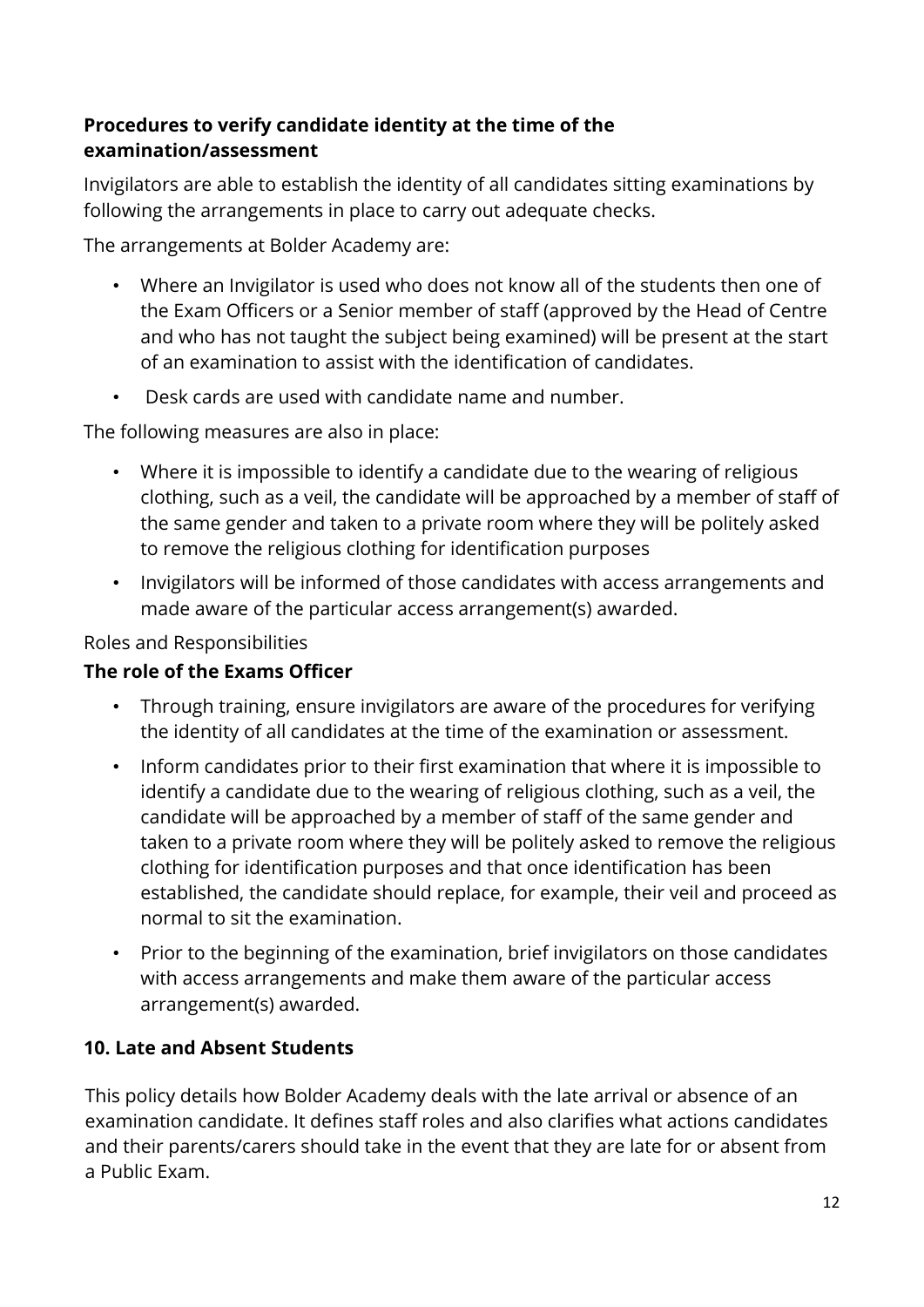**Procedures to verify candidate identity at the time of the examination/assessment**

Invigilators are able to establish the identity of all candidates sitting examinations by following the arrangements in place to carry out adequate checks.

The arrangements at Bolder Academy are:

- Where an Invigilator is used who does not know all of the students then one of the Exam Officers or a Senior member of staff (approved by the Head of Centre and who has not taught the subject being examined) will be present at the start of an examination to assist with the identification of candidates.
- Desk cards are used with candidate name and number.

The following measures are also in place:

- Where it is impossible to identify a candidate due to the wearing of religious clothing, such as a veil, the candidate will be approached by a member of staff of the same gender and taken to a private room where they will be politely asked to remove the religious clothing for identification purposes
- Invigilators will be informed of those candidates with access arrangements and made aware of the particular access arrangement(s) awarded.

Roles and Responsibilities

**The role of the Exams Officer**

- Through training, ensure invigilators are aware of the procedures for verifying the identity of all candidates at the time of the examination or assessment.
- Inform candidates prior to their first examination that where it is impossible to identify a candidate due to the wearing of religious clothing, such as a veil, the candidate will be approached by a member of staff of the same gender and taken to a private room where they will be politely asked to remove the religious clothing for identification purposes and that once identification has been established, the candidate should replace, for example, their veil and proceed as normal to sit the examination.
- Prior to the beginning of the examination, brief invigilators on those candidates with access arrangements and make them aware of the particular access arrangement(s) awarded.

## 10. Late and Absent Students

This policy details how Bolder Academy deals with the late arrival or absence of an examination candidate. It defines staff roles and also clarifies what actions candidates and their parents/carers should take in the event that they are late for or absent from a Public Exam.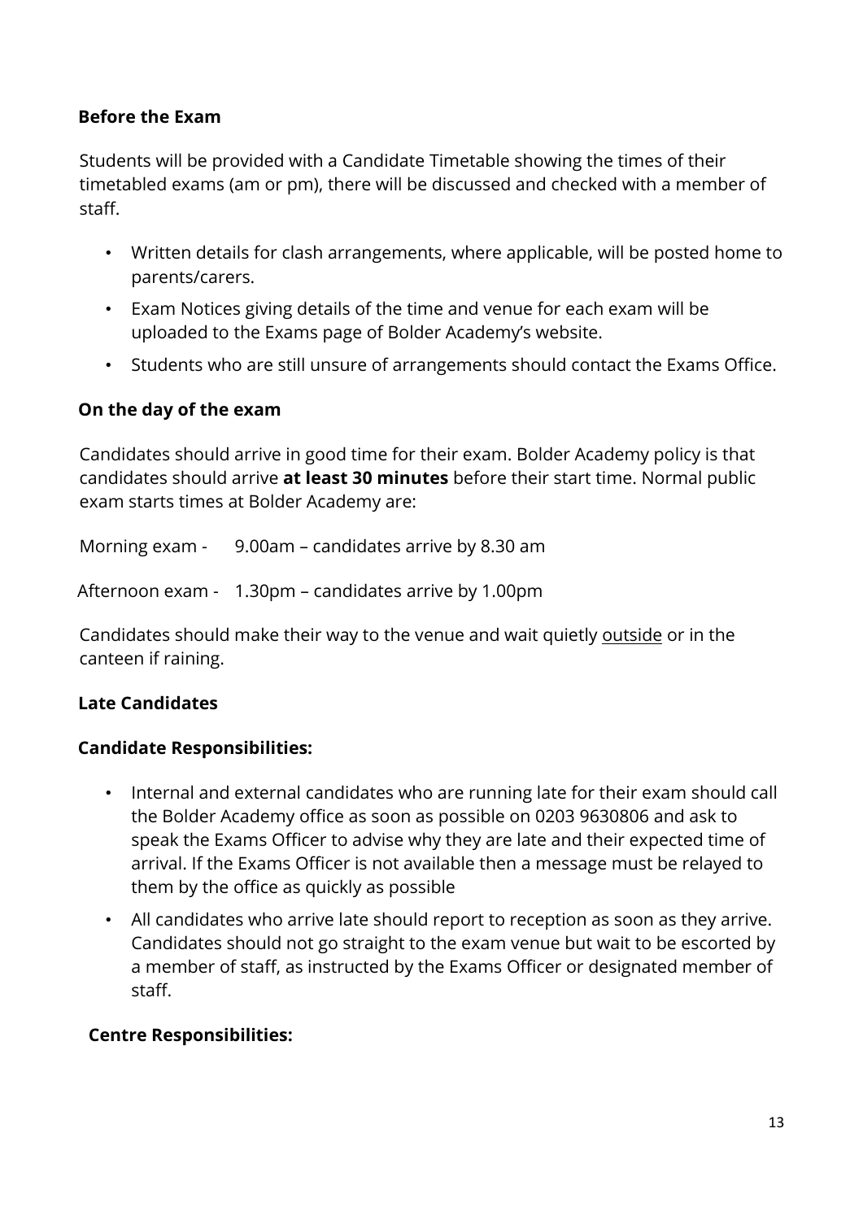### Before the Exam

Students will be provided with a Candidate Timetable showing the times of their timetabled exams (am or pm), there will be discussed and checked with a member of staff.

- Written details for clash arrangements, where applicable, will be posted home to parents/carers.
- Exam Notices giving details of the time and venue for each exam will be uploaded to the Exams page of Bolder Academy's website.
- Students who are still unsure of arrangements should contact the Exams Office.

### On the day of the exam

Candidates should arrive in good time for their exam. Bolder Academy policy is that candidates should arrive **at least 30 minutes** before their start time. Normal public exam starts times at Bolder Academy are:

Morning exam - 9.00am – candidates arrive by 8.30 am

Afternoon exam - 1.30pm – candidates arrive by 1.00pm

Candidates should make their way to the venue and wait quietly <u>outside</u> or in the canteen if raining.

### Late Candidates

### Candidate Responsibilities:

- Internal and external candidates who are running late for their exam should call the Bolder Academy office as soon as possible on 0203 9630806 and ask to speak the Exams Officer to advise why they are late and their expected time of arrival. If the Exams Officer is not available then a message must be relayed to them by the office as quickly as possible
- All candidates who arrive late should report to reception as soon as they arrive. Candidates should not go straight to the exam venue but wait to be escorted by a member of staff, as instructed by the Exams Officer or designated member of staff.

### Centre Responsibilities: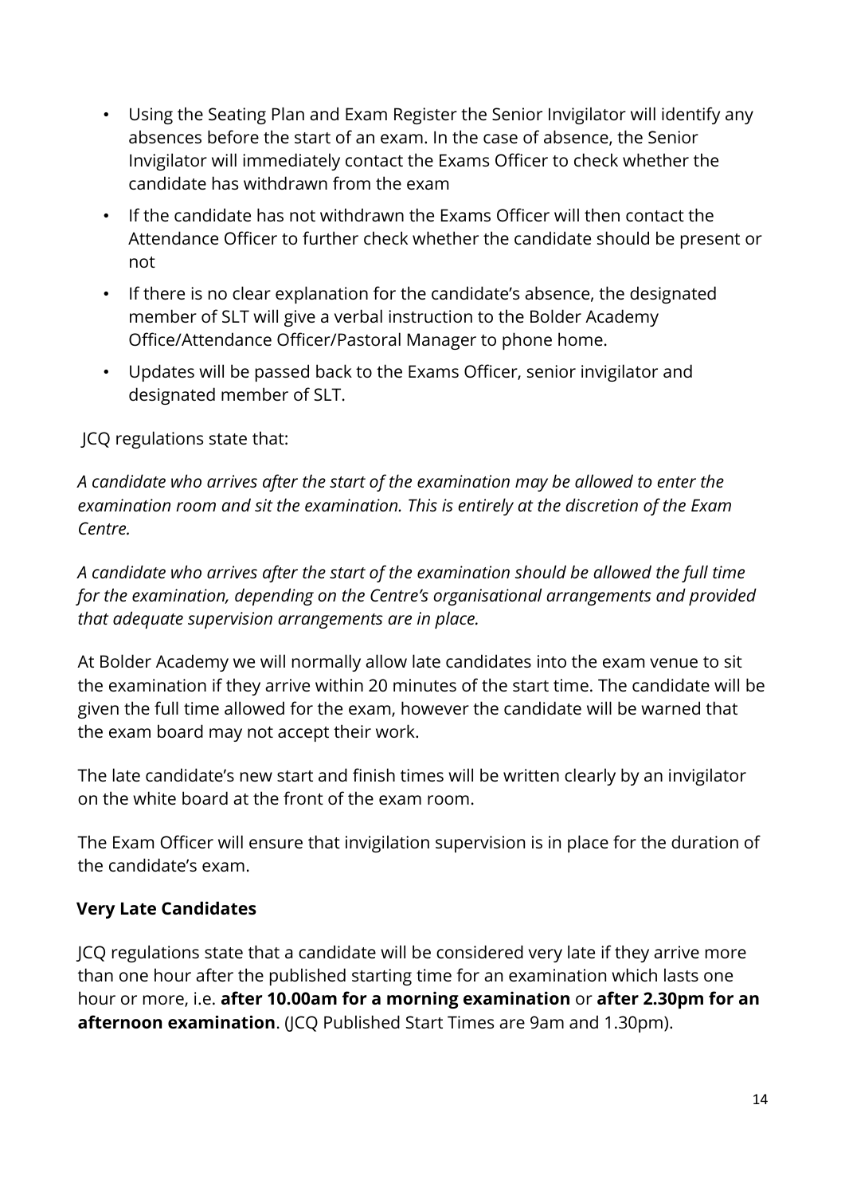- Using the Seating Plan and Exam Register the Senior Invigilator will identify any absences before the start of an exam. In the case of absence, the Senior Invigilator will immediately contact the Exams Officer to check whether the candidate has withdrawn from the exam
- If the candidate has not withdrawn the Exams Officer will then contact the Attendance Officer to further check whether the candidate should be present or not
- If there is no clear explanation for the candidate's absence, the designated member of SLT will give a verbal instruction to the Bolder Academy Office/Attendance Officer/Pastoral Manager to phone home.
- Updates will be passed back to the Exams Officer, senior invigilator and designated member of SLT.

JCQ regulations state that:

*A candidate who arrives after the start of the examination may be allowed to enter the examination room and sit the examination. This is entirely at the discretion of the Exam Centre.*

*A candidate who arrives after the start of the examination should be allowed the full time for the examination, depending on the Centre's organisational arrangements and provided that adequate supervision arrangements are in place.*

At Bolder Academy we will normally allow late candidates into the exam venue to sit the examination if they arrive within 20 minutes of the start time. The candidate will be given the full time allowed for the exam, however the candidate will be warned that the exam board may not accept their work.

The late candidate's new start and finish times will be written clearly by an invigilator on the white board at the front of the exam room.

The Exam Officer will ensure that invigilation supervision is in place for the duration of the candidate's exam.

### Very Late Candidates

JCQ regulations state that a candidate will be considered very late if they arrive more than one hour after the published starting time for an examination which lasts one hour or more, i.e. **after 10.00am for a morning examination** or **after 2.30pm for an afternoon examination**. (JCQ Published Start Times are 9am and 1.30pm).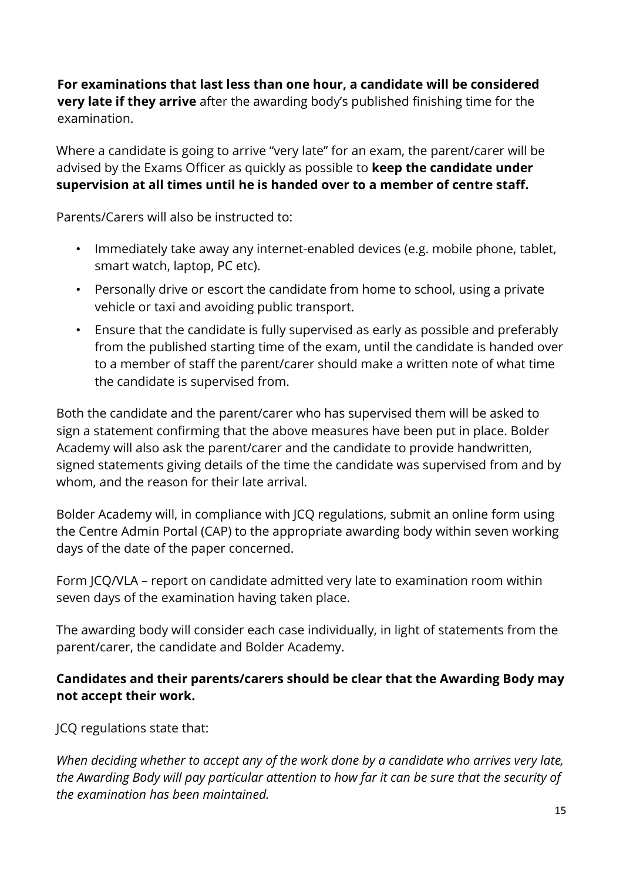**For examinations that last less than one hour, a candidate will be considered very late if they arrive** after the awarding body's published finishing time for the examination.

Where a candidate is going to arrive "very late" for an exam, the parent/carer will be advised by the Exams Officer as quickly as possible to **keep the candidate under supervision at all times until he is handed over to a member of centre staff.**

Parents/Carers will also be instructed to:

- Immediately take away any internet-enabled devices (e.g. mobile phone, tablet, smart watch, laptop, PC etc).
- Personally drive or escort the candidate from home to school, using a private vehicle or taxi and avoiding public transport.
- Ensure that the candidate is fully supervised as early as possible and preferably from the published starting time of the exam, until the candidate is handed over to a member of staff the parent/carer should make a written note of what time the candidate is supervised from.

Both the candidate and the parent/carer who has supervised them will be asked to sign a statement confirming that the above measures have been put in place. Bolder Academy will also ask the parent/carer and the candidate to provide handwritten, signed statements giving details of the time the candidate was supervised from and by whom, and the reason for their late arrival.

Bolder Academy will, in compliance with JCQ regulations, submit an online form using the Centre Admin Portal (CAP) to the appropriate awarding body within seven working days of the date of the paper concerned.

Form JCQ/VLA – report on candidate admitted very late to examination room within seven days of the examination having taken place.

The awarding body will consider each case individually, in light of statements from the parent/carer, the candidate and Bolder Academy.

**Candidates and their parents/carers should be clear that the Awarding Body may not accept their work.**

JCQ regulations state that:

*When deciding whether to accept any of the work done by a candidate who arrives very late, the Awarding Body will pay particular attention to how far it can be sure that the security of the examination has been maintained.*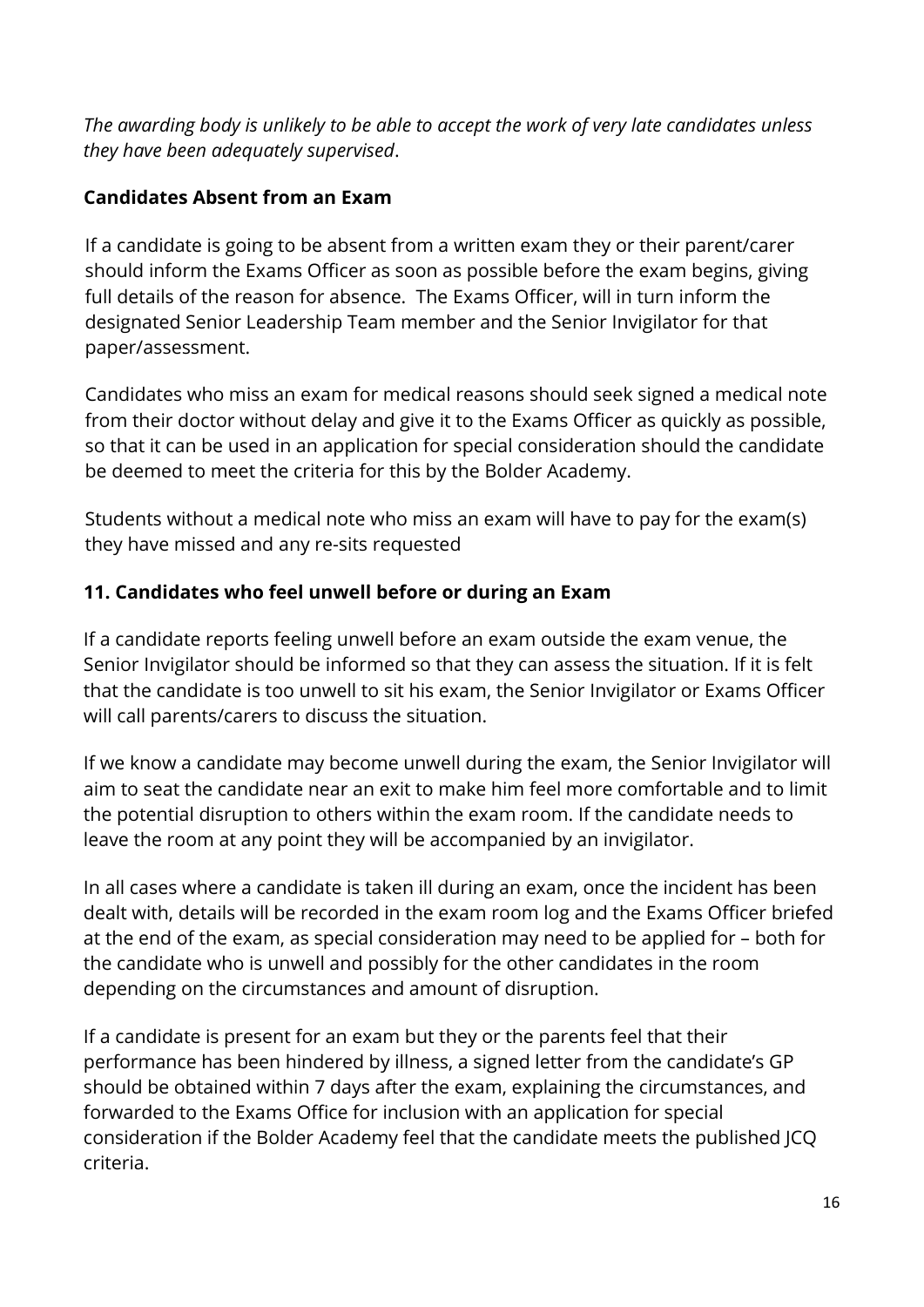*The awarding body is unlikely to be able to accept the work of very late candidates unless they have been adequately supervised*.

**Candidates Absent from an Exam**

If a candidate is going to be absent from a written exam they or their parent/carer should inform the Exams Officer as soon as possible before the exam begins, giving full details of the reason for absence. The Exams Officer, will in turn inform the designated Senior Leadership Team member and the Senior Invigilator for that paper/assessment.

Candidates who miss an exam for medical reasons should seek signed a medical note from their doctor without delay and give it to the Exams Officer as quickly as possible, so that it can be used in an application for special consideration should the candidate be deemed to meet the criteria for this by the Bolder Academy.

Students without a medical note who miss an exam will have to pay for the exam(s) they have missed and any re-sits requested

**11. Candidates who feel unwell before or during an Exam**

If a candidate reports feeling unwell before an exam outside the exam venue, the Senior Invigilator should be informed so that they can assess the situation. If it is felt that the candidate is too unwell to sit his exam, the Senior Invigilator or Exams Officer will call parents/carers to discuss the situation.

If we know a candidate may become unwell during the exam, the Senior Invigilator will aim to seat the candidate near an exit to make him feel more comfortable and to limit the potential disruption to others within the exam room. If the candidate needs to leave the room at any point they will be accompanied by an invigilator.

In all cases where a candidate is taken ill during an exam, once the incident has been dealt with, details will be recorded in the exam room log and the Exams Officer briefed at the end of the exam, as special consideration may need to be applied for – both for the candidate who is unwell and possibly for the other candidates in the room depending on the circumstances and amount of disruption.

If a candidate is present for an exam but they or the parents feel that their performance has been hindered by illness, a signed letter from the candidate's GP should be obtained within 7 days after the exam, explaining the circumstances, and forwarded to the Exams Office for inclusion with an application for special consideration if the Bolder Academy feel that the candidate meets the published JCQ criteria.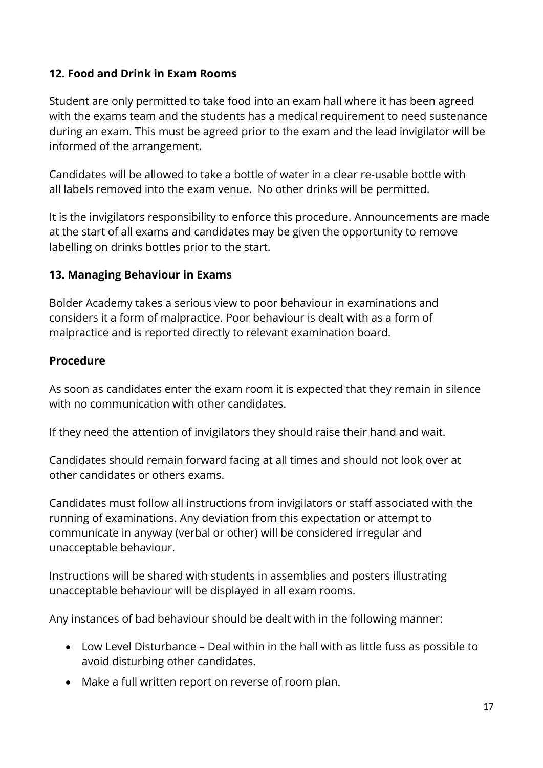### 12. Food and Drink in Exam Rooms

Student are only permitted to take food into an exam hall where it has been agreed with the exams team and the students has a medical requirement to need sustenance during an exam. This must be agreed prior to the exam and the lead invigilator will be informed of the arrangement.

Candidates will be allowed to take a bottle of water in a clear re-usable bottle with all labels removed into the exam venue. No other drinks will be permitted.

It is the invigilators responsibility to enforce this procedure. Announcements are made at the start of all exams and candidates may be given the opportunity to remove labelling on drinks bottles prior to the start.

### 13. Managing Behaviour in Exams

Bolder Academy takes a serious view to poor behaviour in examinations and considers it a form of malpractice. Poor behaviour is dealt with as a form of malpractice and is reported directly to relevant examination board.

**Procedure**

As soon as candidates enter the exam room it is expected that they remain in silence with no communication with other candidates.

If they need the attention of invigilators they should raise their hand and wait.

Candidates should remain forward facing at all times and should not look over at other candidates or others exams.

Candidates must follow all instructions from invigilators or staff associated with the running of examinations. Any deviation from this expectation or attempt to communicate in anyway (verbal or other) will be considered irregular and unacceptable behaviour.

Instructions will be shared with students in assemblies and posters illustrating unacceptable behaviour will be displayed in all exam rooms.

Any instances of bad behaviour should be dealt with in the following manner:

- Low Level Disturbance – Deal within in the hall with as little fuss as possible to avoid disturbing other candidates.
- Make a full written report on reverse of room plan.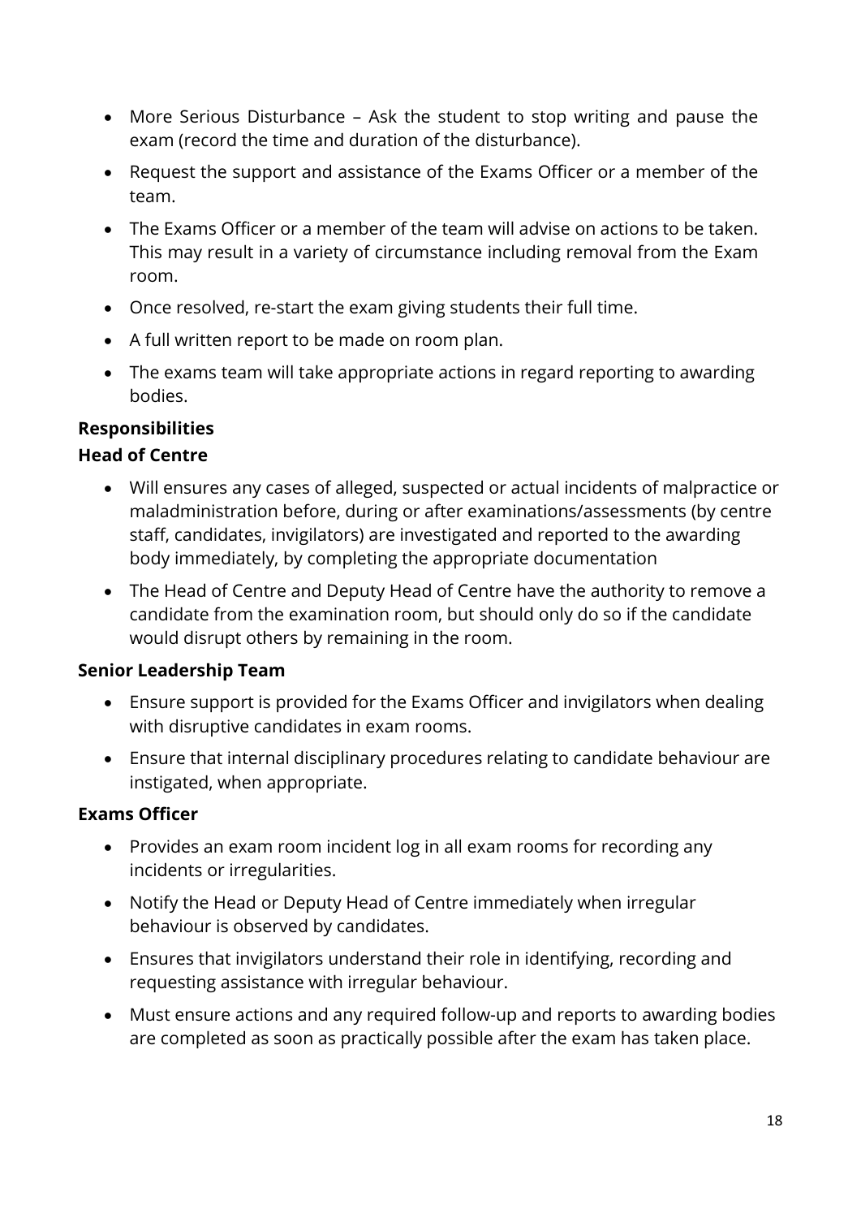- More Serious Disturbance – Ask the student to stop writing and pause the exam (record the time and duration of the disturbance).
- Request the support and assistance of the Exams Officer or a member of the team.
- The Exams Officer or a member of the team will advise on actions to be taken. This may result in a variety of circumstance including removal from the Exam room.
- Once resolved, re-start the exam giving students their full time.
- A full written report to be made on room plan.
- The exams team will take appropriate actions in regard reporting to awarding bodies.

**Responsibilities**

**Head of Centre**

- Will ensures any cases of alleged, suspected or actual incidents of malpractice or maladministration before, during or after examinations/assessments (by centre staff, candidates, invigilators) are investigated and reported to the awarding body immediately, by completing the appropriate documentation
- The Head of Centre and Deputy Head of Centre have the authority to remove a candidate from the examination room, but should only do so if the candidate would disrupt others by remaining in the room.

**Senior Leadership Team**

- Ensure support is provided for the Exams Officer and invigilators when dealing with disruptive candidates in exam rooms.
- Ensure that internal disciplinary procedures relating to candidate behaviour are instigated, when appropriate.

**Exams Officer**

- Provides an exam room incident log in all exam rooms for recording any incidents or irregularities.
- Notify the Head or Deputy Head of Centre immediately when irregular behaviour is observed by candidates.
- Ensures that invigilators understand their role in identifying, recording and requesting assistance with irregular behaviour.
- Must ensure actions and any required follow-up and reports to awarding bodies are completed as soon as practically possible after the exam has taken place.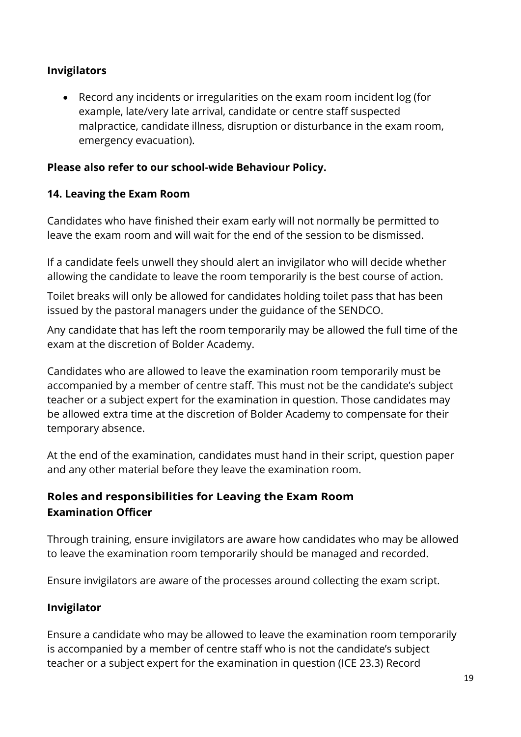**Invigilators**

- Record any incidents or irregularities on the exam room incident log (for example, late/very late arrival, candidate or centre staff suspected malpractice, candidate illness, disruption or disturbance in the exam room, emergency evacuation).

**Please also refer to our school-wide Behaviour Policy.**

**14. Leaving the Exam Room**

Candidates who have finished their exam early will not normally be permitted to leave the exam room and will wait for the end of the session to be dismissed.

If a candidate feels unwell they should alert an invigilator who will decide whether allowing the candidate to leave the room temporarily is the best course of action.

Toilet breaks will only be allowed for candidates holding toilet pass that has been issued by the pastoral managers under the guidance of the SENDCO.

Any candidate that has left the room temporarily may be allowed the full time of the exam at the discretion of Bolder Academy.

Candidates who are allowed to leave the examination room temporarily must be accompanied by a member of centre staff. This must not be the candidate's subject teacher or a subject expert for the examination in question. Those candidates may be allowed extra time at the discretion of Bolder Academy to compensate for their temporary absence.

At the end of the examination, candidates must hand in their script, question paper and any other material before they leave the examination room.

## Roles and responsibilities for Leaving the Exam Room

**Examination Officer**

Through training, ensure invigilators are aware how candidates who may be allowed to leave the examination room temporarily should be managed and recorded.

Ensure invigilators are aware of the processes around collecting the exam script.

**Invigilator**

Ensure a candidate who may be allowed to leave the examination room temporarily is accompanied by a member of centre staff who is not the candidate's subject teacher or a subject expert for the examination in question (ICE 23.3) Record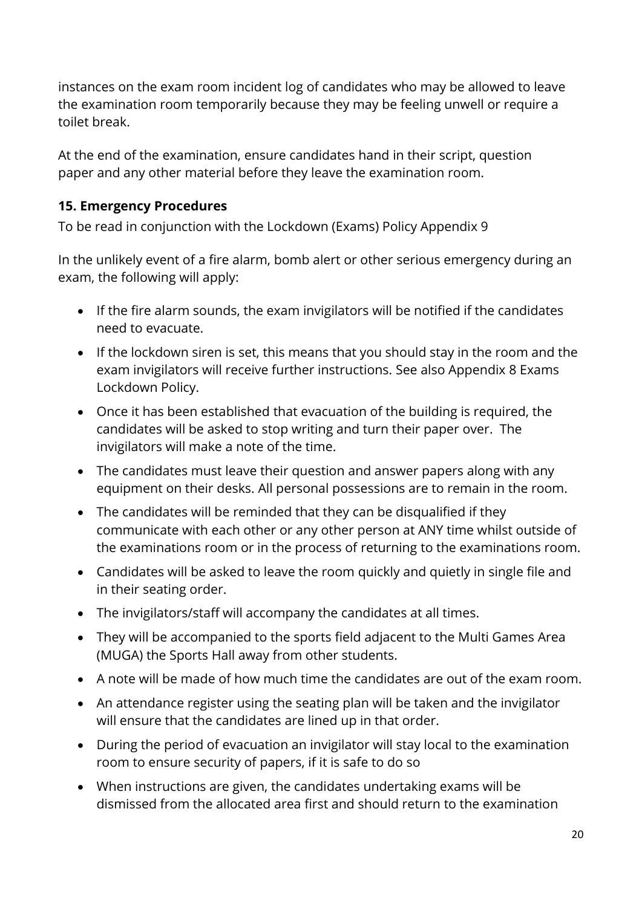instances on the exam room incident log of candidates who may be allowed to leave the examination room temporarily because they may be feeling unwell or require a toilet break.

At the end of the examination, ensure candidates hand in their script, question paper and any other material before they leave the examination room.

### 15. Emergency Procedures

To be read in conjunction with the Lockdown (Exams) Policy Appendix 9

In the unlikely event of a fire alarm, bomb alert or other serious emergency during an exam, the following will apply:

- If the fire alarm sounds, the exam invigilators will be notified if the candidates need to evacuate.
- If the lockdown siren is set, this means that you should stay in the room and the exam invigilators will receive further instructions. See also Appendix 8 Exams Lockdown Policy.
- Once it has been established that evacuation of the building is required, the candidates will be asked to stop writing and turn their paper over. The invigilators will make a note of the time.
- The candidates must leave their question and answer papers along with any equipment on their desks. All personal possessions are to remain in the room.
- The candidates will be reminded that they can be disqualified if they communicate with each other or any other person at ANY time whilst outside of the examinations room or in the process of returning to the examinations room.
- Candidates will be asked to leave the room quickly and quietly in single file and in their seating order.
- The invigilators/staff will accompany the candidates at all times.
- They will be accompanied to the sports field adjacent to the Multi Games Area (MUGA) the Sports Hall away from other students.
- A note will be made of how much time the candidates are out of the exam room.
- An attendance register using the seating plan will be taken and the invigilator will ensure that the candidates are lined up in that order.
- During the period of evacuation an invigilator will stay local to the examination room to ensure security of papers, if it is safe to do so
- When instructions are given, the candidates undertaking exams will be dismissed from the allocated area first and should return to the examination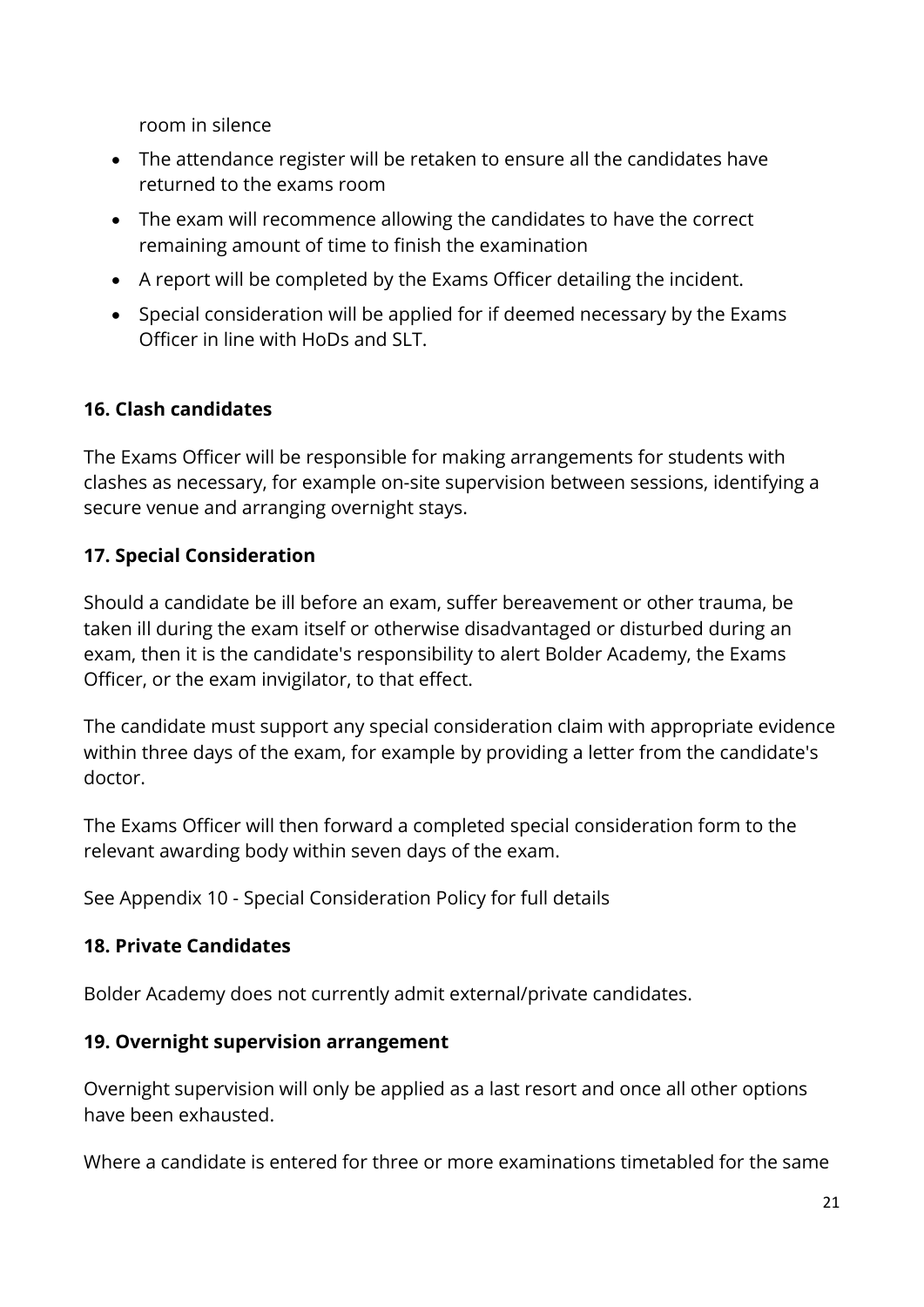room in silence

- The attendance register will be retaken to ensure all the candidates have returned to the exams room
- The exam will recommence allowing the candidates to have the correct remaining amount of time to finish the examination
- A report will be completed by the Exams Officer detailing the incident.
- Special consideration will be applied for if deemed necessary by the Exams Officer in line with HoDs and SLT.

**16. Clash candidates**

The Exams Officer will be responsible for making arrangements for students with clashes as necessary, for example on-site supervision between sessions, identifying a secure venue and arranging overnight stays.

**17. Special Consideration**

Should a candidate be ill before an exam, suffer bereavement or other trauma, be taken ill during the exam itself or otherwise disadvantaged or disturbed during an exam, then it is the candidate's responsibility to alert Bolder Academy, the Exams Officer, or the exam invigilator, to that effect.

The candidate must support any special consideration claim with appropriate evidence within three days of the exam, for example by providing a letter from the candidate's doctor.

The Exams Officer will then forward a completed special consideration form to the relevant awarding body within seven days of the exam.

See Appendix 10 - Special Consideration Policy for full details

**18. Private Candidates**

Bolder Academy does not currently admit external/private candidates.

**19. Overnight supervision arrangement**

Overnight supervision will only be applied as a last resort and once all other options have been exhausted.

Where a candidate is entered for three or more examinations timetabled for the same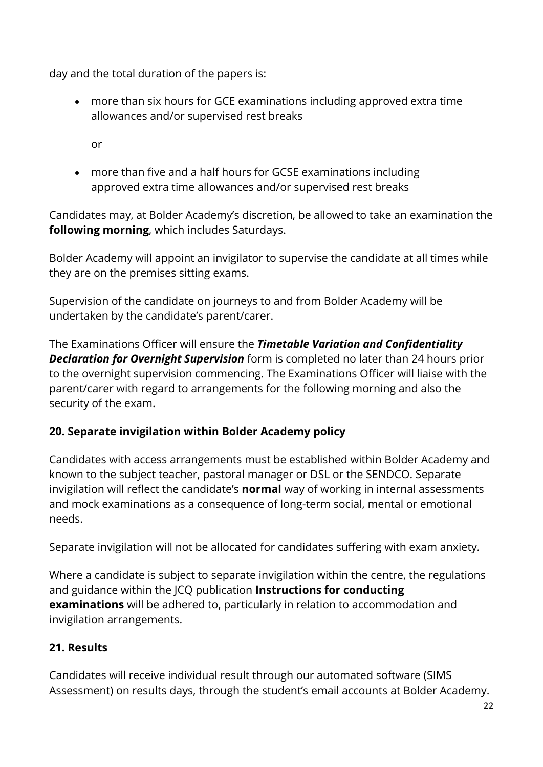day and the total duration of the papers is:

- more than six hours for GCE examinations including approved extra time allowances and/or supervised rest breaks

  or

- more than five and a half hours for GCSE examinations including approved extra time allowances and/or supervised rest breaks

Candidates may, at Bolder Academy's discretion, be allowed to take an examination the **following morning**, which includes Saturdays.

Bolder Academy will appoint an invigilator to supervise the candidate at all times while they are on the premises sitting exams.

Supervision of the candidate on journeys to and from Bolder Academy will be undertaken by the candidate's parent/carer.

The Examinations Officer will ensure the ***Timetable Variation and Confidentiality Declaration for Overnight Supervision*** form is completed no later than 24 hours prior to the overnight supervision commencing. The Examinations Officer will liaise with the parent/carer with regard to arrangements for the following morning and also the security of the exam.

## 20. Separate invigilation within Bolder Academy policy

Candidates with access arrangements must be established within Bolder Academy and known to the subject teacher, pastoral manager or DSL or the SENDCO. Separate invigilation will reflect the candidate's **normal** way of working in internal assessments and mock examinations as a consequence of long-term social, mental or emotional needs.

Separate invigilation will not be allocated for candidates suffering with exam anxiety.

Where a candidate is subject to separate invigilation within the centre, the regulations and guidance within the JCQ publication **Instructions for conducting examinations** will be adhered to, particularly in relation to accommodation and invigilation arrangements.

## 21. Results

Candidates will receive individual result through our automated software (SIMS Assessment) on results days, through the student's email accounts at Bolder Academy.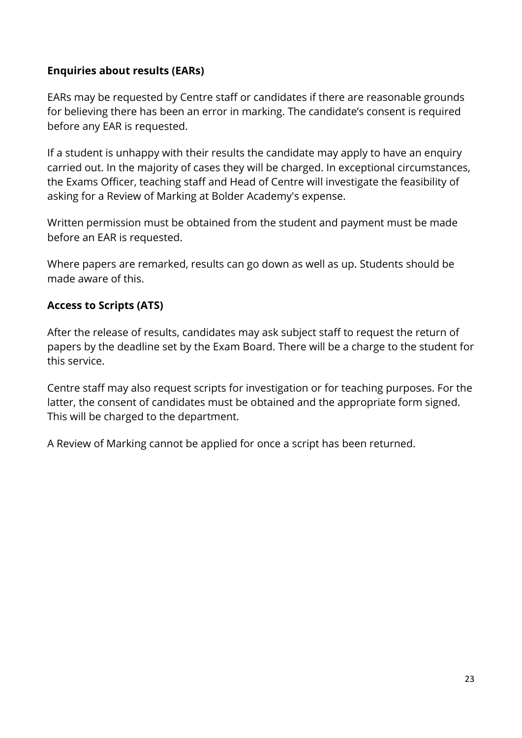**Enquiries about results (EARs)**

EARs may be requested by Centre staff or candidates if there are reasonable grounds for believing there has been an error in marking. The candidate's consent is required before any EAR is requested.

If a student is unhappy with their results the candidate may apply to have an enquiry carried out. In the majority of cases they will be charged. In exceptional circumstances, the Exams Officer, teaching staff and Head of Centre will investigate the feasibility of asking for a Review of Marking at Bolder Academy's expense.

Written permission must be obtained from the student and payment must be made before an EAR is requested.

Where papers are remarked, results can go down as well as up. Students should be made aware of this.

**Access to Scripts (ATS)**

After the release of results, candidates may ask subject staff to request the return of papers by the deadline set by the Exam Board. There will be a charge to the student for this service.

Centre staff may also request scripts for investigation or for teaching purposes. For the latter, the consent of candidates must be obtained and the appropriate form signed. This will be charged to the department.

A Review of Marking cannot be applied for once a script has been returned.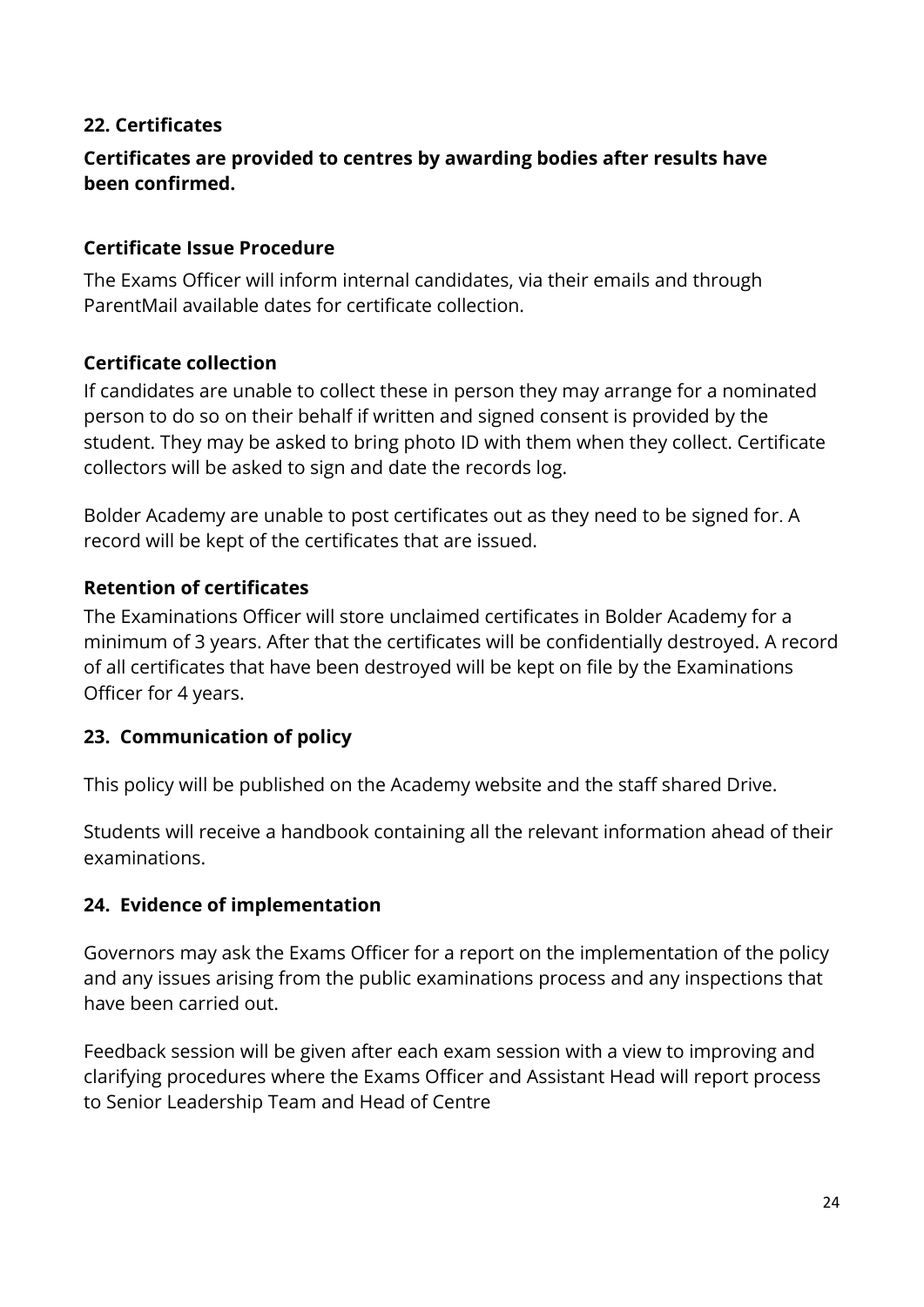## 22. Certificates

**Certificates are provided to centres by awarding bodies after results have been confirmed.**

### Certificate Issue Procedure

The Exams Officer will inform internal candidates, via their emails and through ParentMail available dates for certificate collection.

### Certificate collection

If candidates are unable to collect these in person they may arrange for a nominated person to do so on their behalf if written and signed consent is provided by the student. They may be asked to bring photo ID with them when they collect. Certificate collectors will be asked to sign and date the records log.

Bolder Academy are unable to post certificates out as they need to be signed for. A record will be kept of the certificates that are issued.

### Retention of certificates

The Examinations Officer will store unclaimed certificates in Bolder Academy for a minimum of 3 years. After that the certificates will be confidentially destroyed. A record of all certificates that have been destroyed will be kept on file by the Examinations Officer for 4 years.

## 23. Communication of policy

This policy will be published on the Academy website and the staff shared Drive.

Students will receive a handbook containing all the relevant information ahead of their examinations.

## 24. Evidence of implementation

Governors may ask the Exams Officer for a report on the implementation of the policy and any issues arising from the public examinations process and any inspections that have been carried out.

Feedback session will be given after each exam session with a view to improving and clarifying procedures where the Exams Officer and Assistant Head will report process to Senior Leadership Team and Head of Centre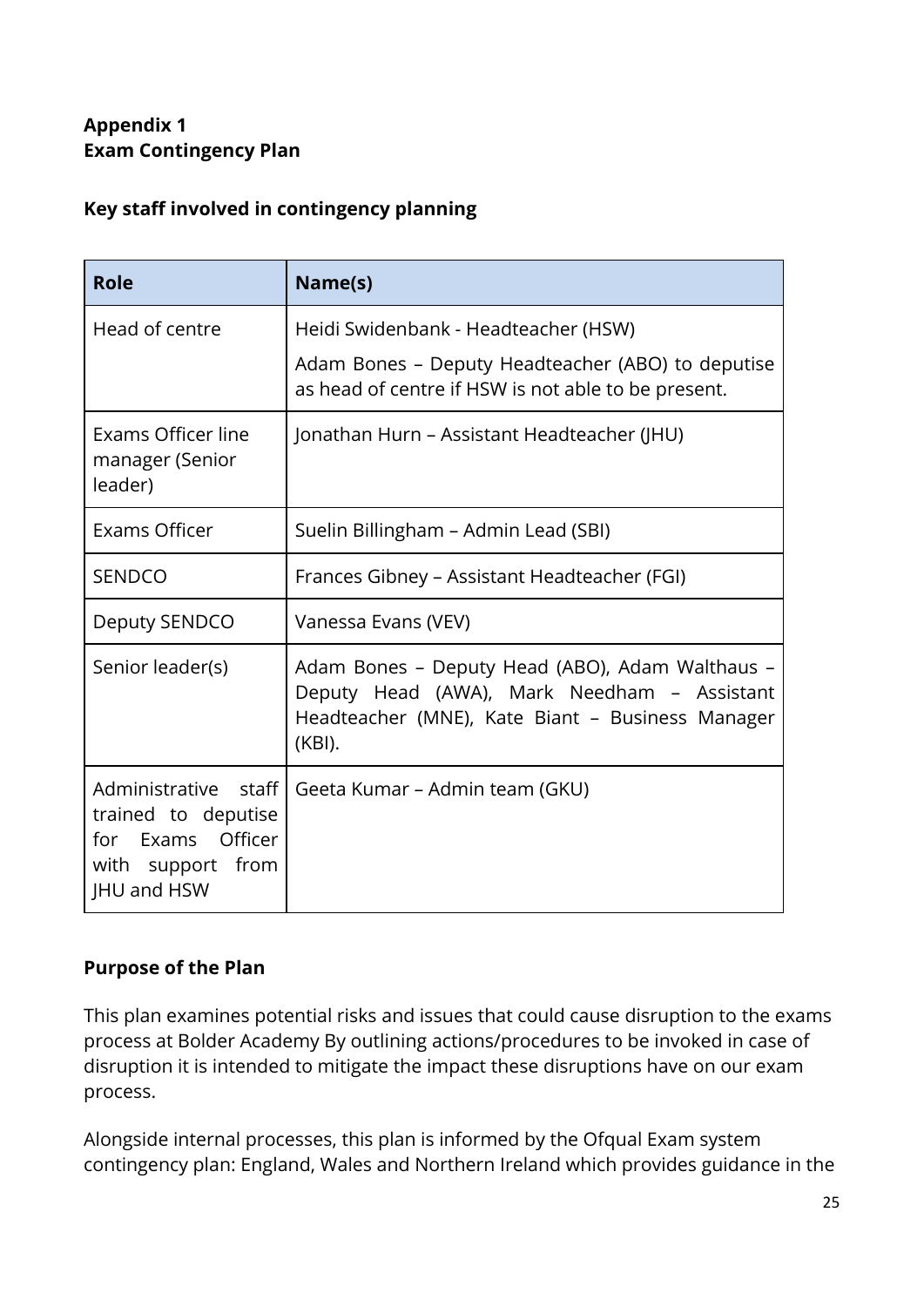**Appendix 1**
**Exam Contingency Plan**

**Key staff involved in contingency planning**

| Role | Name(s) |
| --- | --- |
| Head of centre | Heidi Swidenbank - Headteacher (HSW)<br><br>Adam Bones – Deputy Headteacher (ABO) to deputise as head of centre if HSW is not able to be present. |
| Exams Officer line manager (Senior leader) | Jonathan Hurn – Assistant Headteacher (JHU) |
| Exams Officer | Suelin Billingham – Admin Lead (SBI) |
| SENDCO | Frances Gibney – Assistant Headteacher (FGI) |
| Deputy SENDCO | Vanessa Evans (VEV) |
| Senior leader(s) | Adam Bones – Deputy Head (ABO), Adam Walthaus – Deputy Head (AWA), Mark Needham – Assistant Headteacher (MNE), Kate Biant – Business Manager (KBI). |
| Administrative staff trained to deputise for Exams Officer with support from JHU and HSW | Geeta Kumar – Admin team (GKU) |

**Purpose of the Plan**

This plan examines potential risks and issues that could cause disruption to the exams process at Bolder Academy By outlining actions/procedures to be invoked in case of disruption it is intended to mitigate the impact these disruptions have on our exam process.

Alongside internal processes, this plan is informed by the Ofqual Exam system contingency plan: England, Wales and Northern Ireland which provides guidance in the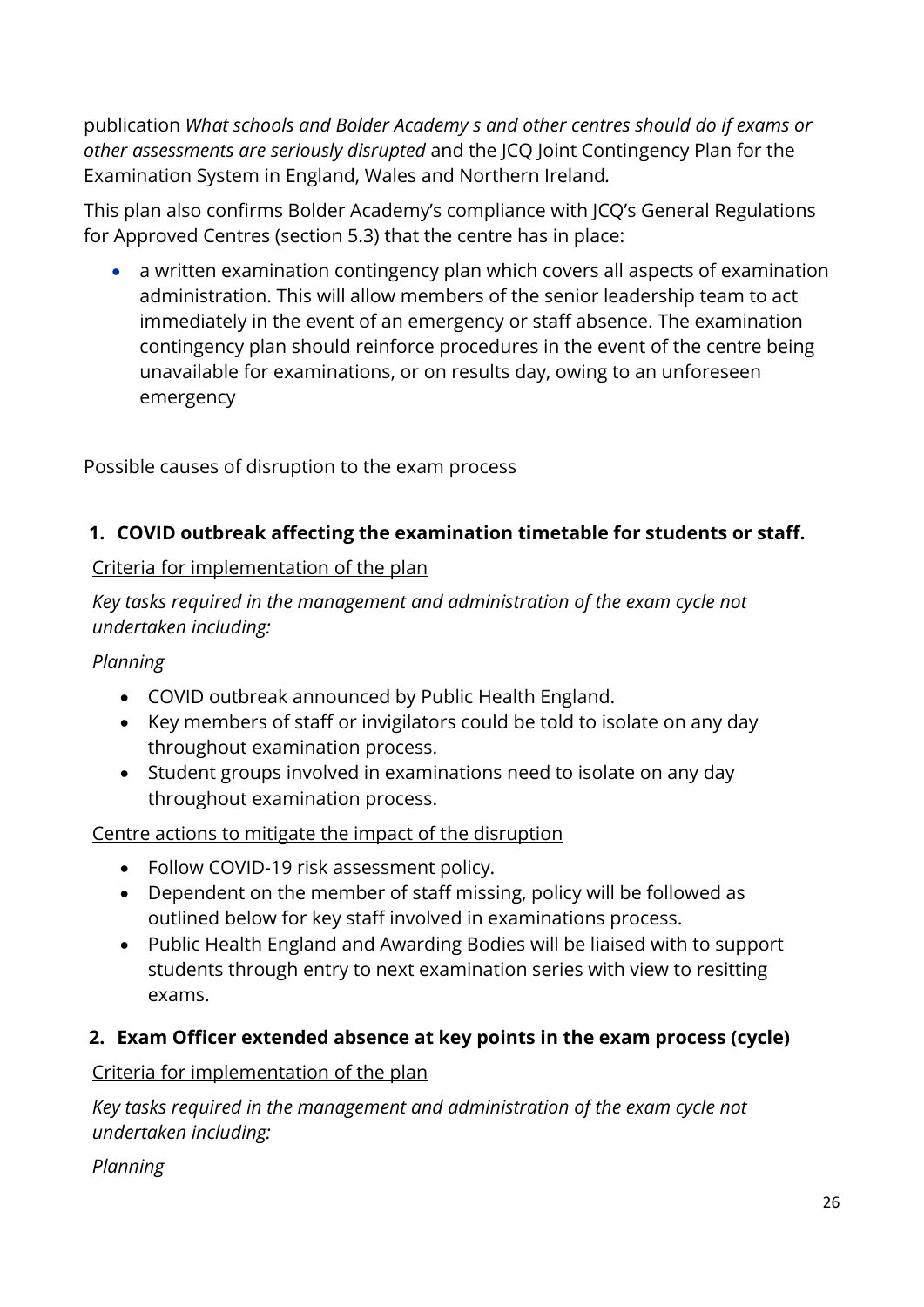publication *What schools and Bolder Academy s and other centres should do if exams or other assessments are seriously disrupted* and the JCQ Joint Contingency Plan for the Examination System in England, Wales and Northern Ireland.

This plan also confirms Bolder Academy's compliance with JCQ's General Regulations for Approved Centres (section 5.3) that the centre has in place:

- a written examination contingency plan which covers all aspects of examination administration. This will allow members of the senior leadership team to act immediately in the event of an emergency or staff absence. The examination contingency plan should reinforce procedures in the event of the centre being unavailable for examinations, or on results day, owing to an unforeseen emergency

Possible causes of disruption to the exam process

**1. COVID outbreak affecting the examination timetable for students or staff.**

Criteria for implementation of the plan

*Key tasks required in the management and administration of the exam cycle not undertaken including:*

*Planning*

- COVID outbreak announced by Public Health England.
- Key members of staff or invigilators could be told to isolate on any day throughout examination process.
- Student groups involved in examinations need to isolate on any day throughout examination process.

Centre actions to mitigate the impact of the disruption

- Follow COVID-19 risk assessment policy.
- Dependent on the member of staff missing, policy will be followed as outlined below for key staff involved in examinations process.
- Public Health England and Awarding Bodies will be liaised with to support students through entry to next examination series with view to resitting exams.

**2. Exam Officer extended absence at key points in the exam process (cycle)**

Criteria for implementation of the plan

*Key tasks required in the management and administration of the exam cycle not undertaken including:*

*Planning*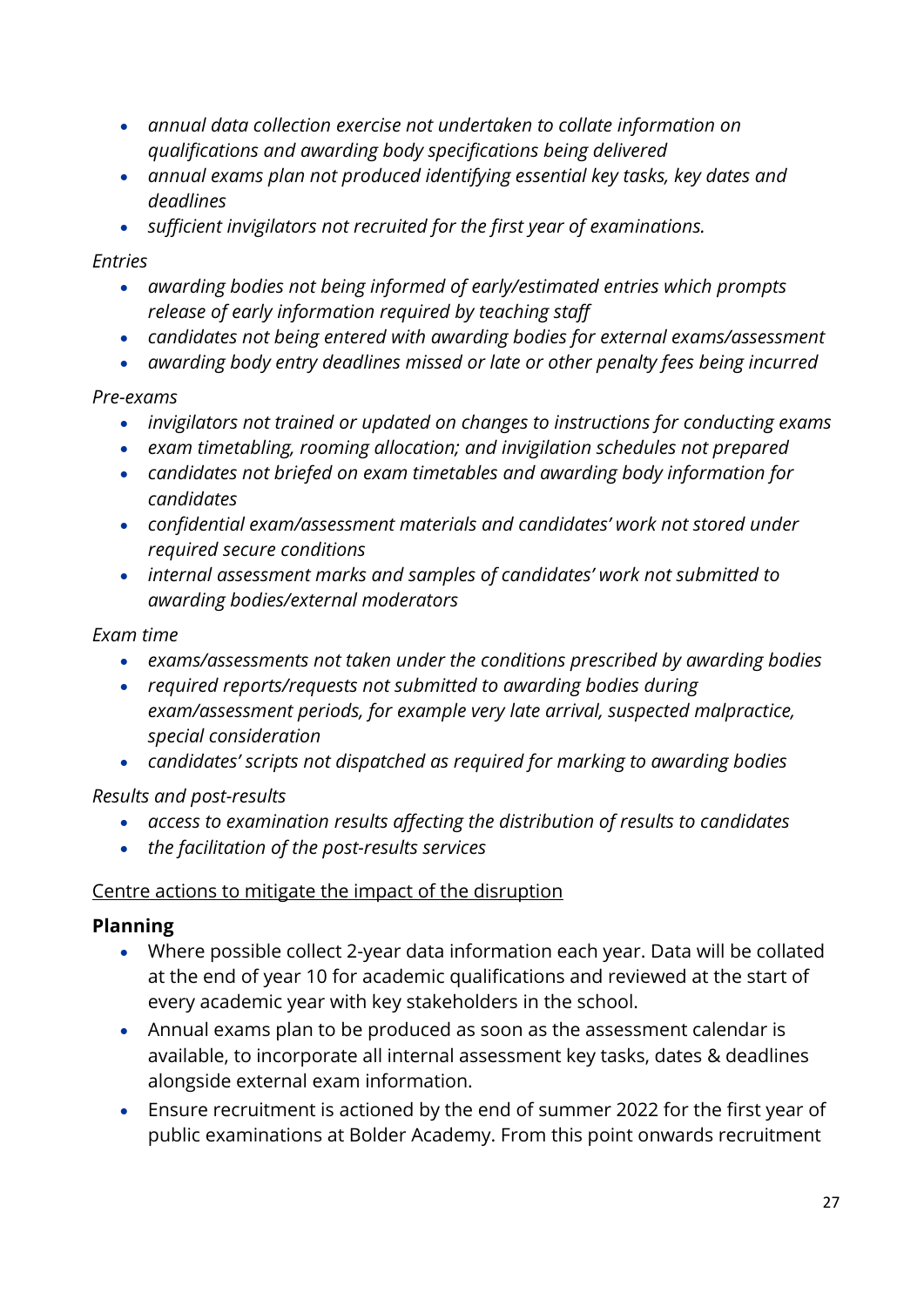- *annual data collection exercise not undertaken to collate information on qualifications and awarding body specifications being delivered*
- *annual exams plan not produced identifying essential key tasks, key dates and deadlines*
- *sufficient invigilators not recruited for the first year of examinations.*

*Entries*

- *awarding bodies not being informed of early/estimated entries which prompts release of early information required by teaching staff*
- *candidates not being entered with awarding bodies for external exams/assessment*
- *awarding body entry deadlines missed or late or other penalty fees being incurred*

*Pre-exams*

- *invigilators not trained or updated on changes to instructions for conducting exams*
- *exam timetabling, rooming allocation; and invigilation schedules not prepared*
- *candidates not briefed on exam timetables and awarding body information for candidates*
- *confidential exam/assessment materials and candidates' work not stored under required secure conditions*
- *internal assessment marks and samples of candidates' work not submitted to awarding bodies/external moderators*

*Exam time*

- *exams/assessments not taken under the conditions prescribed by awarding bodies*
- *required reports/requests not submitted to awarding bodies during exam/assessment periods, for example very late arrival, suspected malpractice, special consideration*
- *candidates' scripts not dispatched as required for marking to awarding bodies*

*Results and post-results*

- *access to examination results affecting the distribution of results to candidates*
- *the facilitation of the post-results services*

<u>Centre actions to mitigate the impact of the disruption</u>

**Planning**

- Where possible collect 2-year data information each year. Data will be collated at the end of year 10 for academic qualifications and reviewed at the start of every academic year with key stakeholders in the school.
- Annual exams plan to be produced as soon as the assessment calendar is available, to incorporate all internal assessment key tasks, dates & deadlines alongside external exam information.
- Ensure recruitment is actioned by the end of summer 2022 for the first year of public examinations at Bolder Academy. From this point onwards recruitment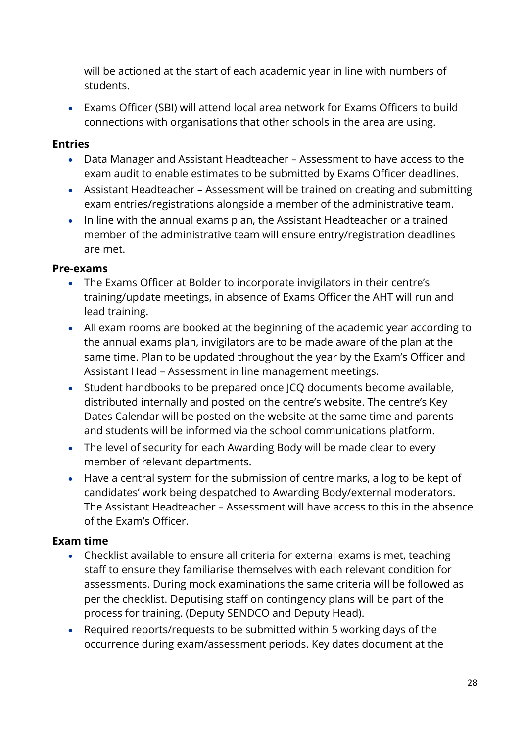will be actioned at the start of each academic year in line with numbers of students.

- Exams Officer (SBI) will attend local area network for Exams Officers to build connections with organisations that other schools in the area are using.

**Entries**

- Data Manager and Assistant Headteacher – Assessment to have access to the exam audit to enable estimates to be submitted by Exams Officer deadlines.
- Assistant Headteacher – Assessment will be trained on creating and submitting exam entries/registrations alongside a member of the administrative team.
- In line with the annual exams plan, the Assistant Headteacher or a trained member of the administrative team will ensure entry/registration deadlines are met.

**Pre-exams**

- The Exams Officer at Bolder to incorporate invigilators in their centre's training/update meetings, in absence of Exams Officer the AHT will run and lead training.
- All exam rooms are booked at the beginning of the academic year according to the annual exams plan, invigilators are to be made aware of the plan at the same time. Plan to be updated throughout the year by the Exam's Officer and Assistant Head – Assessment in line management meetings.
- Student handbooks to be prepared once JCQ documents become available, distributed internally and posted on the centre's website. The centre's Key Dates Calendar will be posted on the website at the same time and parents and students will be informed via the school communications platform.
- The level of security for each Awarding Body will be made clear to every member of relevant departments.
- Have a central system for the submission of centre marks, a log to be kept of candidates' work being despatched to Awarding Body/external moderators. The Assistant Headteacher – Assessment will have access to this in the absence of the Exam's Officer.

**Exam time**

- Checklist available to ensure all criteria for external exams is met, teaching staff to ensure they familiarise themselves with each relevant condition for assessments. During mock examinations the same criteria will be followed as per the checklist. Deputising staff on contingency plans will be part of the process for training. (Deputy SENDCO and Deputy Head).
- Required reports/requests to be submitted within 5 working days of the occurrence during exam/assessment periods. Key dates document at the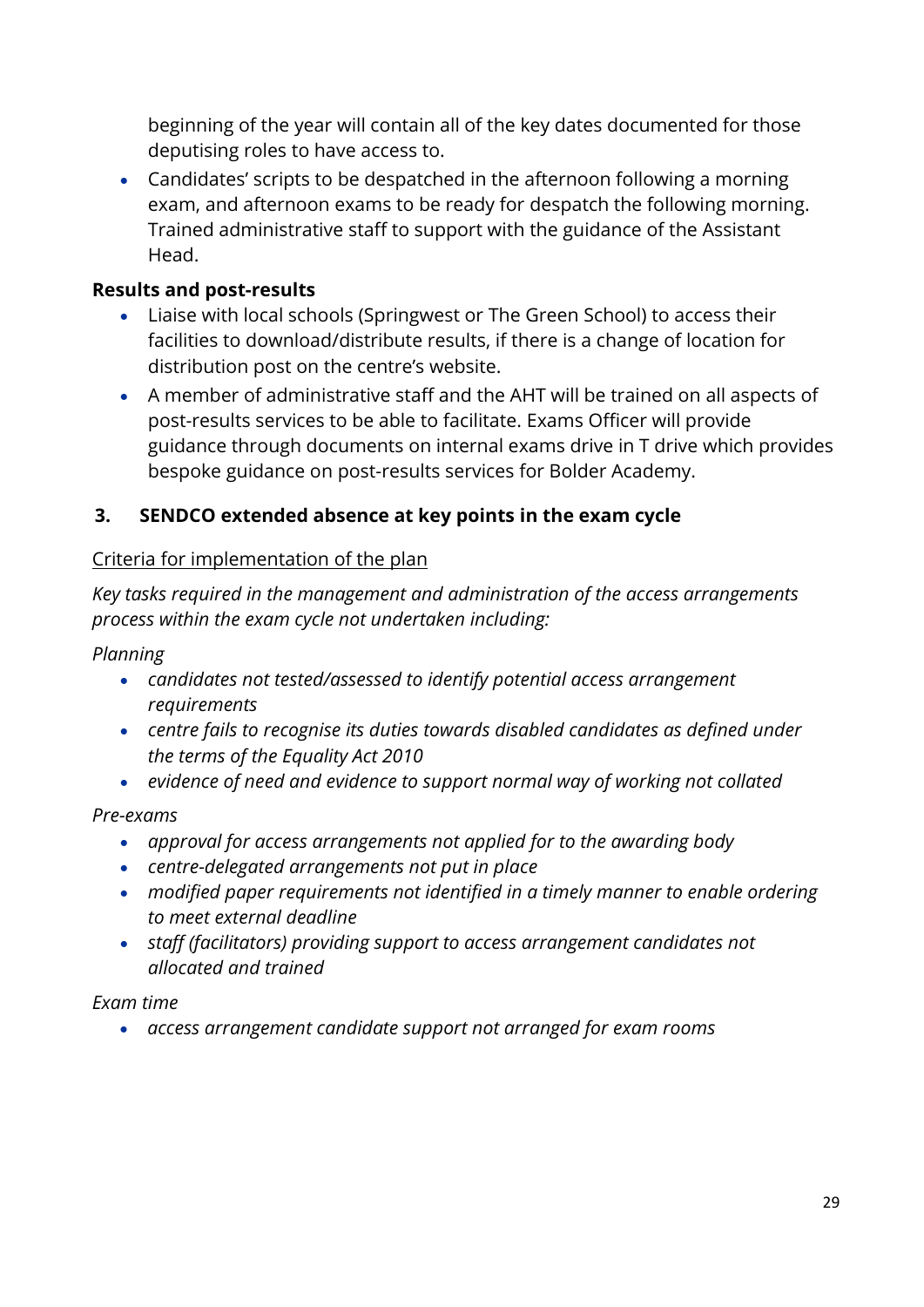beginning of the year will contain all of the key dates documented for those deputising roles to have access to.

- Candidates' scripts to be despatched in the afternoon following a morning exam, and afternoon exams to be ready for despatch the following morning. Trained administrative staff to support with the guidance of the Assistant Head.

**Results and post-results**

- Liaise with local schools (Springwest or The Green School) to access their facilities to download/distribute results, if there is a change of location for distribution post on the centre's website.
- A member of administrative staff and the AHT will be trained on all aspects of post-results services to be able to facilitate. Exams Officer will provide guidance through documents on internal exams drive in T drive which provides bespoke guidance on post-results services for Bolder Academy.

### 3. SENDCO extended absence at key points in the exam cycle

Criteria for implementation of the plan

*Key tasks required in the management and administration of the access arrangements process within the exam cycle not undertaken including:*

*Planning*

- *candidates not tested/assessed to identify potential access arrangement requirements*
- *centre fails to recognise its duties towards disabled candidates as defined under the terms of the Equality Act 2010*
- *evidence of need and evidence to support normal way of working not collated*

*Pre-exams*

- *approval for access arrangements not applied for to the awarding body*
- *centre-delegated arrangements not put in place*
- *modified paper requirements not identified in a timely manner to enable ordering to meet external deadline*
- *staff (facilitators) providing support to access arrangement candidates not allocated and trained*

*Exam time*

- *access arrangement candidate support not arranged for exam rooms*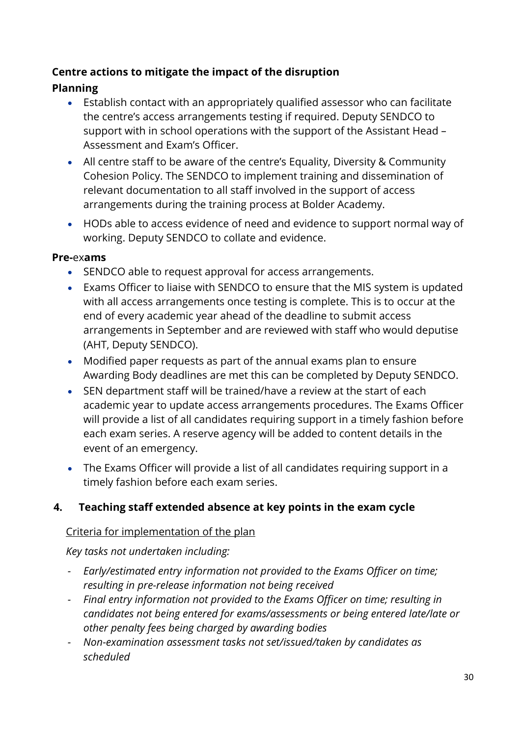**Centre actions to mitigate the impact of the disruption**

**Planning**

- Establish contact with an appropriately qualified assessor who can facilitate the centre's access arrangements testing if required. Deputy SENDCO to support with in school operations with the support of the Assistant Head – Assessment and Exam's Officer.
- All centre staff to be aware of the centre's Equality, Diversity & Community Cohesion Policy. The SENDCO to implement training and dissemination of relevant documentation to all staff involved in the support of access arrangements during the training process at Bolder Academy.
- HODs able to access evidence of need and evidence to support normal way of working. Deputy SENDCO to collate and evidence.

**Pre-**ex**ams**

- SENDCO able to request approval for access arrangements.
- Exams Officer to liaise with SENDCO to ensure that the MIS system is updated with all access arrangements once testing is complete. This is to occur at the end of every academic year ahead of the deadline to submit access arrangements in September and are reviewed with staff who would deputise (AHT, Deputy SENDCO).
- Modified paper requests as part of the annual exams plan to ensure Awarding Body deadlines are met this can be completed by Deputy SENDCO.
- SEN department staff will be trained/have a review at the start of each academic year to update access arrangements procedures. The Exams Officer will provide a list of all candidates requiring support in a timely fashion before each exam series. A reserve agency will be added to content details in the event of an emergency.
- The Exams Officer will provide a list of all candidates requiring support in a timely fashion before each exam series.

## 4. Teaching staff extended absence at key points in the exam cycle

Criteria for implementation of the plan

*Key tasks not undertaken including:*

- *Early/estimated entry information not provided to the Exams Officer on time; resulting in pre-release information not being received*
- *Final entry information not provided to the Exams Officer on time; resulting in candidates not being entered for exams/assessments or being entered late/late or other penalty fees being charged by awarding bodies*
- *Non-examination assessment tasks not set/issued/taken by candidates as scheduled*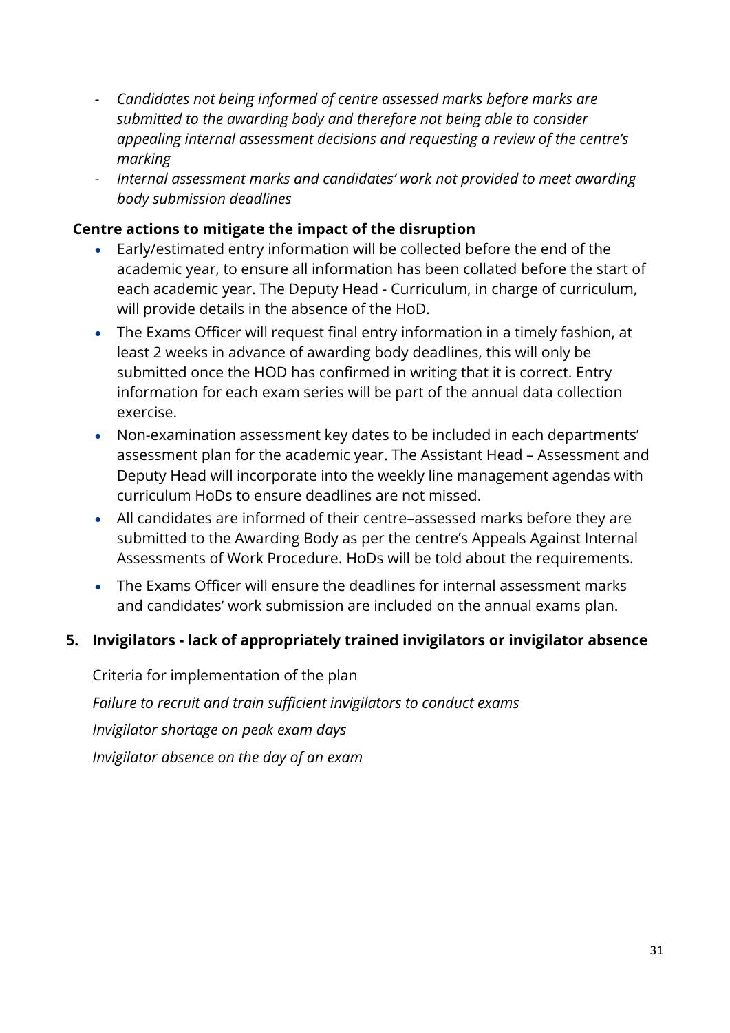- *Candidates not being informed of centre assessed marks before marks are submitted to the awarding body and therefore not being able to consider appealing internal assessment decisions and requesting a review of the centre's marking*
- *Internal assessment marks and candidates' work not provided to meet awarding body submission deadlines*

**Centre actions to mitigate the impact of the disruption**

- Early/estimated entry information will be collected before the end of the academic year, to ensure all information has been collated before the start of each academic year. The Deputy Head - Curriculum, in charge of curriculum, will provide details in the absence of the HoD.
- The Exams Officer will request final entry information in a timely fashion, at least 2 weeks in advance of awarding body deadlines, this will only be submitted once the HOD has confirmed in writing that it is correct. Entry information for each exam series will be part of the annual data collection exercise.
- Non-examination assessment key dates to be included in each departments' assessment plan for the academic year. The Assistant Head – Assessment and Deputy Head will incorporate into the weekly line management agendas with curriculum HoDs to ensure deadlines are not missed.
- All candidates are informed of their centre–assessed marks before they are submitted to the Awarding Body as per the centre's Appeals Against Internal Assessments of Work Procedure. HoDs will be told about the requirements.
- The Exams Officer will ensure the deadlines for internal assessment marks and candidates' work submission are included on the annual exams plan.

## 5. Invigilators - lack of appropriately trained invigilators or invigilator absence

<u>Criteria for implementation of the plan</u>

*Failure to recruit and train sufficient invigilators to conduct exams*

*Invigilator shortage on peak exam days*

*Invigilator absence on the day of an exam*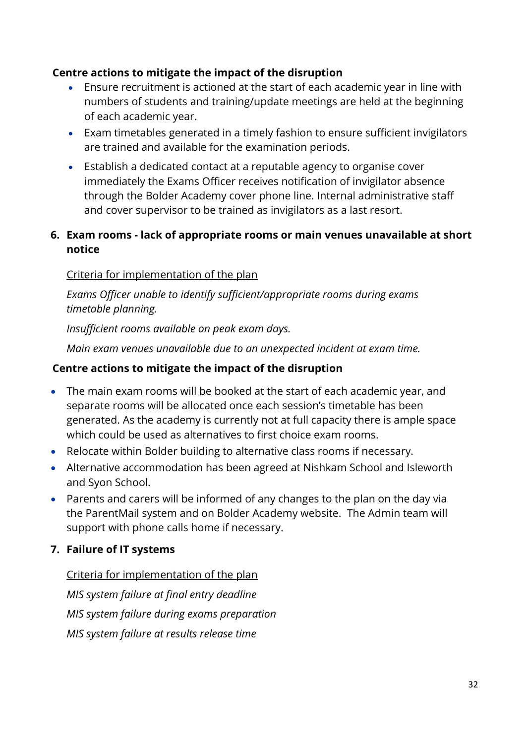**Centre actions to mitigate the impact of the disruption**

- Ensure recruitment is actioned at the start of each academic year in line with numbers of students and training/update meetings are held at the beginning of each academic year.
- Exam timetables generated in a timely fashion to ensure sufficient invigilators are trained and available for the examination periods.
- Establish a dedicated contact at a reputable agency to organise cover immediately the Exams Officer receives notification of invigilator absence through the Bolder Academy cover phone line. Internal administrative staff and cover supervisor to be trained as invigilators as a last resort.

**6. Exam rooms - lack of appropriate rooms or main venues unavailable at short notice**

Criteria for implementation of the plan

*Exams Officer unable to identify sufficient/appropriate rooms during exams timetable planning.*

*Insufficient rooms available on peak exam days.*

*Main exam venues unavailable due to an unexpected incident at exam time.*

**Centre actions to mitigate the impact of the disruption**

- The main exam rooms will be booked at the start of each academic year, and separate rooms will be allocated once each session's timetable has been generated. As the academy is currently not at full capacity there is ample space which could be used as alternatives to first choice exam rooms.
- Relocate within Bolder building to alternative class rooms if necessary.
- Alternative accommodation has been agreed at Nishkam School and Isleworth and Syon School.
- Parents and carers will be informed of any changes to the plan on the day via the ParentMail system and on Bolder Academy website. The Admin team will support with phone calls home if necessary.

**7. Failure of IT systems**

Criteria for implementation of the plan

*MIS system failure at final entry deadline*

*MIS system failure during exams preparation*

*MIS system failure at results release time*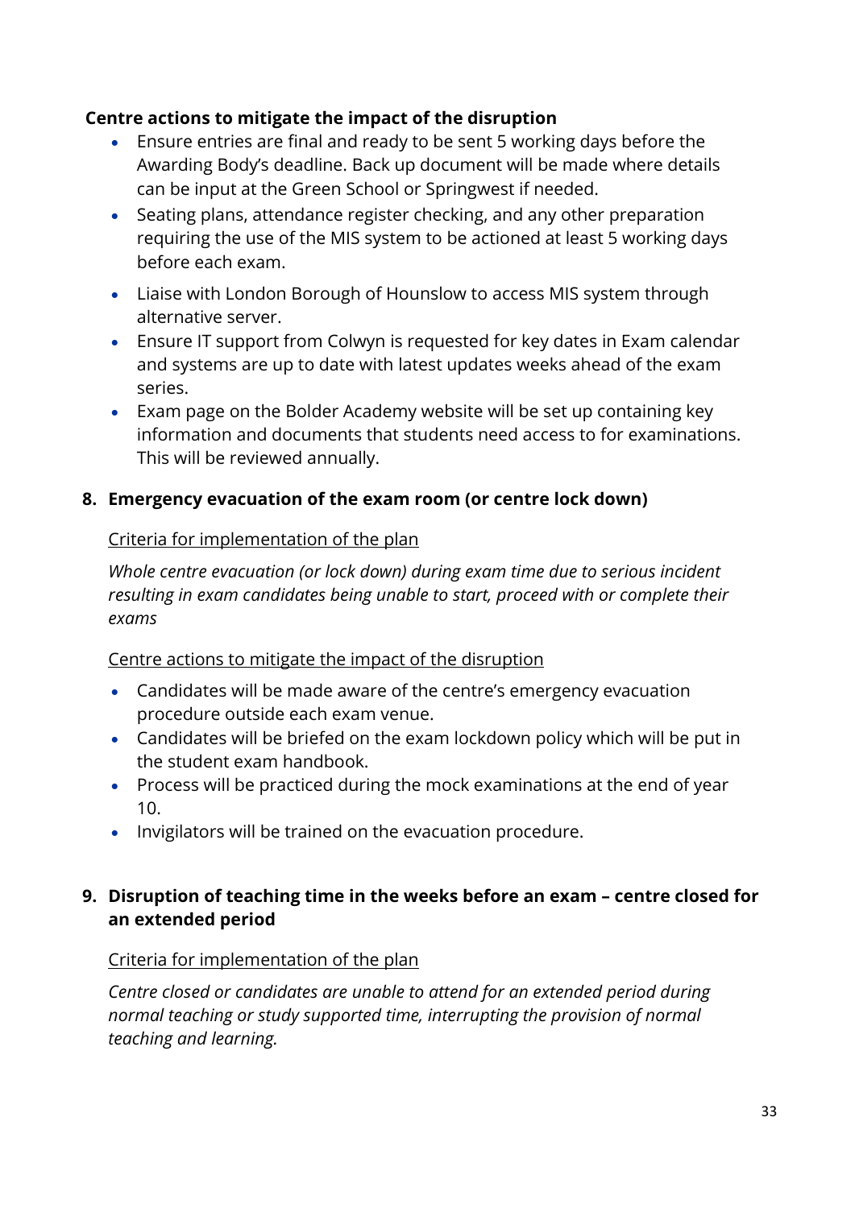**Centre actions to mitigate the impact of the disruption**

- Ensure entries are final and ready to be sent 5 working days before the Awarding Body's deadline. Back up document will be made where details can be input at the Green School or Springwest if needed.
- Seating plans, attendance register checking, and any other preparation requiring the use of the MIS system to be actioned at least 5 working days before each exam.
- Liaise with London Borough of Hounslow to access MIS system through alternative server.
- Ensure IT support from Colwyn is requested for key dates in Exam calendar and systems are up to date with latest updates weeks ahead of the exam series.
- Exam page on the Bolder Academy website will be set up containing key information and documents that students need access to for examinations. This will be reviewed annually.

**8. Emergency evacuation of the exam room (or centre lock down)**

<u>Criteria for implementation of the plan</u>

*Whole centre evacuation (or lock down) during exam time due to serious incident resulting in exam candidates being unable to start, proceed with or complete their exams*

<u>Centre actions to mitigate the impact of the disruption</u>

- Candidates will be made aware of the centre's emergency evacuation procedure outside each exam venue.
- Candidates will be briefed on the exam lockdown policy which will be put in the student exam handbook.
- Process will be practiced during the mock examinations at the end of year 10.
- Invigilators will be trained on the evacuation procedure.

**9. Disruption of teaching time in the weeks before an exam – centre closed for an extended period**

<u>Criteria for implementation of the plan</u>

*Centre closed or candidates are unable to attend for an extended period during normal teaching or study supported time, interrupting the provision of normal teaching and learning.*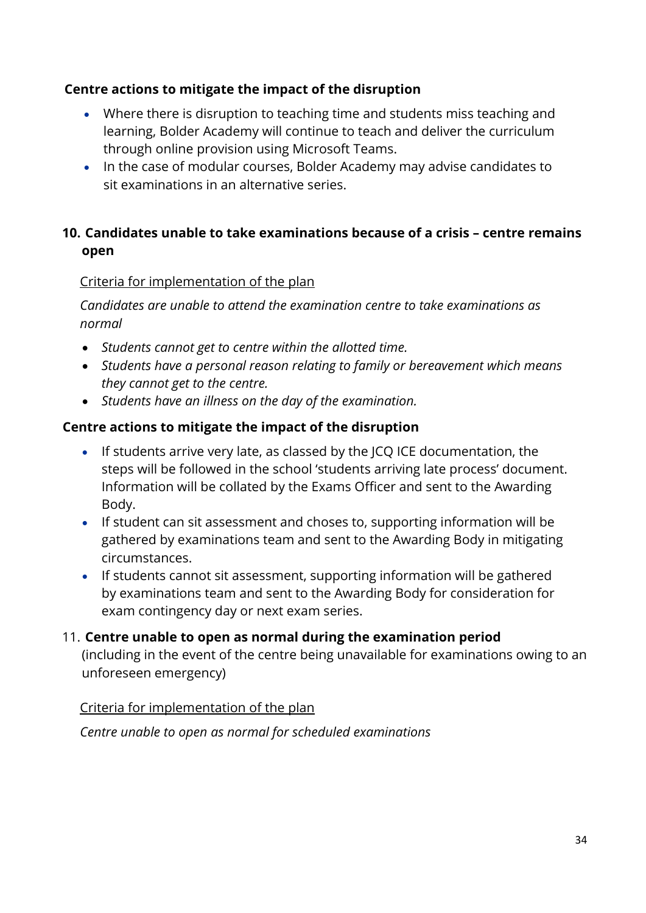**Centre actions to mitigate the impact of the disruption**

- Where there is disruption to teaching time and students miss teaching and learning, Bolder Academy will continue to teach and deliver the curriculum through online provision using Microsoft Teams.
- In the case of modular courses, Bolder Academy may advise candidates to sit examinations in an alternative series.

## 10. Candidates unable to take examinations because of a crisis – centre remains open

Criteria for implementation of the plan

*Candidates are unable to attend the examination centre to take examinations as normal*

- *Students cannot get to centre within the allotted time.*
- *Students have a personal reason relating to family or bereavement which means they cannot get to the centre.*
- *Students have an illness on the day of the examination.*

**Centre actions to mitigate the impact of the disruption**

- If students arrive very late, as classed by the JCQ ICE documentation, the steps will be followed in the school 'students arriving late process' document. Information will be collated by the Exams Officer and sent to the Awarding Body.
- If student can sit assessment and choses to, supporting information will be gathered by examinations team and sent to the Awarding Body in mitigating circumstances.
- If students cannot sit assessment, supporting information will be gathered by examinations team and sent to the Awarding Body for consideration for exam contingency day or next exam series.

## 11. Centre unable to open as normal during the examination period

(including in the event of the centre being unavailable for examinations owing to an unforeseen emergency)

Criteria for implementation of the plan

*Centre unable to open as normal for scheduled examinations*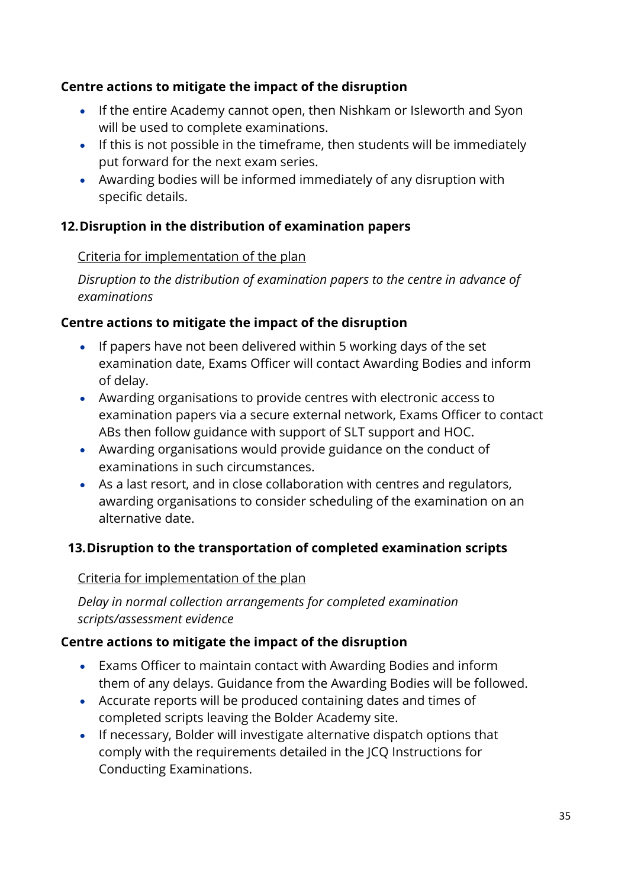**Centre actions to mitigate the impact of the disruption**

- If the entire Academy cannot open, then Nishkam or Isleworth and Syon will be used to complete examinations.
- If this is not possible in the timeframe, then students will be immediately put forward for the next exam series.
- Awarding bodies will be informed immediately of any disruption with specific details.

## 12. Disruption in the distribution of examination papers

Criteria for implementation of the plan

*Disruption to the distribution of examination papers to the centre in advance of examinations*

**Centre actions to mitigate the impact of the disruption**

- If papers have not been delivered within 5 working days of the set examination date, Exams Officer will contact Awarding Bodies and inform of delay.
- Awarding organisations to provide centres with electronic access to examination papers via a secure external network, Exams Officer to contact ABs then follow guidance with support of SLT support and HOC.
- Awarding organisations would provide guidance on the conduct of examinations in such circumstances.
- As a last resort, and in close collaboration with centres and regulators, awarding organisations to consider scheduling of the examination on an alternative date.

## 13. Disruption to the transportation of completed examination scripts

Criteria for implementation of the plan

*Delay in normal collection arrangements for completed examination scripts/assessment evidence*

**Centre actions to mitigate the impact of the disruption**

- Exams Officer to maintain contact with Awarding Bodies and inform them of any delays. Guidance from the Awarding Bodies will be followed.
- Accurate reports will be produced containing dates and times of completed scripts leaving the Bolder Academy site.
- If necessary, Bolder will investigate alternative dispatch options that comply with the requirements detailed in the JCQ Instructions for Conducting Examinations.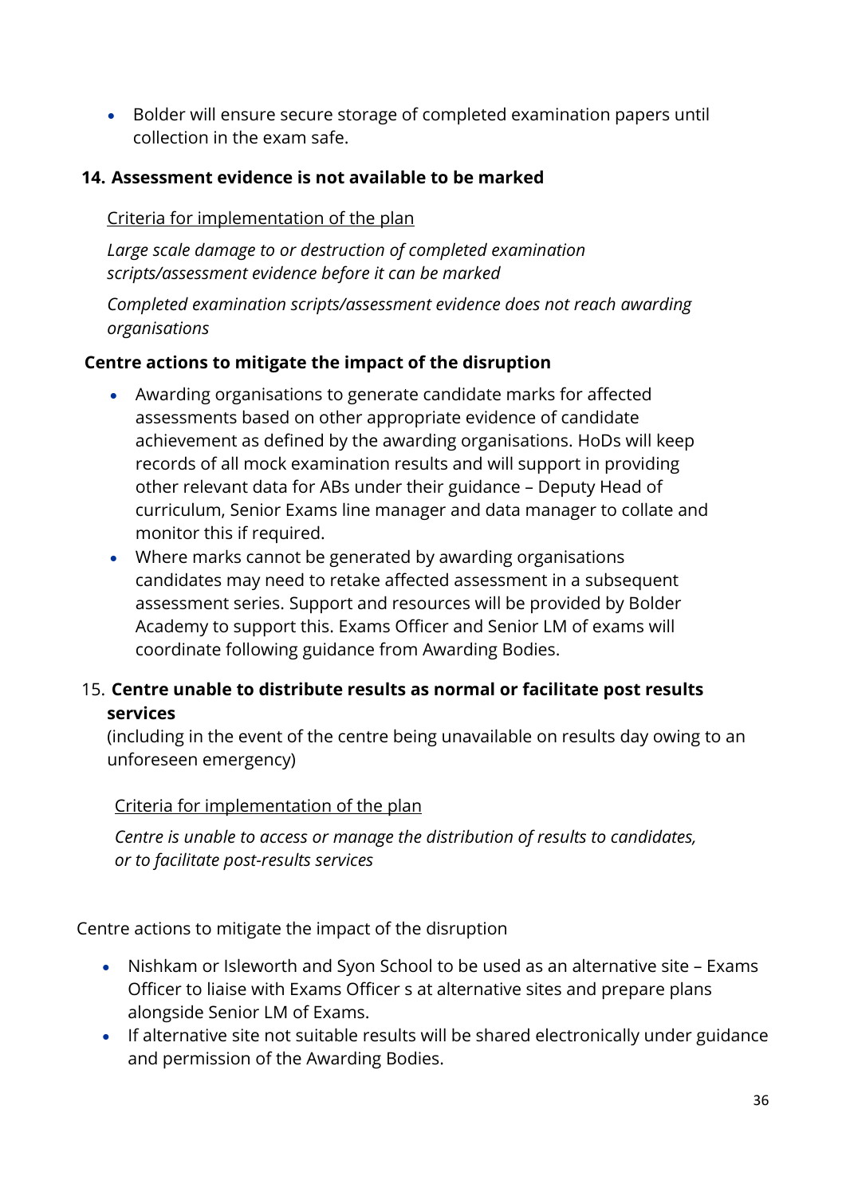- Bolder will ensure secure storage of completed examination papers until collection in the exam safe.

### 14. Assessment evidence is not available to be marked

Criteria for implementation of the plan

*Large scale damage to or destruction of completed examination scripts/assessment evidence before it can be marked*

*Completed examination scripts/assessment evidence does not reach awarding organisations*

**Centre actions to mitigate the impact of the disruption**

- Awarding organisations to generate candidate marks for affected assessments based on other appropriate evidence of candidate achievement as defined by the awarding organisations. HoDs will keep records of all mock examination results and will support in providing other relevant data for ABs under their guidance – Deputy Head of curriculum, Senior Exams line manager and data manager to collate and monitor this if required.
- Where marks cannot be generated by awarding organisations candidates may need to retake affected assessment in a subsequent assessment series. Support and resources will be provided by Bolder Academy to support this. Exams Officer and Senior LM of exams will coordinate following guidance from Awarding Bodies.

### 15. Centre unable to distribute results as normal or facilitate post results services

(including in the event of the centre being unavailable on results day owing to an unforeseen emergency)

Criteria for implementation of the plan

*Centre is unable to access or manage the distribution of results to candidates, or to facilitate post-results services*

Centre actions to mitigate the impact of the disruption

- Nishkam or Isleworth and Syon School to be used as an alternative site – Exams Officer to liaise with Exams Officer s at alternative sites and prepare plans alongside Senior LM of Exams.
- If alternative site not suitable results will be shared electronically under guidance and permission of the Awarding Bodies.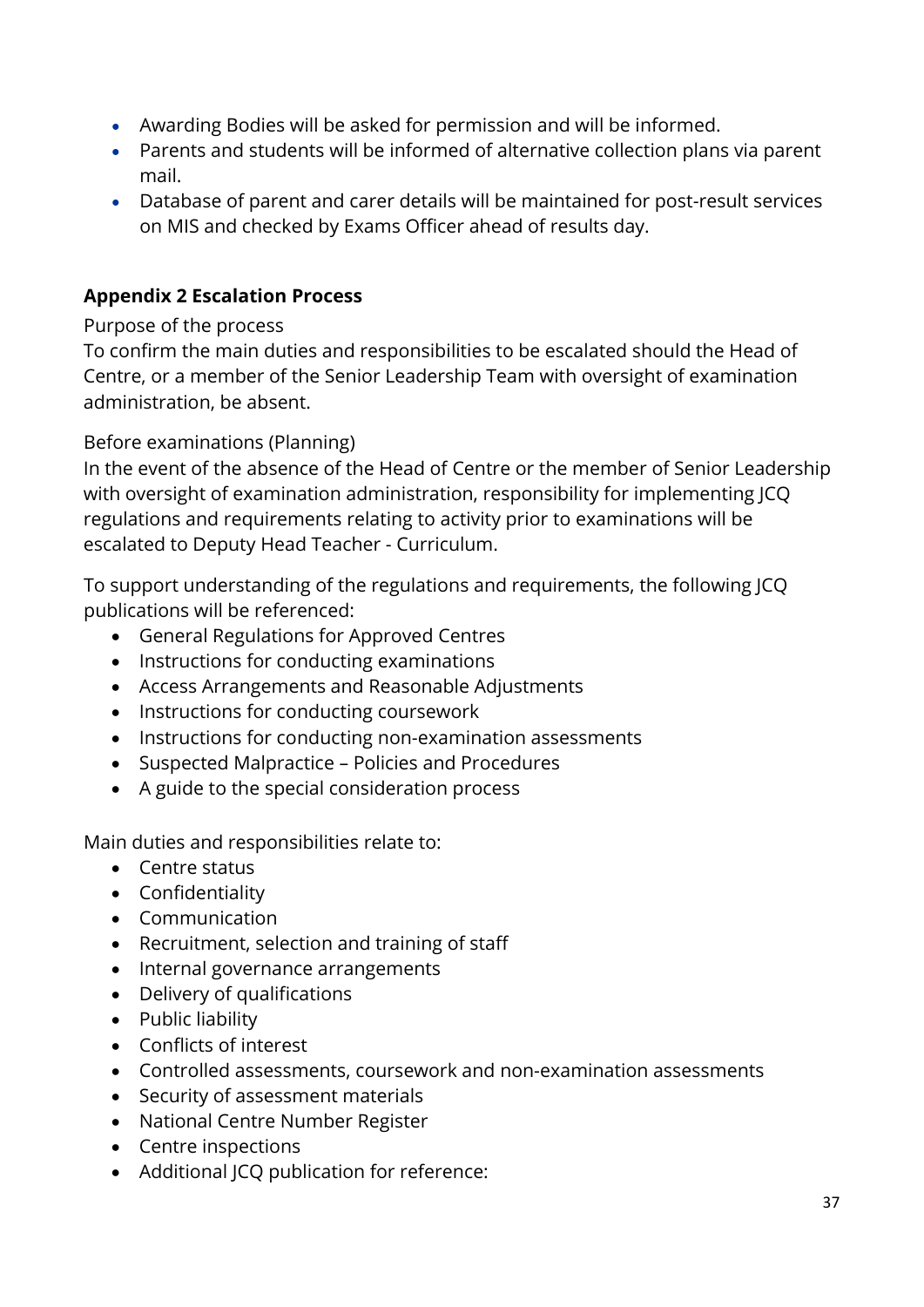- Awarding Bodies will be asked for permission and will be informed.
- Parents and students will be informed of alternative collection plans via parent mail.
- Database of parent and carer details will be maintained for post-result services on MIS and checked by Exams Officer ahead of results day.

**Appendix 2 Escalation Process**

Purpose of the process

To confirm the main duties and responsibilities to be escalated should the Head of Centre, or a member of the Senior Leadership Team with oversight of examination administration, be absent.

Before examinations (Planning)

In the event of the absence of the Head of Centre or the member of Senior Leadership with oversight of examination administration, responsibility for implementing JCQ regulations and requirements relating to activity prior to examinations will be escalated to Deputy Head Teacher - Curriculum.

To support understanding of the regulations and requirements, the following JCQ publications will be referenced:

- General Regulations for Approved Centres
- Instructions for conducting examinations
- Access Arrangements and Reasonable Adjustments
- Instructions for conducting coursework
- Instructions for conducting non-examination assessments
- Suspected Malpractice – Policies and Procedures
- A guide to the special consideration process

Main duties and responsibilities relate to:

- Centre status
- Confidentiality
- Communication
- Recruitment, selection and training of staff
- Internal governance arrangements
- Delivery of qualifications
- Public liability
- Conflicts of interest
- Controlled assessments, coursework and non-examination assessments
- Security of assessment materials
- National Centre Number Register
- Centre inspections
- Additional JCQ publication for reference: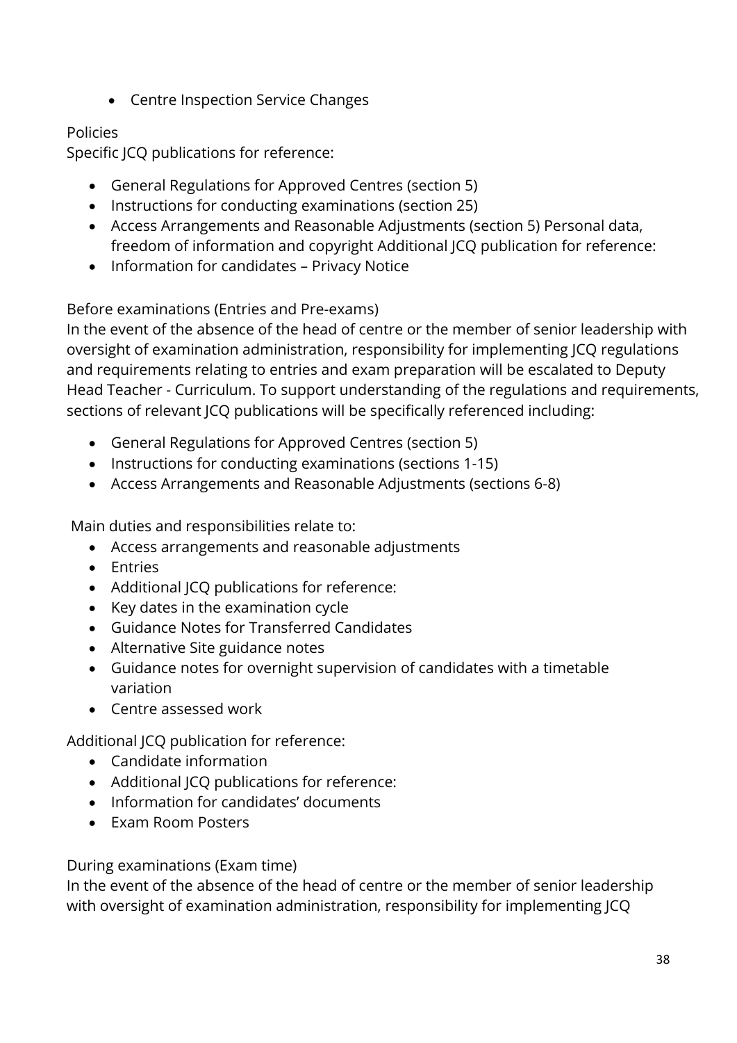- Centre Inspection Service Changes

Policies

Specific JCQ publications for reference:

- General Regulations for Approved Centres (section 5)
- Instructions for conducting examinations (section 25)
- Access Arrangements and Reasonable Adjustments (section 5) Personal data, freedom of information and copyright Additional JCQ publication for reference:
- Information for candidates – Privacy Notice

Before examinations (Entries and Pre-exams)

In the event of the absence of the head of centre or the member of senior leadership with oversight of examination administration, responsibility for implementing JCQ regulations and requirements relating to entries and exam preparation will be escalated to Deputy Head Teacher - Curriculum. To support understanding of the regulations and requirements, sections of relevant JCQ publications will be specifically referenced including:

- General Regulations for Approved Centres (section 5)
- Instructions for conducting examinations (sections 1-15)
- Access Arrangements and Reasonable Adjustments (sections 6-8)

Main duties and responsibilities relate to:

- Access arrangements and reasonable adjustments
- Entries
- Additional JCQ publications for reference:
- Key dates in the examination cycle
- Guidance Notes for Transferred Candidates
- Alternative Site guidance notes
- Guidance notes for overnight supervision of candidates with a timetable variation
- Centre assessed work

Additional JCQ publication for reference:

- Candidate information
- Additional JCQ publications for reference:
- Information for candidates' documents
- Exam Room Posters

During examinations (Exam time)

In the event of the absence of the head of centre or the member of senior leadership with oversight of examination administration, responsibility for implementing JCQ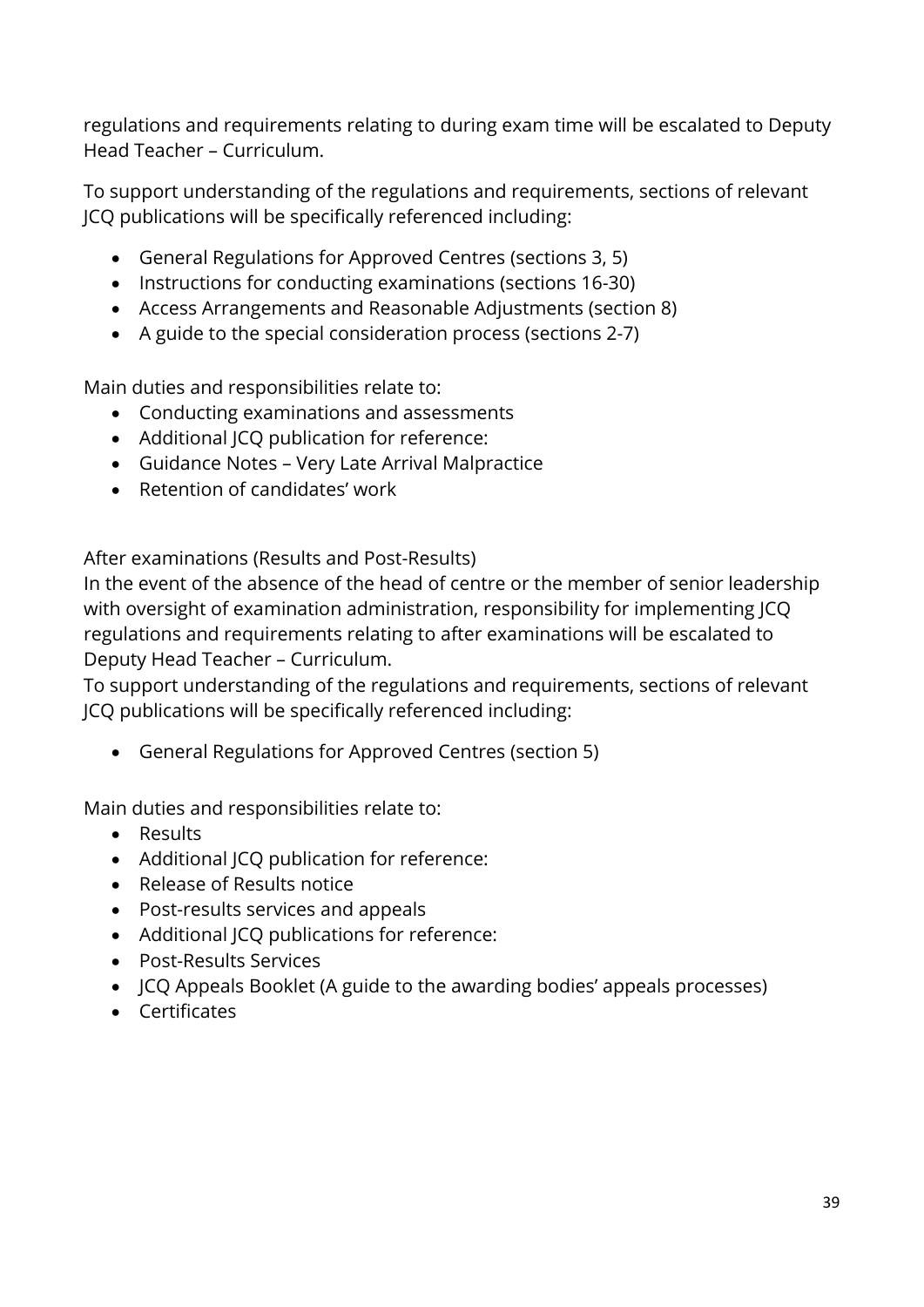regulations and requirements relating to during exam time will be escalated to Deputy Head Teacher – Curriculum.

To support understanding of the regulations and requirements, sections of relevant JCQ publications will be specifically referenced including:

- General Regulations for Approved Centres (sections 3, 5)
- Instructions for conducting examinations (sections 16-30)
- Access Arrangements and Reasonable Adjustments (section 8)
- A guide to the special consideration process (sections 2-7)

Main duties and responsibilities relate to:

- Conducting examinations and assessments
- Additional JCQ publication for reference:
- Guidance Notes – Very Late Arrival Malpractice
- Retention of candidates' work

After examinations (Results and Post-Results)

In the event of the absence of the head of centre or the member of senior leadership with oversight of examination administration, responsibility for implementing JCQ regulations and requirements relating to after examinations will be escalated to Deputy Head Teacher – Curriculum.

To support understanding of the regulations and requirements, sections of relevant JCQ publications will be specifically referenced including:

- General Regulations for Approved Centres (section 5)

Main duties and responsibilities relate to:

- Results
- Additional JCQ publication for reference:
- Release of Results notice
- Post-results services and appeals
- Additional JCQ publications for reference:
- Post-Results Services
- JCQ Appeals Booklet (A guide to the awarding bodies' appeals processes)
- Certificates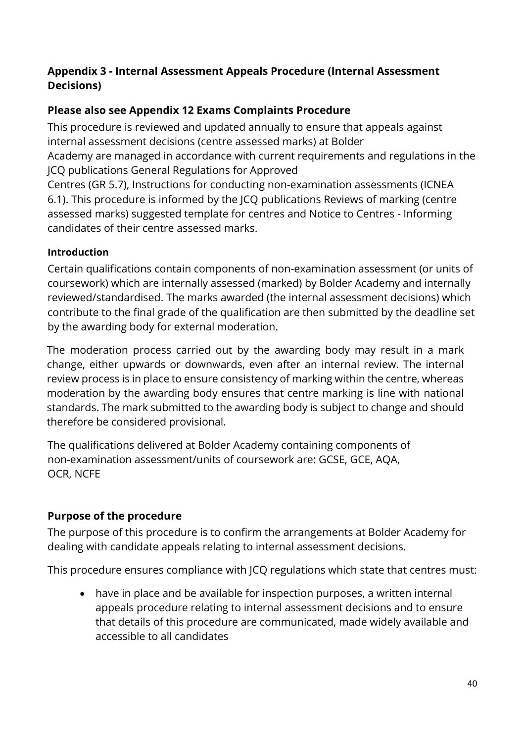## Appendix 3 - Internal Assessment Appeals Procedure (Internal Assessment Decisions)

### Please also see Appendix 12 Exams Complaints Procedure

This procedure is reviewed and updated annually to ensure that appeals against internal assessment decisions (centre assessed marks) at Bolder Academy are managed in accordance with current requirements and regulations in the JCQ publications General Regulations for Approved Centres (GR 5.7), Instructions for conducting non-examination assessments (ICNEA 6.1). This procedure is informed by the JCQ publications Reviews of marking (centre assessed marks) suggested template for centres and Notice to Centres - Informing candidates of their centre assessed marks.

#### Introduction

Certain qualifications contain components of non-examination assessment (or units of coursework) which are internally assessed (marked) by Bolder Academy and internally reviewed/standardised. The marks awarded (the internal assessment decisions) which contribute to the final grade of the qualification are then submitted by the deadline set by the awarding body for external moderation.

The moderation process carried out by the awarding body may result in a mark change, either upwards or downwards, even after an internal review. The internal review process is in place to ensure consistency of marking within the centre, whereas moderation by the awarding body ensures that centre marking is line with national standards. The mark submitted to the awarding body is subject to change and should therefore be considered provisional.

The qualifications delivered at Bolder Academy containing components of non-examination assessment/units of coursework are: GCSE, GCE, AQA, OCR, NCFE

### Purpose of the procedure

The purpose of this procedure is to confirm the arrangements at Bolder Academy for dealing with candidate appeals relating to internal assessment decisions.

This procedure ensures compliance with JCQ regulations which state that centres must:

- have in place and be available for inspection purposes, a written internal appeals procedure relating to internal assessment decisions and to ensure that details of this procedure are communicated, made widely available and accessible to all candidates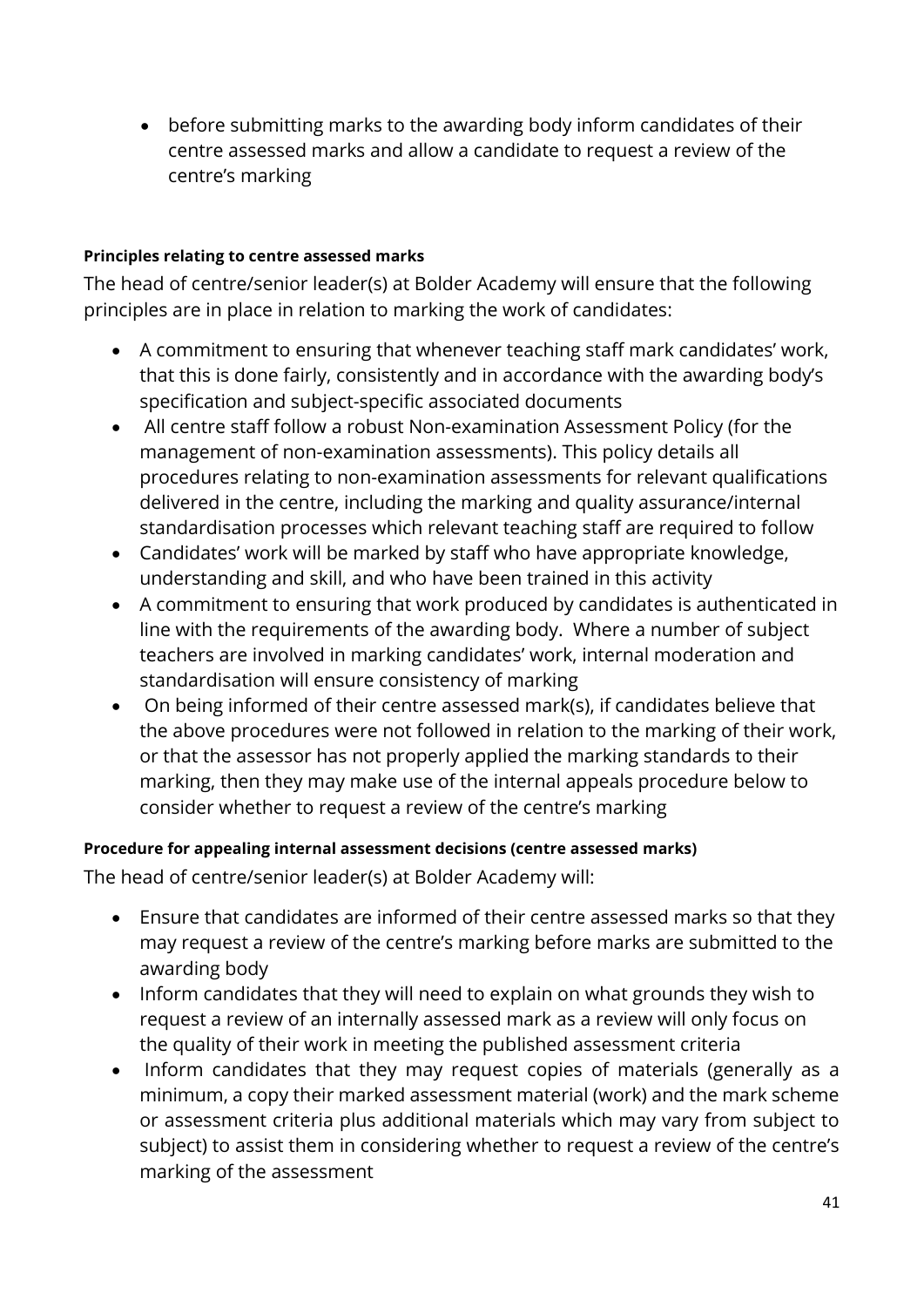- before submitting marks to the awarding body inform candidates of their centre assessed marks and allow a candidate to request a review of the centre's marking

**Principles relating to centre assessed marks**

The head of centre/senior leader(s) at Bolder Academy will ensure that the following principles are in place in relation to marking the work of candidates:

- A commitment to ensuring that whenever teaching staff mark candidates' work, that this is done fairly, consistently and in accordance with the awarding body's specification and subject-specific associated documents
- All centre staff follow a robust Non-examination Assessment Policy (for the management of non-examination assessments). This policy details all procedures relating to non-examination assessments for relevant qualifications delivered in the centre, including the marking and quality assurance/internal standardisation processes which relevant teaching staff are required to follow
- Candidates' work will be marked by staff who have appropriate knowledge, understanding and skill, and who have been trained in this activity
- A commitment to ensuring that work produced by candidates is authenticated in line with the requirements of the awarding body. Where a number of subject teachers are involved in marking candidates' work, internal moderation and standardisation will ensure consistency of marking
- On being informed of their centre assessed mark(s), if candidates believe that the above procedures were not followed in relation to the marking of their work, or that the assessor has not properly applied the marking standards to their marking, then they may make use of the internal appeals procedure below to consider whether to request a review of the centre's marking

**Procedure for appealing internal assessment decisions (centre assessed marks)**

The head of centre/senior leader(s) at Bolder Academy will:

- Ensure that candidates are informed of their centre assessed marks so that they may request a review of the centre's marking before marks are submitted to the awarding body
- Inform candidates that they will need to explain on what grounds they wish to request a review of an internally assessed mark as a review will only focus on the quality of their work in meeting the published assessment criteria
- Inform candidates that they may request copies of materials (generally as a minimum, a copy their marked assessment material (work) and the mark scheme or assessment criteria plus additional materials which may vary from subject to subject) to assist them in considering whether to request a review of the centre's marking of the assessment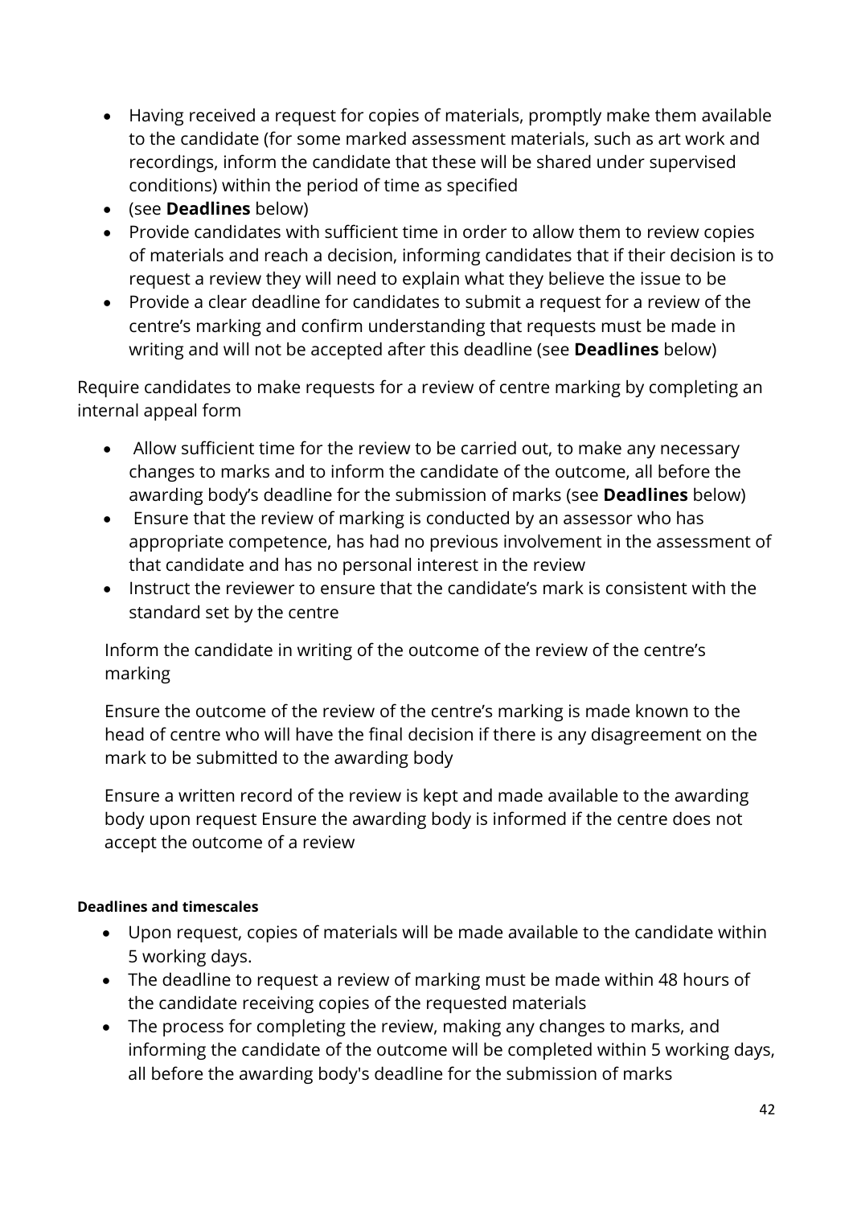- Having received a request for copies of materials, promptly make them available to the candidate (for some marked assessment materials, such as art work and recordings, inform the candidate that these will be shared under supervised conditions) within the period of time as specified
- (see **Deadlines** below)
- Provide candidates with sufficient time in order to allow them to review copies of materials and reach a decision, informing candidates that if their decision is to request a review they will need to explain what they believe the issue to be
- Provide a clear deadline for candidates to submit a request for a review of the centre's marking and confirm understanding that requests must be made in writing and will not be accepted after this deadline (see **Deadlines** below)

Require candidates to make requests for a review of centre marking by completing an internal appeal form

- Allow sufficient time for the review to be carried out, to make any necessary changes to marks and to inform the candidate of the outcome, all before the awarding body's deadline for the submission of marks (see **Deadlines** below)
- Ensure that the review of marking is conducted by an assessor who has appropriate competence, has had no previous involvement in the assessment of that candidate and has no personal interest in the review
- Instruct the reviewer to ensure that the candidate's mark is consistent with the standard set by the centre

Inform the candidate in writing of the outcome of the review of the centre's marking

Ensure the outcome of the review of the centre's marking is made known to the head of centre who will have the final decision if there is any disagreement on the mark to be submitted to the awarding body

Ensure a written record of the review is kept and made available to the awarding body upon request Ensure the awarding body is informed if the centre does not accept the outcome of a review

#### Deadlines and timescales

- Upon request, copies of materials will be made available to the candidate within 5 working days.
- The deadline to request a review of marking must be made within 48 hours of the candidate receiving copies of the requested materials
- The process for completing the review, making any changes to marks, and informing the candidate of the outcome will be completed within 5 working days, all before the awarding body's deadline for the submission of marks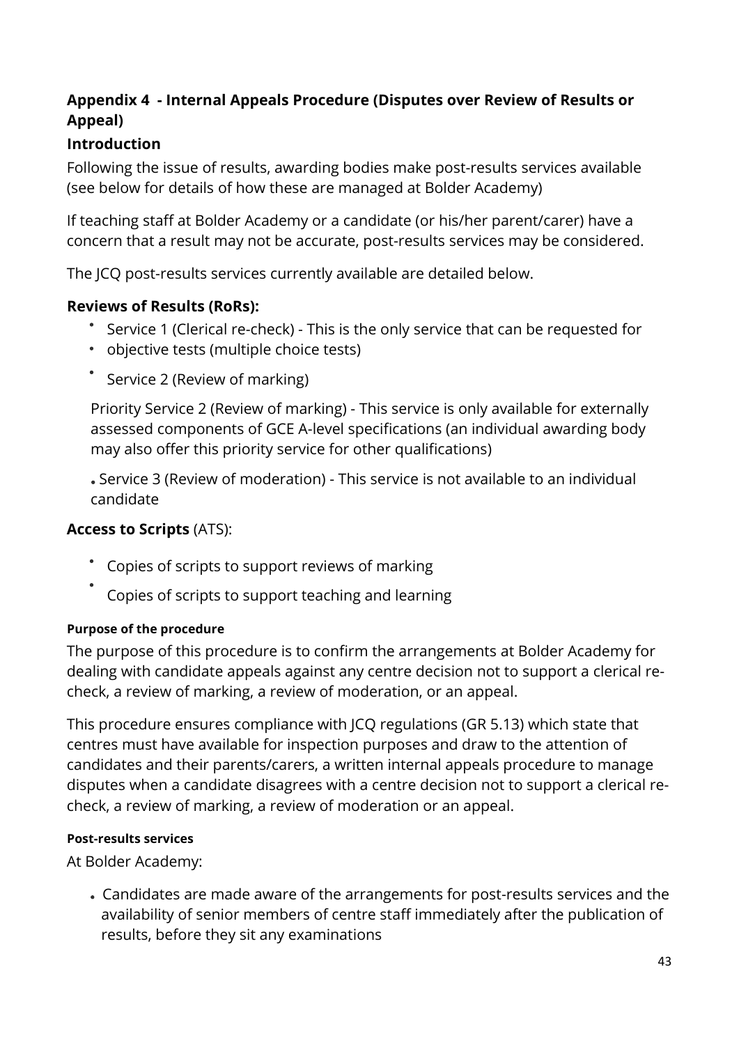## Appendix 4 - Internal Appeals Procedure (Disputes over Review of Results or Appeal)

### Introduction

Following the issue of results, awarding bodies make post-results services available (see below for details of how these are managed at Bolder Academy)

If teaching staff at Bolder Academy or a candidate (or his/her parent/carer) have a concern that a result may not be accurate, post-results services may be considered.

The JCQ post-results services currently available are detailed below.

### Reviews of Results (RoRs):

- Service 1 (Clerical re-check) - This is the only service that can be requested for
- objective tests (multiple choice tests)
- Service 2 (Review of marking)

  Priority Service 2 (Review of marking) - This service is only available for externally assessed components of GCE A-level specifications (an individual awarding body may also offer this priority service for other qualifications)

- Service 3 (Review of moderation) - This service is not available to an individual candidate

### **Access to Scripts** (ATS):

- Copies of scripts to support reviews of marking
- Copies of scripts to support teaching and learning

#### Purpose of the procedure

The purpose of this procedure is to confirm the arrangements at Bolder Academy for dealing with candidate appeals against any centre decision not to support a clerical re-check, a review of marking, a review of moderation, or an appeal.

This procedure ensures compliance with JCQ regulations (GR 5.13) which state that centres must have available for inspection purposes and draw to the attention of candidates and their parents/carers, a written internal appeals procedure to manage disputes when a candidate disagrees with a centre decision not to support a clerical re-check, a review of marking, a review of moderation or an appeal.

#### Post-results services

At Bolder Academy:

- Candidates are made aware of the arrangements for post-results services and the availability of senior members of centre staff immediately after the publication of results, before they sit any examinations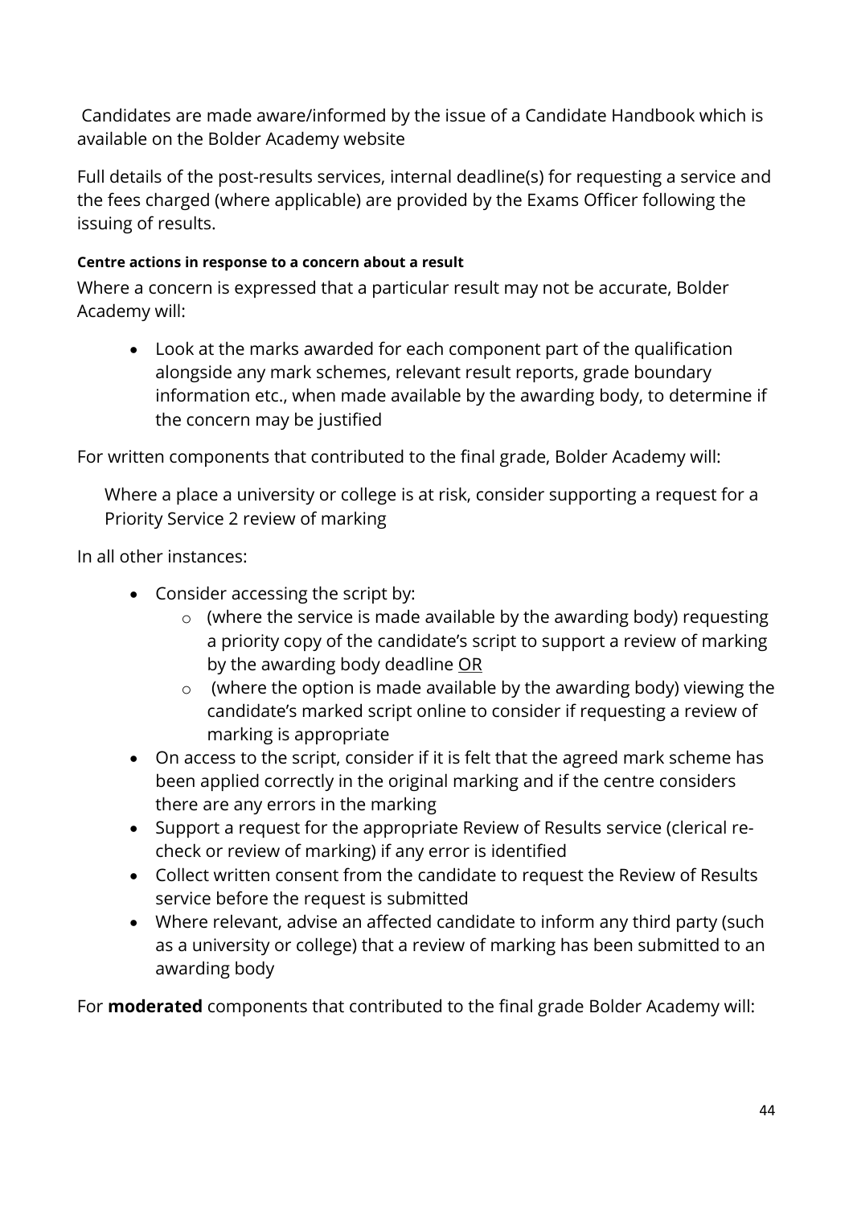Candidates are made aware/informed by the issue of a Candidate Handbook which is available on the Bolder Academy website

Full details of the post-results services, internal deadline(s) for requesting a service and the fees charged (where applicable) are provided by the Exams Officer following the issuing of results.

#### Centre actions in response to a concern about a result

Where a concern is expressed that a particular result may not be accurate, Bolder Academy will:

- Look at the marks awarded for each component part of the qualification alongside any mark schemes, relevant result reports, grade boundary information etc., when made available by the awarding body, to determine if the concern may be justified

For written components that contributed to the final grade, Bolder Academy will:

Where a place a university or college is at risk, consider supporting a request for a Priority Service 2 review of marking

In all other instances:

- Consider accessing the script by:
    - (where the service is made available by the awarding body) requesting a priority copy of the candidate's script to support a review of marking by the awarding body deadline <u>OR</u>
    - (where the option is made available by the awarding body) viewing the candidate's marked script online to consider if requesting a review of marking is appropriate
- On access to the script, consider if it is felt that the agreed mark scheme has been applied correctly in the original marking and if the centre considers there are any errors in the marking
- Support a request for the appropriate Review of Results service (clerical re-check or review of marking) if any error is identified
- Collect written consent from the candidate to request the Review of Results service before the request is submitted
- Where relevant, advise an affected candidate to inform any third party (such as a university or college) that a review of marking has been submitted to an awarding body

For **moderated** components that contributed to the final grade Bolder Academy will: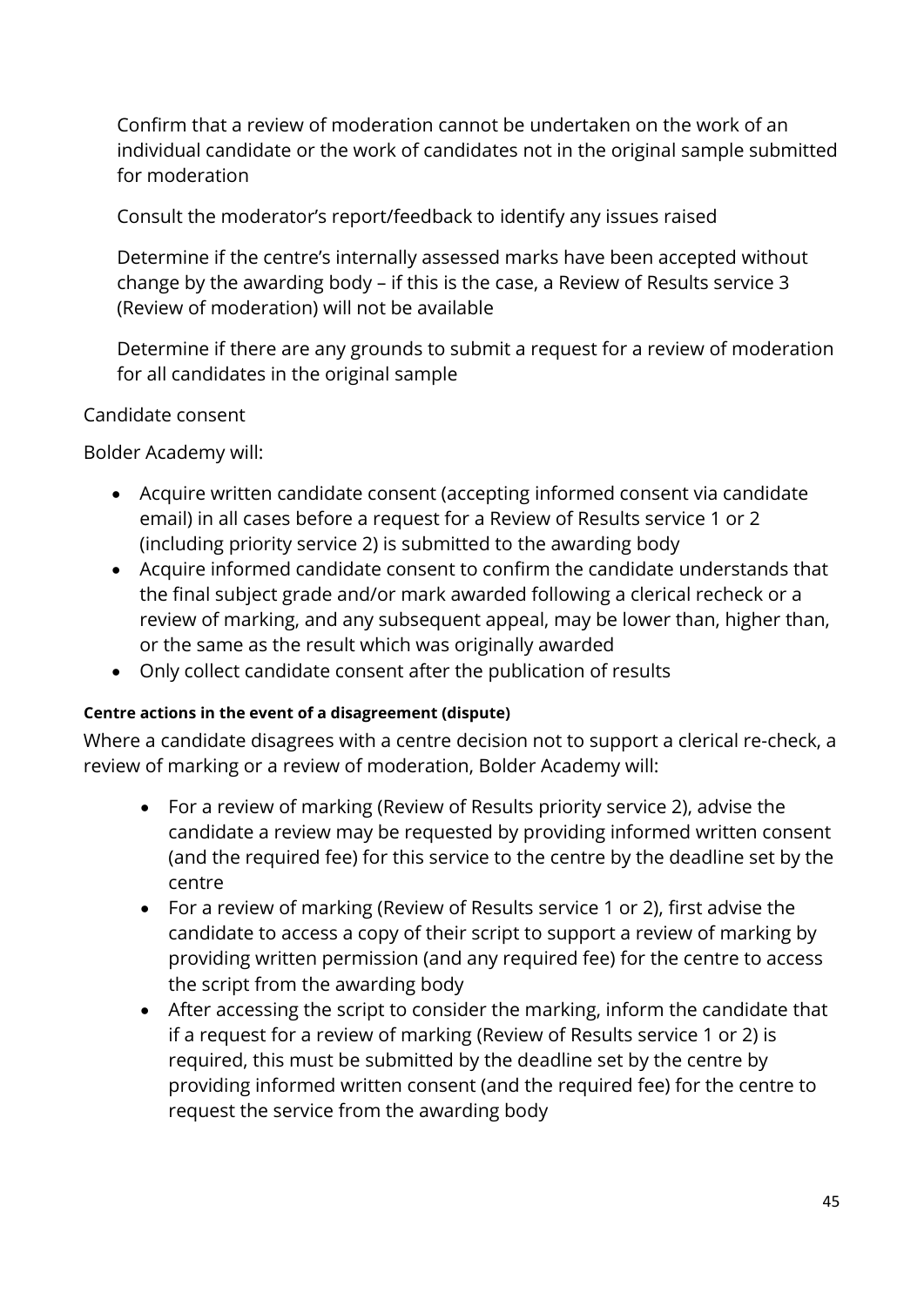Confirm that a review of moderation cannot be undertaken on the work of an individual candidate or the work of candidates not in the original sample submitted for moderation

Consult the moderator's report/feedback to identify any issues raised

Determine if the centre's internally assessed marks have been accepted without change by the awarding body – if this is the case, a Review of Results service 3 (Review of moderation) will not be available

Determine if there are any grounds to submit a request for a review of moderation for all candidates in the original sample

Candidate consent

Bolder Academy will:

- Acquire written candidate consent (accepting informed consent via candidate email) in all cases before a request for a Review of Results service 1 or 2 (including priority service 2) is submitted to the awarding body
- Acquire informed candidate consent to confirm the candidate understands that the final subject grade and/or mark awarded following a clerical recheck or a review of marking, and any subsequent appeal, may be lower than, higher than, or the same as the result which was originally awarded
- Only collect candidate consent after the publication of results

#### Centre actions in the event of a disagreement (dispute)

Where a candidate disagrees with a centre decision not to support a clerical re-check, a review of marking or a review of moderation, Bolder Academy will:

- For a review of marking (Review of Results priority service 2), advise the candidate a review may be requested by providing informed written consent (and the required fee) for this service to the centre by the deadline set by the centre
- For a review of marking (Review of Results service 1 or 2), first advise the candidate to access a copy of their script to support a review of marking by providing written permission (and any required fee) for the centre to access the script from the awarding body
- After accessing the script to consider the marking, inform the candidate that if a request for a review of marking (Review of Results service 1 or 2) is required, this must be submitted by the deadline set by the centre by providing informed written consent (and the required fee) for the centre to request the service from the awarding body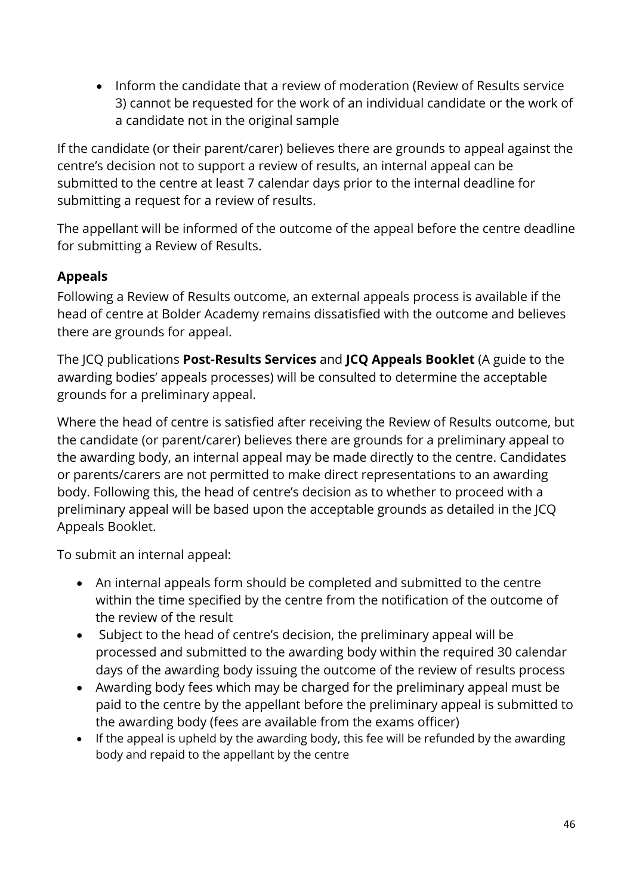- Inform the candidate that a review of moderation (Review of Results service 3) cannot be requested for the work of an individual candidate or the work of a candidate not in the original sample

If the candidate (or their parent/carer) believes there are grounds to appeal against the centre's decision not to support a review of results, an internal appeal can be submitted to the centre at least 7 calendar days prior to the internal deadline for submitting a request for a review of results.

The appellant will be informed of the outcome of the appeal before the centre deadline for submitting a Review of Results.

### Appeals

Following a Review of Results outcome, an external appeals process is available if the head of centre at Bolder Academy remains dissatisfied with the outcome and believes there are grounds for appeal.

The JCQ publications **Post-Results Services** and **JCQ Appeals Booklet** (A guide to the awarding bodies' appeals processes) will be consulted to determine the acceptable grounds for a preliminary appeal.

Where the head of centre is satisfied after receiving the Review of Results outcome, but the candidate (or parent/carer) believes there are grounds for a preliminary appeal to the awarding body, an internal appeal may be made directly to the centre. Candidates or parents/carers are not permitted to make direct representations to an awarding body. Following this, the head of centre's decision as to whether to proceed with a preliminary appeal will be based upon the acceptable grounds as detailed in the JCQ Appeals Booklet.

To submit an internal appeal:

- An internal appeals form should be completed and submitted to the centre within the time specified by the centre from the notification of the outcome of the review of the result
- Subject to the head of centre's decision, the preliminary appeal will be processed and submitted to the awarding body within the required 30 calendar days of the awarding body issuing the outcome of the review of results process
- Awarding body fees which may be charged for the preliminary appeal must be paid to the centre by the appellant before the preliminary appeal is submitted to the awarding body (fees are available from the exams officer)
- If the appeal is upheld by the awarding body, this fee will be refunded by the awarding body and repaid to the appellant by the centre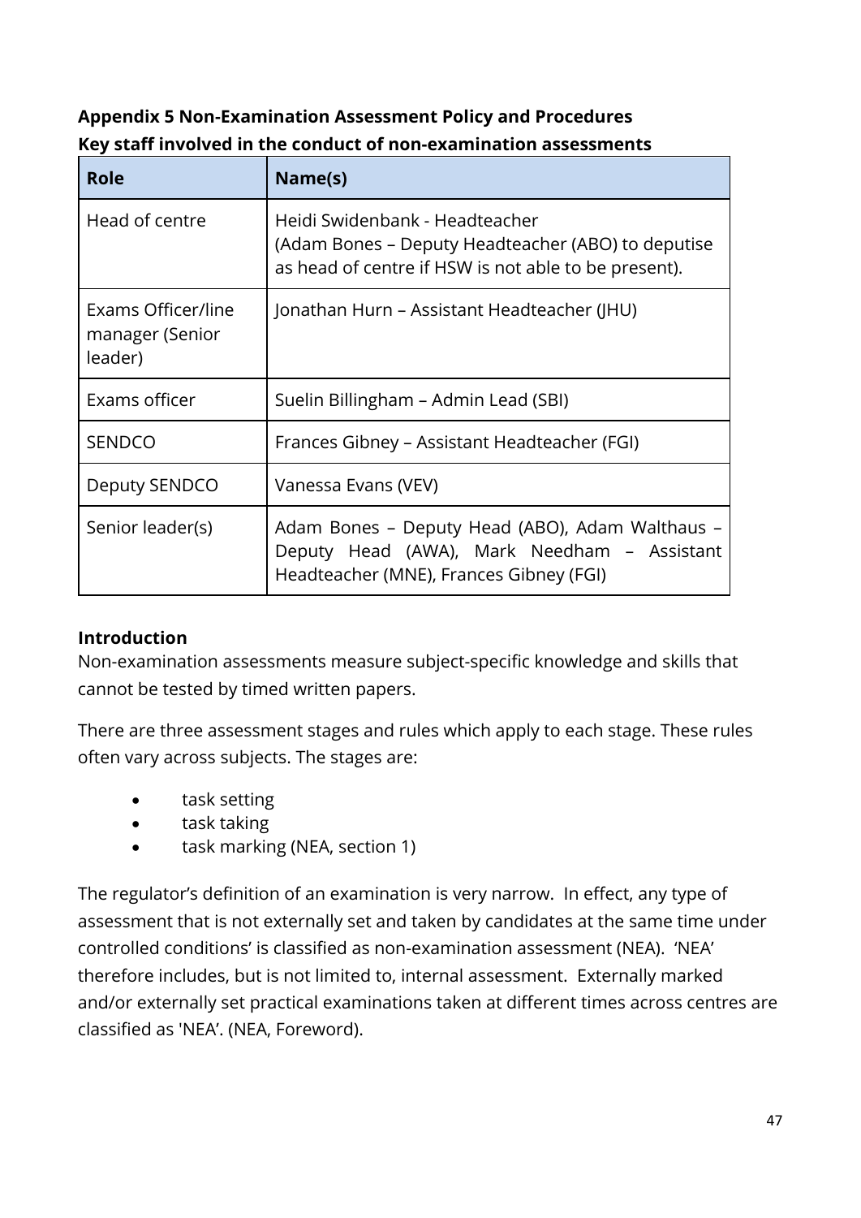**Appendix 5 Non-Examination Assessment Policy and Procedures**

**Key staff involved in the conduct of non-examination assessments**

| Role | Name(s) |
|---|---|
| Head of centre | Heidi Swidenbank - Headteacher<br>(Adam Bones – Deputy Headteacher (ABO) to deputise as head of centre if HSW is not able to be present). |
| Exams Officer/line manager (Senior leader) | Jonathan Hurn – Assistant Headteacher (JHU) |
| Exams officer | Suelin Billingham – Admin Lead (SBI) |
| SENDCO | Frances Gibney – Assistant Headteacher (FGI) |
| Deputy SENDCO | Vanessa Evans (VEV) |
| Senior leader(s) | Adam Bones – Deputy Head (ABO), Adam Walthaus – Deputy Head (AWA), Mark Needham – Assistant Headteacher (MNE), Frances Gibney (FGI) |

**Introduction**

Non-examination assessments measure subject-specific knowledge and skills that cannot be tested by timed written papers.

There are three assessment stages and rules which apply to each stage. These rules often vary across subjects. The stages are:

- task setting
- task taking
- task marking (NEA, section 1)

The regulator's definition of an examination is very narrow. In effect, any type of assessment that is not externally set and taken by candidates at the same time under controlled conditions' is classified as non-examination assessment (NEA). 'NEA' therefore includes, but is not limited to, internal assessment. Externally marked and/or externally set practical examinations taken at different times across centres are classified as 'NEA'. (NEA, Foreword).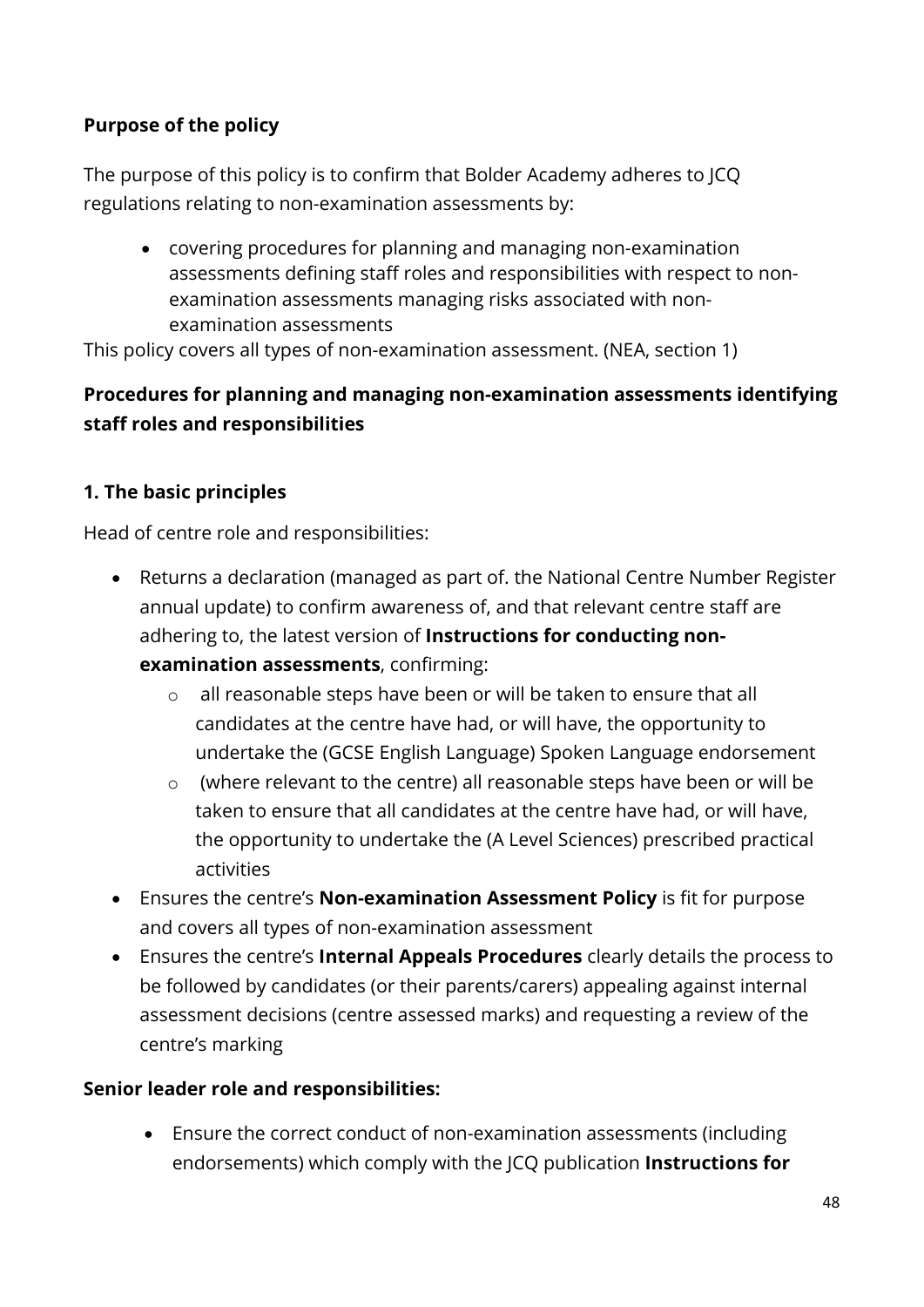**Purpose of the policy**

The purpose of this policy is to confirm that Bolder Academy adheres to JCQ regulations relating to non-examination assessments by:

- covering procedures for planning and managing non-examination assessments defining staff roles and responsibilities with respect to non-examination assessments managing risks associated with non-examination assessments

This policy covers all types of non-examination assessment. (NEA, section 1)

**Procedures for planning and managing non-examination assessments identifying staff roles and responsibilities**

**1. The basic principles**

Head of centre role and responsibilities:

- Returns a declaration (managed as part of. the National Centre Number Register annual update) to confirm awareness of, and that relevant centre staff are adhering to, the latest version of **Instructions for conducting non-examination assessments**, confirming:
    - all reasonable steps have been or will be taken to ensure that all candidates at the centre have had, or will have, the opportunity to undertake the (GCSE English Language) Spoken Language endorsement
    - (where relevant to the centre) all reasonable steps have been or will be taken to ensure that all candidates at the centre have had, or will have, the opportunity to undertake the (A Level Sciences) prescribed practical activities
- Ensures the centre's **Non-examination Assessment Policy** is fit for purpose and covers all types of non-examination assessment
- Ensures the centre's **Internal Appeals Procedures** clearly details the process to be followed by candidates (or their parents/carers) appealing against internal assessment decisions (centre assessed marks) and requesting a review of the centre's marking

**Senior leader role and responsibilities:**

- Ensure the correct conduct of non-examination assessments (including endorsements) which comply with the JCQ publication **Instructions for**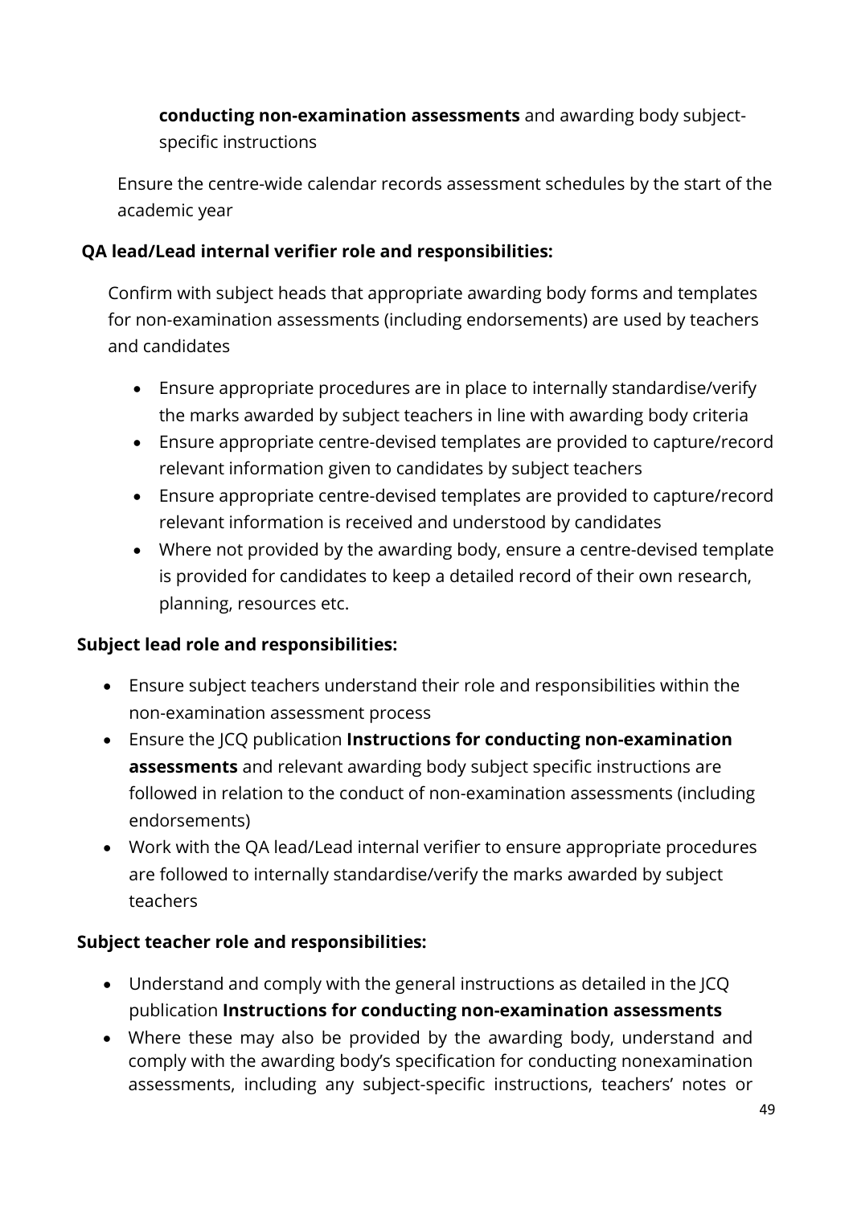**conducting non-examination assessments** and awarding body subject-specific instructions

Ensure the centre-wide calendar records assessment schedules by the start of the academic year

**QA lead/Lead internal verifier role and responsibilities:**

Confirm with subject heads that appropriate awarding body forms and templates for non-examination assessments (including endorsements) are used by teachers and candidates

- Ensure appropriate procedures are in place to internally standardise/verify the marks awarded by subject teachers in line with awarding body criteria
- Ensure appropriate centre-devised templates are provided to capture/record relevant information given to candidates by subject teachers
- Ensure appropriate centre-devised templates are provided to capture/record relevant information is received and understood by candidates
- Where not provided by the awarding body, ensure a centre-devised template is provided for candidates to keep a detailed record of their own research, planning, resources etc.

**Subject lead role and responsibilities:**

- Ensure subject teachers understand their role and responsibilities within the non-examination assessment process
- Ensure the JCQ publication **Instructions for conducting non-examination assessments** and relevant awarding body subject specific instructions are followed in relation to the conduct of non-examination assessments (including endorsements)
- Work with the QA lead/Lead internal verifier to ensure appropriate procedures are followed to internally standardise/verify the marks awarded by subject teachers

**Subject teacher role and responsibilities:**

- Understand and comply with the general instructions as detailed in the JCQ publication **Instructions for conducting non-examination assessments**
- Where these may also be provided by the awarding body, understand and comply with the awarding body's specification for conducting nonexamination assessments, including any subject-specific instructions, teachers' notes or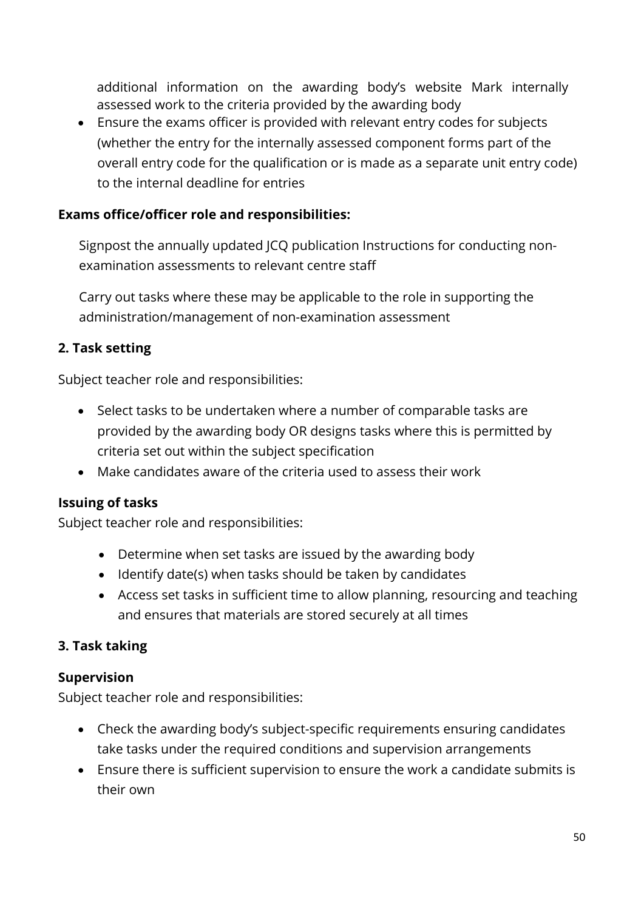additional information on the awarding body's website Mark internally assessed work to the criteria provided by the awarding body

- Ensure the exams officer is provided with relevant entry codes for subjects (whether the entry for the internally assessed component forms part of the overall entry code for the qualification or is made as a separate unit entry code) to the internal deadline for entries

**Exams office/officer role and responsibilities:**

Signpost the annually updated JCQ publication Instructions for conducting non-examination assessments to relevant centre staff

Carry out tasks where these may be applicable to the role in supporting the administration/management of non-examination assessment

**2. Task setting**

Subject teacher role and responsibilities:

- Select tasks to be undertaken where a number of comparable tasks are provided by the awarding body OR designs tasks where this is permitted by criteria set out within the subject specification
- Make candidates aware of the criteria used to assess their work

**Issuing of tasks**

Subject teacher role and responsibilities:

- Determine when set tasks are issued by the awarding body
- Identify date(s) when tasks should be taken by candidates
- Access set tasks in sufficient time to allow planning, resourcing and teaching and ensures that materials are stored securely at all times

**3. Task taking**

**Supervision**

Subject teacher role and responsibilities:

- Check the awarding body's subject-specific requirements ensuring candidates take tasks under the required conditions and supervision arrangements
- Ensure there is sufficient supervision to ensure the work a candidate submits is their own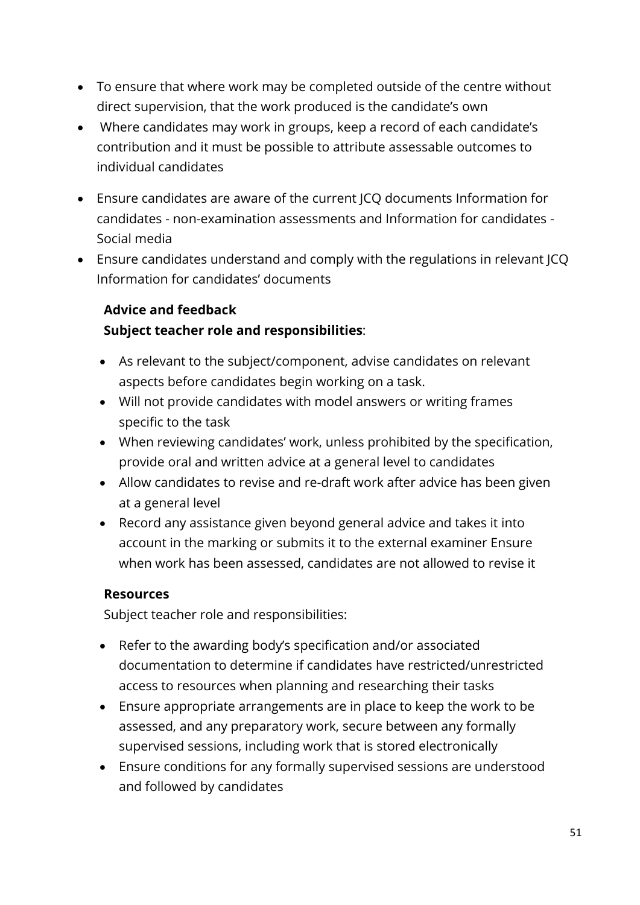- To ensure that where work may be completed outside of the centre without direct supervision, that the work produced is the candidate's own
- Where candidates may work in groups, keep a record of each candidate's contribution and it must be possible to attribute assessable outcomes to individual candidates
- Ensure candidates are aware of the current JCQ documents Information for candidates - non-examination assessments and Information for candidates - Social media
- Ensure candidates understand and comply with the regulations in relevant JCQ Information for candidates' documents

**Advice and feedback**
**Subject teacher role and responsibilities**:

- As relevant to the subject/component, advise candidates on relevant aspects before candidates begin working on a task.
- Will not provide candidates with model answers or writing frames specific to the task
- When reviewing candidates' work, unless prohibited by the specification, provide oral and written advice at a general level to candidates
- Allow candidates to revise and re-draft work after advice has been given at a general level
- Record any assistance given beyond general advice and takes it into account in the marking or submits it to the external examiner Ensure when work has been assessed, candidates are not allowed to revise it

**Resources**

Subject teacher role and responsibilities:

- Refer to the awarding body's specification and/or associated documentation to determine if candidates have restricted/unrestricted access to resources when planning and researching their tasks
- Ensure appropriate arrangements are in place to keep the work to be assessed, and any preparatory work, secure between any formally supervised sessions, including work that is stored electronically
- Ensure conditions for any formally supervised sessions are understood and followed by candidates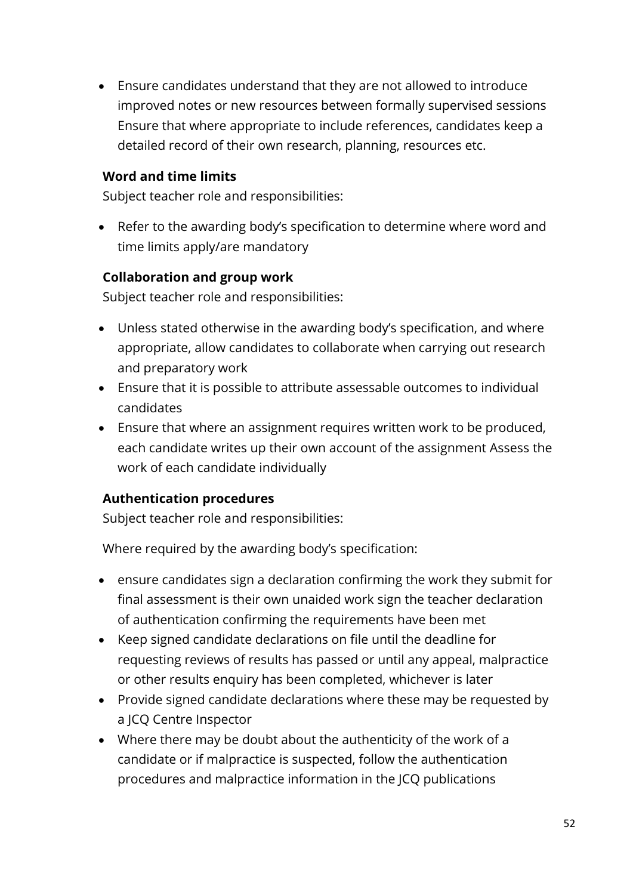- Ensure candidates understand that they are not allowed to introduce improved notes or new resources between formally supervised sessions Ensure that where appropriate to include references, candidates keep a detailed record of their own research, planning, resources etc.

**Word and time limits**

Subject teacher role and responsibilities:

- Refer to the awarding body's specification to determine where word and time limits apply/are mandatory

**Collaboration and group work**

Subject teacher role and responsibilities:

- Unless stated otherwise in the awarding body's specification, and where appropriate, allow candidates to collaborate when carrying out research and preparatory work
- Ensure that it is possible to attribute assessable outcomes to individual candidates
- Ensure that where an assignment requires written work to be produced, each candidate writes up their own account of the assignment Assess the work of each candidate individually

**Authentication procedures**

Subject teacher role and responsibilities:

Where required by the awarding body's specification:

- ensure candidates sign a declaration confirming the work they submit for final assessment is their own unaided work sign the teacher declaration of authentication confirming the requirements have been met
- Keep signed candidate declarations on file until the deadline for requesting reviews of results has passed or until any appeal, malpractice or other results enquiry has been completed, whichever is later
- Provide signed candidate declarations where these may be requested by a JCQ Centre Inspector
- Where there may be doubt about the authenticity of the work of a candidate or if malpractice is suspected, follow the authentication procedures and malpractice information in the JCQ publications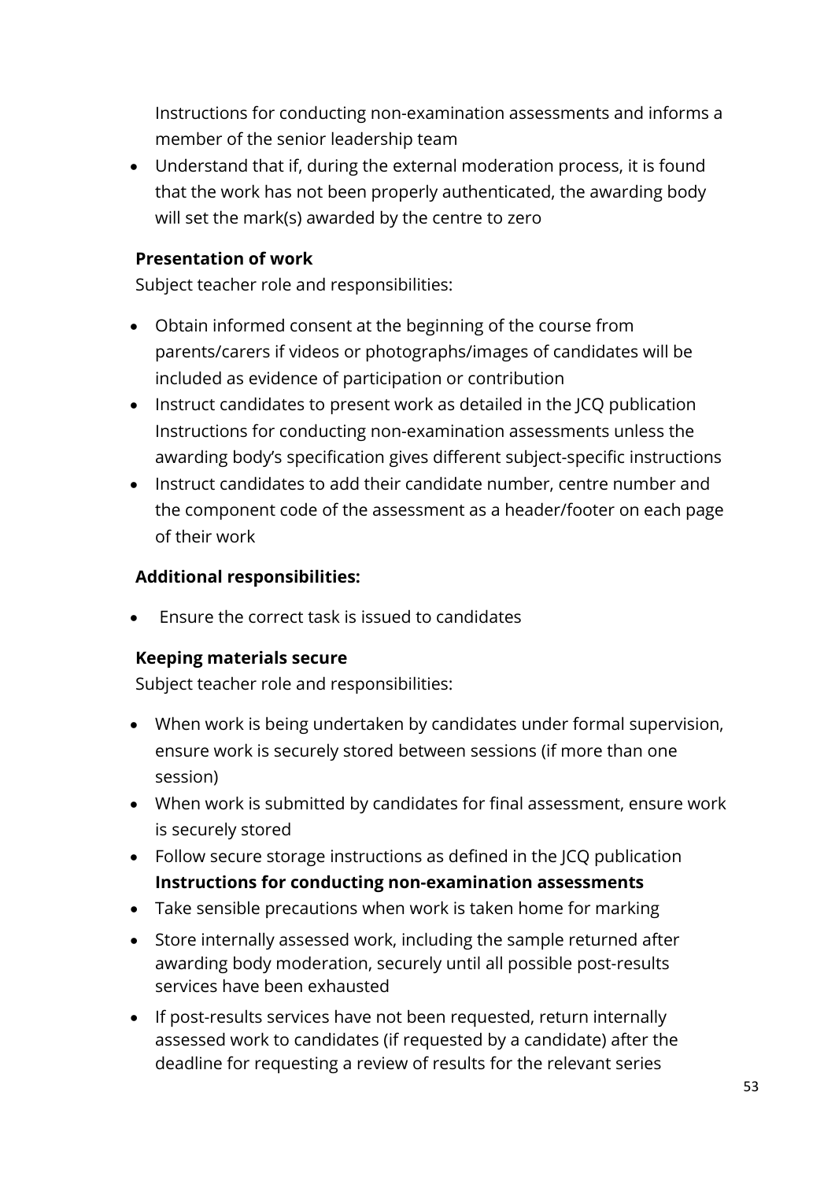Instructions for conducting non-examination assessments and informs a member of the senior leadership team

- Understand that if, during the external moderation process, it is found that the work has not been properly authenticated, the awarding body will set the mark(s) awarded by the centre to zero

**Presentation of work**

Subject teacher role and responsibilities:

- Obtain informed consent at the beginning of the course from parents/carers if videos or photographs/images of candidates will be included as evidence of participation or contribution
- Instruct candidates to present work as detailed in the JCQ publication Instructions for conducting non-examination assessments unless the awarding body's specification gives different subject-specific instructions
- Instruct candidates to add their candidate number, centre number and the component code of the assessment as a header/footer on each page of their work

**Additional responsibilities:**

- Ensure the correct task is issued to candidates

**Keeping materials secure**

Subject teacher role and responsibilities:

- When work is being undertaken by candidates under formal supervision, ensure work is securely stored between sessions (if more than one session)
- When work is submitted by candidates for final assessment, ensure work is securely stored
- Follow secure storage instructions as defined in the JCQ publication **Instructions for conducting non-examination assessments**
- Take sensible precautions when work is taken home for marking
- Store internally assessed work, including the sample returned after awarding body moderation, securely until all possible post-results services have been exhausted
- If post-results services have not been requested, return internally assessed work to candidates (if requested by a candidate) after the deadline for requesting a review of results for the relevant series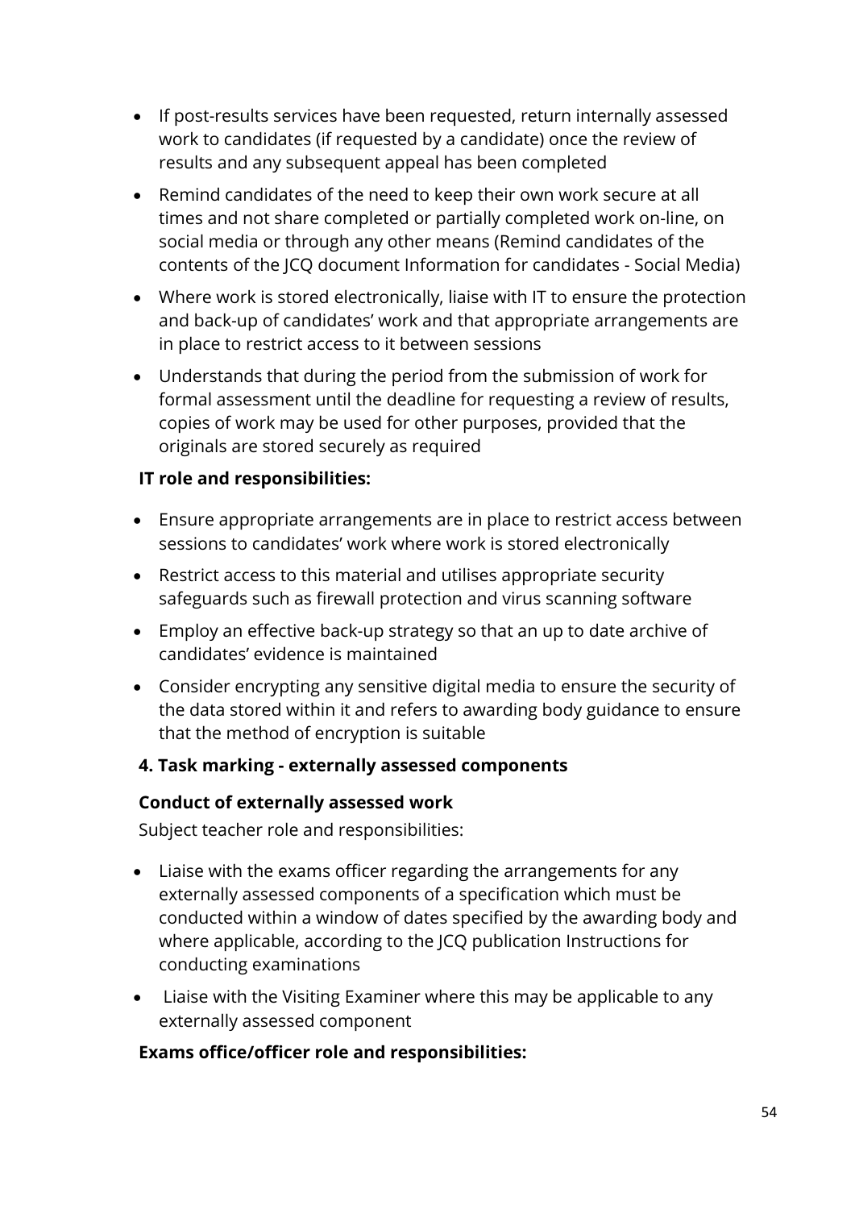- If post-results services have been requested, return internally assessed work to candidates (if requested by a candidate) once the review of results and any subsequent appeal has been completed
- Remind candidates of the need to keep their own work secure at all times and not share completed or partially completed work on-line, on social media or through any other means (Remind candidates of the contents of the JCQ document Information for candidates - Social Media)
- Where work is stored electronically, liaise with IT to ensure the protection and back-up of candidates' work and that appropriate arrangements are in place to restrict access to it between sessions
- Understands that during the period from the submission of work for formal assessment until the deadline for requesting a review of results, copies of work may be used for other purposes, provided that the originals are stored securely as required

**IT role and responsibilities:**

- Ensure appropriate arrangements are in place to restrict access between sessions to candidates' work where work is stored electronically
- Restrict access to this material and utilises appropriate security safeguards such as firewall protection and virus scanning software
- Employ an effective back-up strategy so that an up to date archive of candidates' evidence is maintained
- Consider encrypting any sensitive digital media to ensure the security of the data stored within it and refers to awarding body guidance to ensure that the method of encryption is suitable

**4. Task marking - externally assessed components**

**Conduct of externally assessed work**

Subject teacher role and responsibilities:

- Liaise with the exams officer regarding the arrangements for any externally assessed components of a specification which must be conducted within a window of dates specified by the awarding body and where applicable, according to the JCQ publication Instructions for conducting examinations
- Liaise with the Visiting Examiner where this may be applicable to any externally assessed component

**Exams office/officer role and responsibilities:**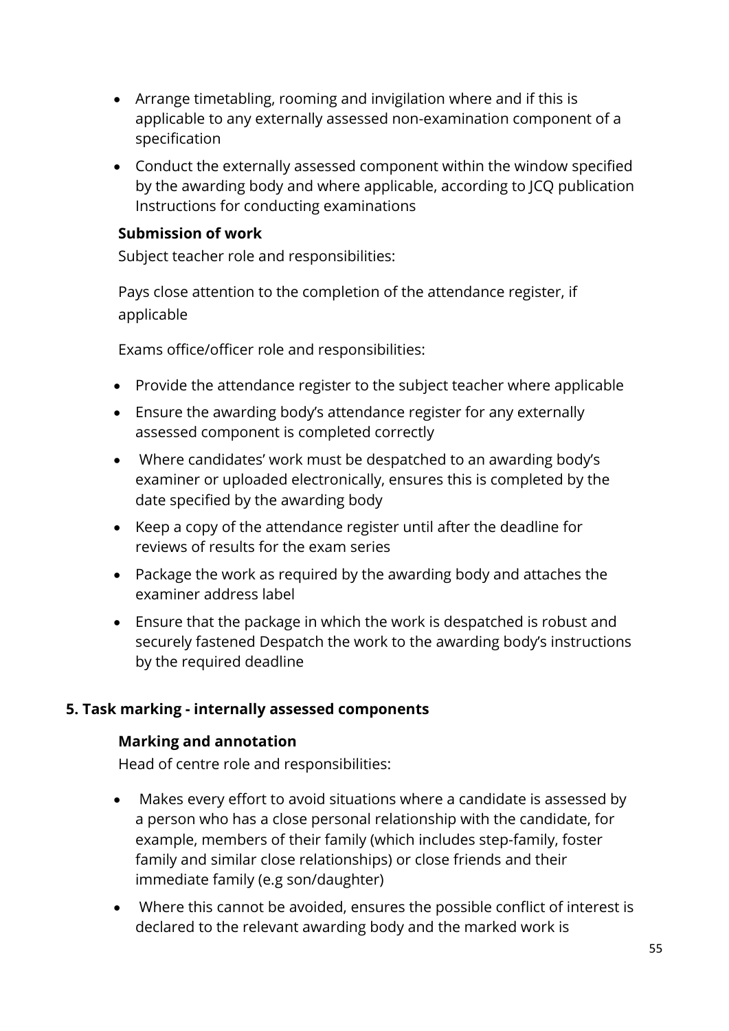- Arrange timetabling, rooming and invigilation where and if this is applicable to any externally assessed non-examination component of a specification
- Conduct the externally assessed component within the window specified by the awarding body and where applicable, according to JCQ publication Instructions for conducting examinations

**Submission of work**

Subject teacher role and responsibilities:

Pays close attention to the completion of the attendance register, if applicable

Exams office/officer role and responsibilities:

- Provide the attendance register to the subject teacher where applicable
- Ensure the awarding body's attendance register for any externally assessed component is completed correctly
- Where candidates' work must be despatched to an awarding body's examiner or uploaded electronically, ensures this is completed by the date specified by the awarding body
- Keep a copy of the attendance register until after the deadline for reviews of results for the exam series
- Package the work as required by the awarding body and attaches the examiner address label
- Ensure that the package in which the work is despatched is robust and securely fastened Despatch the work to the awarding body's instructions by the required deadline

### 5. Task marking - internally assessed components

**Marking and annotation**

Head of centre role and responsibilities:

- Makes every effort to avoid situations where a candidate is assessed by a person who has a close personal relationship with the candidate, for example, members of their family (which includes step-family, foster family and similar close relationships) or close friends and their immediate family (e.g son/daughter)
- Where this cannot be avoided, ensures the possible conflict of interest is declared to the relevant awarding body and the marked work is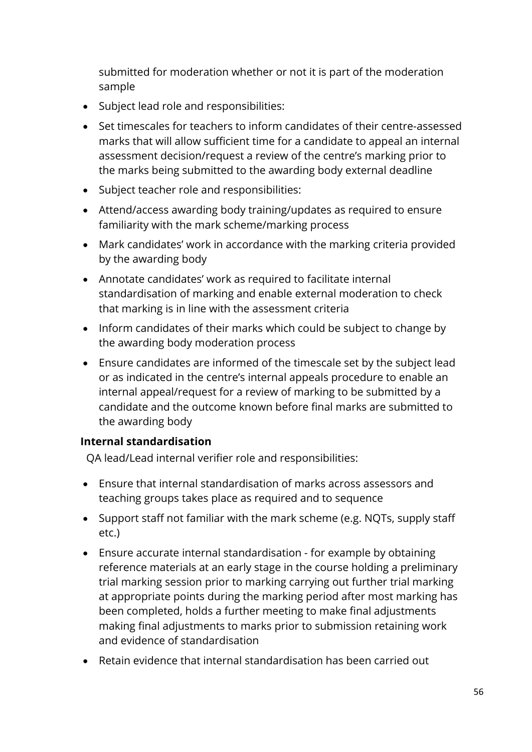submitted for moderation whether or not it is part of the moderation sample

- Subject lead role and responsibilities:
- Set timescales for teachers to inform candidates of their centre-assessed marks that will allow sufficient time for a candidate to appeal an internal assessment decision/request a review of the centre's marking prior to the marks being submitted to the awarding body external deadline
- Subject teacher role and responsibilities:
- Attend/access awarding body training/updates as required to ensure familiarity with the mark scheme/marking process
- Mark candidates' work in accordance with the marking criteria provided by the awarding body
- Annotate candidates' work as required to facilitate internal standardisation of marking and enable external moderation to check that marking is in line with the assessment criteria
- Inform candidates of their marks which could be subject to change by the awarding body moderation process
- Ensure candidates are informed of the timescale set by the subject lead or as indicated in the centre's internal appeals procedure to enable an internal appeal/request for a review of marking to be submitted by a candidate and the outcome known before final marks are submitted to the awarding body

**Internal standardisation**

QA lead/Lead internal verifier role and responsibilities:

- Ensure that internal standardisation of marks across assessors and teaching groups takes place as required and to sequence
- Support staff not familiar with the mark scheme (e.g. NQTs, supply staff etc.)
- Ensure accurate internal standardisation - for example by obtaining reference materials at an early stage in the course holding a preliminary trial marking session prior to marking carrying out further trial marking at appropriate points during the marking period after most marking has been completed, holds a further meeting to make final adjustments making final adjustments to marks prior to submission retaining work and evidence of standardisation
- Retain evidence that internal standardisation has been carried out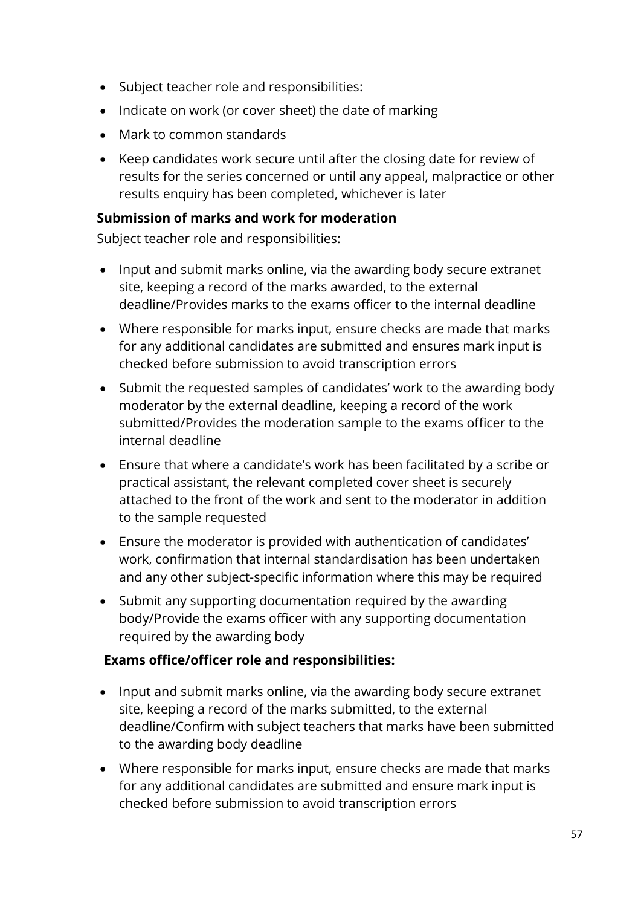- Subject teacher role and responsibilities:
- Indicate on work (or cover sheet) the date of marking
- Mark to common standards
- Keep candidates work secure until after the closing date for review of results for the series concerned or until any appeal, malpractice or other results enquiry has been completed, whichever is later

**Submission of marks and work for moderation**

Subject teacher role and responsibilities:

- Input and submit marks online, via the awarding body secure extranet site, keeping a record of the marks awarded, to the external deadline/Provides marks to the exams officer to the internal deadline
- Where responsible for marks input, ensure checks are made that marks for any additional candidates are submitted and ensures mark input is checked before submission to avoid transcription errors
- Submit the requested samples of candidates' work to the awarding body moderator by the external deadline, keeping a record of the work submitted/Provides the moderation sample to the exams officer to the internal deadline
- Ensure that where a candidate's work has been facilitated by a scribe or practical assistant, the relevant completed cover sheet is securely attached to the front of the work and sent to the moderator in addition to the sample requested
- Ensure the moderator is provided with authentication of candidates' work, confirmation that internal standardisation has been undertaken and any other subject-specific information where this may be required
- Submit any supporting documentation required by the awarding body/Provide the exams officer with any supporting documentation required by the awarding body

**Exams office/officer role and responsibilities:**

- Input and submit marks online, via the awarding body secure extranet site, keeping a record of the marks submitted, to the external deadline/Confirm with subject teachers that marks have been submitted to the awarding body deadline
- Where responsible for marks input, ensure checks are made that marks for any additional candidates are submitted and ensure mark input is checked before submission to avoid transcription errors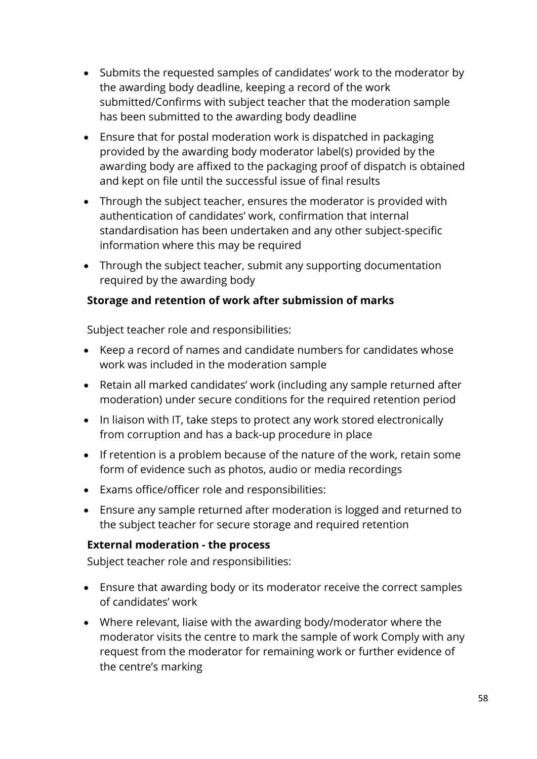- Submits the requested samples of candidates' work to the moderator by the awarding body deadline, keeping a record of the work submitted/Confirms with subject teacher that the moderation sample has been submitted to the awarding body deadline
- Ensure that for postal moderation work is dispatched in packaging provided by the awarding body moderator label(s) provided by the awarding body are affixed to the packaging proof of dispatch is obtained and kept on file until the successful issue of final results
- Through the subject teacher, ensures the moderator is provided with authentication of candidates' work, confirmation that internal standardisation has been undertaken and any other subject-specific information where this may be required
- Through the subject teacher, submit any supporting documentation required by the awarding body

**Storage and retention of work after submission of marks**

Subject teacher role and responsibilities:

- Keep a record of names and candidate numbers for candidates whose work was included in the moderation sample
- Retain all marked candidates' work (including any sample returned after moderation) under secure conditions for the required retention period
- In liaison with IT, take steps to protect any work stored electronically from corruption and has a back-up procedure in place
- If retention is a problem because of the nature of the work, retain some form of evidence such as photos, audio or media recordings
- Exams office/officer role and responsibilities:
- Ensure any sample returned after moderation is logged and returned to the subject teacher for secure storage and required retention

**External moderation - the process**

Subject teacher role and responsibilities:

- Ensure that awarding body or its moderator receive the correct samples of candidates' work
- Where relevant, liaise with the awarding body/moderator where the moderator visits the centre to mark the sample of work Comply with any request from the moderator for remaining work or further evidence of the centre's marking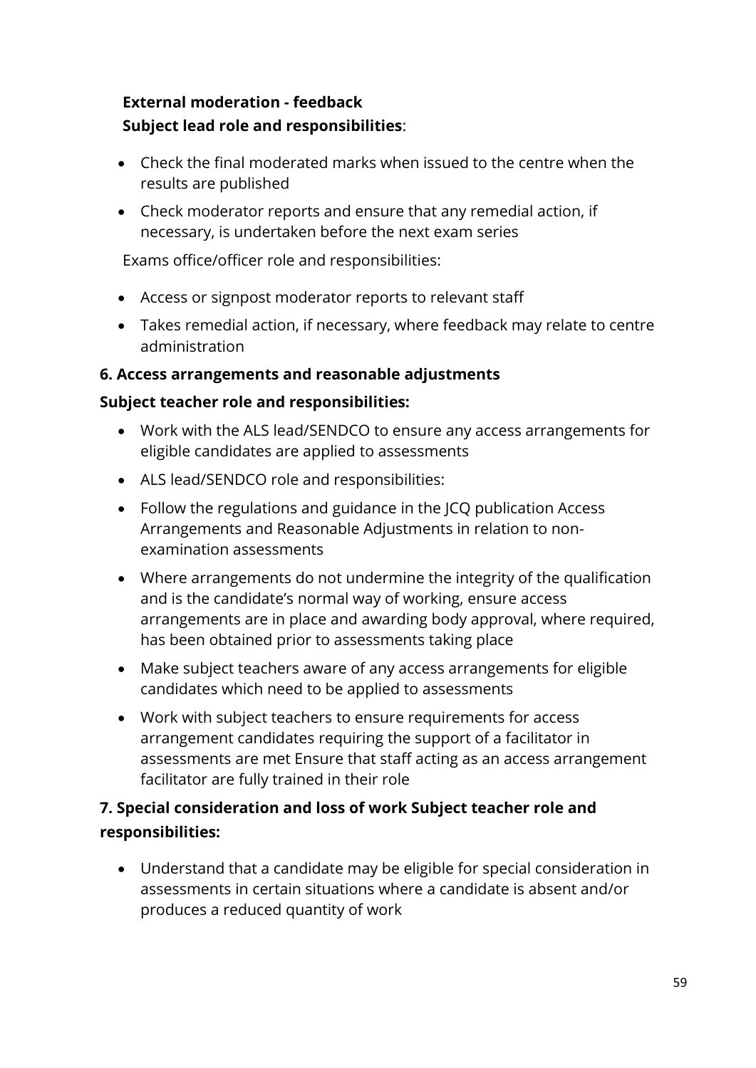**External moderation - feedback**

**Subject lead role and responsibilities**:

- Check the final moderated marks when issued to the centre when the results are published
- Check moderator reports and ensure that any remedial action, if necessary, is undertaken before the next exam series

Exams office/officer role and responsibilities:

- Access or signpost moderator reports to relevant staff
- Takes remedial action, if necessary, where feedback may relate to centre administration

**6. Access arrangements and reasonable adjustments**

**Subject teacher role and responsibilities:**

- Work with the ALS lead/SENDCO to ensure any access arrangements for eligible candidates are applied to assessments
- ALS lead/SENDCO role and responsibilities:
- Follow the regulations and guidance in the JCQ publication Access Arrangements and Reasonable Adjustments in relation to non-examination assessments
- Where arrangements do not undermine the integrity of the qualification and is the candidate's normal way of working, ensure access arrangements are in place and awarding body approval, where required, has been obtained prior to assessments taking place
- Make subject teachers aware of any access arrangements for eligible candidates which need to be applied to assessments
- Work with subject teachers to ensure requirements for access arrangement candidates requiring the support of a facilitator in assessments are met Ensure that staff acting as an access arrangement facilitator are fully trained in their role

**7. Special consideration and loss of work Subject teacher role and responsibilities:**

- Understand that a candidate may be eligible for special consideration in assessments in certain situations where a candidate is absent and/or produces a reduced quantity of work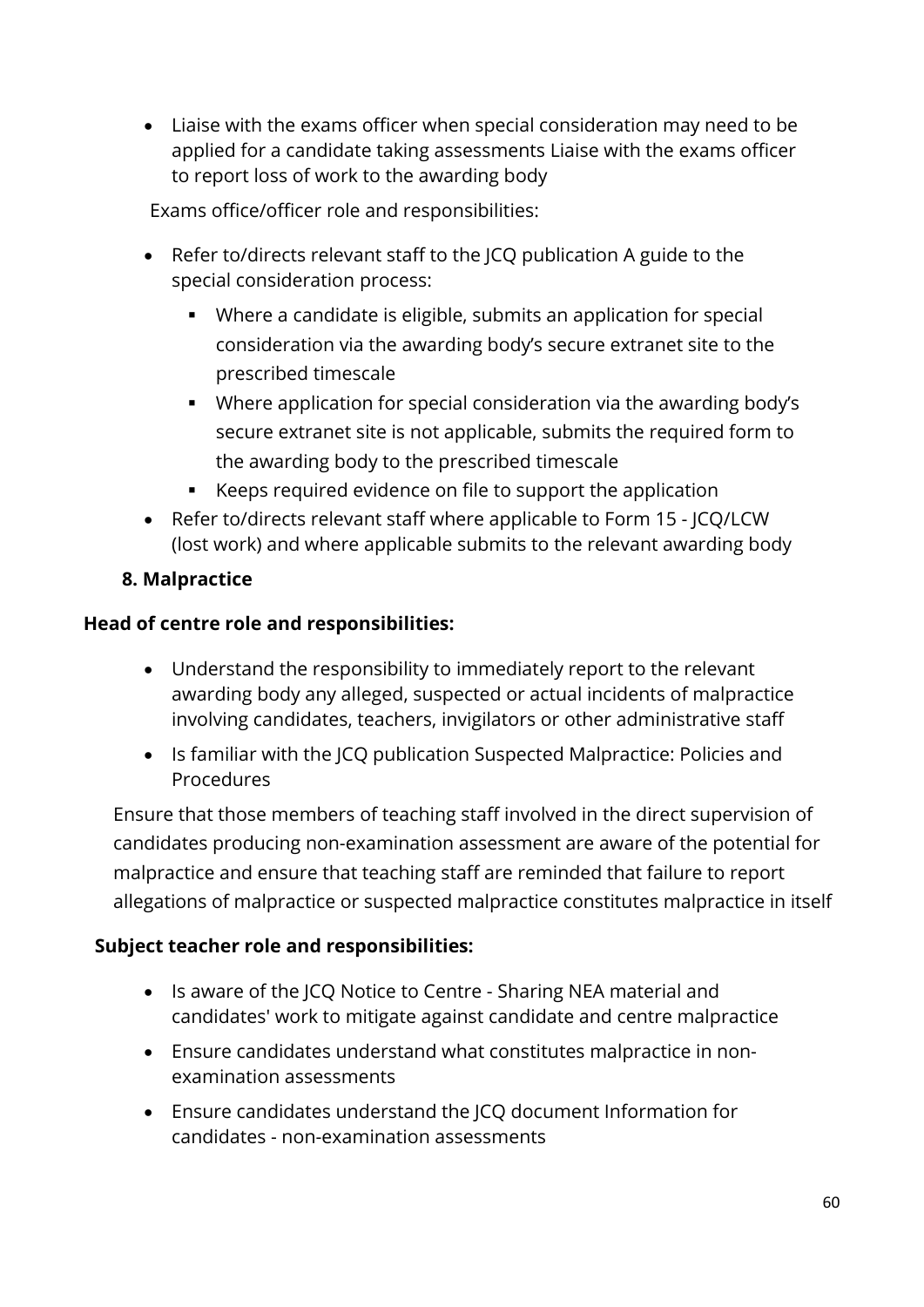- Liaise with the exams officer when special consideration may need to be applied for a candidate taking assessments Liaise with the exams officer to report loss of work to the awarding body

Exams office/officer role and responsibilities:

- Refer to/directs relevant staff to the JCQ publication A guide to the special consideration process:
  - Where a candidate is eligible, submits an application for special consideration via the awarding body's secure extranet site to the prescribed timescale
  - Where application for special consideration via the awarding body's secure extranet site is not applicable, submits the required form to the awarding body to the prescribed timescale
  - Keeps required evidence on file to support the application
- Refer to/directs relevant staff where applicable to Form 15 - JCQ/LCW (lost work) and where applicable submits to the relevant awarding body

**8. Malpractice**

**Head of centre role and responsibilities:**

- Understand the responsibility to immediately report to the relevant awarding body any alleged, suspected or actual incidents of malpractice involving candidates, teachers, invigilators or other administrative staff
- Is familiar with the JCQ publication Suspected Malpractice: Policies and Procedures

Ensure that those members of teaching staff involved in the direct supervision of candidates producing non-examination assessment are aware of the potential for malpractice and ensure that teaching staff are reminded that failure to report allegations of malpractice or suspected malpractice constitutes malpractice in itself

**Subject teacher role and responsibilities:**

- Is aware of the JCQ Notice to Centre - Sharing NEA material and candidates' work to mitigate against candidate and centre malpractice
- Ensure candidates understand what constitutes malpractice in non-examination assessments
- Ensure candidates understand the JCQ document Information for candidates - non-examination assessments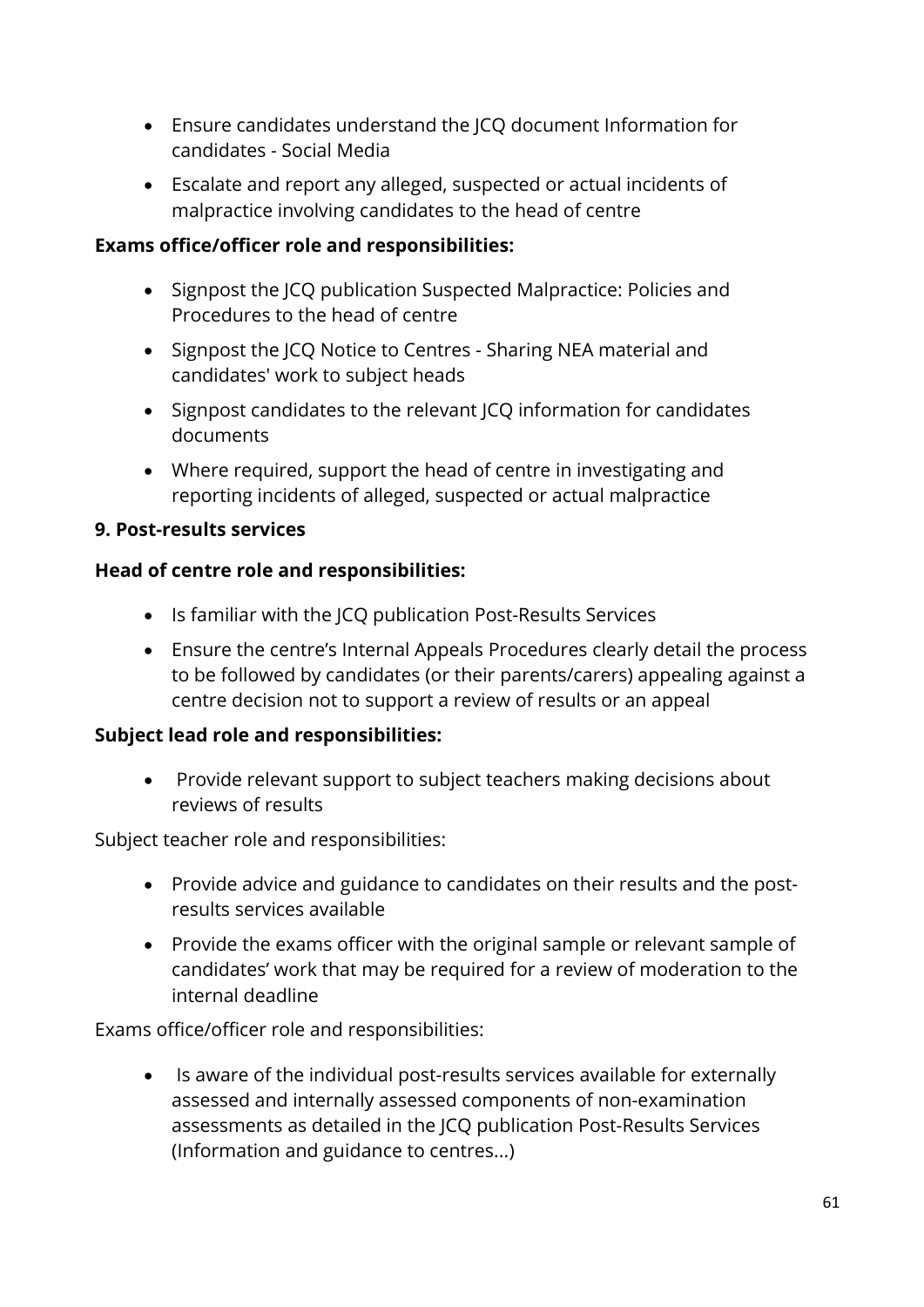- Ensure candidates understand the JCQ document Information for candidates - Social Media
- Escalate and report any alleged, suspected or actual incidents of malpractice involving candidates to the head of centre

**Exams office/officer role and responsibilities:**

- Signpost the JCQ publication Suspected Malpractice: Policies and Procedures to the head of centre
- Signpost the JCQ Notice to Centres - Sharing NEA material and candidates' work to subject heads
- Signpost candidates to the relevant JCQ information for candidates documents
- Where required, support the head of centre in investigating and reporting incidents of alleged, suspected or actual malpractice

**9. Post-results services**

**Head of centre role and responsibilities:**

- Is familiar with the JCQ publication Post-Results Services
- Ensure the centre's Internal Appeals Procedures clearly detail the process to be followed by candidates (or their parents/carers) appealing against a centre decision not to support a review of results or an appeal

**Subject lead role and responsibilities:**

- Provide relevant support to subject teachers making decisions about reviews of results

Subject teacher role and responsibilities:

- Provide advice and guidance to candidates on their results and the post-results services available
- Provide the exams officer with the original sample or relevant sample of candidates' work that may be required for a review of moderation to the internal deadline

Exams office/officer role and responsibilities:

- Is aware of the individual post-results services available for externally assessed and internally assessed components of non-examination assessments as detailed in the JCQ publication Post-Results Services (Information and guidance to centres...)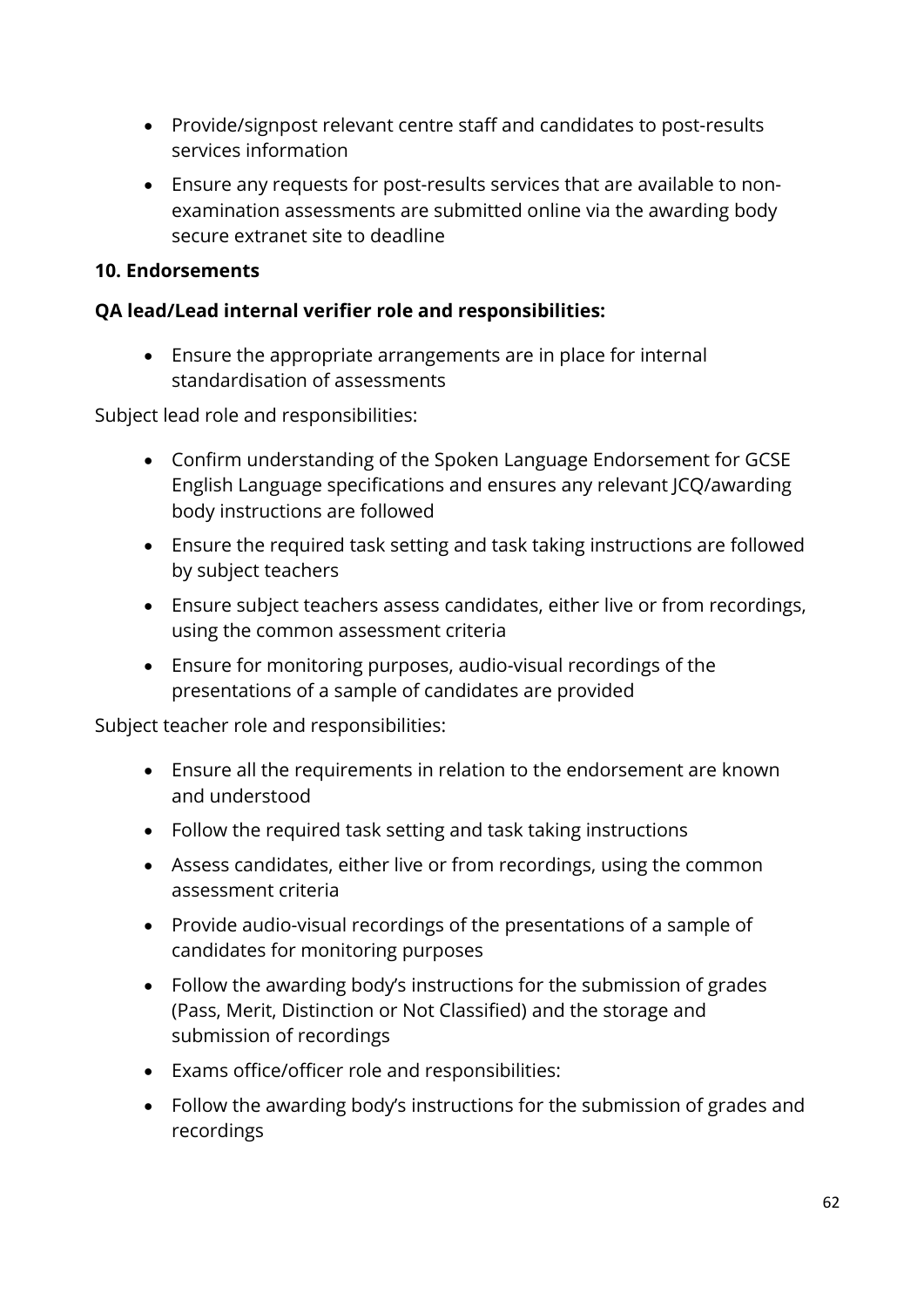- Provide/signpost relevant centre staff and candidates to post-results services information
- Ensure any requests for post-results services that are available to non-examination assessments are submitted online via the awarding body secure extranet site to deadline

**10. Endorsements**

**QA lead/Lead internal verifier role and responsibilities:**

- Ensure the appropriate arrangements are in place for internal standardisation of assessments

Subject lead role and responsibilities:

- Confirm understanding of the Spoken Language Endorsement for GCSE English Language specifications and ensures any relevant JCQ/awarding body instructions are followed
- Ensure the required task setting and task taking instructions are followed by subject teachers
- Ensure subject teachers assess candidates, either live or from recordings, using the common assessment criteria
- Ensure for monitoring purposes, audio-visual recordings of the presentations of a sample of candidates are provided

Subject teacher role and responsibilities:

- Ensure all the requirements in relation to the endorsement are known and understood
- Follow the required task setting and task taking instructions
- Assess candidates, either live or from recordings, using the common assessment criteria
- Provide audio-visual recordings of the presentations of a sample of candidates for monitoring purposes
- Follow the awarding body's instructions for the submission of grades (Pass, Merit, Distinction or Not Classified) and the storage and submission of recordings
- Exams office/officer role and responsibilities:
- Follow the awarding body's instructions for the submission of grades and recordings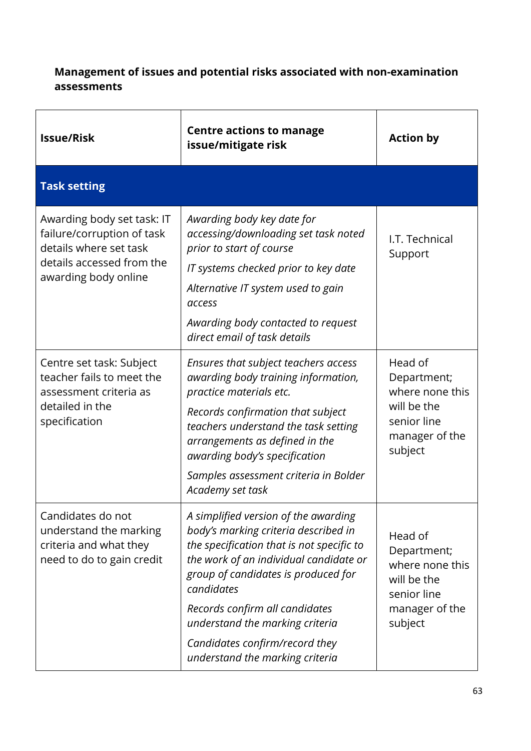**Management of issues and potential risks associated with non-examination assessments**

| Issue/Risk | Centre actions to manage issue/mitigate risk | Action by |
|---|---|---|
| **Task setting** | | |
| Awarding body set task: IT failure/corruption of task details where set task details accessed from the awarding body online | *Awarding body key date for accessing/downloading set task noted prior to start of course*<br>*IT systems checked prior to key date*<br>*Alternative IT system used to gain access*<br>*Awarding body contacted to request direct email of task details* | I.T. Technical Support |
| Centre set task: Subject teacher fails to meet the assessment criteria as detailed in the specification | *Ensures that subject teachers access awarding body training information, practice materials etc.*<br>*Records confirmation that subject teachers understand the task setting arrangements as defined in the awarding body's specification*<br>*Samples assessment criteria in Bolder Academy set task* | Head of Department; where none this will be the senior line manager of the subject |
| Candidates do not understand the marking criteria and what they need to do to gain credit | *A simplified version of the awarding body's marking criteria described in the specification that is not specific to the work of an individual candidate or group of candidates is produced for candidates*<br>*Records confirm all candidates understand the marking criteria*<br>*Candidates confirm/record they understand the marking criteria* | Head of Department; where none this will be the senior line manager of the subject |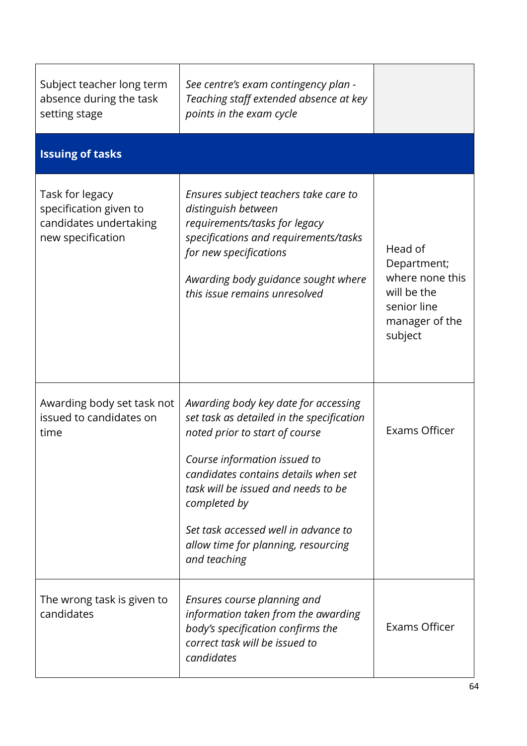| | | |
|---|---|---|
| Subject teacher long term absence during the task setting stage | *See centre's exam contingency plan - Teaching staff extended absence at key points in the exam cycle* | |
| **Issuing of tasks** | | |
| Task for legacy specification given to candidates undertaking new specification | *Ensures subject teachers take care to distinguish between requirements/tasks for legacy specifications and requirements/tasks for new specifications*<br><br>*Awarding body guidance sought where this issue remains unresolved* | Head of Department; where none this will be the senior line manager of the subject |
| Awarding body set task not issued to candidates on time | *Awarding body key date for accessing set task as detailed in the specification noted prior to start of course*<br><br>*Course information issued to candidates contains details when set task will be issued and needs to be completed by*<br><br>*Set task accessed well in advance to allow time for planning, resourcing and teaching* | Exams Officer |
| The wrong task is given to candidates | *Ensures course planning and information taken from the awarding body's specification confirms the correct task will be issued to candidates* | Exams Officer |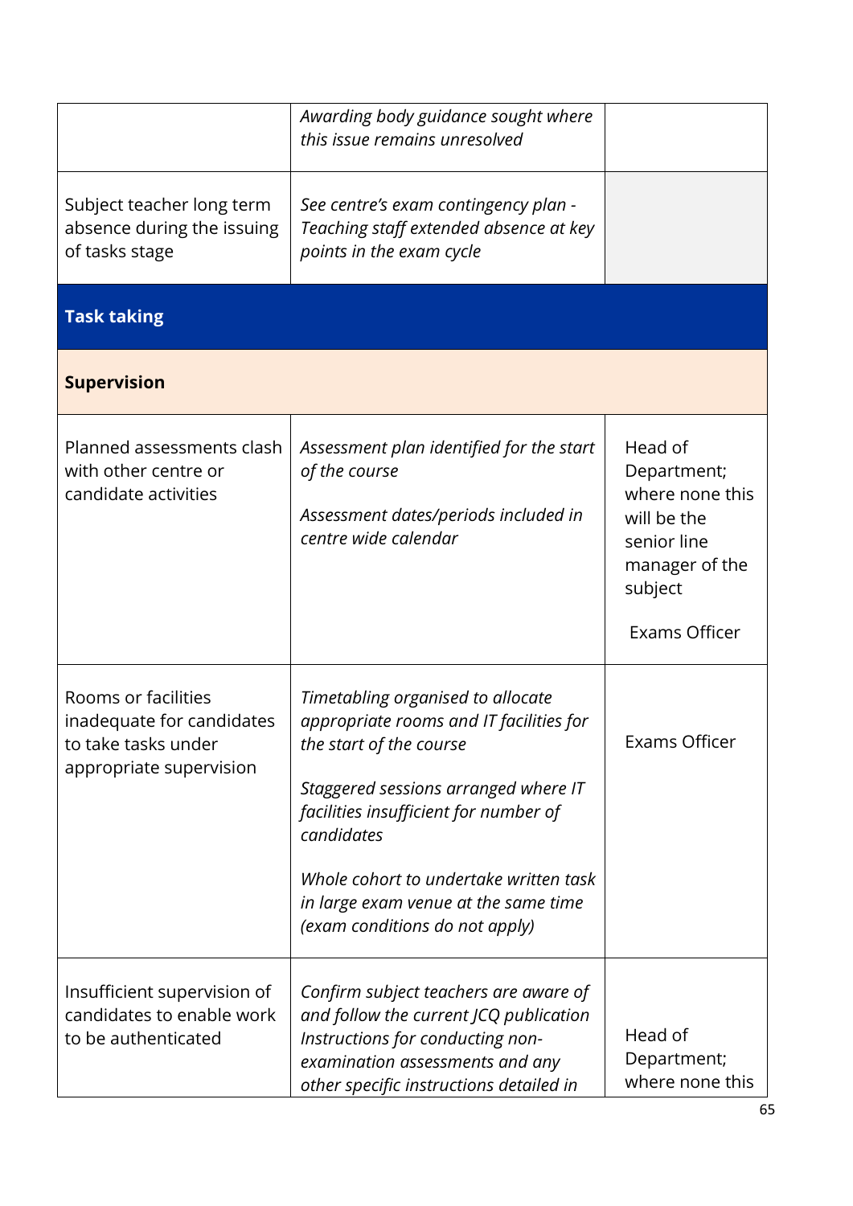| | | |
|---|---|---|
| | *Awarding body guidance sought where this issue remains unresolved* | |
| Subject teacher long term absence during the issuing of tasks stage | *See centre's exam contingency plan - Teaching staff extended absence at key points in the exam cycle* | |
| **Task taking** | | |
| **Supervision** | | |
| Planned assessments clash with other centre or candidate activities | *Assessment plan identified for the start of the course*<br><br>*Assessment dates/periods included in centre wide calendar* | Head of Department; where none this will be the senior line manager of the subject<br><br>Exams Officer |
| Rooms or facilities inadequate for candidates to take tasks under appropriate supervision | *Timetabling organised to allocate appropriate rooms and IT facilities for the start of the course*<br><br>*Staggered sessions arranged where IT facilities insufficient for number of candidates*<br><br>*Whole cohort to undertake written task in large exam venue at the same time (exam conditions do not apply)* | Exams Officer |
| Insufficient supervision of candidates to enable work to be authenticated | *Confirm subject teachers are aware of and follow the current JCQ publication Instructions for conducting non-examination assessments and any other specific instructions detailed in* | Head of Department; where none this |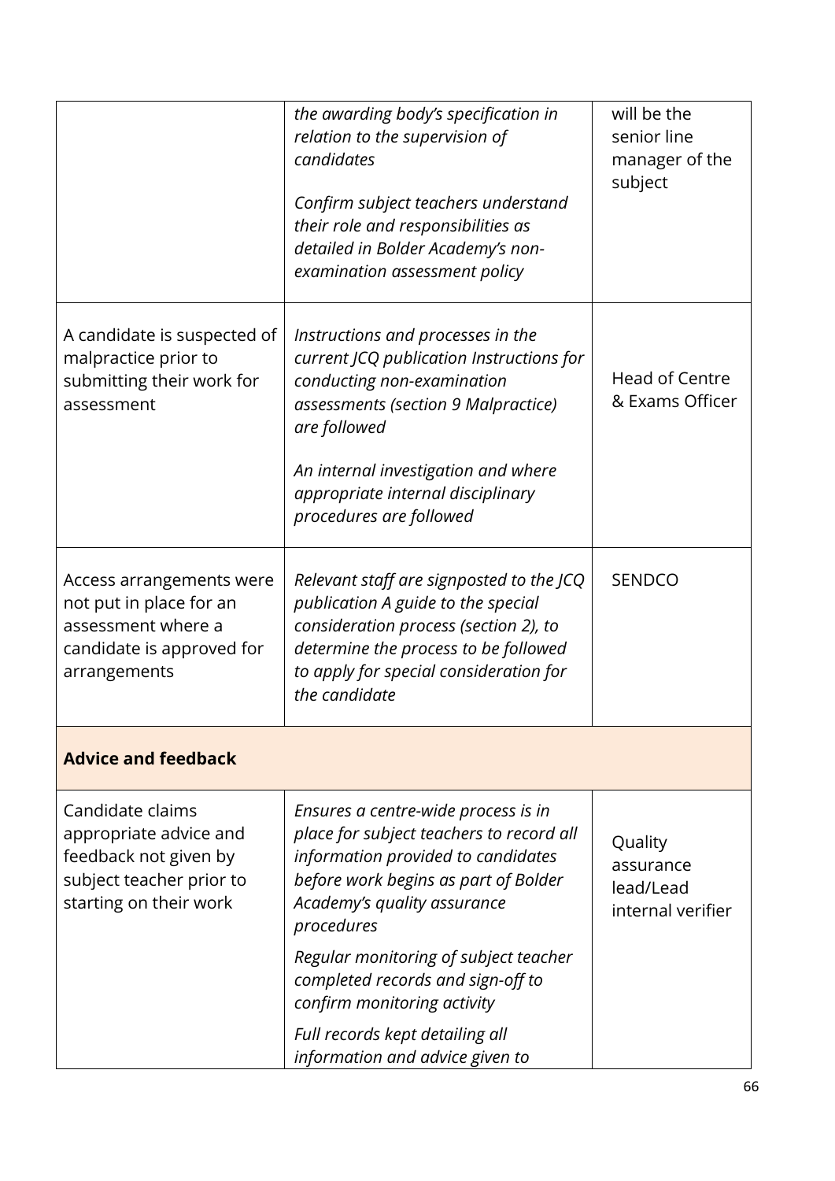| | | |
|---|---|---|
| | *the awarding body's specification in relation to the supervision of candidates*<br><br>*Confirm subject teachers understand their role and responsibilities as detailed in Bolder Academy's non-examination assessment policy* | will be the senior line manager of the subject |
| A candidate is suspected of malpractice prior to submitting their work for assessment | *Instructions and processes in the current JCQ publication Instructions for conducting non-examination assessments (section 9 Malpractice) are followed*<br><br>*An internal investigation and where appropriate internal disciplinary procedures are followed* | Head of Centre & Exams Officer |
| Access arrangements were not put in place for an assessment where a candidate is approved for arrangements | *Relevant staff are signposted to the JCQ publication A guide to the special consideration process (section 2), to determine the process to be followed to apply for special consideration for the candidate* | SENDCO |
| **Advice and feedback** | | |
| Candidate claims appropriate advice and feedback not given by subject teacher prior to starting on their work | *Ensures a centre-wide process is in place for subject teachers to record all information provided to candidates before work begins as part of Bolder Academy's quality assurance procedures*<br><br>*Regular monitoring of subject teacher completed records and sign-off to confirm monitoring activity*<br><br>*Full records kept detailing all information and advice given to* | Quality assurance lead/Lead internal verifier |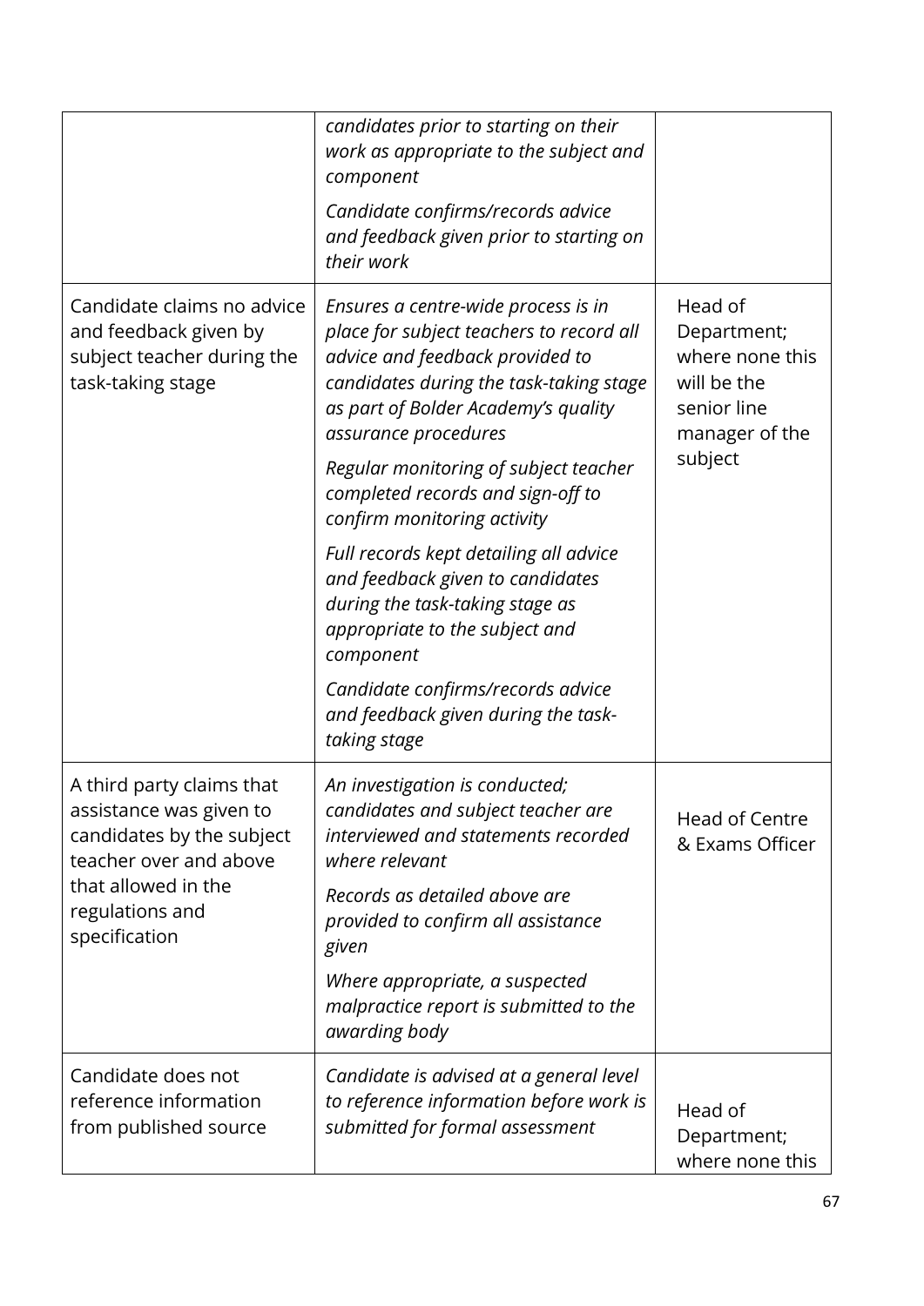| | | |
|---|---|---|
| | *candidates prior to starting on their work as appropriate to the subject and component*<br><br>*Candidate confirms/records advice and feedback given prior to starting on their work* | |
| Candidate claims no advice and feedback given by subject teacher during the task-taking stage | *Ensures a centre-wide process is in place for subject teachers to record all advice and feedback provided to candidates during the task-taking stage as part of Bolder Academy's quality assurance procedures*<br><br>*Regular monitoring of subject teacher completed records and sign-off to confirm monitoring activity*<br><br>*Full records kept detailing all advice and feedback given to candidates during the task-taking stage as appropriate to the subject and component*<br><br>*Candidate confirms/records advice and feedback given during the task-taking stage* | Head of Department; where none this will be the senior line manager of the subject |
| A third party claims that assistance was given to candidates by the subject teacher over and above that allowed in the regulations and specification | *An investigation is conducted; candidates and subject teacher are interviewed and statements recorded where relevant*<br><br>*Records as detailed above are provided to confirm all assistance given*<br><br>*Where appropriate, a suspected malpractice report is submitted to the awarding body* | Head of Centre & Exams Officer |
| Candidate does not reference information from published source | *Candidate is advised at a general level to reference information before work is submitted for formal assessment* | Head of Department; where none this |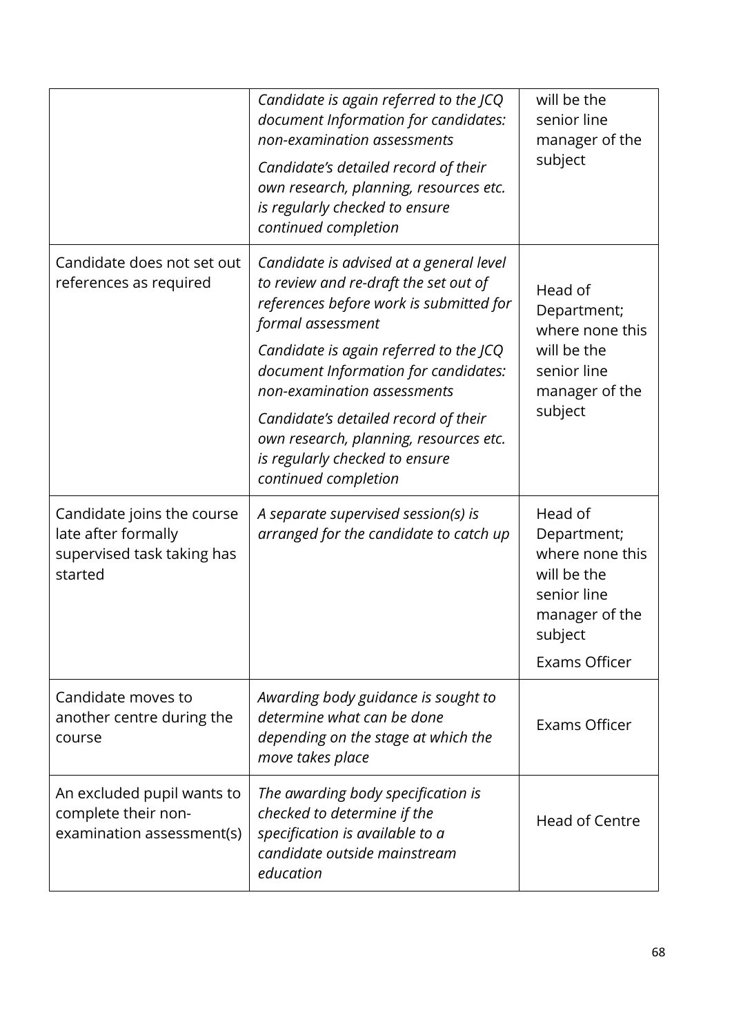| | | |
|---|---|---|
| | *Candidate is again referred to the JCQ document Information for candidates: non-examination assessments*<br>*Candidate's detailed record of their own research, planning, resources etc. is regularly checked to ensure continued completion* | will be the senior line manager of the subject |
| Candidate does not set out references as required | *Candidate is advised at a general level to review and re-draft the set out of references before work is submitted for formal assessment*<br>*Candidate is again referred to the JCQ document Information for candidates: non-examination assessments*<br>*Candidate's detailed record of their own research, planning, resources etc. is regularly checked to ensure continued completion* | Head of Department; where none this will be the senior line manager of the subject |
| Candidate joins the course late after formally supervised task taking has started | *A separate supervised session(s) is arranged for the candidate to catch up* | Head of Department; where none this will be the senior line manager of the subject<br>Exams Officer |
| Candidate moves to another centre during the course | *Awarding body guidance is sought to determine what can be done depending on the stage at which the move takes place* | Exams Officer |
| An excluded pupil wants to complete their non-examination assessment(s) | *The awarding body specification is checked to determine if the specification is available to a candidate outside mainstream education* | Head of Centre |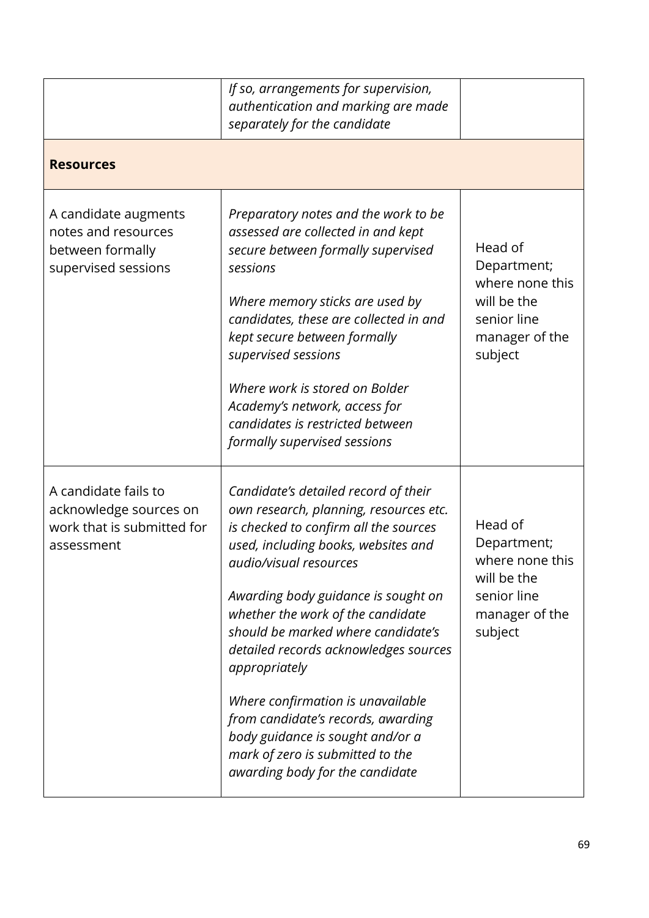| | | |
|---|---|---|
| | *If so, arrangements for supervision, authentication and marking are made separately for the candidate* | |
| **Resources** | | |
| A candidate augments notes and resources between formally supervised sessions | *Preparatory notes and the work to be assessed are collected in and kept secure between formally supervised sessions*<br><br>*Where memory sticks are used by candidates, these are collected in and kept secure between formally supervised sessions*<br><br>*Where work is stored on Bolder Academy's network, access for candidates is restricted between formally supervised sessions* | Head of Department; where none this will be the senior line manager of the subject |
| A candidate fails to acknowledge sources on work that is submitted for assessment | *Candidate's detailed record of their own research, planning, resources etc. is checked to confirm all the sources used, including books, websites and audio/visual resources*<br><br>*Awarding body guidance is sought on whether the work of the candidate should be marked where candidate's detailed records acknowledges sources appropriately*<br><br>*Where confirmation is unavailable from candidate's records, awarding body guidance is sought and/or a mark of zero is submitted to the awarding body for the candidate* | Head of Department; where none this will be the senior line manager of the subject |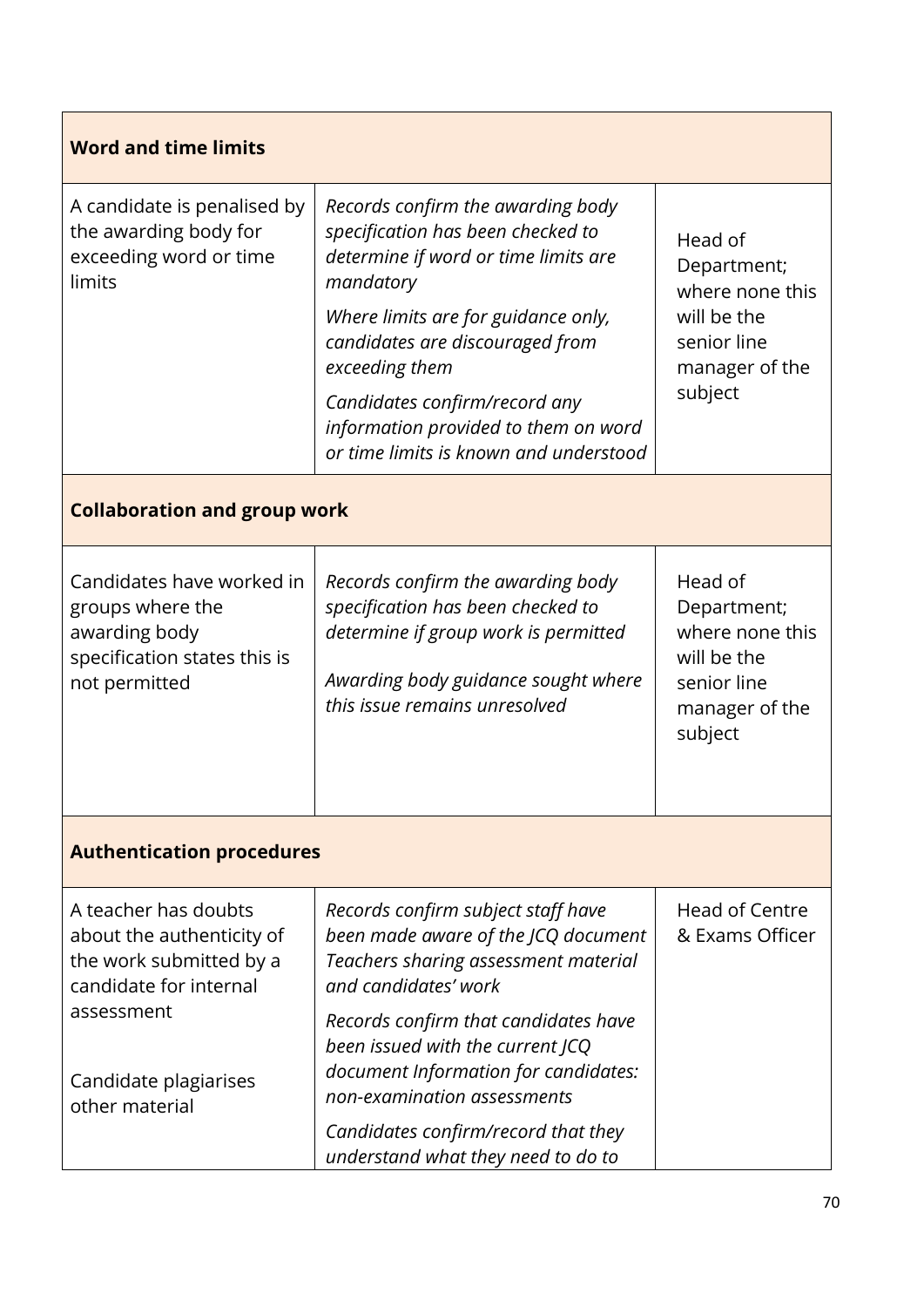| | | |
|---|---|---|
| **Word and time limits** | | |
| A candidate is penalised by the awarding body for exceeding word or time limits | *Records confirm the awarding body specification has been checked to determine if word or time limits are mandatory*<br><br>*Where limits are for guidance only, candidates are discouraged from exceeding them*<br><br>*Candidates confirm/record any information provided to them on word or time limits is known and understood* | Head of Department; where none this will be the senior line manager of the subject |
| **Collaboration and group work** | | |
| Candidates have worked in groups where the awarding body specification states this is not permitted | *Records confirm the awarding body specification has been checked to determine if group work is permitted*<br><br>*Awarding body guidance sought where this issue remains unresolved* | Head of Department; where none this will be the senior line manager of the subject |
| **Authentication procedures** | | |
| A teacher has doubts about the authenticity of the work submitted by a candidate for internal assessment<br><br>Candidate plagiarises other material | *Records confirm subject staff have been made aware of the JCQ document Teachers sharing assessment material and candidates' work*<br><br>*Records confirm that candidates have been issued with the current JCQ document Information for candidates: non-examination assessments*<br><br>*Candidates confirm/record that they understand what they need to do to* | Head of Centre & Exams Officer |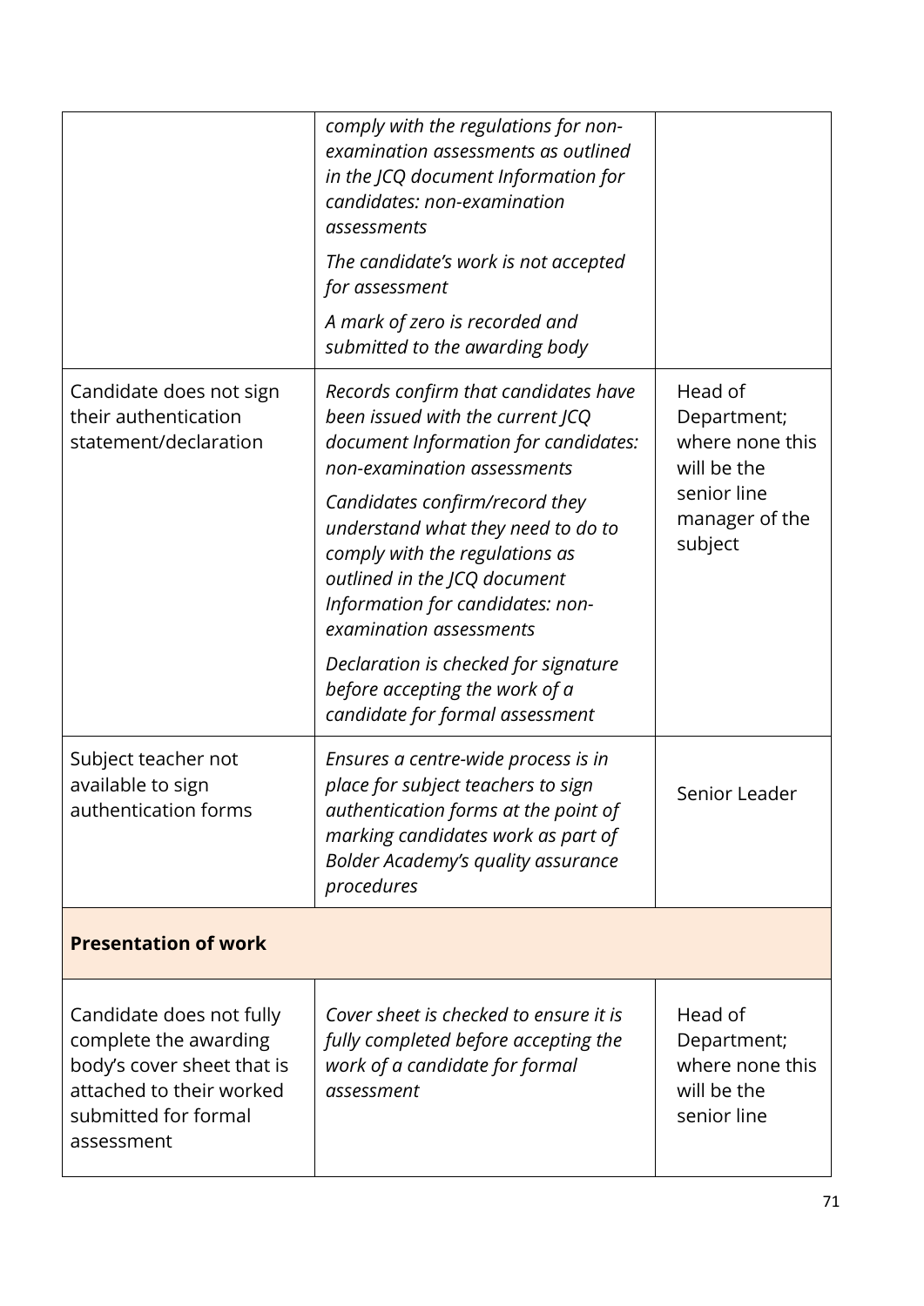| | | |
|---|---|---|
| | *comply with the regulations for non-examination assessments as outlined in the JCQ document Information for candidates: non-examination assessments*<br><br>*The candidate's work is not accepted for assessment*<br><br>*A mark of zero is recorded and submitted to the awarding body* | |
| Candidate does not sign their authentication statement/declaration | *Records confirm that candidates have been issued with the current JCQ document Information for candidates: non-examination assessments*<br><br>*Candidates confirm/record they understand what they need to do to comply with the regulations as outlined in the JCQ document Information for candidates: non-examination assessments*<br><br>*Declaration is checked for signature before accepting the work of a candidate for formal assessment* | Head of Department; where none this will be the senior line manager of the subject |
| Subject teacher not available to sign authentication forms | *Ensures a centre-wide process is in place for subject teachers to sign authentication forms at the point of marking candidates work as part of Bolder Academy's quality assurance procedures* | Senior Leader |
| **Presentation of work** | | |
| Candidate does not fully complete the awarding body's cover sheet that is attached to their worked submitted for formal assessment | *Cover sheet is checked to ensure it is fully completed before accepting the work of a candidate for formal assessment* | Head of Department; where none this will be the senior line |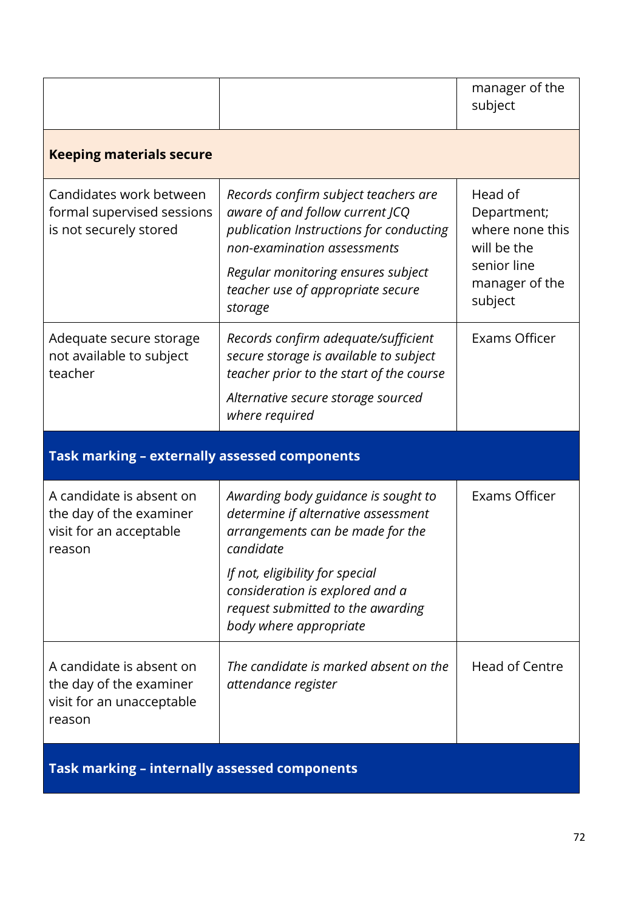| | | |
|---|---|---|
| | | manager of the subject |
| **Keeping materials secure** | | |
| Candidates work between formal supervised sessions is not securely stored | *Records confirm subject teachers are aware of and follow current JCQ publication Instructions for conducting non-examination assessments*<br><br>*Regular monitoring ensures subject teacher use of appropriate secure storage* | Head of Department; where none this will be the senior line manager of the subject |
| Adequate secure storage not available to subject teacher | *Records confirm adequate/sufficient secure storage is available to subject teacher prior to the start of the course*<br><br>*Alternative secure storage sourced where required* | Exams Officer |
| **Task marking – externally assessed components** | | |
| A candidate is absent on the day of the examiner visit for an acceptable reason | *Awarding body guidance is sought to determine if alternative assessment arrangements can be made for the candidate*<br><br>*If not, eligibility for special consideration is explored and a request submitted to the awarding body where appropriate* | Exams Officer |
| A candidate is absent on the day of the examiner visit for an unacceptable reason | *The candidate is marked absent on the attendance register* | Head of Centre |
| **Task marking – internally assessed components** | | |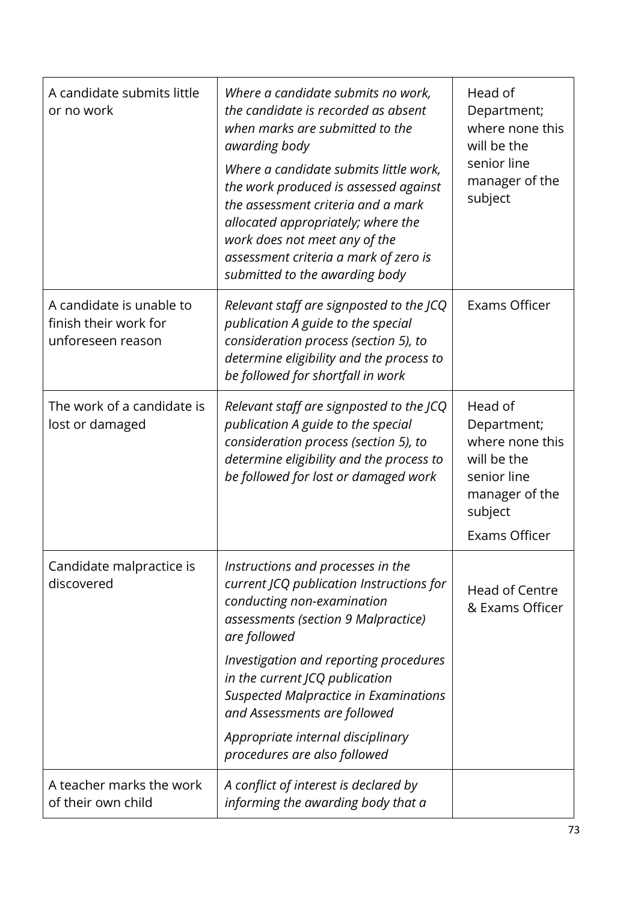| | | |
|---|---|---|
| A candidate submits little or no work | *Where a candidate submits no work, the candidate is recorded as absent when marks are submitted to the awarding body*<br><br>*Where a candidate submits little work, the work produced is assessed against the assessment criteria and a mark allocated appropriately; where the work does not meet any of the assessment criteria a mark of zero is submitted to the awarding body* | Head of Department; where none this will be the senior line manager of the subject |
| A candidate is unable to finish their work for unforeseen reason | *Relevant staff are signposted to the JCQ publication A guide to the special consideration process (section 5), to determine eligibility and the process to be followed for shortfall in work* | Exams Officer |
| The work of a candidate is lost or damaged | *Relevant staff are signposted to the JCQ publication A guide to the special consideration process (section 5), to determine eligibility and the process to be followed for lost or damaged work* | Head of Department; where none this will be the senior line manager of the subject<br><br>Exams Officer |
| Candidate malpractice is discovered | *Instructions and processes in the current JCQ publication Instructions for conducting non-examination assessments (section 9 Malpractice) are followed*<br><br>*Investigation and reporting procedures in the current JCQ publication Suspected Malpractice in Examinations and Assessments are followed*<br><br>*Appropriate internal disciplinary procedures are also followed* | Head of Centre & Exams Officer |
| A teacher marks the work of their own child | *A conflict of interest is declared by informing the awarding body that a* | |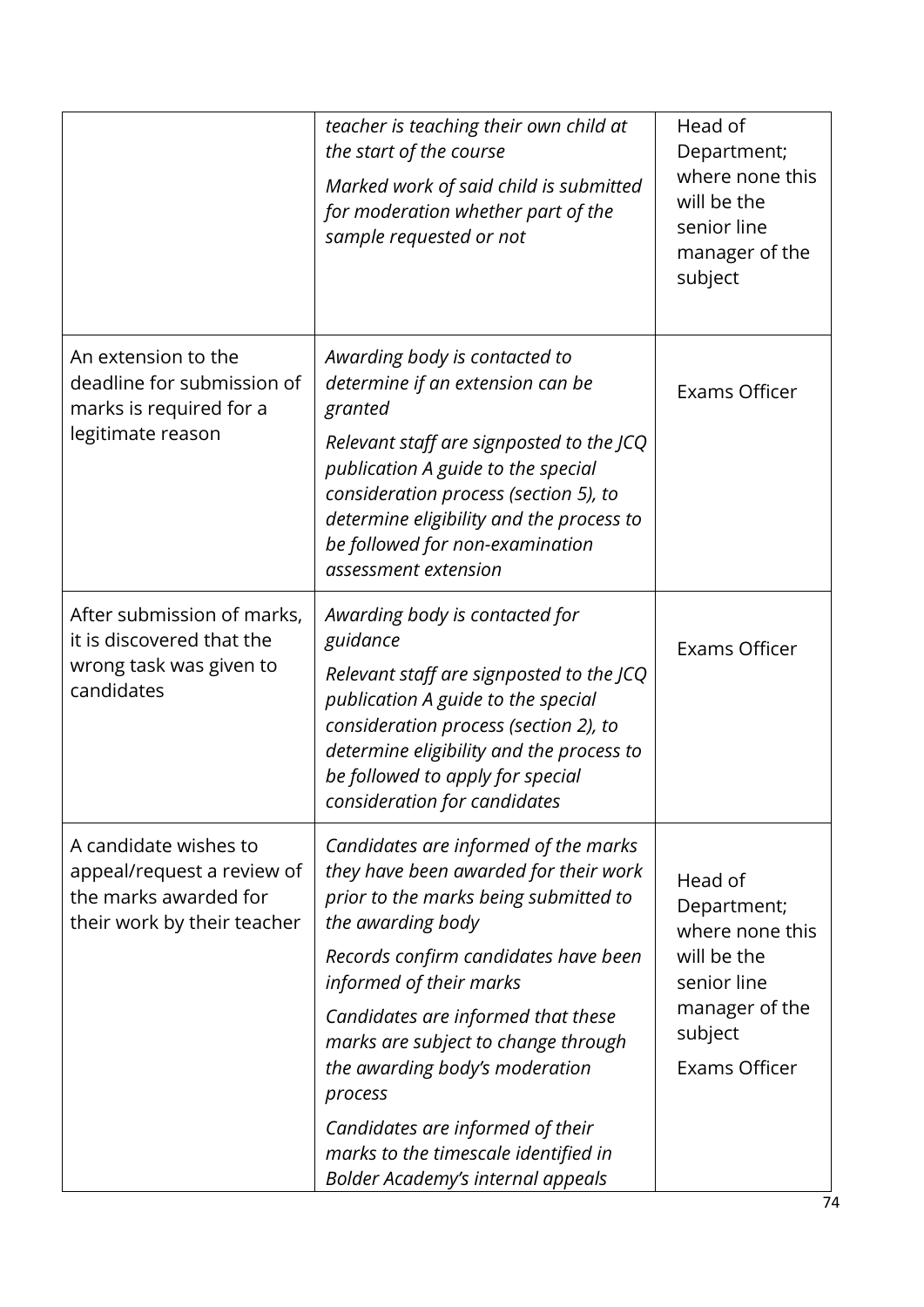| | | |
|---|---|---|
| | *teacher is teaching their own child at the start of the course*<br>*Marked work of said child is submitted for moderation whether part of the sample requested or not* | Head of Department; where none this will be the senior line manager of the subject |
| An extension to the deadline for submission of marks is required for a legitimate reason | *Awarding body is contacted to determine if an extension can be granted*<br>*Relevant staff are signposted to the JCQ publication A guide to the special consideration process (section 5), to determine eligibility and the process to be followed for non-examination assessment extension* | Exams Officer |
| After submission of marks, it is discovered that the wrong task was given to candidates | *Awarding body is contacted for guidance*<br>*Relevant staff are signposted to the JCQ publication A guide to the special consideration process (section 2), to determine eligibility and the process to be followed to apply for special consideration for candidates* | Exams Officer |
| A candidate wishes to appeal/request a review of the marks awarded for their work by their teacher | *Candidates are informed of the marks they have been awarded for their work prior to the marks being submitted to the awarding body*<br>*Records confirm candidates have been informed of their marks*<br>*Candidates are informed that these marks are subject to change through the awarding body's moderation process*<br>*Candidates are informed of their marks to the timescale identified in Bolder Academy's internal appeals* | Head of Department; where none this will be the senior line manager of the subject<br>Exams Officer |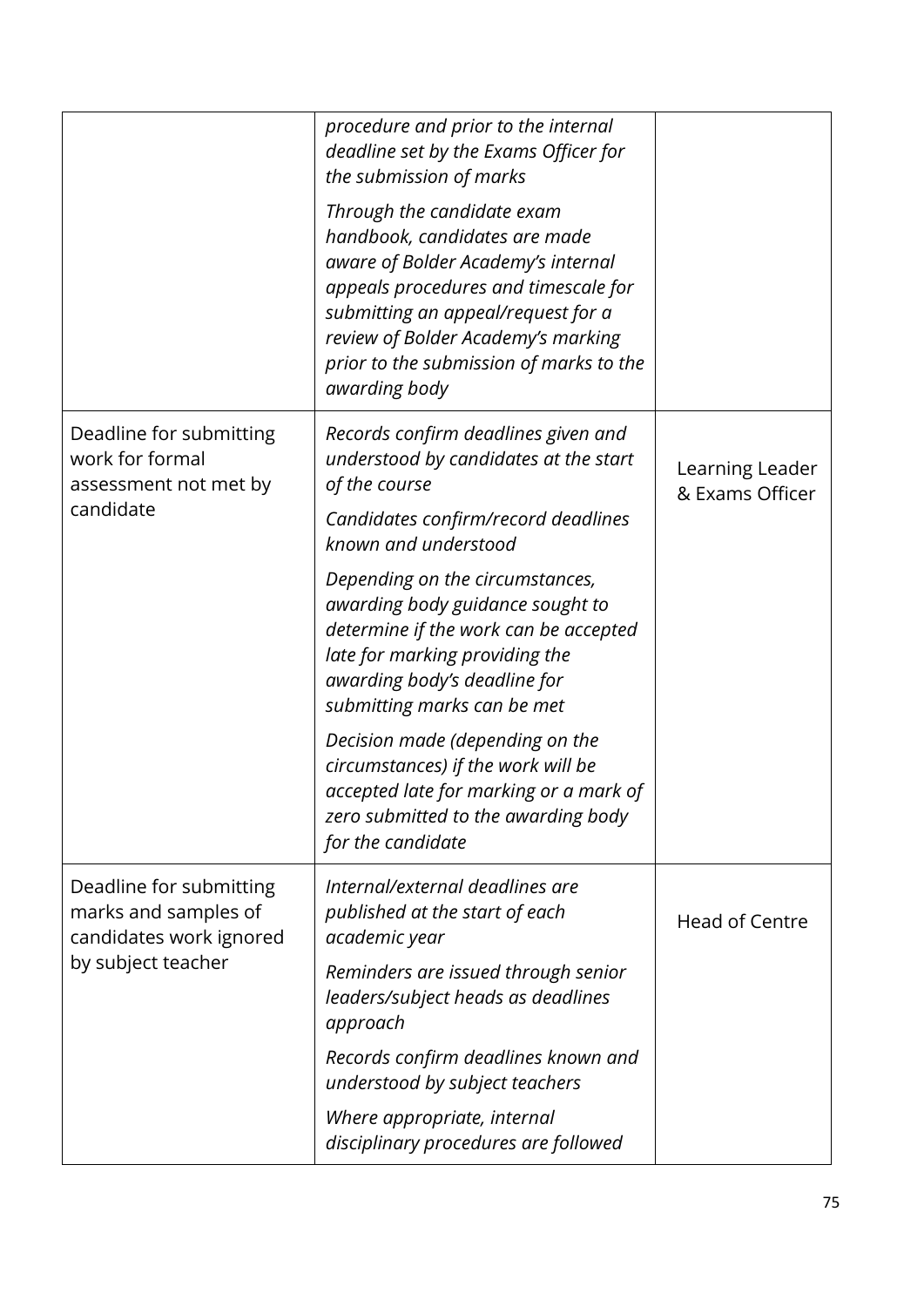| | | |
|---|---|---|
| | *procedure and prior to the internal deadline set by the Exams Officer for the submission of marks*<br><br>*Through the candidate exam handbook, candidates are made aware of Bolder Academy's internal appeals procedures and timescale for submitting an appeal/request for a review of Bolder Academy's marking prior to the submission of marks to the awarding body* | |
| Deadline for submitting work for formal assessment not met by candidate | *Records confirm deadlines given and understood by candidates at the start of the course*<br><br>*Candidates confirm/record deadlines known and understood*<br><br>*Depending on the circumstances, awarding body guidance sought to determine if the work can be accepted late for marking providing the awarding body's deadline for submitting marks can be met*<br><br>*Decision made (depending on the circumstances) if the work will be accepted late for marking or a mark of zero submitted to the awarding body for the candidate* | Learning Leader & Exams Officer |
| Deadline for submitting marks and samples of candidates work ignored by subject teacher | *Internal/external deadlines are published at the start of each academic year*<br><br>*Reminders are issued through senior leaders/subject heads as deadlines approach*<br><br>*Records confirm deadlines known and understood by subject teachers*<br><br>*Where appropriate, internal disciplinary procedures are followed* | Head of Centre |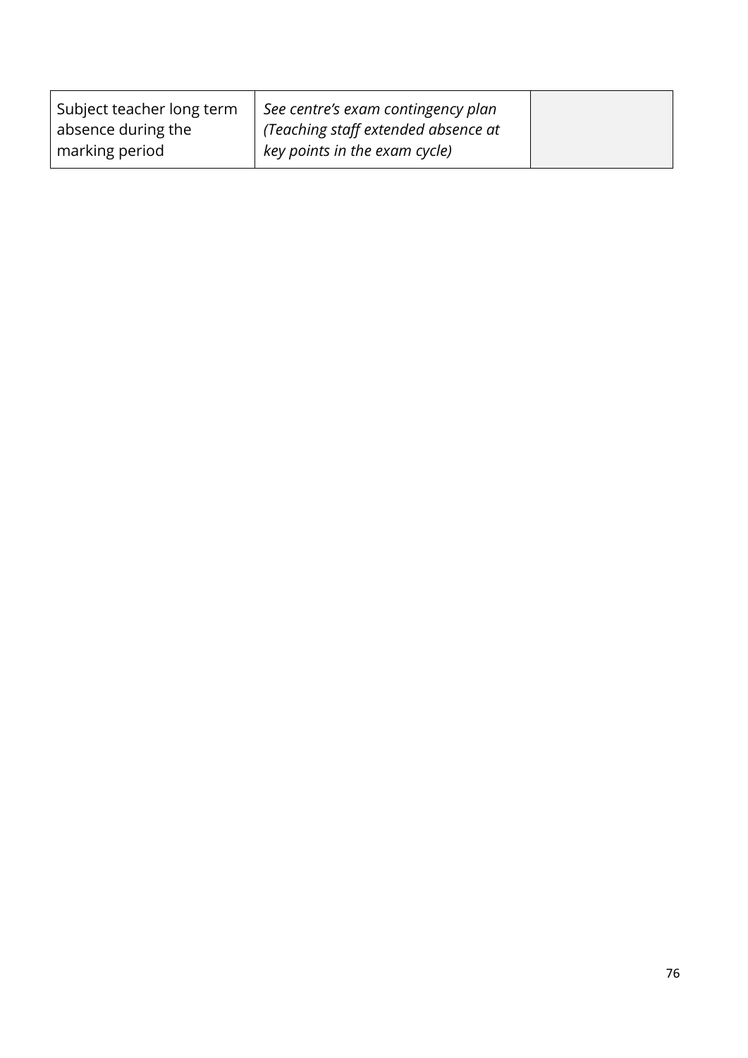| Subject teacher long term absence during the marking period | *See centre's exam contingency plan (Teaching staff extended absence at key points in the exam cycle)* | |
|---|---|---|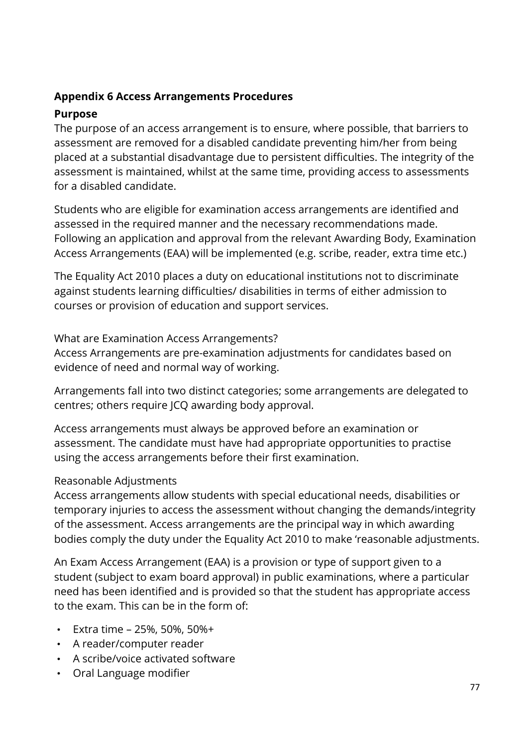**Appendix 6 Access Arrangements Procedures**

**Purpose**

The purpose of an access arrangement is to ensure, where possible, that barriers to assessment are removed for a disabled candidate preventing him/her from being placed at a substantial disadvantage due to persistent difficulties. The integrity of the assessment is maintained, whilst at the same time, providing access to assessments for a disabled candidate.

Students who are eligible for examination access arrangements are identified and assessed in the required manner and the necessary recommendations made. Following an application and approval from the relevant Awarding Body, Examination Access Arrangements (EAA) will be implemented (e.g. scribe, reader, extra time etc.)

The Equality Act 2010 places a duty on educational institutions not to discriminate against students learning difficulties/ disabilities in terms of either admission to courses or provision of education and support services.

What are Examination Access Arrangements?

Access Arrangements are pre-examination adjustments for candidates based on evidence of need and normal way of working.

Arrangements fall into two distinct categories; some arrangements are delegated to centres; others require JCQ awarding body approval.

Access arrangements must always be approved before an examination or assessment. The candidate must have had appropriate opportunities to practise using the access arrangements before their first examination.

Reasonable Adjustments

Access arrangements allow students with special educational needs, disabilities or temporary injuries to access the assessment without changing the demands/integrity of the assessment. Access arrangements are the principal way in which awarding bodies comply the duty under the Equality Act 2010 to make 'reasonable adjustments.

An Exam Access Arrangement (EAA) is a provision or type of support given to a student (subject to exam board approval) in public examinations, where a particular need has been identified and is provided so that the student has appropriate access to the exam. This can be in the form of:

- Extra time – 25%, 50%, 50%+
- A reader/computer reader
- A scribe/voice activated software
- Oral Language modifier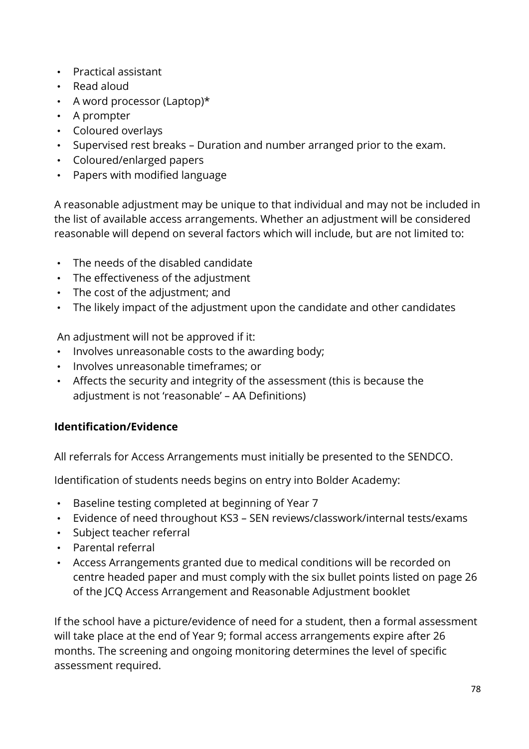- Practical assistant
- Read aloud
- A word processor (Laptop)*
- A prompter
- Coloured overlays
- Supervised rest breaks – Duration and number arranged prior to the exam.
- Coloured/enlarged papers
- Papers with modified language

A reasonable adjustment may be unique to that individual and may not be included in the list of available access arrangements. Whether an adjustment will be considered reasonable will depend on several factors which will include, but are not limited to:

- The needs of the disabled candidate
- The effectiveness of the adjustment
- The cost of the adjustment; and
- The likely impact of the adjustment upon the candidate and other candidates

An adjustment will not be approved if it:

- Involves unreasonable costs to the awarding body;
- Involves unreasonable timeframes; or
- Affects the security and integrity of the assessment (this is because the adjustment is not 'reasonable' – AA Definitions)

**Identification/Evidence**

All referrals for Access Arrangements must initially be presented to the SENDCO.

Identification of students needs begins on entry into Bolder Academy:

- Baseline testing completed at beginning of Year 7
- Evidence of need throughout KS3 – SEN reviews/classwork/internal tests/exams
- Subject teacher referral
- Parental referral
- Access Arrangements granted due to medical conditions will be recorded on centre headed paper and must comply with the six bullet points listed on page 26 of the JCQ Access Arrangement and Reasonable Adjustment booklet

If the school have a picture/evidence of need for a student, then a formal assessment will take place at the end of Year 9; formal access arrangements expire after 26 months. The screening and ongoing monitoring determines the level of specific assessment required.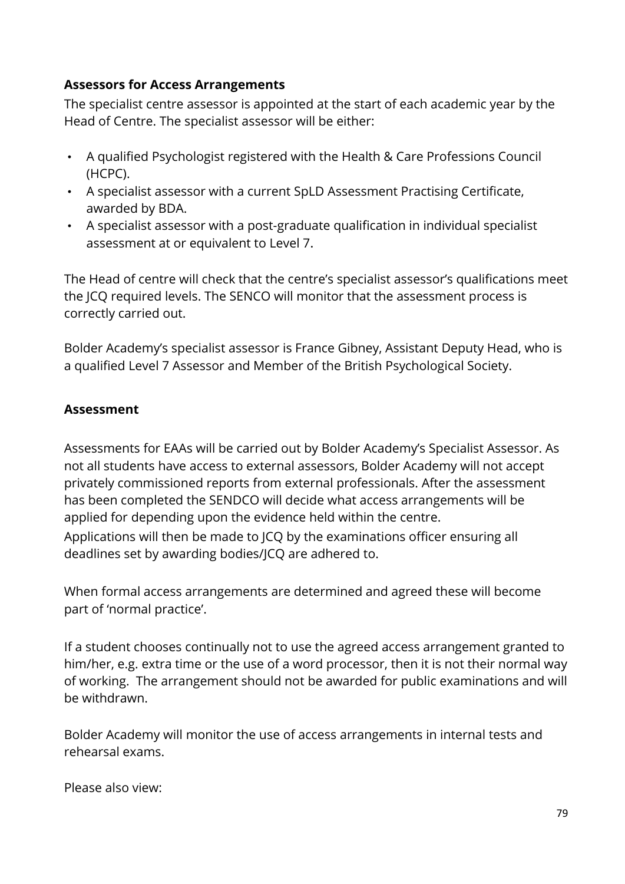**Assessors for Access Arrangements**

The specialist centre assessor is appointed at the start of each academic year by the Head of Centre. The specialist assessor will be either:

- A qualified Psychologist registered with the Health & Care Professions Council (HCPC).
- A specialist assessor with a current SpLD Assessment Practising Certificate, awarded by BDA.
- A specialist assessor with a post-graduate qualification in individual specialist assessment at or equivalent to Level 7.

The Head of centre will check that the centre's specialist assessor's qualifications meet the JCQ required levels. The SENCO will monitor that the assessment process is correctly carried out.

Bolder Academy's specialist assessor is France Gibney, Assistant Deputy Head, who is a qualified Level 7 Assessor and Member of the British Psychological Society.

**Assessment**

Assessments for EAAs will be carried out by Bolder Academy's Specialist Assessor. As not all students have access to external assessors, Bolder Academy will not accept privately commissioned reports from external professionals. After the assessment has been completed the SENDCO will decide what access arrangements will be applied for depending upon the evidence held within the centre.

Applications will then be made to JCQ by the examinations officer ensuring all deadlines set by awarding bodies/JCQ are adhered to.

When formal access arrangements are determined and agreed these will become part of 'normal practice'.

If a student chooses continually not to use the agreed access arrangement granted to him/her, e.g. extra time or the use of a word processor, then it is not their normal way of working. The arrangement should not be awarded for public examinations and will be withdrawn.

Bolder Academy will monitor the use of access arrangements in internal tests and rehearsal exams.

Please also view: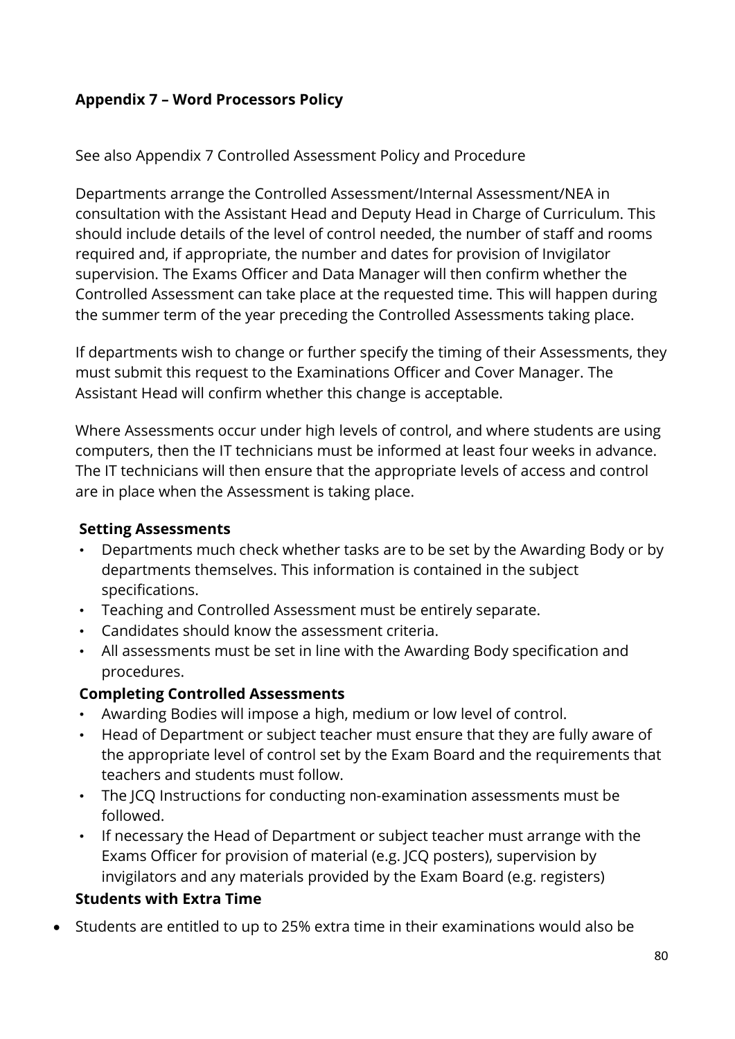## Appendix 7 – Word Processors Policy

See also Appendix 7 Controlled Assessment Policy and Procedure

Departments arrange the Controlled Assessment/Internal Assessment/NEA in consultation with the Assistant Head and Deputy Head in Charge of Curriculum. This should include details of the level of control needed, the number of staff and rooms required and, if appropriate, the number and dates for provision of Invigilator supervision. The Exams Officer and Data Manager will then confirm whether the Controlled Assessment can take place at the requested time. This will happen during the summer term of the year preceding the Controlled Assessments taking place.

If departments wish to change or further specify the timing of their Assessments, they must submit this request to the Examinations Officer and Cover Manager. The Assistant Head will confirm whether this change is acceptable.

Where Assessments occur under high levels of control, and where students are using computers, then the IT technicians must be informed at least four weeks in advance. The IT technicians will then ensure that the appropriate levels of access and control are in place when the Assessment is taking place.

**Setting Assessments**

- Departments much check whether tasks are to be set by the Awarding Body or by departments themselves. This information is contained in the subject specifications.
- Teaching and Controlled Assessment must be entirely separate.
- Candidates should know the assessment criteria.
- All assessments must be set in line with the Awarding Body specification and procedures.

**Completing Controlled Assessments**

- Awarding Bodies will impose a high, medium or low level of control.
- Head of Department or subject teacher must ensure that they are fully aware of the appropriate level of control set by the Exam Board and the requirements that teachers and students must follow.
- The JCQ Instructions for conducting non-examination assessments must be followed.
- If necessary the Head of Department or subject teacher must arrange with the Exams Officer for provision of material (e.g. JCQ posters), supervision by invigilators and any materials provided by the Exam Board (e.g. registers)

**Students with Extra Time**

- Students are entitled to up to 25% extra time in their examinations would also be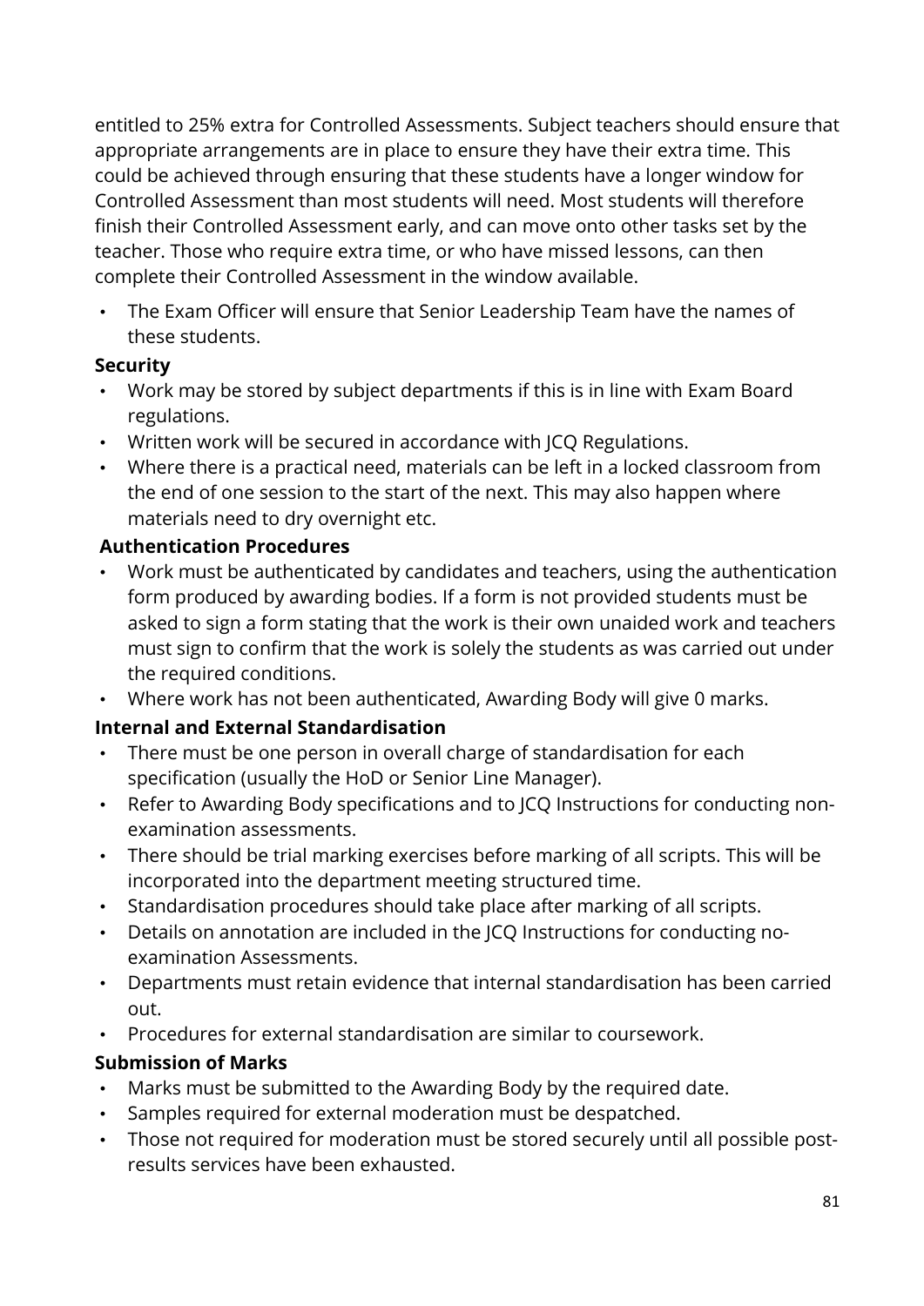entitled to 25% extra for Controlled Assessments. Subject teachers should ensure that appropriate arrangements are in place to ensure they have their extra time. This could be achieved through ensuring that these students have a longer window for Controlled Assessment than most students will need. Most students will therefore finish their Controlled Assessment early, and can move onto other tasks set by the teacher. Those who require extra time, or who have missed lessons, can then complete their Controlled Assessment in the window available.

- The Exam Officer will ensure that Senior Leadership Team have the names of these students.

**Security**

- Work may be stored by subject departments if this is in line with Exam Board regulations.
- Written work will be secured in accordance with JCQ Regulations.
- Where there is a practical need, materials can be left in a locked classroom from the end of one session to the start of the next. This may also happen where materials need to dry overnight etc.

**Authentication Procedures**

- Work must be authenticated by candidates and teachers, using the authentication form produced by awarding bodies. If a form is not provided students must be asked to sign a form stating that the work is their own unaided work and teachers must sign to confirm that the work is solely the students as was carried out under the required conditions.
- Where work has not been authenticated, Awarding Body will give 0 marks.

**Internal and External Standardisation**

- There must be one person in overall charge of standardisation for each specification (usually the HoD or Senior Line Manager).
- Refer to Awarding Body specifications and to JCQ Instructions for conducting non-examination assessments.
- There should be trial marking exercises before marking of all scripts. This will be incorporated into the department meeting structured time.
- Standardisation procedures should take place after marking of all scripts.
- Details on annotation are included in the JCQ Instructions for conducting no-examination Assessments.
- Departments must retain evidence that internal standardisation has been carried out.
- Procedures for external standardisation are similar to coursework.

**Submission of Marks**

- Marks must be submitted to the Awarding Body by the required date.
- Samples required for external moderation must be despatched.
- Those not required for moderation must be stored securely until all possible post-results services have been exhausted.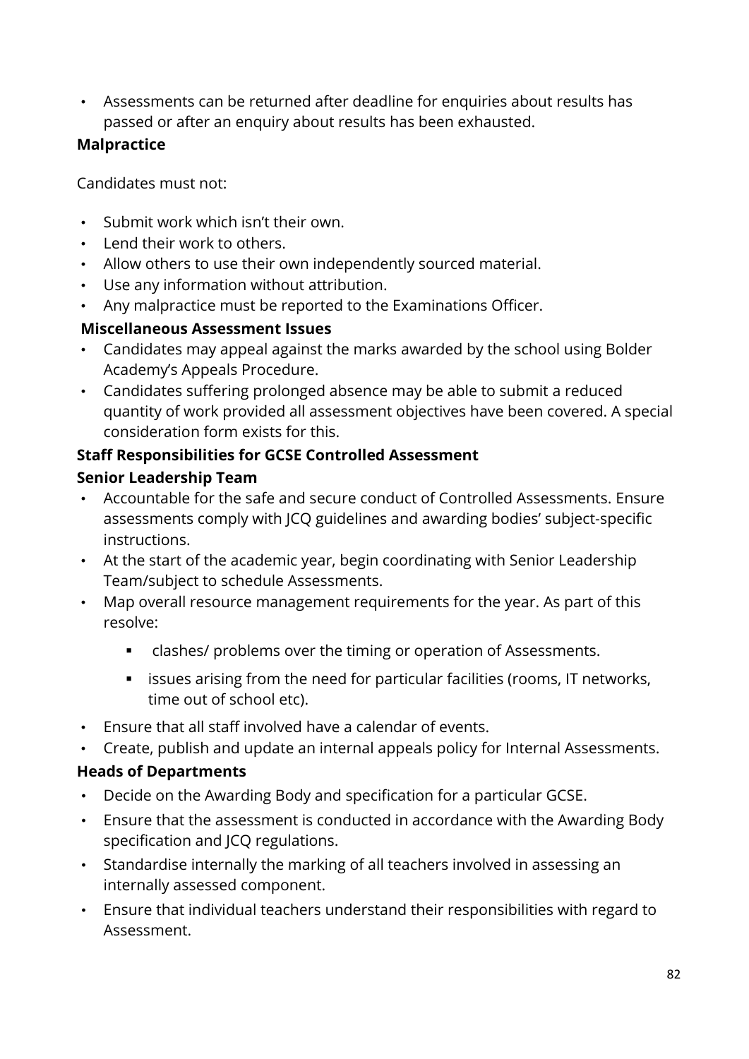- Assessments can be returned after deadline for enquiries about results has passed or after an enquiry about results has been exhausted.

**Malpractice**

Candidates must not:

- Submit work which isn't their own.
- Lend their work to others.
- Allow others to use their own independently sourced material.
- Use any information without attribution.
- Any malpractice must be reported to the Examinations Officer.

**Miscellaneous Assessment Issues**

- Candidates may appeal against the marks awarded by the school using Bolder Academy's Appeals Procedure.
- Candidates suffering prolonged absence may be able to submit a reduced quantity of work provided all assessment objectives have been covered. A special consideration form exists for this.

**Staff Responsibilities for GCSE Controlled Assessment**

**Senior Leadership Team**

- Accountable for the safe and secure conduct of Controlled Assessments. Ensure assessments comply with JCQ guidelines and awarding bodies' subject-specific instructions.
- At the start of the academic year, begin coordinating with Senior Leadership Team/subject to schedule Assessments.
- Map overall resource management requirements for the year. As part of this resolve:
    - clashes/ problems over the timing or operation of Assessments.
    - issues arising from the need for particular facilities (rooms, IT networks, time out of school etc).
- Ensure that all staff involved have a calendar of events.
- Create, publish and update an internal appeals policy for Internal Assessments.

**Heads of Departments**

- Decide on the Awarding Body and specification for a particular GCSE.
- Ensure that the assessment is conducted in accordance with the Awarding Body specification and JCQ regulations.
- Standardise internally the marking of all teachers involved in assessing an internally assessed component.
- Ensure that individual teachers understand their responsibilities with regard to Assessment.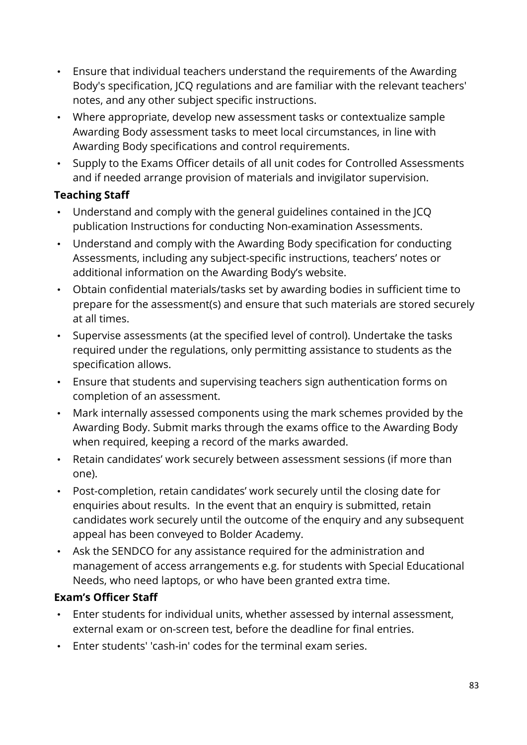- Ensure that individual teachers understand the requirements of the Awarding Body's specification, JCQ regulations and are familiar with the relevant teachers' notes, and any other subject specific instructions.
- Where appropriate, develop new assessment tasks or contextualize sample Awarding Body assessment tasks to meet local circumstances, in line with Awarding Body specifications and control requirements.
- Supply to the Exams Officer details of all unit codes for Controlled Assessments and if needed arrange provision of materials and invigilator supervision.

**Teaching Staff**

- Understand and comply with the general guidelines contained in the JCQ publication Instructions for conducting Non-examination Assessments.
- Understand and comply with the Awarding Body specification for conducting Assessments, including any subject-specific instructions, teachers' notes or additional information on the Awarding Body's website.
- Obtain confidential materials/tasks set by awarding bodies in sufficient time to prepare for the assessment(s) and ensure that such materials are stored securely at all times.
- Supervise assessments (at the specified level of control). Undertake the tasks required under the regulations, only permitting assistance to students as the specification allows.
- Ensure that students and supervising teachers sign authentication forms on completion of an assessment.
- Mark internally assessed components using the mark schemes provided by the Awarding Body. Submit marks through the exams office to the Awarding Body when required, keeping a record of the marks awarded.
- Retain candidates' work securely between assessment sessions (if more than one).
- Post-completion, retain candidates' work securely until the closing date for enquiries about results. In the event that an enquiry is submitted, retain candidates work securely until the outcome of the enquiry and any subsequent appeal has been conveyed to Bolder Academy.
- Ask the SENDCO for any assistance required for the administration and management of access arrangements e.g. for students with Special Educational Needs, who need laptops, or who have been granted extra time.

**Exam's Officer Staff**

- Enter students for individual units, whether assessed by internal assessment, external exam or on-screen test, before the deadline for final entries.
- Enter students' 'cash-in' codes for the terminal exam series.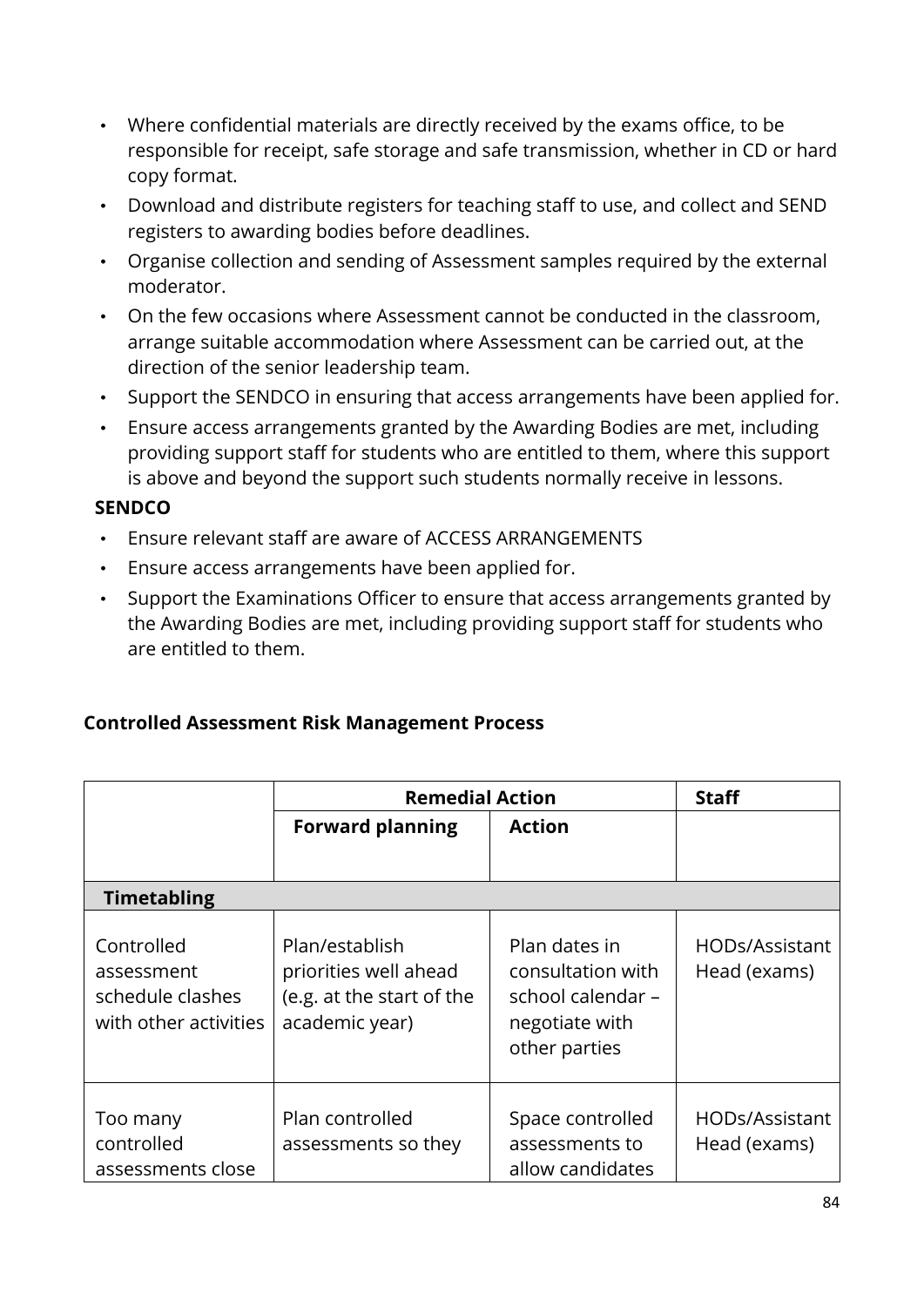- Where confidential materials are directly received by the exams office, to be responsible for receipt, safe storage and safe transmission, whether in CD or hard copy format.
- Download and distribute registers for teaching staff to use, and collect and SEND registers to awarding bodies before deadlines.
- Organise collection and sending of Assessment samples required by the external moderator.
- On the few occasions where Assessment cannot be conducted in the classroom, arrange suitable accommodation where Assessment can be carried out, at the direction of the senior leadership team.
- Support the SENDCO in ensuring that access arrangements have been applied for.
- Ensure access arrangements granted by the Awarding Bodies are met, including providing support staff for students who are entitled to them, where this support is above and beyond the support such students normally receive in lessons.

**SENDCO**

- Ensure relevant staff are aware of ACCESS ARRANGEMENTS
- Ensure access arrangements have been applied for.
- Support the Examinations Officer to ensure that access arrangements granted by the Awarding Bodies are met, including providing support staff for students who are entitled to them.

**Controlled Assessment Risk Management Process**

| | **Remedial Action** | | **Staff** |
|---|---|---|---|
| | **Forward planning** | **Action** | |
| **Timetabling** | | | |
| Controlled assessment schedule clashes with other activities | Plan/establish priorities well ahead (e.g. at the start of the academic year) | Plan dates in consultation with school calendar – negotiate with other parties | HODs/Assistant Head (exams) |
| Too many controlled assessments close | Plan controlled assessments so they | Space controlled assessments to allow candidates | HODs/Assistant Head (exams) |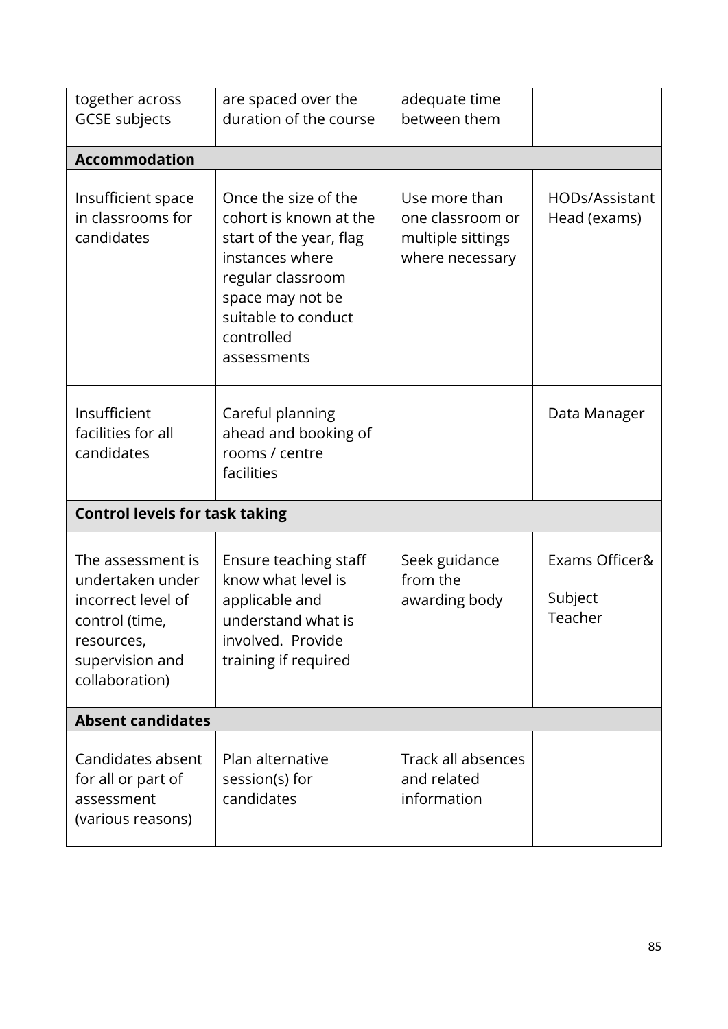| | | | |
|---|---|---|---|
| together across GCSE subjects | are spaced over the duration of the course | adequate time between them | |
| **Accommodation** | | | |
| Insufficient space in classrooms for candidates | Once the size of the cohort is known at the start of the year, flag instances where regular classroom space may not be suitable to conduct controlled assessments | Use more than one classroom or multiple sittings where necessary | HODs/Assistant Head (exams) |
| Insufficient facilities for all candidates | Careful planning ahead and booking of rooms / centre facilities | | Data Manager |
| **Control levels for task taking** | | | |
| The assessment is undertaken under incorrect level of control (time, resources, supervision and collaboration) | Ensure teaching staff know what level is applicable and understand what is involved. Provide training if required | Seek guidance from the awarding body | Exams Officer& Subject Teacher |
| **Absent candidates** | | | |
| Candidates absent for all or part of assessment (various reasons) | Plan alternative session(s) for candidates | Track all absences and related information | |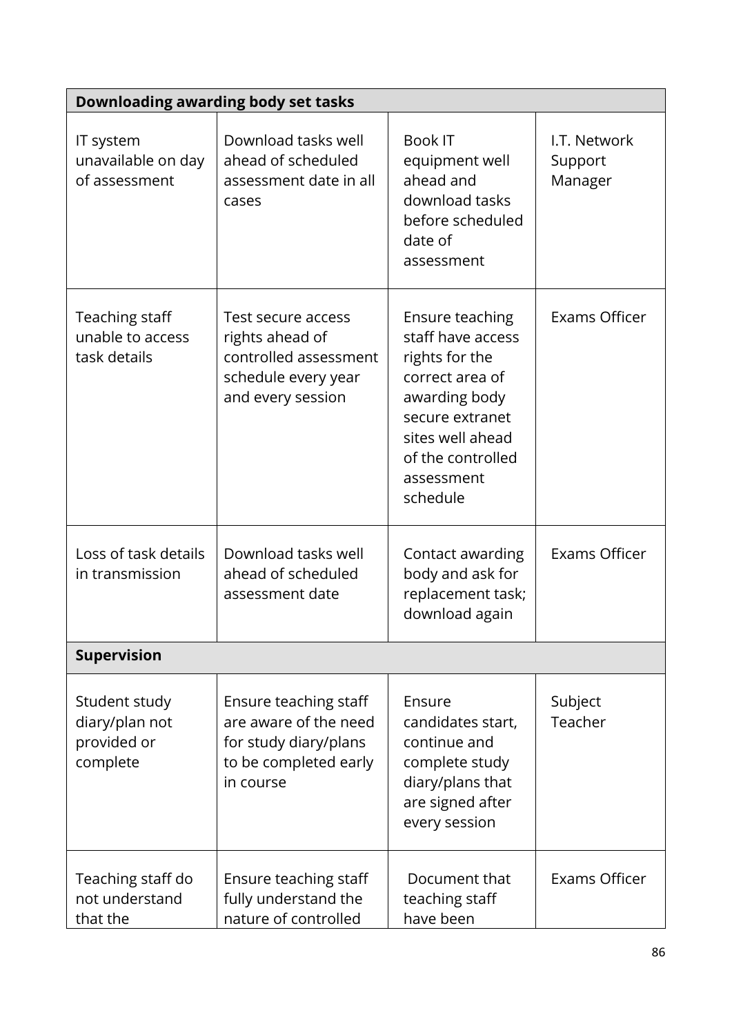| Downloading awarding body set tasks | | | |
|---|---|---|---|
| IT system unavailable on day of assessment | Download tasks well ahead of scheduled assessment date in all cases | Book IT equipment well ahead and download tasks before scheduled date of assessment | I.T. Network Support Manager |
| Teaching staff unable to access task details | Test secure access rights ahead of controlled assessment schedule every year and every session | Ensure teaching staff have access rights for the correct area of awarding body secure extranet sites well ahead of the controlled assessment schedule | Exams Officer |
| Loss of task details in transmission | Download tasks well ahead of scheduled assessment date | Contact awarding body and ask for replacement task; download again | Exams Officer |
| **Supervision** | | | |
| Student study diary/plan not provided or complete | Ensure teaching staff are aware of the need for study diary/plans to be completed early in course | Ensure candidates start, continue and complete study diary/plans that are signed after every session | Subject Teacher |
| Teaching staff do not understand that the | Ensure teaching staff fully understand the nature of controlled | Document that teaching staff have been | Exams Officer |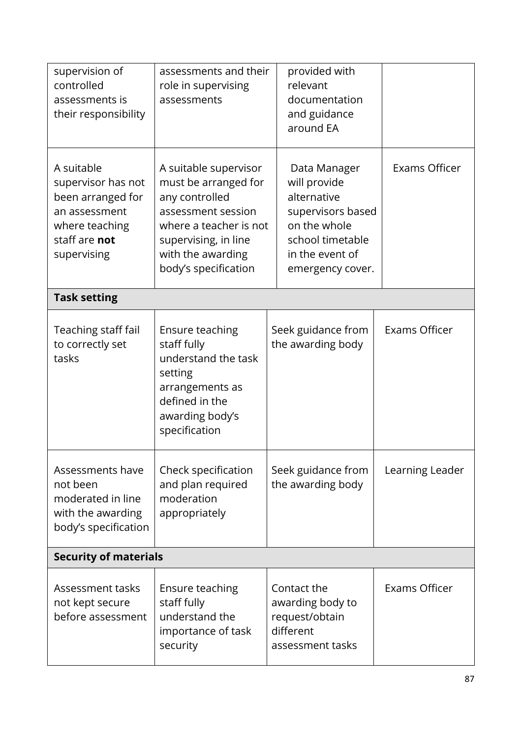| | | | |
|---|---|---|---|
| supervision of controlled assessments is their responsibility | assessments and their role in supervising assessments | provided with relevant documentation and guidance around EA | |
| A suitable supervisor has not been arranged for an assessment where teaching staff are **not** supervising | A suitable supervisor must be arranged for any controlled assessment session where a teacher is not supervising, in line with the awarding body's specification | Data Manager will provide alternative supervisors based on the whole school timetable in the event of emergency cover. | Exams Officer |
| **Task setting** | | | |
| Teaching staff fail to correctly set tasks | Ensure teaching staff fully understand the task setting arrangements as defined in the awarding body's specification | Seek guidance from the awarding body | Exams Officer |
| Assessments have not been moderated in line with the awarding body's specification | Check specification and plan required moderation appropriately | Seek guidance from the awarding body | Learning Leader |
| **Security of materials** | | | |
| Assessment tasks not kept secure before assessment | Ensure teaching staff fully understand the importance of task security | Contact the awarding body to request/obtain different assessment tasks | Exams Officer |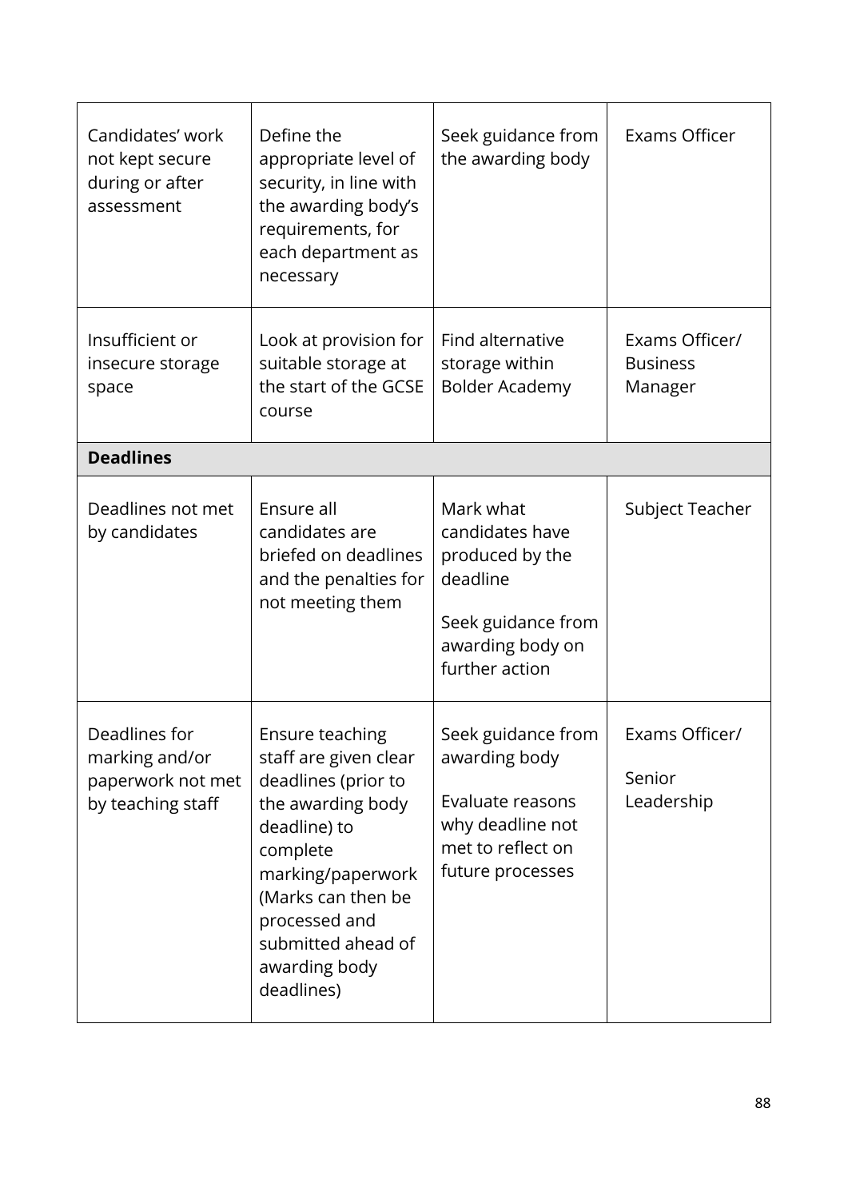| | | | |
|---|---|---|---|
| Candidates' work not kept secure during or after assessment | Define the appropriate level of security, in line with the awarding body's requirements, for each department as necessary | Seek guidance from the awarding body | Exams Officer |
| Insufficient or insecure storage space | Look at provision for suitable storage at the start of the GCSE course | Find alternative storage within Bolder Academy | Exams Officer/ Business Manager |
| **Deadlines** | | | |
| Deadlines not met by candidates | Ensure all candidates are briefed on deadlines and the penalties for not meeting them | Mark what candidates have produced by the deadline<br><br>Seek guidance from awarding body on further action | Subject Teacher |
| Deadlines for marking and/or paperwork not met by teaching staff | Ensure teaching staff are given clear deadlines (prior to the awarding body deadline) to complete marking/paperwork (Marks can then be processed and submitted ahead of awarding body deadlines) | Seek guidance from awarding body<br><br>Evaluate reasons why deadline not met to reflect on future processes | Exams Officer/<br><br>Senior Leadership |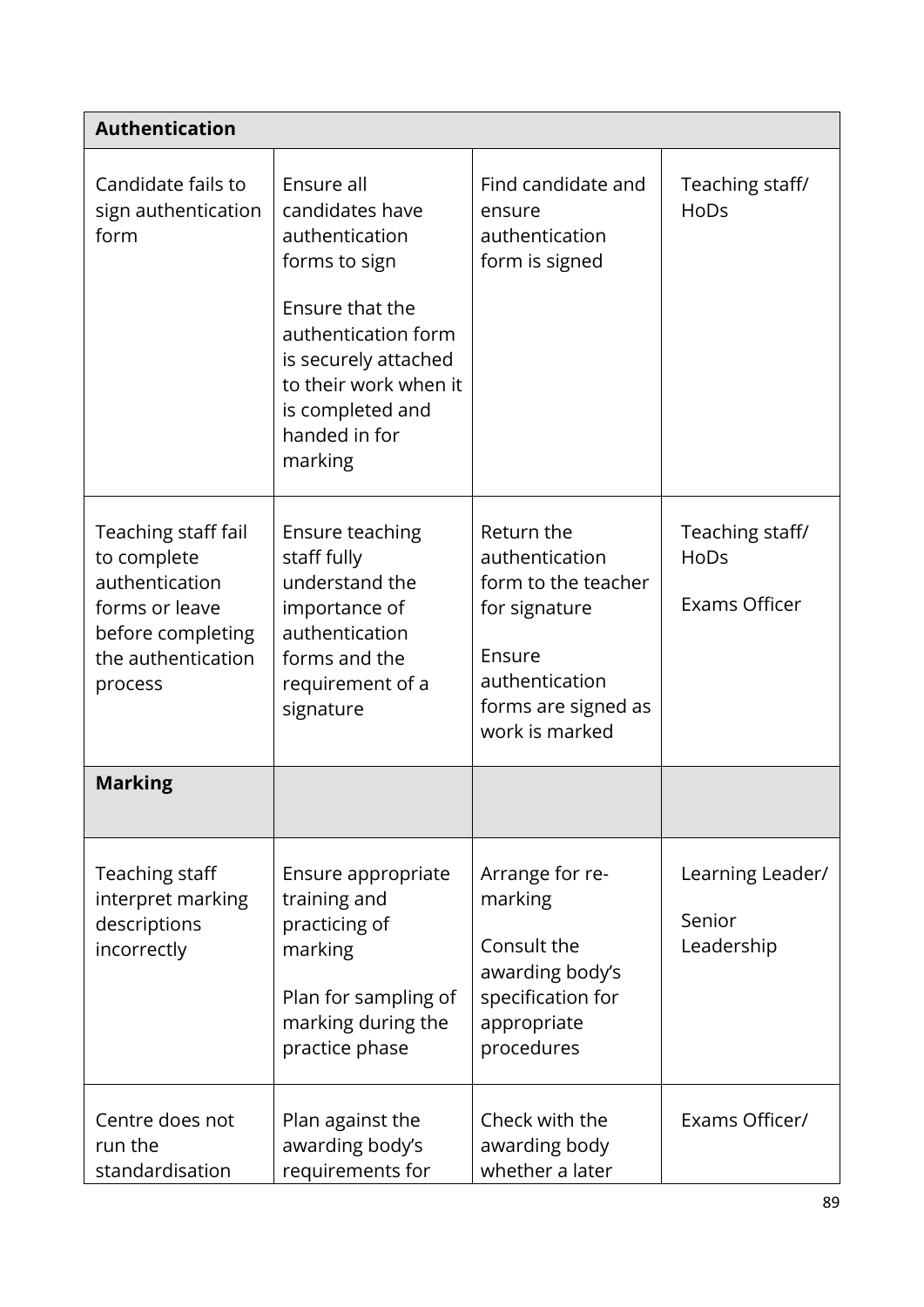| Authentication | | | |
|---|---|---|---|
| Candidate fails to sign authentication form | Ensure all candidates have authentication forms to sign<br><br>Ensure that the authentication form is securely attached to their work when it is completed and handed in for marking | Find candidate and ensure authentication form is signed | Teaching staff/ HoDs |
| Teaching staff fail to complete authentication forms or leave before completing the authentication process | Ensure teaching staff fully understand the importance of authentication forms and the requirement of a signature | Return the authentication form to the teacher for signature<br><br>Ensure authentication forms are signed as work is marked | Teaching staff/ HoDs<br><br>Exams Officer |
| **Marking** | | | |
| Teaching staff interpret marking descriptions incorrectly | Ensure appropriate training and practicing of marking<br><br>Plan for sampling of marking during the practice phase | Arrange for re-marking<br><br>Consult the awarding body's specification for appropriate procedures | Learning Leader/<br><br>Senior Leadership |
| Centre does not run the standardisation | Plan against the awarding body's requirements for | Check with the awarding body whether a later | Exams Officer/ |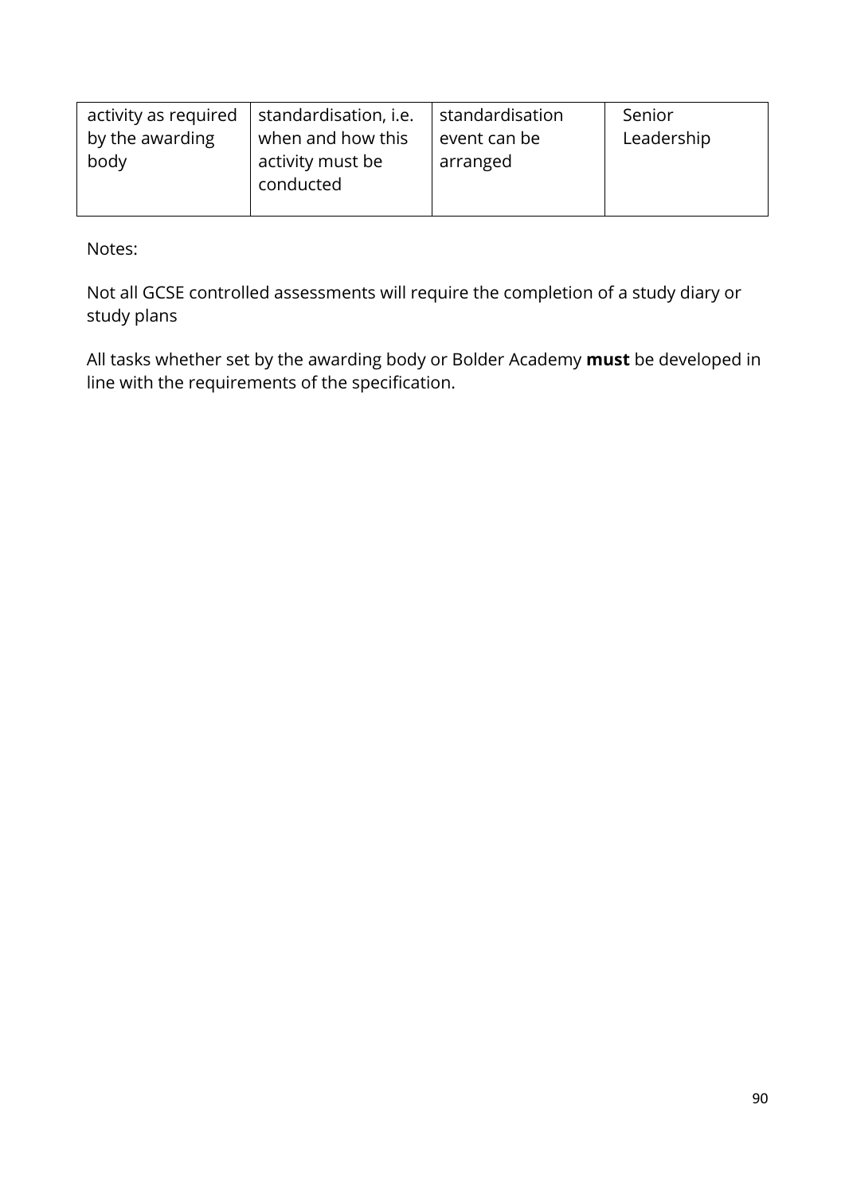| | | | |
|---|---|---|---|
| activity as required by the awarding body | standardisation, i.e. when and how this activity must be conducted | standardisation event can be arranged | Senior Leadership |

Notes:

Not all GCSE controlled assessments will require the completion of a study diary or study plans

All tasks whether set by the awarding body or Bolder Academy **must** be developed in line with the requirements of the specification.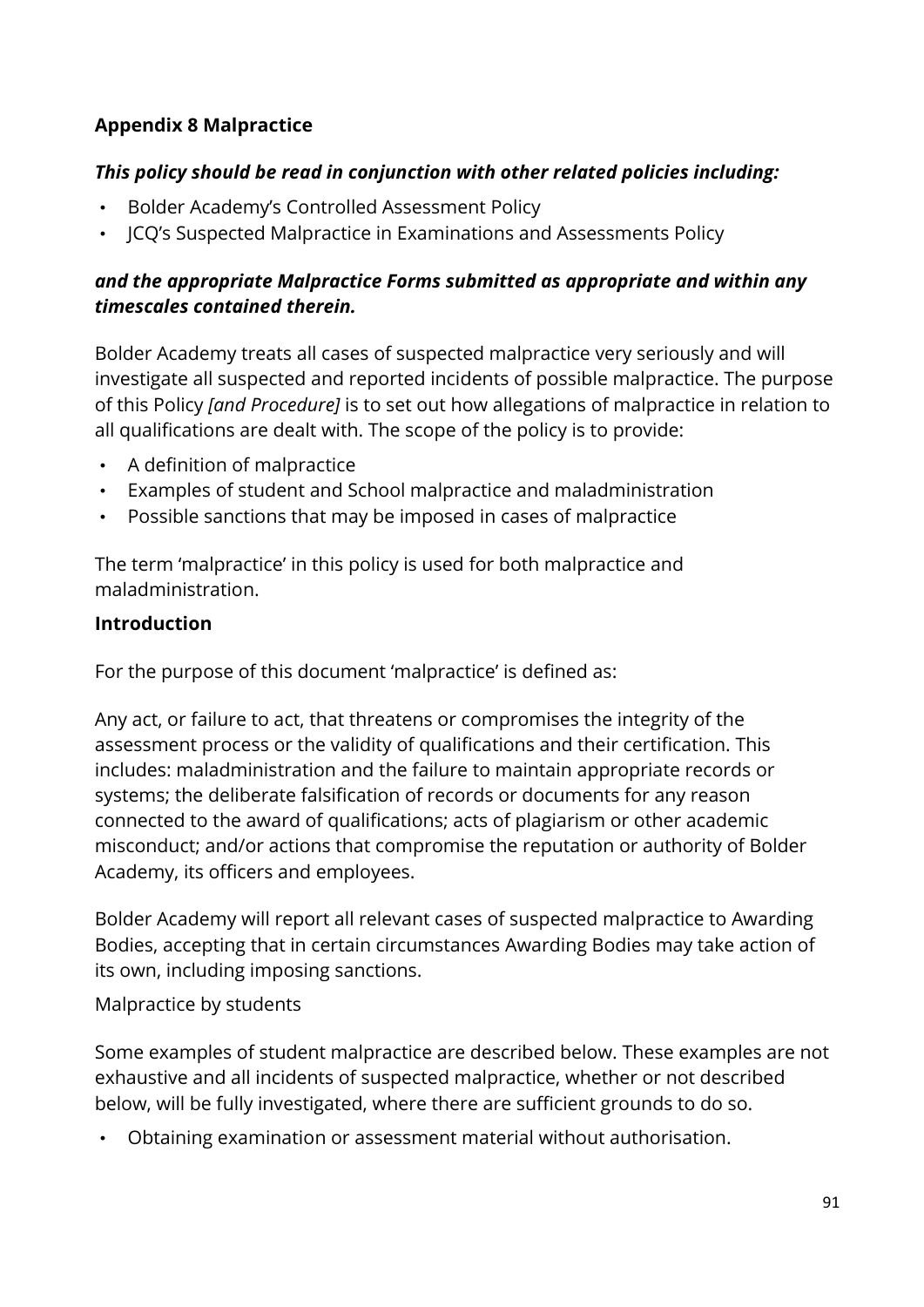**Appendix 8 Malpractice**

***This policy should be read in conjunction with other related policies including:***

- Bolder Academy's Controlled Assessment Policy
- JCQ's Suspected Malpractice in Examinations and Assessments Policy

***and the appropriate Malpractice Forms submitted as appropriate and within any timescales contained therein.***

Bolder Academy treats all cases of suspected malpractice very seriously and will investigate all suspected and reported incidents of possible malpractice. The purpose of this Policy *[and Procedure]* is to set out how allegations of malpractice in relation to all qualifications are dealt with. The scope of the policy is to provide:

- A definition of malpractice
- Examples of student and School malpractice and maladministration
- Possible sanctions that may be imposed in cases of malpractice

The term 'malpractice' in this policy is used for both malpractice and maladministration.

**Introduction**

For the purpose of this document 'malpractice' is defined as:

Any act, or failure to act, that threatens or compromises the integrity of the assessment process or the validity of qualifications and their certification. This includes: maladministration and the failure to maintain appropriate records or systems; the deliberate falsification of records or documents for any reason connected to the award of qualifications; acts of plagiarism or other academic misconduct; and/or actions that compromise the reputation or authority of Bolder Academy, its officers and employees.

Bolder Academy will report all relevant cases of suspected malpractice to Awarding Bodies, accepting that in certain circumstances Awarding Bodies may take action of its own, including imposing sanctions.

Malpractice by students

Some examples of student malpractice are described below. These examples are not exhaustive and all incidents of suspected malpractice, whether or not described below, will be fully investigated, where there are sufficient grounds to do so.

- Obtaining examination or assessment material without authorisation.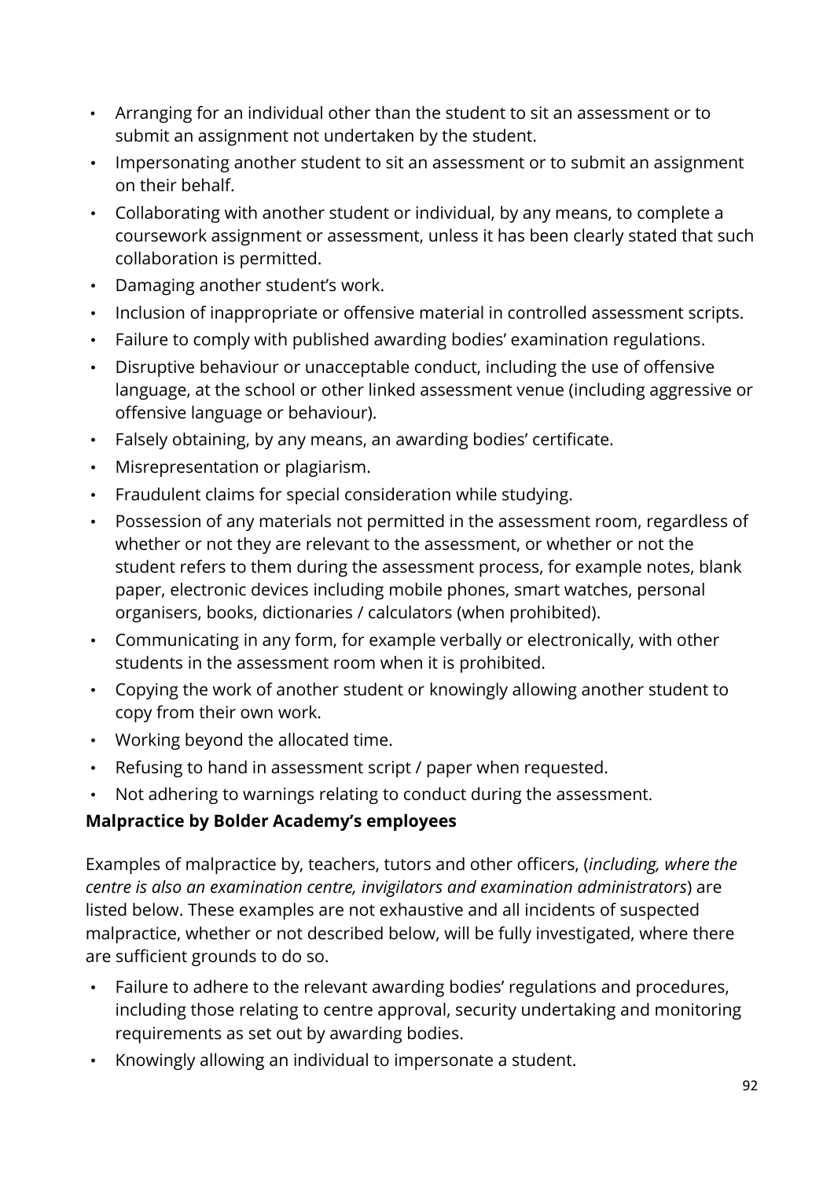- Arranging for an individual other than the student to sit an assessment or to submit an assignment not undertaken by the student.
- Impersonating another student to sit an assessment or to submit an assignment on their behalf.
- Collaborating with another student or individual, by any means, to complete a coursework assignment or assessment, unless it has been clearly stated that such collaboration is permitted.
- Damaging another student's work.
- Inclusion of inappropriate or offensive material in controlled assessment scripts.
- Failure to comply with published awarding bodies' examination regulations.
- Disruptive behaviour or unacceptable conduct, including the use of offensive language, at the school or other linked assessment venue (including aggressive or offensive language or behaviour).
- Falsely obtaining, by any means, an awarding bodies' certificate.
- Misrepresentation or plagiarism.
- Fraudulent claims for special consideration while studying.
- Possession of any materials not permitted in the assessment room, regardless of whether or not they are relevant to the assessment, or whether or not the student refers to them during the assessment process, for example notes, blank paper, electronic devices including mobile phones, smart watches, personal organisers, books, dictionaries / calculators (when prohibited).
- Communicating in any form, for example verbally or electronically, with other students in the assessment room when it is prohibited.
- Copying the work of another student or knowingly allowing another student to copy from their own work.
- Working beyond the allocated time.
- Refusing to hand in assessment script / paper when requested.
- Not adhering to warnings relating to conduct during the assessment.

**Malpractice by Bolder Academy's employees**

Examples of malpractice by, teachers, tutors and other officers, (*including, where the centre is also an examination centre, invigilators and examination administrators*) are listed below. These examples are not exhaustive and all incidents of suspected malpractice, whether or not described below, will be fully investigated, where there are sufficient grounds to do so.

- Failure to adhere to the relevant awarding bodies' regulations and procedures, including those relating to centre approval, security undertaking and monitoring requirements as set out by awarding bodies.
- Knowingly allowing an individual to impersonate a student.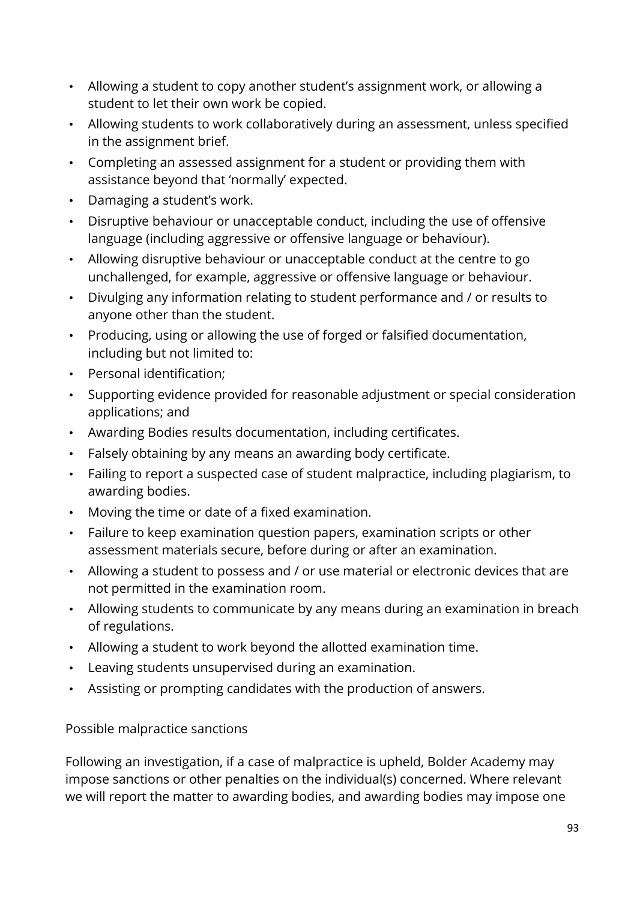- Allowing a student to copy another student's assignment work, or allowing a student to let their own work be copied.
- Allowing students to work collaboratively during an assessment, unless specified in the assignment brief.
- Completing an assessed assignment for a student or providing them with assistance beyond that 'normally' expected.
- Damaging a student's work.
- Disruptive behaviour or unacceptable conduct, including the use of offensive language (including aggressive or offensive language or behaviour).
- Allowing disruptive behaviour or unacceptable conduct at the centre to go unchallenged, for example, aggressive or offensive language or behaviour.
- Divulging any information relating to student performance and / or results to anyone other than the student.
- Producing, using or allowing the use of forged or falsified documentation, including but not limited to:
- Personal identification;
- Supporting evidence provided for reasonable adjustment or special consideration applications; and
- Awarding Bodies results documentation, including certificates.
- Falsely obtaining by any means an awarding body certificate.
- Failing to report a suspected case of student malpractice, including plagiarism, to awarding bodies.
- Moving the time or date of a fixed examination.
- Failure to keep examination question papers, examination scripts or other assessment materials secure, before during or after an examination.
- Allowing a student to possess and / or use material or electronic devices that are not permitted in the examination room.
- Allowing students to communicate by any means during an examination in breach of regulations.
- Allowing a student to work beyond the allotted examination time.
- Leaving students unsupervised during an examination.
- Assisting or prompting candidates with the production of answers.

Possible malpractice sanctions

Following an investigation, if a case of malpractice is upheld, Bolder Academy may impose sanctions or other penalties on the individual(s) concerned. Where relevant we will report the matter to awarding bodies, and awarding bodies may impose one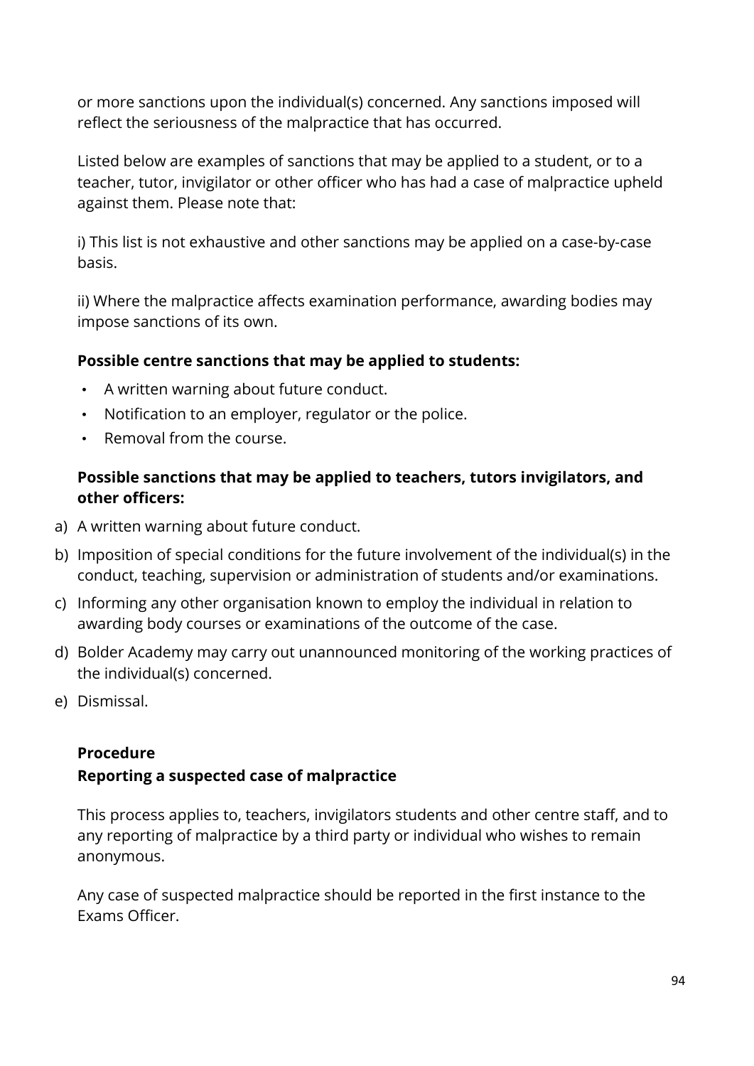or more sanctions upon the individual(s) concerned. Any sanctions imposed will reflect the seriousness of the malpractice that has occurred.

Listed below are examples of sanctions that may be applied to a student, or to a teacher, tutor, invigilator or other officer who has had a case of malpractice upheld against them. Please note that:

i) This list is not exhaustive and other sanctions may be applied on a case-by-case basis.

ii) Where the malpractice affects examination performance, awarding bodies may impose sanctions of its own.

**Possible centre sanctions that may be applied to students:**

- A written warning about future conduct.
- Notification to an employer, regulator or the police.
- Removal from the course.

**Possible sanctions that may be applied to teachers, tutors invigilators, and other officers:**

a) A written warning about future conduct.

b) Imposition of special conditions for the future involvement of the individual(s) in the conduct, teaching, supervision or administration of students and/or examinations.

c) Informing any other organisation known to employ the individual in relation to awarding body courses or examinations of the outcome of the case.

d) Bolder Academy may carry out unannounced monitoring of the working practices of the individual(s) concerned.

e) Dismissal.

**Procedure**

**Reporting a suspected case of malpractice**

This process applies to, teachers, invigilators students and other centre staff, and to any reporting of malpractice by a third party or individual who wishes to remain anonymous.

Any case of suspected malpractice should be reported in the first instance to the Exams Officer.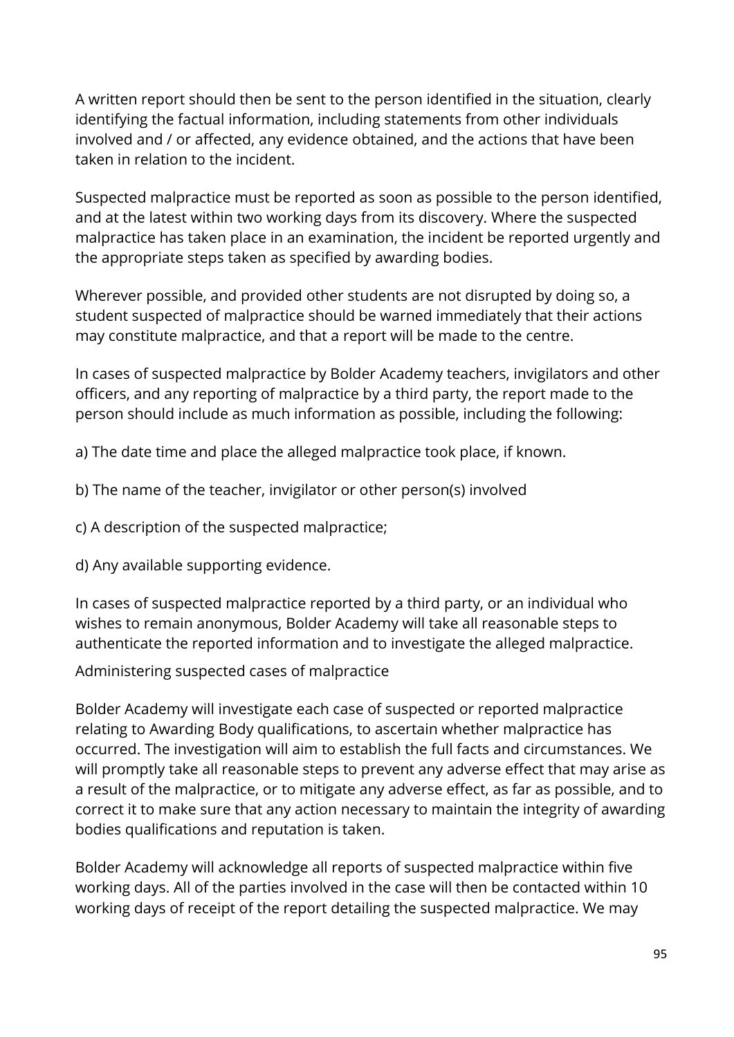A written report should then be sent to the person identified in the situation, clearly identifying the factual information, including statements from other individuals involved and / or affected, any evidence obtained, and the actions that have been taken in relation to the incident.

Suspected malpractice must be reported as soon as possible to the person identified, and at the latest within two working days from its discovery. Where the suspected malpractice has taken place in an examination, the incident be reported urgently and the appropriate steps taken as specified by awarding bodies.

Wherever possible, and provided other students are not disrupted by doing so, a student suspected of malpractice should be warned immediately that their actions may constitute malpractice, and that a report will be made to the centre.

In cases of suspected malpractice by Bolder Academy teachers, invigilators and other officers, and any reporting of malpractice by a third party, the report made to the person should include as much information as possible, including the following:

a) The date time and place the alleged malpractice took place, if known.

b) The name of the teacher, invigilator or other person(s) involved

c) A description of the suspected malpractice;

d) Any available supporting evidence.

In cases of suspected malpractice reported by a third party, or an individual who wishes to remain anonymous, Bolder Academy will take all reasonable steps to authenticate the reported information and to investigate the alleged malpractice.

### Administering suspected cases of malpractice

Bolder Academy will investigate each case of suspected or reported malpractice relating to Awarding Body qualifications, to ascertain whether malpractice has occurred. The investigation will aim to establish the full facts and circumstances. We will promptly take all reasonable steps to prevent any adverse effect that may arise as a result of the malpractice, or to mitigate any adverse effect, as far as possible, and to correct it to make sure that any action necessary to maintain the integrity of awarding bodies qualifications and reputation is taken.

Bolder Academy will acknowledge all reports of suspected malpractice within five working days. All of the parties involved in the case will then be contacted within 10 working days of receipt of the report detailing the suspected malpractice. We may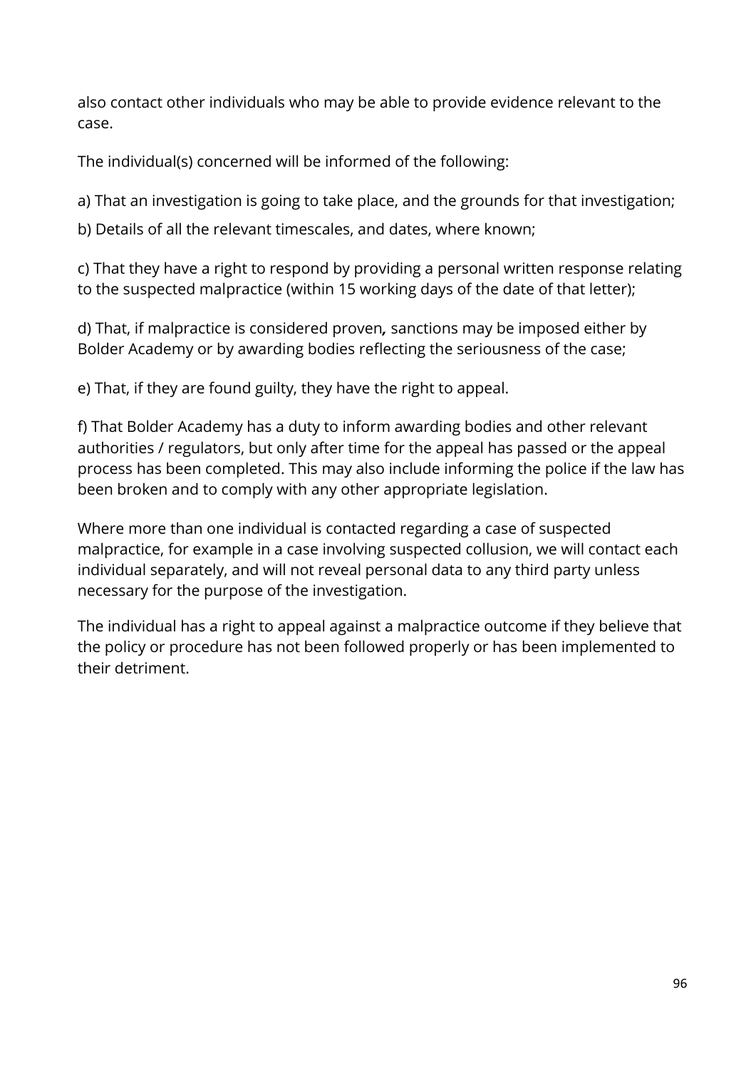also contact other individuals who may be able to provide evidence relevant to the case.

The individual(s) concerned will be informed of the following:

a) That an investigation is going to take place, and the grounds for that investigation;

b) Details of all the relevant timescales, and dates, where known;

c) That they have a right to respond by providing a personal written response relating to the suspected malpractice (within 15 working days of the date of that letter);

d) That, if malpractice is considered proven*,* sanctions may be imposed either by Bolder Academy or by awarding bodies reflecting the seriousness of the case;

e) That, if they are found guilty, they have the right to appeal.

f) That Bolder Academy has a duty to inform awarding bodies and other relevant authorities / regulators, but only after time for the appeal has passed or the appeal process has been completed. This may also include informing the police if the law has been broken and to comply with any other appropriate legislation.

Where more than one individual is contacted regarding a case of suspected malpractice, for example in a case involving suspected collusion, we will contact each individual separately, and will not reveal personal data to any third party unless necessary for the purpose of the investigation.

The individual has a right to appeal against a malpractice outcome if they believe that the policy or procedure has not been followed properly or has been implemented to their detriment.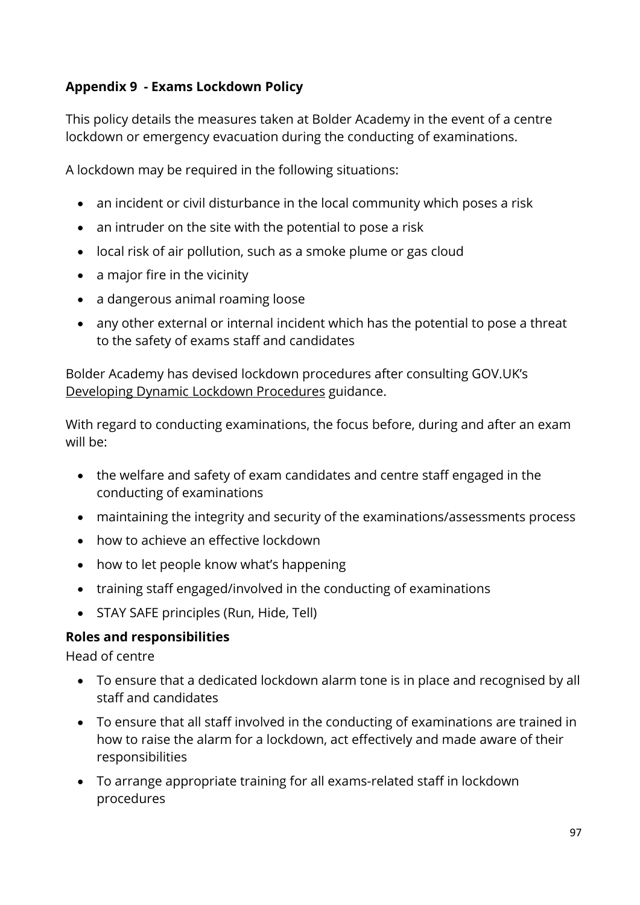**Appendix 9 - Exams Lockdown Policy**

This policy details the measures taken at Bolder Academy in the event of a centre lockdown or emergency evacuation during the conducting of examinations.

A lockdown may be required in the following situations:

- an incident or civil disturbance in the local community which poses a risk
- an intruder on the site with the potential to pose a risk
- local risk of air pollution, such as a smoke plume or gas cloud
- a major fire in the vicinity
- a dangerous animal roaming loose
- any other external or internal incident which has the potential to pose a threat to the safety of exams staff and candidates

Bolder Academy has devised lockdown procedures after consulting GOV.UK's Developing Dynamic Lockdown Procedures guidance.

With regard to conducting examinations, the focus before, during and after an exam will be:

- the welfare and safety of exam candidates and centre staff engaged in the conducting of examinations
- maintaining the integrity and security of the examinations/assessments process
- how to achieve an effective lockdown
- how to let people know what's happening
- training staff engaged/involved in the conducting of examinations
- STAY SAFE principles (Run, Hide, Tell)

**Roles and responsibilities**

Head of centre

- To ensure that a dedicated lockdown alarm tone is in place and recognised by all staff and candidates
- To ensure that all staff involved in the conducting of examinations are trained in how to raise the alarm for a lockdown, act effectively and made aware of their responsibilities
- To arrange appropriate training for all exams-related staff in lockdown procedures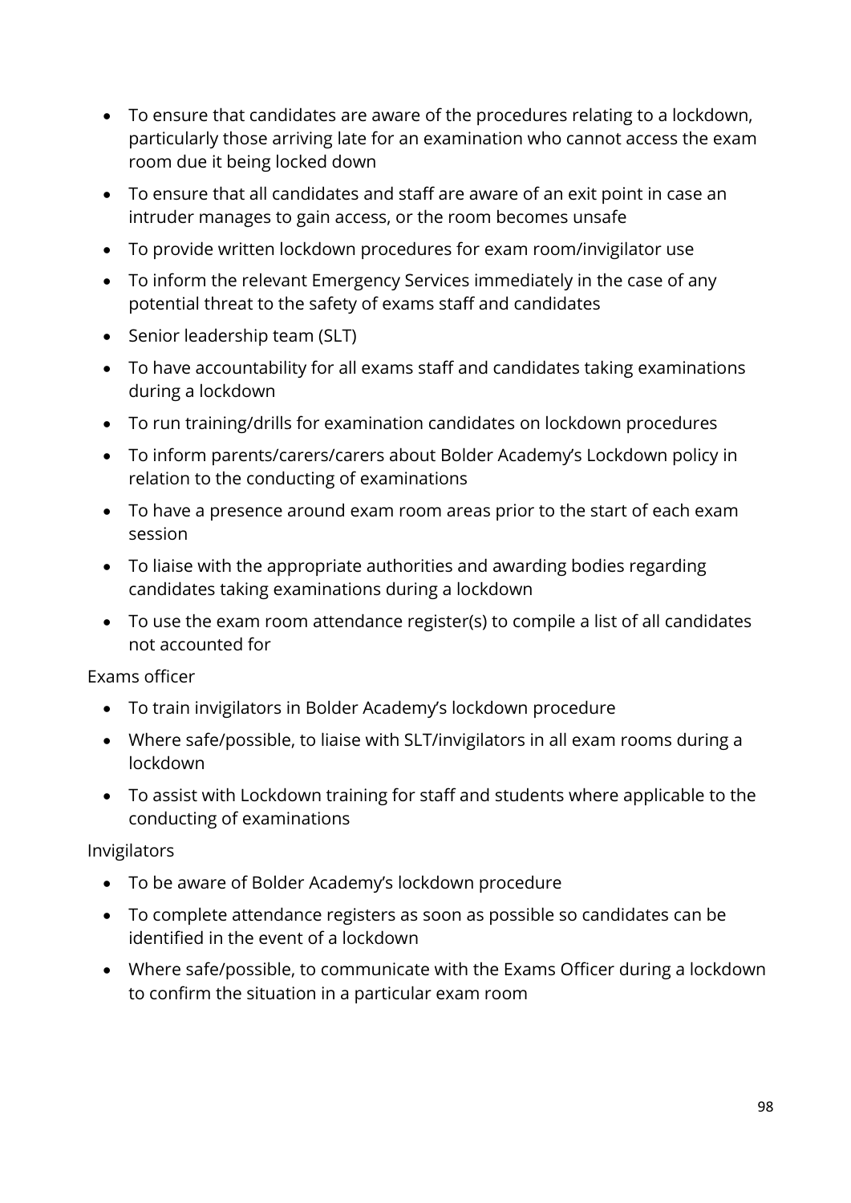- To ensure that candidates are aware of the procedures relating to a lockdown, particularly those arriving late for an examination who cannot access the exam room due it being locked down
- To ensure that all candidates and staff are aware of an exit point in case an intruder manages to gain access, or the room becomes unsafe
- To provide written lockdown procedures for exam room/invigilator use
- To inform the relevant Emergency Services immediately in the case of any potential threat to the safety of exams staff and candidates
- Senior leadership team (SLT)
- To have accountability for all exams staff and candidates taking examinations during a lockdown
- To run training/drills for examination candidates on lockdown procedures
- To inform parents/carers/carers about Bolder Academy's Lockdown policy in relation to the conducting of examinations
- To have a presence around exam room areas prior to the start of each exam session
- To liaise with the appropriate authorities and awarding bodies regarding candidates taking examinations during a lockdown
- To use the exam room attendance register(s) to compile a list of all candidates not accounted for

Exams officer

- To train invigilators in Bolder Academy's lockdown procedure
- Where safe/possible, to liaise with SLT/invigilators in all exam rooms during a lockdown
- To assist with Lockdown training for staff and students where applicable to the conducting of examinations

Invigilators

- To be aware of Bolder Academy's lockdown procedure
- To complete attendance registers as soon as possible so candidates can be identified in the event of a lockdown
- Where safe/possible, to communicate with the Exams Officer during a lockdown to confirm the situation in a particular exam room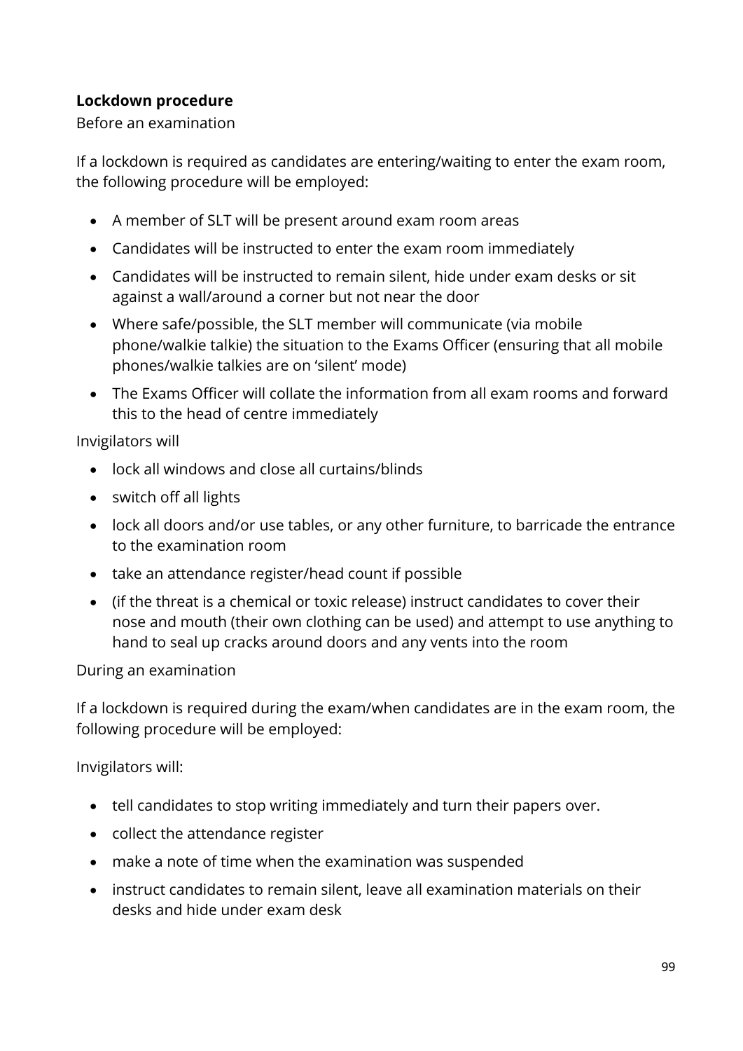**Lockdown procedure**

Before an examination

If a lockdown is required as candidates are entering/waiting to enter the exam room, the following procedure will be employed:

- A member of SLT will be present around exam room areas
- Candidates will be instructed to enter the exam room immediately
- Candidates will be instructed to remain silent, hide under exam desks or sit against a wall/around a corner but not near the door
- Where safe/possible, the SLT member will communicate (via mobile phone/walkie talkie) the situation to the Exams Officer (ensuring that all mobile phones/walkie talkies are on 'silent' mode)
- The Exams Officer will collate the information from all exam rooms and forward this to the head of centre immediately

Invigilators will

- lock all windows and close all curtains/blinds
- switch off all lights
- lock all doors and/or use tables, or any other furniture, to barricade the entrance to the examination room
- take an attendance register/head count if possible
- (if the threat is a chemical or toxic release) instruct candidates to cover their nose and mouth (their own clothing can be used) and attempt to use anything to hand to seal up cracks around doors and any vents into the room

During an examination

If a lockdown is required during the exam/when candidates are in the exam room, the following procedure will be employed:

Invigilators will:

- tell candidates to stop writing immediately and turn their papers over.
- collect the attendance register
- make a note of time when the examination was suspended
- instruct candidates to remain silent, leave all examination materials on their desks and hide under exam desk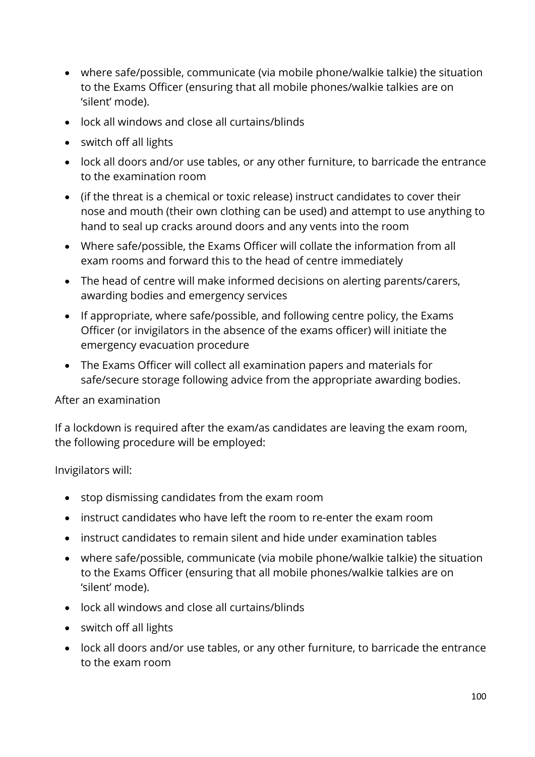- where safe/possible, communicate (via mobile phone/walkie talkie) the situation to the Exams Officer (ensuring that all mobile phones/walkie talkies are on 'silent' mode).
- lock all windows and close all curtains/blinds
- switch off all lights
- lock all doors and/or use tables, or any other furniture, to barricade the entrance to the examination room
- (if the threat is a chemical or toxic release) instruct candidates to cover their nose and mouth (their own clothing can be used) and attempt to use anything to hand to seal up cracks around doors and any vents into the room
- Where safe/possible, the Exams Officer will collate the information from all exam rooms and forward this to the head of centre immediately
- The head of centre will make informed decisions on alerting parents/carers, awarding bodies and emergency services
- If appropriate, where safe/possible, and following centre policy, the Exams Officer (or invigilators in the absence of the exams officer) will initiate the emergency evacuation procedure
- The Exams Officer will collect all examination papers and materials for safe/secure storage following advice from the appropriate awarding bodies.

After an examination

If a lockdown is required after the exam/as candidates are leaving the exam room, the following procedure will be employed:

Invigilators will:

- stop dismissing candidates from the exam room
- instruct candidates who have left the room to re-enter the exam room
- instruct candidates to remain silent and hide under examination tables
- where safe/possible, communicate (via mobile phone/walkie talkie) the situation to the Exams Officer (ensuring that all mobile phones/walkie talkies are on 'silent' mode).
- lock all windows and close all curtains/blinds
- switch off all lights
- lock all doors and/or use tables, or any other furniture, to barricade the entrance to the exam room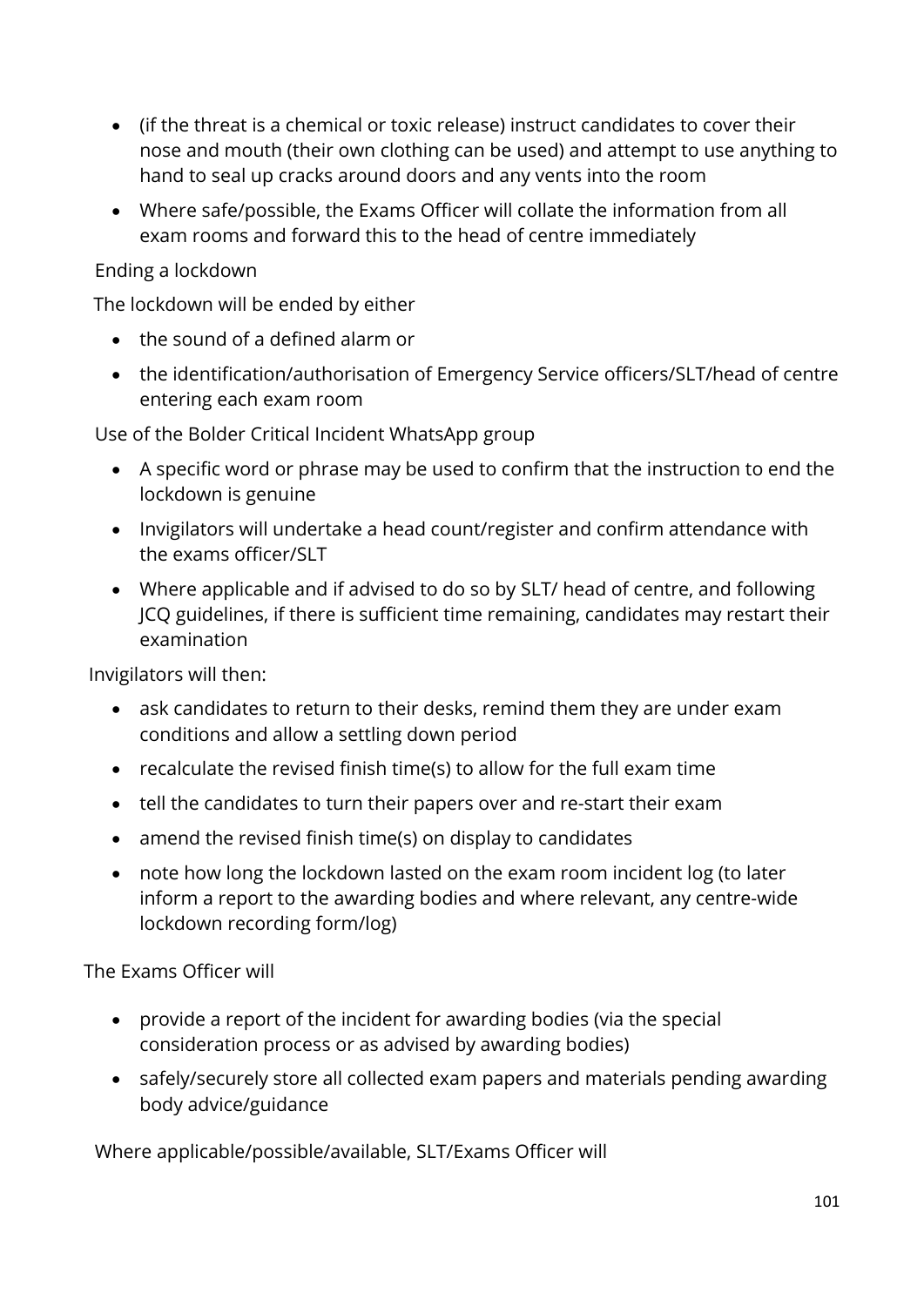- (if the threat is a chemical or toxic release) instruct candidates to cover their nose and mouth (their own clothing can be used) and attempt to use anything to hand to seal up cracks around doors and any vents into the room
- Where safe/possible, the Exams Officer will collate the information from all exam rooms and forward this to the head of centre immediately

Ending a lockdown

The lockdown will be ended by either

- the sound of a defined alarm or
- the identification/authorisation of Emergency Service officers/SLT/head of centre entering each exam room

Use of the Bolder Critical Incident WhatsApp group

- A specific word or phrase may be used to confirm that the instruction to end the lockdown is genuine
- Invigilators will undertake a head count/register and confirm attendance with the exams officer/SLT
- Where applicable and if advised to do so by SLT/ head of centre, and following JCQ guidelines, if there is sufficient time remaining, candidates may restart their examination

Invigilators will then:

- ask candidates to return to their desks, remind them they are under exam conditions and allow a settling down period
- recalculate the revised finish time(s) to allow for the full exam time
- tell the candidates to turn their papers over and re-start their exam
- amend the revised finish time(s) on display to candidates
- note how long the lockdown lasted on the exam room incident log (to later inform a report to the awarding bodies and where relevant, any centre-wide lockdown recording form/log)

The Exams Officer will

- provide a report of the incident for awarding bodies (via the special consideration process or as advised by awarding bodies)
- safely/securely store all collected exam papers and materials pending awarding body advice/guidance

Where applicable/possible/available, SLT/Exams Officer will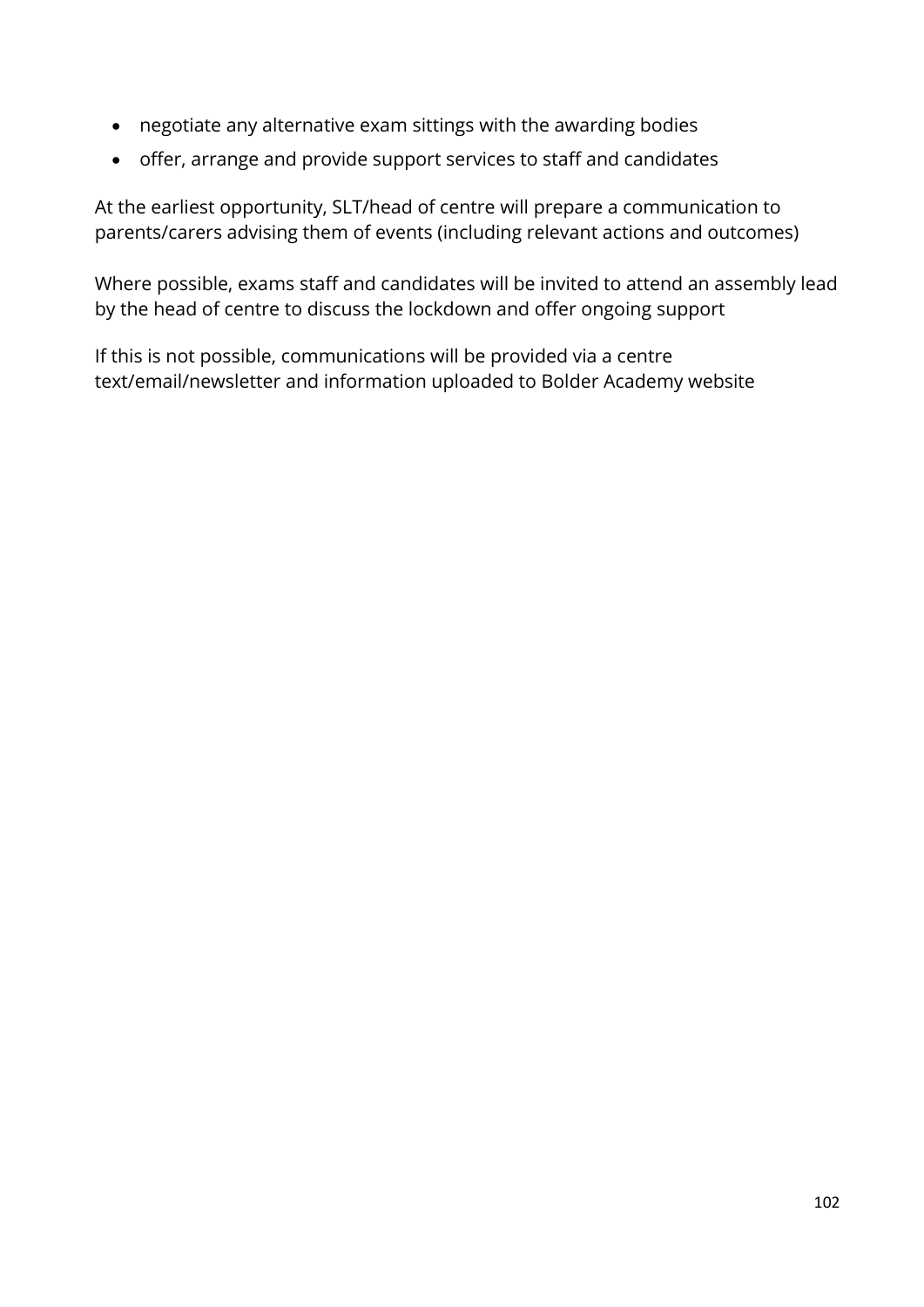- negotiate any alternative exam sittings with the awarding bodies
- offer, arrange and provide support services to staff and candidates

At the earliest opportunity, SLT/head of centre will prepare a communication to parents/carers advising them of events (including relevant actions and outcomes)

Where possible, exams staff and candidates will be invited to attend an assembly lead by the head of centre to discuss the lockdown and offer ongoing support

If this is not possible, communications will be provided via a centre text/email/newsletter and information uploaded to Bolder Academy website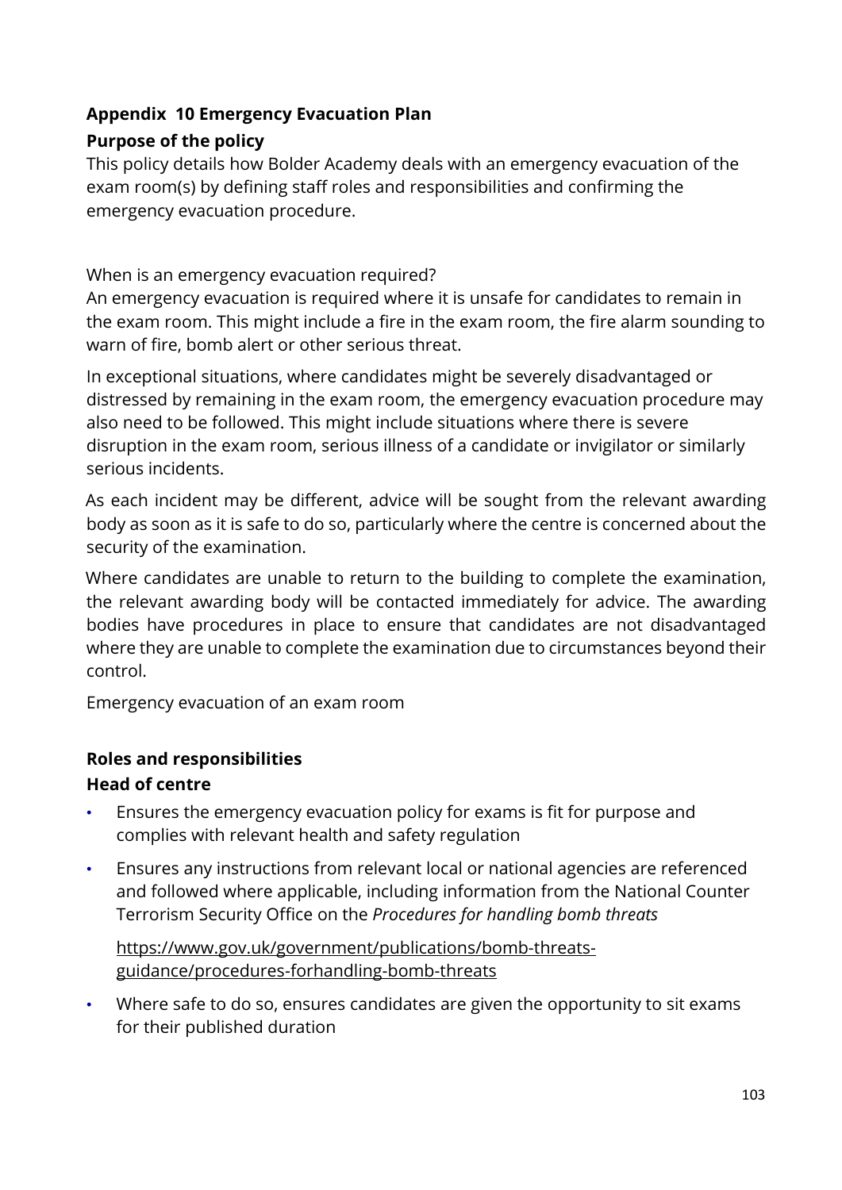**Appendix 10 Emergency Evacuation Plan**

**Purpose of the policy**

This policy details how Bolder Academy deals with an emergency evacuation of the exam room(s) by defining staff roles and responsibilities and confirming the emergency evacuation procedure.

When is an emergency evacuation required?

An emergency evacuation is required where it is unsafe for candidates to remain in the exam room. This might include a fire in the exam room, the fire alarm sounding to warn of fire, bomb alert or other serious threat.

In exceptional situations, where candidates might be severely disadvantaged or distressed by remaining in the exam room, the emergency evacuation procedure may also need to be followed. This might include situations where there is severe disruption in the exam room, serious illness of a candidate or invigilator or similarly serious incidents.

As each incident may be different, advice will be sought from the relevant awarding body as soon as it is safe to do so, particularly where the centre is concerned about the security of the examination.

Where candidates are unable to return to the building to complete the examination, the relevant awarding body will be contacted immediately for advice. The awarding bodies have procedures in place to ensure that candidates are not disadvantaged where they are unable to complete the examination due to circumstances beyond their control.

Emergency evacuation of an exam room

**Roles and responsibilities**

**Head of centre**

- Ensures the emergency evacuation policy for exams is fit for purpose and complies with relevant health and safety regulation
- Ensures any instructions from relevant local or national agencies are referenced and followed where applicable, including information from the National Counter Terrorism Security Office on the *Procedures for handling bomb threats*

  https://www.gov.uk/government/publications/bomb-threats-guidance/procedures-forhandling-bomb-threats
- Where safe to do so, ensures candidates are given the opportunity to sit exams for their published duration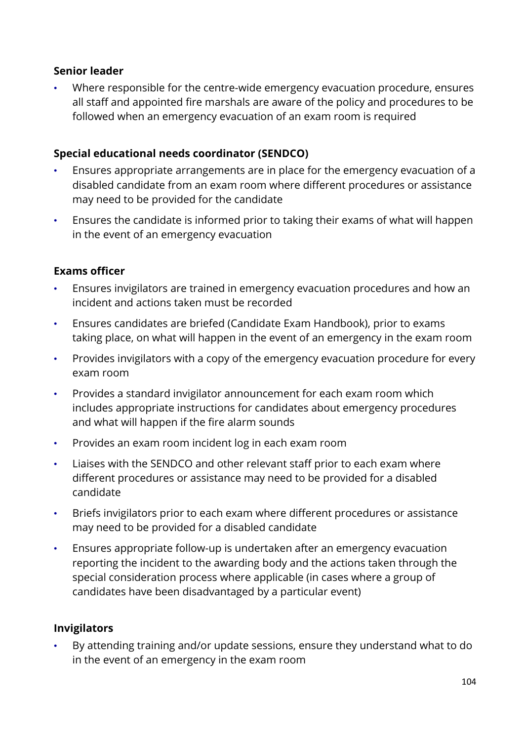**Senior leader**

- Where responsible for the centre-wide emergency evacuation procedure, ensures all staff and appointed fire marshals are aware of the policy and procedures to be followed when an emergency evacuation of an exam room is required

**Special educational needs coordinator (SENDCO)**

- Ensures appropriate arrangements are in place for the emergency evacuation of a disabled candidate from an exam room where different procedures or assistance may need to be provided for the candidate
- Ensures the candidate is informed prior to taking their exams of what will happen in the event of an emergency evacuation

**Exams officer**

- Ensures invigilators are trained in emergency evacuation procedures and how an incident and actions taken must be recorded
- Ensures candidates are briefed (Candidate Exam Handbook), prior to exams taking place, on what will happen in the event of an emergency in the exam room
- Provides invigilators with a copy of the emergency evacuation procedure for every exam room
- Provides a standard invigilator announcement for each exam room which includes appropriate instructions for candidates about emergency procedures and what will happen if the fire alarm sounds
- Provides an exam room incident log in each exam room
- Liaises with the SENDCO and other relevant staff prior to each exam where different procedures or assistance may need to be provided for a disabled candidate
- Briefs invigilators prior to each exam where different procedures or assistance may need to be provided for a disabled candidate
- Ensures appropriate follow-up is undertaken after an emergency evacuation reporting the incident to the awarding body and the actions taken through the special consideration process where applicable (in cases where a group of candidates have been disadvantaged by a particular event)

**Invigilators**

- By attending training and/or update sessions, ensure they understand what to do in the event of an emergency in the exam room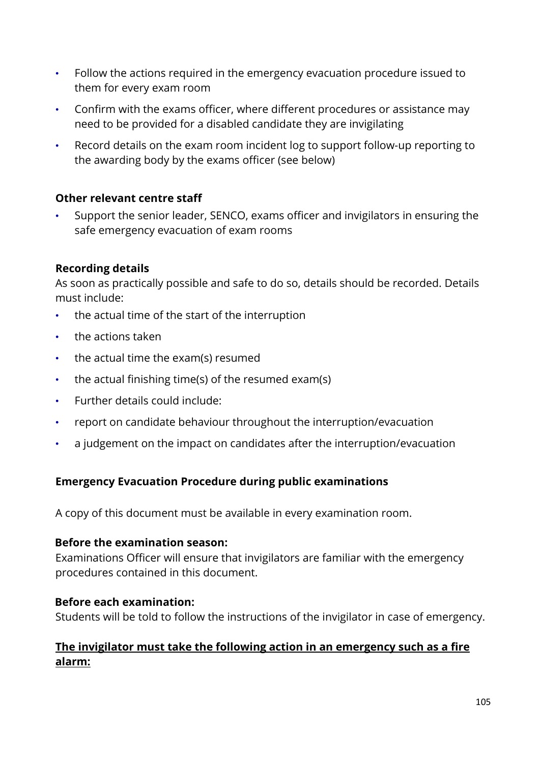- Follow the actions required in the emergency evacuation procedure issued to them for every exam room
- Confirm with the exams officer, where different procedures or assistance may need to be provided for a disabled candidate they are invigilating
- Record details on the exam room incident log to support follow-up reporting to the awarding body by the exams officer (see below)

**Other relevant centre staff**

- Support the senior leader, SENCO, exams officer and invigilators in ensuring the safe emergency evacuation of exam rooms

**Recording details**

As soon as practically possible and safe to do so, details should be recorded. Details must include:

- the actual time of the start of the interruption
- the actions taken
- the actual time the exam(s) resumed
- the actual finishing time(s) of the resumed exam(s)
- Further details could include:
- report on candidate behaviour throughout the interruption/evacuation
- a judgement on the impact on candidates after the interruption/evacuation

**Emergency Evacuation Procedure during public examinations**

A copy of this document must be available in every examination room.

**Before the examination season:**

Examinations Officer will ensure that invigilators are familiar with the emergency procedures contained in this document.

**Before each examination:**

Students will be told to follow the instructions of the invigilator in case of emergency.

**<u>The invigilator must take the following action in an emergency such as a fire alarm:</u>**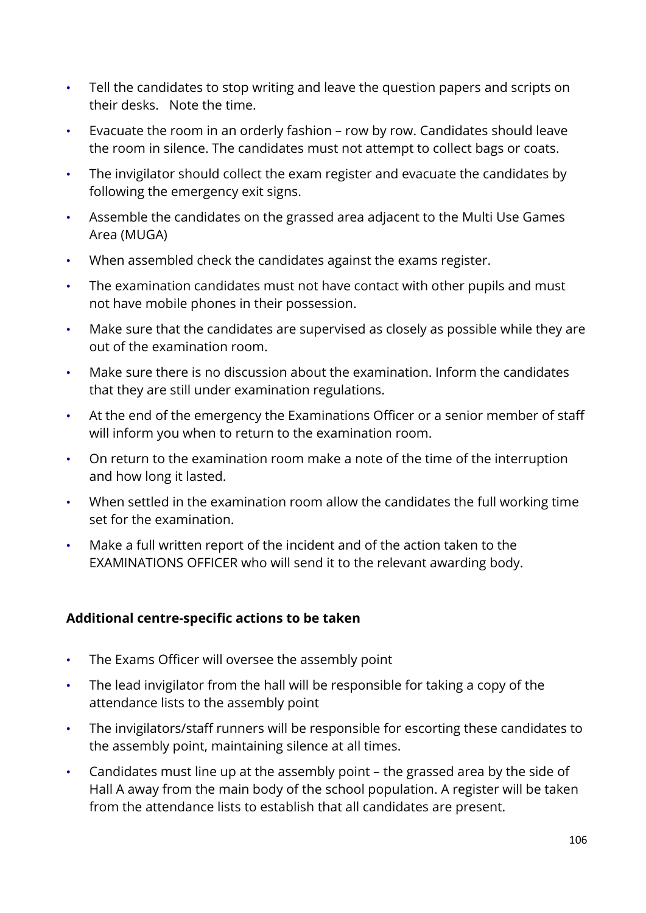- Tell the candidates to stop writing and leave the question papers and scripts on their desks.   Note the time.
- Evacuate the room in an orderly fashion – row by row. Candidates should leave the room in silence. The candidates must not attempt to collect bags or coats.
- The invigilator should collect the exam register and evacuate the candidates by following the emergency exit signs.
- Assemble the candidates on the grassed area adjacent to the Multi Use Games Area (MUGA)
- When assembled check the candidates against the exams register.
- The examination candidates must not have contact with other pupils and must not have mobile phones in their possession.
- Make sure that the candidates are supervised as closely as possible while they are out of the examination room.
- Make sure there is no discussion about the examination. Inform the candidates that they are still under examination regulations.
- At the end of the emergency the Examinations Officer or a senior member of staff will inform you when to return to the examination room.
- On return to the examination room make a note of the time of the interruption and how long it lasted.
- When settled in the examination room allow the candidates the full working time set for the examination.
- Make a full written report of the incident and of the action taken to the EXAMINATIONS OFFICER who will send it to the relevant awarding body.

**Additional centre-specific actions to be taken**

- The Exams Officer will oversee the assembly point
- The lead invigilator from the hall will be responsible for taking a copy of the attendance lists to the assembly point
- The invigilators/staff runners will be responsible for escorting these candidates to the assembly point, maintaining silence at all times.
- Candidates must line up at the assembly point – the grassed area by the side of Hall A away from the main body of the school population. A register will be taken from the attendance lists to establish that all candidates are present.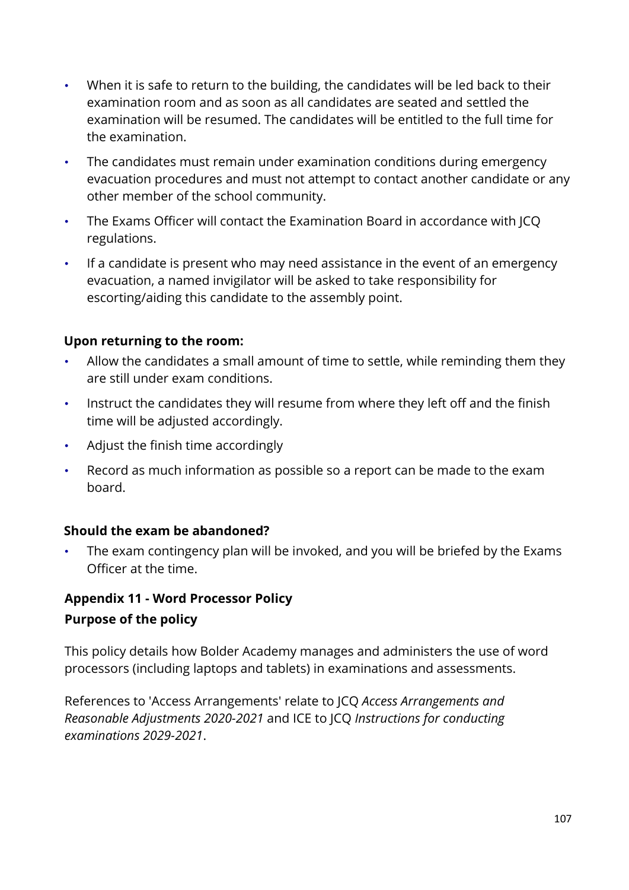- When it is safe to return to the building, the candidates will be led back to their examination room and as soon as all candidates are seated and settled the examination will be resumed. The candidates will be entitled to the full time for the examination.
- The candidates must remain under examination conditions during emergency evacuation procedures and must not attempt to contact another candidate or any other member of the school community.
- The Exams Officer will contact the Examination Board in accordance with JCQ regulations.
- If a candidate is present who may need assistance in the event of an emergency evacuation, a named invigilator will be asked to take responsibility for escorting/aiding this candidate to the assembly point.

**Upon returning to the room:**

- Allow the candidates a small amount of time to settle, while reminding them they are still under exam conditions.
- Instruct the candidates they will resume from where they left off and the finish time will be adjusted accordingly.
- Adjust the finish time accordingly
- Record as much information as possible so a report can be made to the exam board.

**Should the exam be abandoned?**

- The exam contingency plan will be invoked, and you will be briefed by the Exams Officer at the time.

## Appendix 11 - Word Processor Policy

### Purpose of the policy

This policy details how Bolder Academy manages and administers the use of word processors (including laptops and tablets) in examinations and assessments.

References to 'Access Arrangements' relate to JCQ *Access Arrangements and Reasonable Adjustments 2020-2021* and ICE to JCQ *Instructions for conducting examinations 2029-2021*.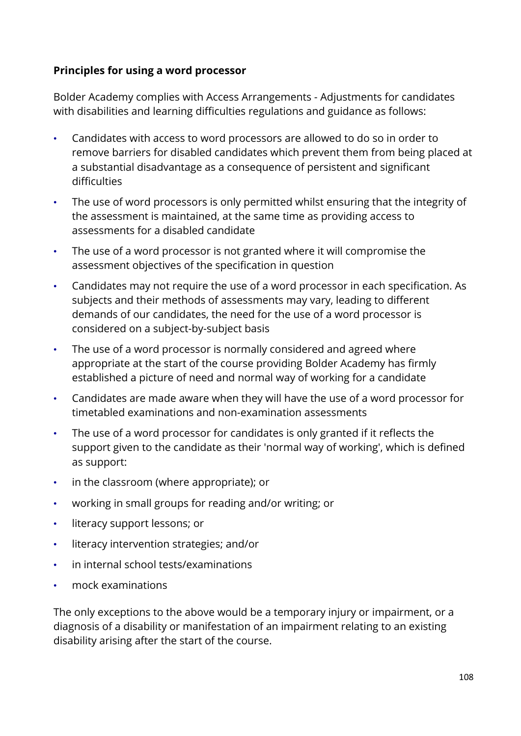**Principles for using a word processor**

Bolder Academy complies with Access Arrangements - Adjustments for candidates with disabilities and learning difficulties regulations and guidance as follows:

- Candidates with access to word processors are allowed to do so in order to remove barriers for disabled candidates which prevent them from being placed at a substantial disadvantage as a consequence of persistent and significant difficulties
- The use of word processors is only permitted whilst ensuring that the integrity of the assessment is maintained, at the same time as providing access to assessments for a disabled candidate
- The use of a word processor is not granted where it will compromise the assessment objectives of the specification in question
- Candidates may not require the use of a word processor in each specification. As subjects and their methods of assessments may vary, leading to different demands of our candidates, the need for the use of a word processor is considered on a subject-by-subject basis
- The use of a word processor is normally considered and agreed where appropriate at the start of the course providing Bolder Academy has firmly established a picture of need and normal way of working for a candidate
- Candidates are made aware when they will have the use of a word processor for timetabled examinations and non-examination assessments
- The use of a word processor for candidates is only granted if it reflects the support given to the candidate as their 'normal way of working', which is defined as support:
- in the classroom (where appropriate); or
- working in small groups for reading and/or writing; or
- literacy support lessons; or
- literacy intervention strategies; and/or
- in internal school tests/examinations
- mock examinations

The only exceptions to the above would be a temporary injury or impairment, or a diagnosis of a disability or manifestation of an impairment relating to an existing disability arising after the start of the course.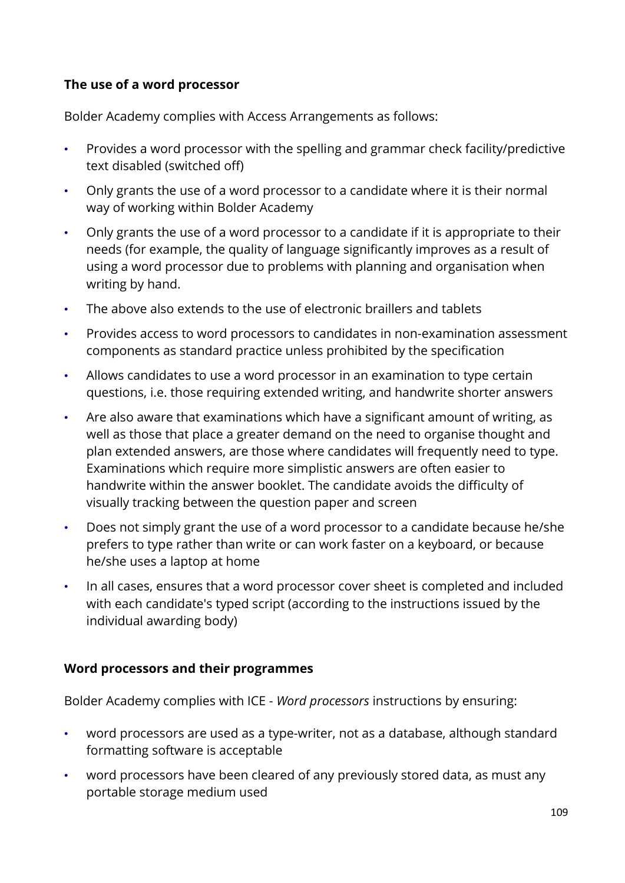**The use of a word processor**

Bolder Academy complies with Access Arrangements as follows:

- Provides a word processor with the spelling and grammar check facility/predictive text disabled (switched off)
- Only grants the use of a word processor to a candidate where it is their normal way of working within Bolder Academy
- Only grants the use of a word processor to a candidate if it is appropriate to their needs (for example, the quality of language significantly improves as a result of using a word processor due to problems with planning and organisation when writing by hand.
- The above also extends to the use of electronic braillers and tablets
- Provides access to word processors to candidates in non-examination assessment components as standard practice unless prohibited by the specification
- Allows candidates to use a word processor in an examination to type certain questions, i.e. those requiring extended writing, and handwrite shorter answers
- Are also aware that examinations which have a significant amount of writing, as well as those that place a greater demand on the need to organise thought and plan extended answers, are those where candidates will frequently need to type. Examinations which require more simplistic answers are often easier to handwrite within the answer booklet. The candidate avoids the difficulty of visually tracking between the question paper and screen
- Does not simply grant the use of a word processor to a candidate because he/she prefers to type rather than write or can work faster on a keyboard, or because he/she uses a laptop at home
- In all cases, ensures that a word processor cover sheet is completed and included with each candidate's typed script (according to the instructions issued by the individual awarding body)

**Word processors and their programmes**

Bolder Academy complies with ICE - *Word processors* instructions by ensuring:

- word processors are used as a type-writer, not as a database, although standard formatting software is acceptable
- word processors have been cleared of any previously stored data, as must any portable storage medium used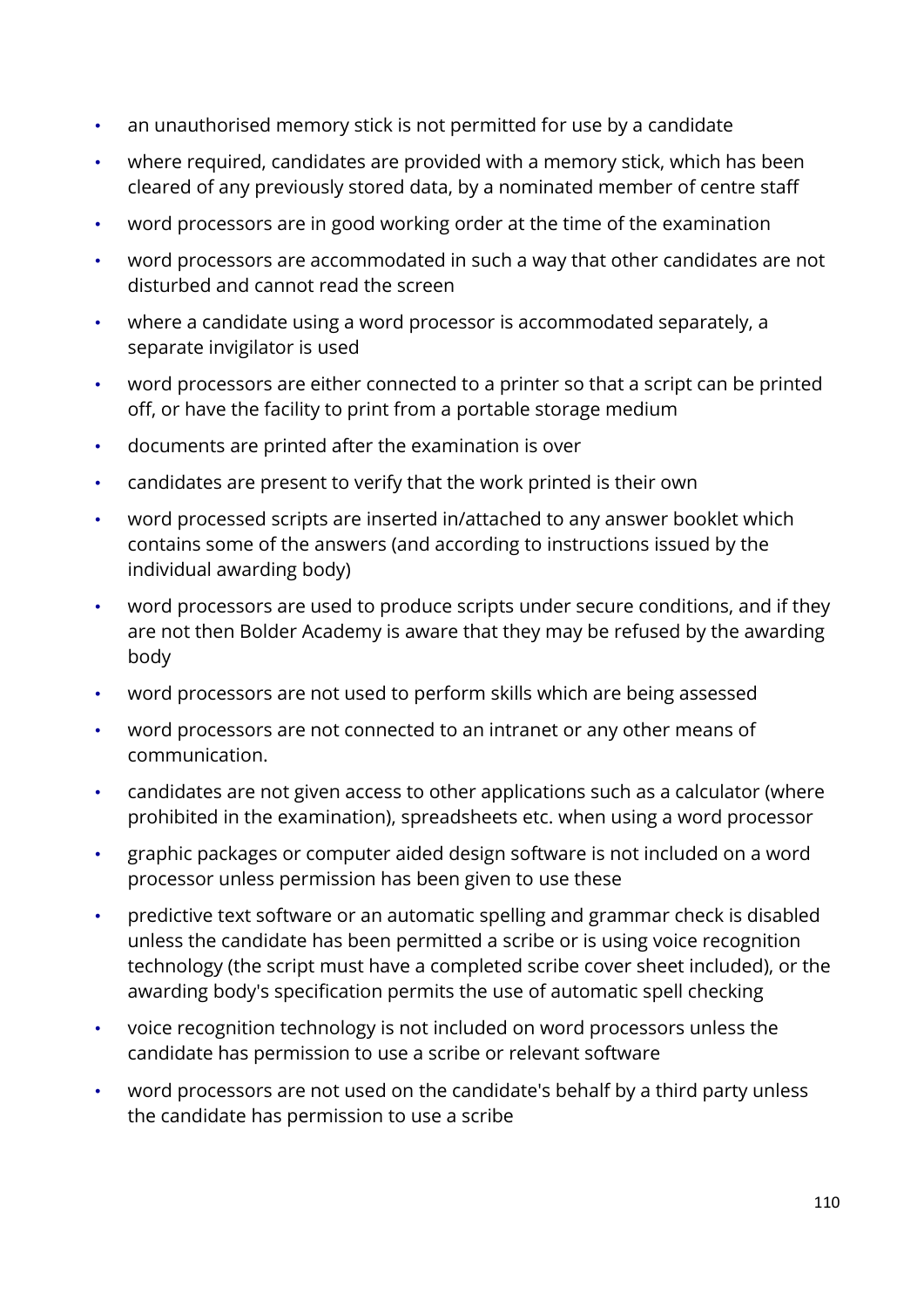- an unauthorised memory stick is not permitted for use by a candidate
- where required, candidates are provided with a memory stick, which has been cleared of any previously stored data, by a nominated member of centre staff
- word processors are in good working order at the time of the examination
- word processors are accommodated in such a way that other candidates are not disturbed and cannot read the screen
- where a candidate using a word processor is accommodated separately, a separate invigilator is used
- word processors are either connected to a printer so that a script can be printed off, or have the facility to print from a portable storage medium
- documents are printed after the examination is over
- candidates are present to verify that the work printed is their own
- word processed scripts are inserted in/attached to any answer booklet which contains some of the answers (and according to instructions issued by the individual awarding body)
- word processors are used to produce scripts under secure conditions, and if they are not then Bolder Academy is aware that they may be refused by the awarding body
- word processors are not used to perform skills which are being assessed
- word processors are not connected to an intranet or any other means of communication.
- candidates are not given access to other applications such as a calculator (where prohibited in the examination), spreadsheets etc. when using a word processor
- graphic packages or computer aided design software is not included on a word processor unless permission has been given to use these
- predictive text software or an automatic spelling and grammar check is disabled unless the candidate has been permitted a scribe or is using voice recognition technology (the script must have a completed scribe cover sheet included), or the awarding body's specification permits the use of automatic spell checking
- voice recognition technology is not included on word processors unless the candidate has permission to use a scribe or relevant software
- word processors are not used on the candidate's behalf by a third party unless the candidate has permission to use a scribe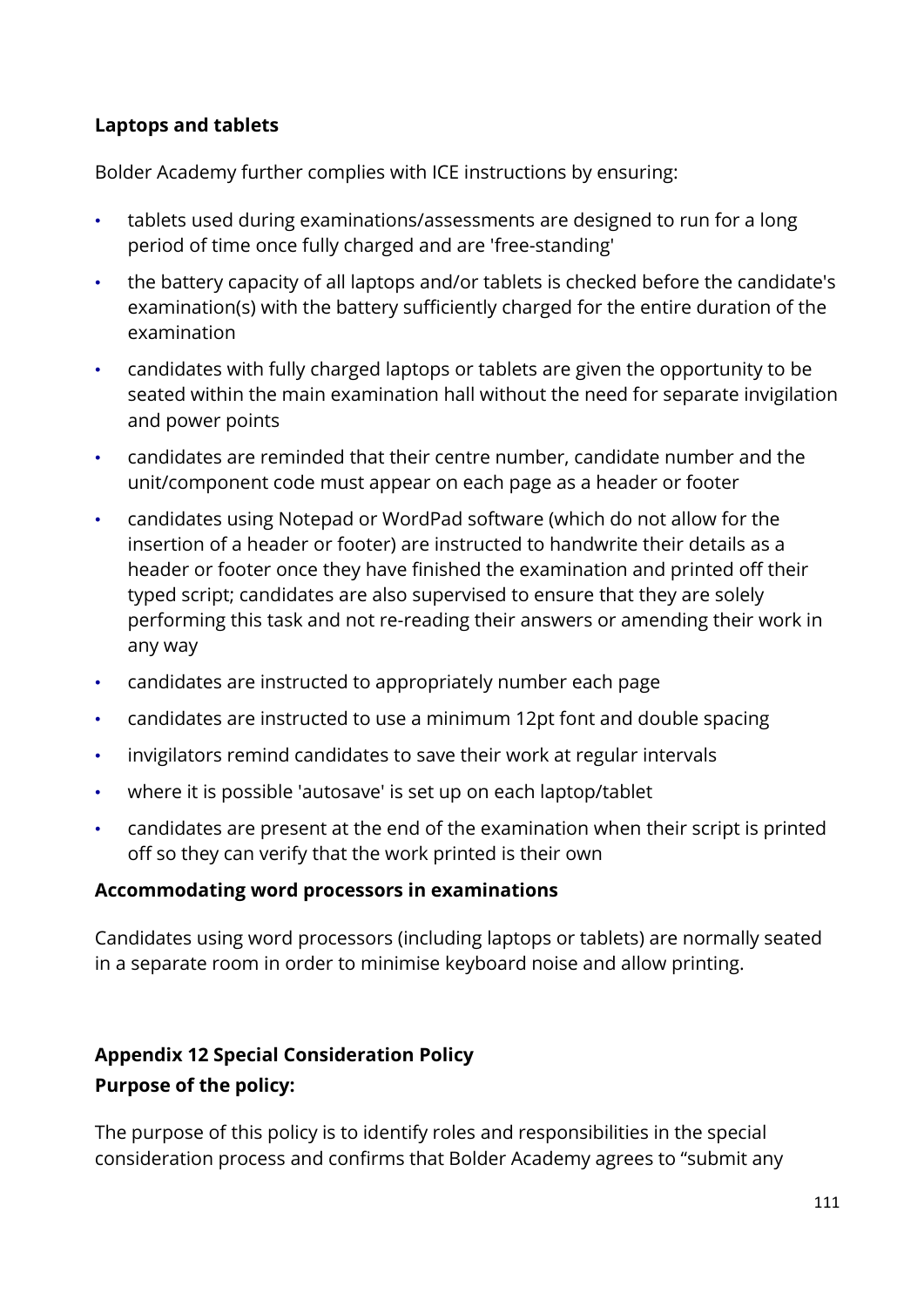**Laptops and tablets**

Bolder Academy further complies with ICE instructions by ensuring:

- tablets used during examinations/assessments are designed to run for a long period of time once fully charged and are 'free-standing'
- the battery capacity of all laptops and/or tablets is checked before the candidate's examination(s) with the battery sufficiently charged for the entire duration of the examination
- candidates with fully charged laptops or tablets are given the opportunity to be seated within the main examination hall without the need for separate invigilation and power points
- candidates are reminded that their centre number, candidate number and the unit/component code must appear on each page as a header or footer
- candidates using Notepad or WordPad software (which do not allow for the insertion of a header or footer) are instructed to handwrite their details as a header or footer once they have finished the examination and printed off their typed script; candidates are also supervised to ensure that they are solely performing this task and not re-reading their answers or amending their work in any way
- candidates are instructed to appropriately number each page
- candidates are instructed to use a minimum 12pt font and double spacing
- invigilators remind candidates to save their work at regular intervals
- where it is possible 'autosave' is set up on each laptop/tablet
- candidates are present at the end of the examination when their script is printed off so they can verify that the work printed is their own

**Accommodating word processors in examinations**

Candidates using word processors (including laptops or tablets) are normally seated in a separate room in order to minimise keyboard noise and allow printing.

**Appendix 12 Special Consideration Policy**

**Purpose of the policy:**

The purpose of this policy is to identify roles and responsibilities in the special consideration process and confirms that Bolder Academy agrees to "submit any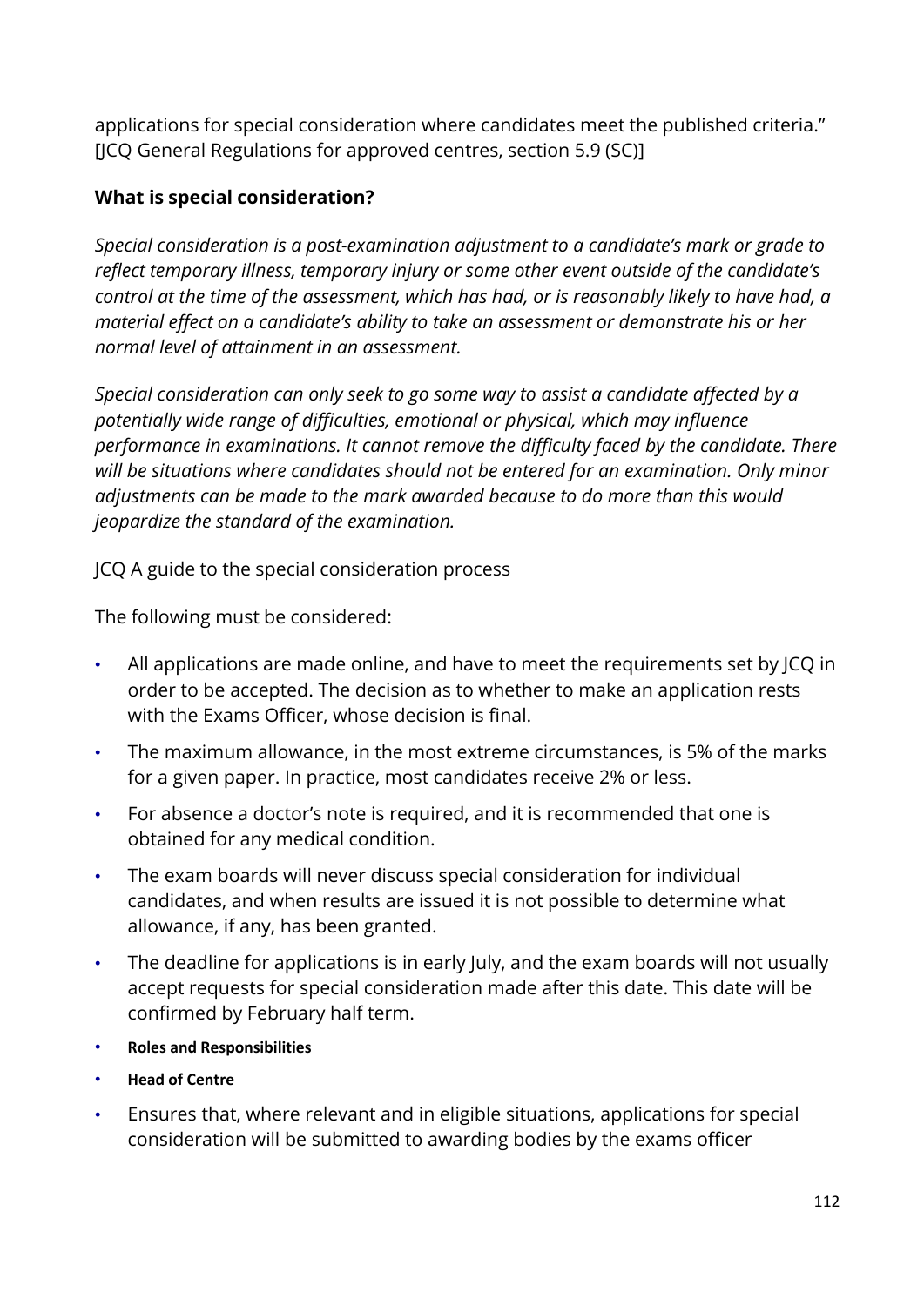applications for special consideration where candidates meet the published criteria." [JCQ General Regulations for approved centres, section 5.9 (SC)]

**What is special consideration?**

*Special consideration is a post-examination adjustment to a candidate's mark or grade to reflect temporary illness, temporary injury or some other event outside of the candidate's control at the time of the assessment, which has had, or is reasonably likely to have had, a material effect on a candidate's ability to take an assessment or demonstrate his or her normal level of attainment in an assessment.*

*Special consideration can only seek to go some way to assist a candidate affected by a potentially wide range of difficulties, emotional or physical, which may influence performance in examinations. It cannot remove the difficulty faced by the candidate. There will be situations where candidates should not be entered for an examination. Only minor adjustments can be made to the mark awarded because to do more than this would jeopardize the standard of the examination.*

JCQ A guide to the special consideration process

The following must be considered:

- All applications are made online, and have to meet the requirements set by JCQ in order to be accepted. The decision as to whether to make an application rests with the Exams Officer, whose decision is final.
- The maximum allowance, in the most extreme circumstances, is 5% of the marks for a given paper. In practice, most candidates receive 2% or less.
- For absence a doctor's note is required, and it is recommended that one is obtained for any medical condition.
- The exam boards will never discuss special consideration for individual candidates, and when results are issued it is not possible to determine what allowance, if any, has been granted.
- The deadline for applications is in early July, and the exam boards will not usually accept requests for special consideration made after this date. This date will be confirmed by February half term.
- **Roles and Responsibilities**
- **Head of Centre**
- Ensures that, where relevant and in eligible situations, applications for special consideration will be submitted to awarding bodies by the exams officer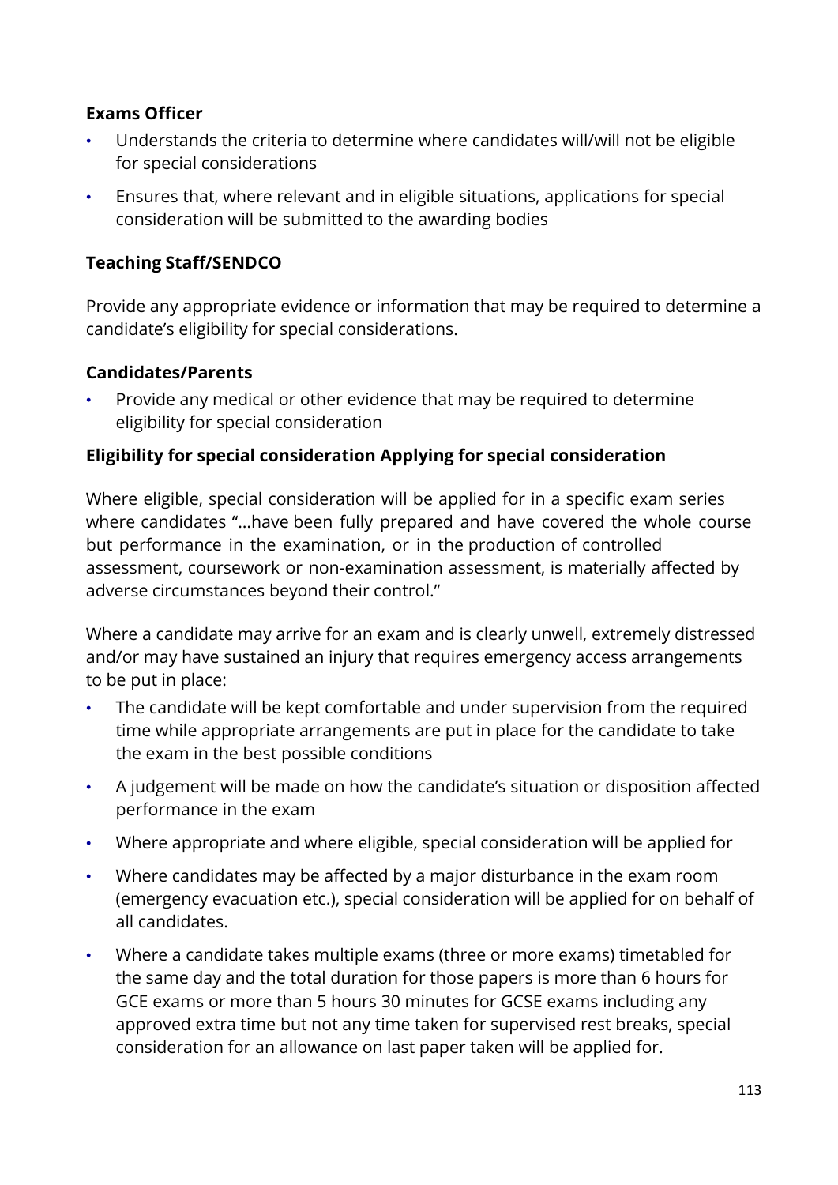### Exams Officer

- Understands the criteria to determine where candidates will/will not be eligible for special considerations
- Ensures that, where relevant and in eligible situations, applications for special consideration will be submitted to the awarding bodies

### Teaching Staff/SENDCO

Provide any appropriate evidence or information that may be required to determine a candidate's eligibility for special considerations.

### Candidates/Parents

- Provide any medical or other evidence that may be required to determine eligibility for special consideration

### Eligibility for special consideration Applying for special consideration

Where eligible, special consideration will be applied for in a specific exam series where candidates "…have been fully prepared and have covered the whole course but performance in the examination, or in the production of controlled assessment, coursework or non-examination assessment, is materially affected by adverse circumstances beyond their control."

Where a candidate may arrive for an exam and is clearly unwell, extremely distressed and/or may have sustained an injury that requires emergency access arrangements to be put in place:

- The candidate will be kept comfortable and under supervision from the required time while appropriate arrangements are put in place for the candidate to take the exam in the best possible conditions
- A judgement will be made on how the candidate's situation or disposition affected performance in the exam
- Where appropriate and where eligible, special consideration will be applied for
- Where candidates may be affected by a major disturbance in the exam room (emergency evacuation etc.), special consideration will be applied for on behalf of all candidates.
- Where a candidate takes multiple exams (three or more exams) timetabled for the same day and the total duration for those papers is more than 6 hours for GCE exams or more than 5 hours 30 minutes for GCSE exams including any approved extra time but not any time taken for supervised rest breaks, special consideration for an allowance on last paper taken will be applied for.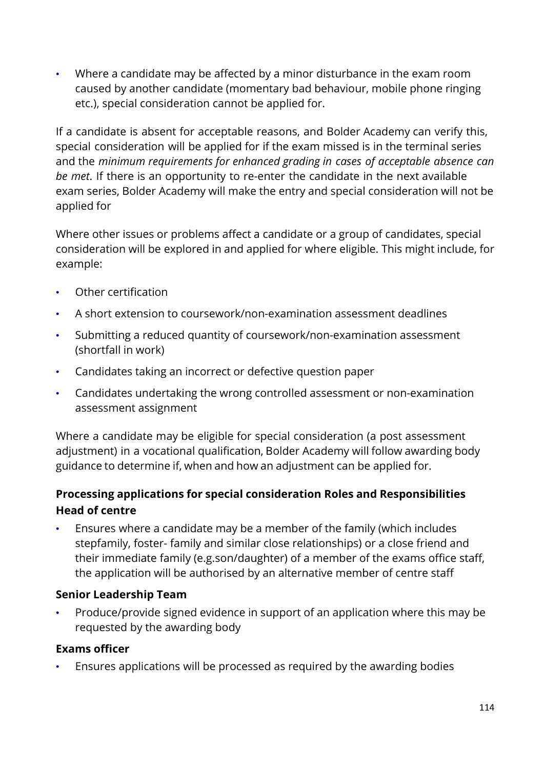- Where a candidate may be affected by a minor disturbance in the exam room caused by another candidate (momentary bad behaviour, mobile phone ringing etc.), special consideration cannot be applied for.

If a candidate is absent for acceptable reasons, and Bolder Academy can verify this, special consideration will be applied for if the exam missed is in the terminal series and the *minimum requirements for enhanced grading in cases of acceptable absence can be met*. If there is an opportunity to re-enter the candidate in the next available exam series, Bolder Academy will make the entry and special consideration will not be applied for

Where other issues or problems affect a candidate or a group of candidates, special consideration will be explored in and applied for where eligible. This might include, for example:

- Other certification
- A short extension to coursework/non-examination assessment deadlines
- Submitting a reduced quantity of coursework/non-examination assessment (shortfall in work)
- Candidates taking an incorrect or defective question paper
- Candidates undertaking the wrong controlled assessment or non-examination assessment assignment

Where a candidate may be eligible for special consideration (a post assessment adjustment) in a vocational qualification, Bolder Academy will follow awarding body guidance to determine if, when and how an adjustment can be applied for.

**Processing applications for special consideration Roles and Responsibilities**

**Head of centre**

- Ensures where a candidate may be a member of the family (which includes stepfamily, foster- family and similar close relationships) or a close friend and their immediate family (e.g.son/daughter) of a member of the exams office staff, the application will be authorised by an alternative member of centre staff

**Senior Leadership Team**

- Produce/provide signed evidence in support of an application where this may be requested by the awarding body

**Exams officer**

- Ensures applications will be processed as required by the awarding bodies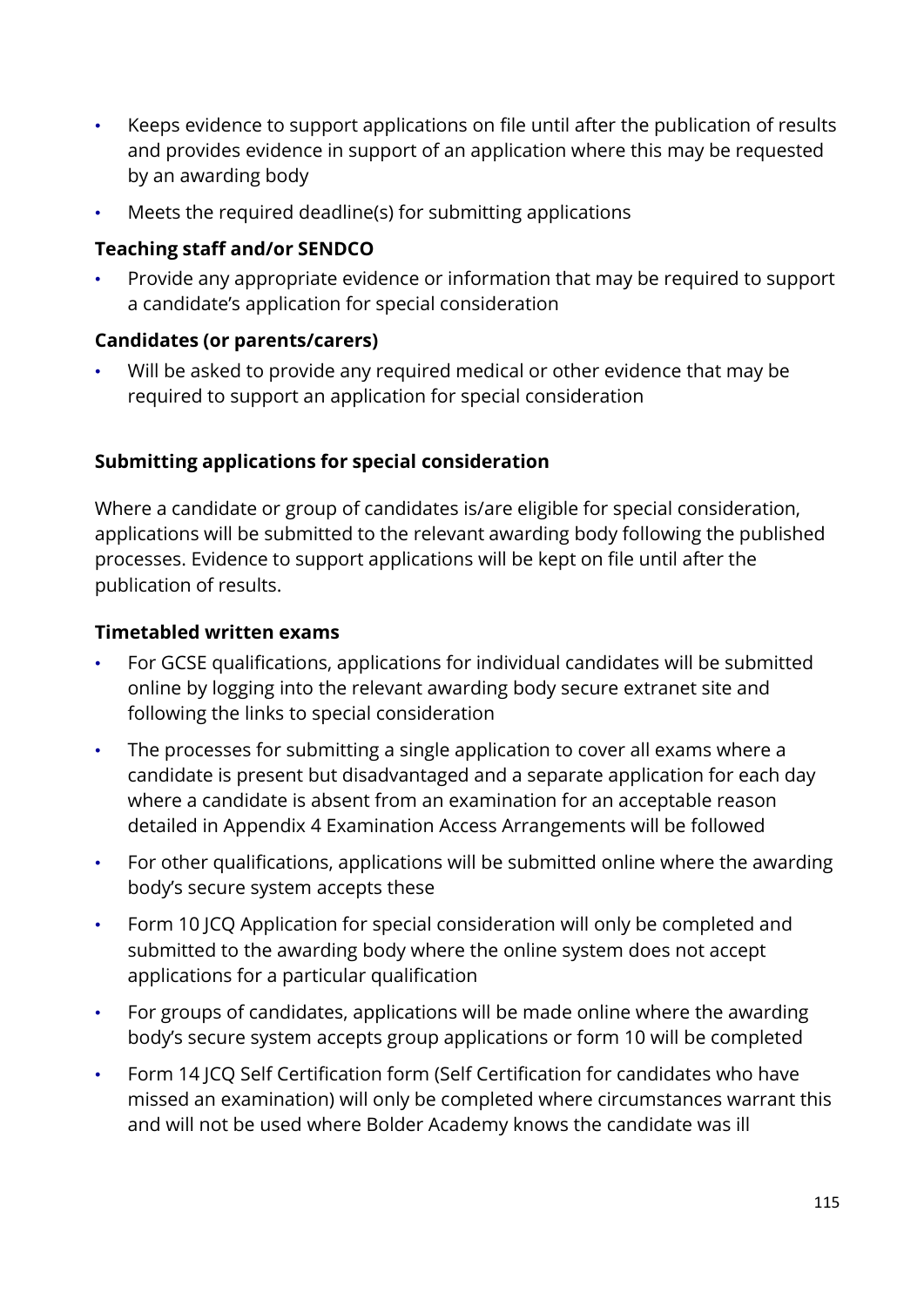- Keeps evidence to support applications on file until after the publication of results and provides evidence in support of an application where this may be requested by an awarding body
- Meets the required deadline(s) for submitting applications

**Teaching staff and/or SENDCO**

- Provide any appropriate evidence or information that may be required to support a candidate's application for special consideration

**Candidates (or parents/carers)**

- Will be asked to provide any required medical or other evidence that may be required to support an application for special consideration

**Submitting applications for special consideration**

Where a candidate or group of candidates is/are eligible for special consideration, applications will be submitted to the relevant awarding body following the published processes. Evidence to support applications will be kept on file until after the publication of results.

**Timetabled written exams**

- For GCSE qualifications, applications for individual candidates will be submitted online by logging into the relevant awarding body secure extranet site and following the links to special consideration
- The processes for submitting a single application to cover all exams where a candidate is present but disadvantaged and a separate application for each day where a candidate is absent from an examination for an acceptable reason detailed in Appendix 4 Examination Access Arrangements will be followed
- For other qualifications, applications will be submitted online where the awarding body's secure system accepts these
- Form 10 JCQ Application for special consideration will only be completed and submitted to the awarding body where the online system does not accept applications for a particular qualification
- For groups of candidates, applications will be made online where the awarding body's secure system accepts group applications or form 10 will be completed
- Form 14 JCQ Self Certification form (Self Certification for candidates who have missed an examination) will only be completed where circumstances warrant this and will not be used where Bolder Academy knows the candidate was ill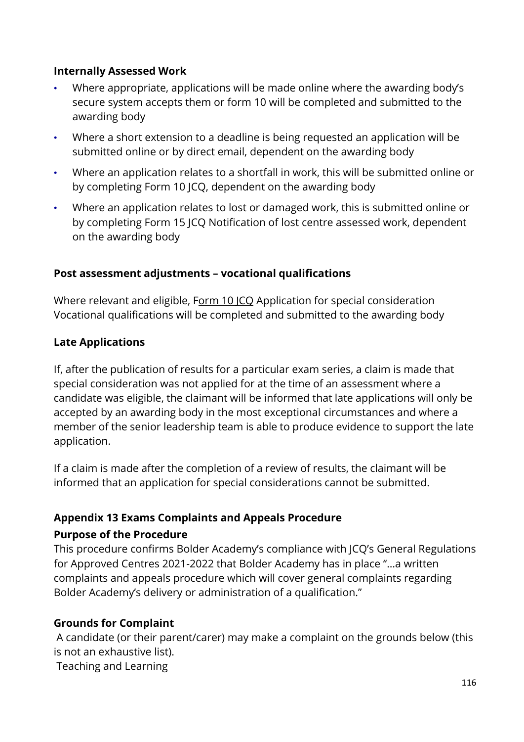**Internally Assessed Work**

- Where appropriate, applications will be made online where the awarding body's secure system accepts them or form 10 will be completed and submitted to the awarding body
- Where a short extension to a deadline is being requested an application will be submitted online or by direct email, dependent on the awarding body
- Where an application relates to a shortfall in work, this will be submitted online or by completing Form 10 JCQ, dependent on the awarding body
- Where an application relates to lost or damaged work, this is submitted online or by completing Form 15 JCQ Notification of lost centre assessed work, dependent on the awarding body

**Post assessment adjustments – vocational qualifications**

Where relevant and eligible, Form 10 JCQ Application for special consideration Vocational qualifications will be completed and submitted to the awarding body

**Late Applications**

If, after the publication of results for a particular exam series, a claim is made that special consideration was not applied for at the time of an assessment where a candidate was eligible, the claimant will be informed that late applications will only be accepted by an awarding body in the most exceptional circumstances and where a member of the senior leadership team is able to produce evidence to support the late application.

If a claim is made after the completion of a review of results, the claimant will be informed that an application for special considerations cannot be submitted.

**Appendix 13 Exams Complaints and Appeals Procedure**

**Purpose of the Procedure**

This procedure confirms Bolder Academy's compliance with JCQ's General Regulations for Approved Centres 2021-2022 that Bolder Academy has in place "...a written complaints and appeals procedure which will cover general complaints regarding Bolder Academy's delivery or administration of a qualification."

**Grounds for Complaint**

A candidate (or their parent/carer) may make a complaint on the grounds below (this is not an exhaustive list).

Teaching and Learning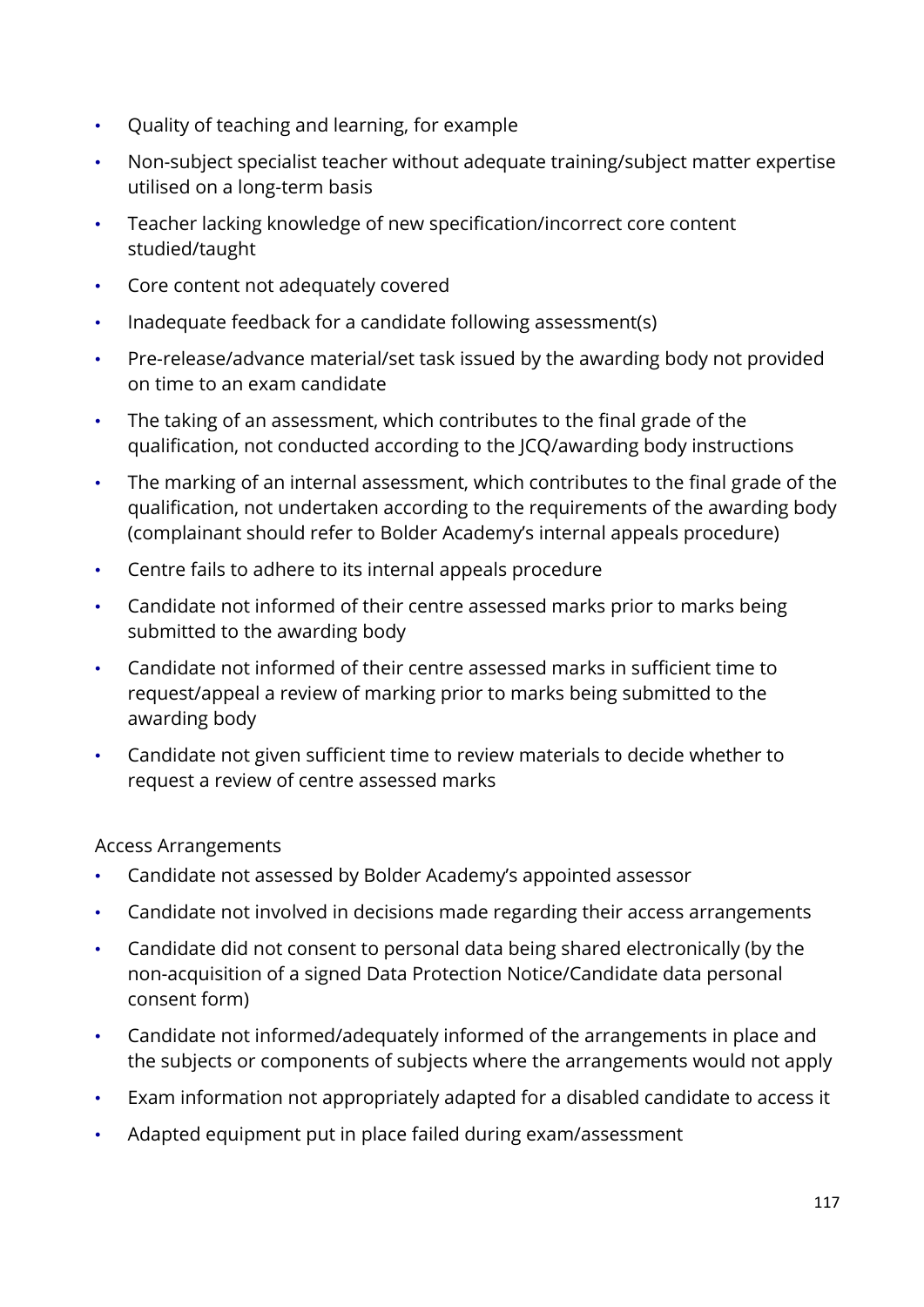- Quality of teaching and learning, for example
- Non-subject specialist teacher without adequate training/subject matter expertise utilised on a long-term basis
- Teacher lacking knowledge of new specification/incorrect core content studied/taught
- Core content not adequately covered
- Inadequate feedback for a candidate following assessment(s)
- Pre-release/advance material/set task issued by the awarding body not provided on time to an exam candidate
- The taking of an assessment, which contributes to the final grade of the qualification, not conducted according to the JCQ/awarding body instructions
- The marking of an internal assessment, which contributes to the final grade of the qualification, not undertaken according to the requirements of the awarding body (complainant should refer to Bolder Academy's internal appeals procedure)
- Centre fails to adhere to its internal appeals procedure
- Candidate not informed of their centre assessed marks prior to marks being submitted to the awarding body
- Candidate not informed of their centre assessed marks in sufficient time to request/appeal a review of marking prior to marks being submitted to the awarding body
- Candidate not given sufficient time to review materials to decide whether to request a review of centre assessed marks

Access Arrangements

- Candidate not assessed by Bolder Academy's appointed assessor
- Candidate not involved in decisions made regarding their access arrangements
- Candidate did not consent to personal data being shared electronically (by the non-acquisition of a signed Data Protection Notice/Candidate data personal consent form)
- Candidate not informed/adequately informed of the arrangements in place and the subjects or components of subjects where the arrangements would not apply
- Exam information not appropriately adapted for a disabled candidate to access it
- Adapted equipment put in place failed during exam/assessment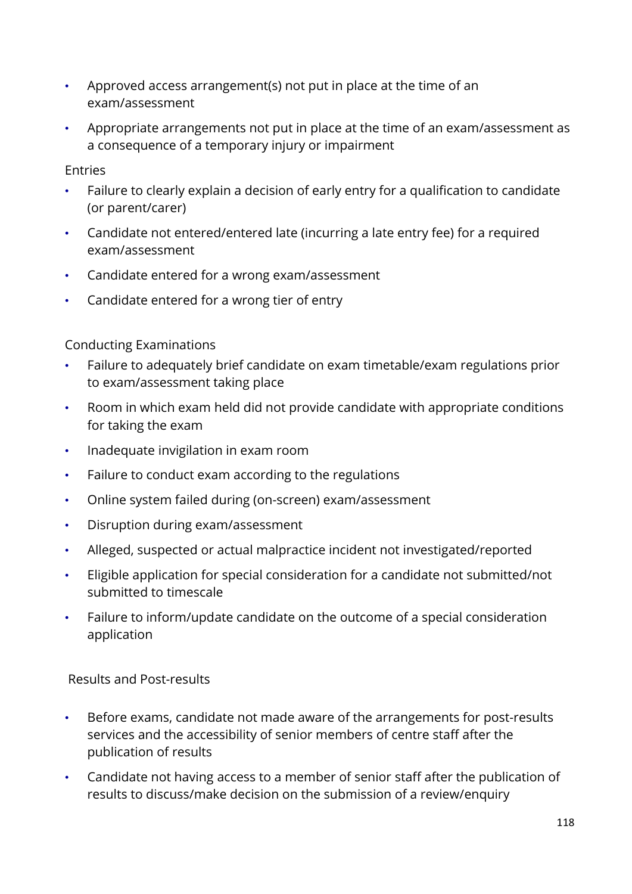- Approved access arrangement(s) not put in place at the time of an exam/assessment
- Appropriate arrangements not put in place at the time of an exam/assessment as a consequence of a temporary injury or impairment

Entries

- Failure to clearly explain a decision of early entry for a qualification to candidate (or parent/carer)
- Candidate not entered/entered late (incurring a late entry fee) for a required exam/assessment
- Candidate entered for a wrong exam/assessment
- Candidate entered for a wrong tier of entry

Conducting Examinations

- Failure to adequately brief candidate on exam timetable/exam regulations prior to exam/assessment taking place
- Room in which exam held did not provide candidate with appropriate conditions for taking the exam
- Inadequate invigilation in exam room
- Failure to conduct exam according to the regulations
- Online system failed during (on-screen) exam/assessment
- Disruption during exam/assessment
- Alleged, suspected or actual malpractice incident not investigated/reported
- Eligible application for special consideration for a candidate not submitted/not submitted to timescale
- Failure to inform/update candidate on the outcome of a special consideration application

Results and Post-results

- Before exams, candidate not made aware of the arrangements for post-results services and the accessibility of senior members of centre staff after the publication of results
- Candidate not having access to a member of senior staff after the publication of results to discuss/make decision on the submission of a review/enquiry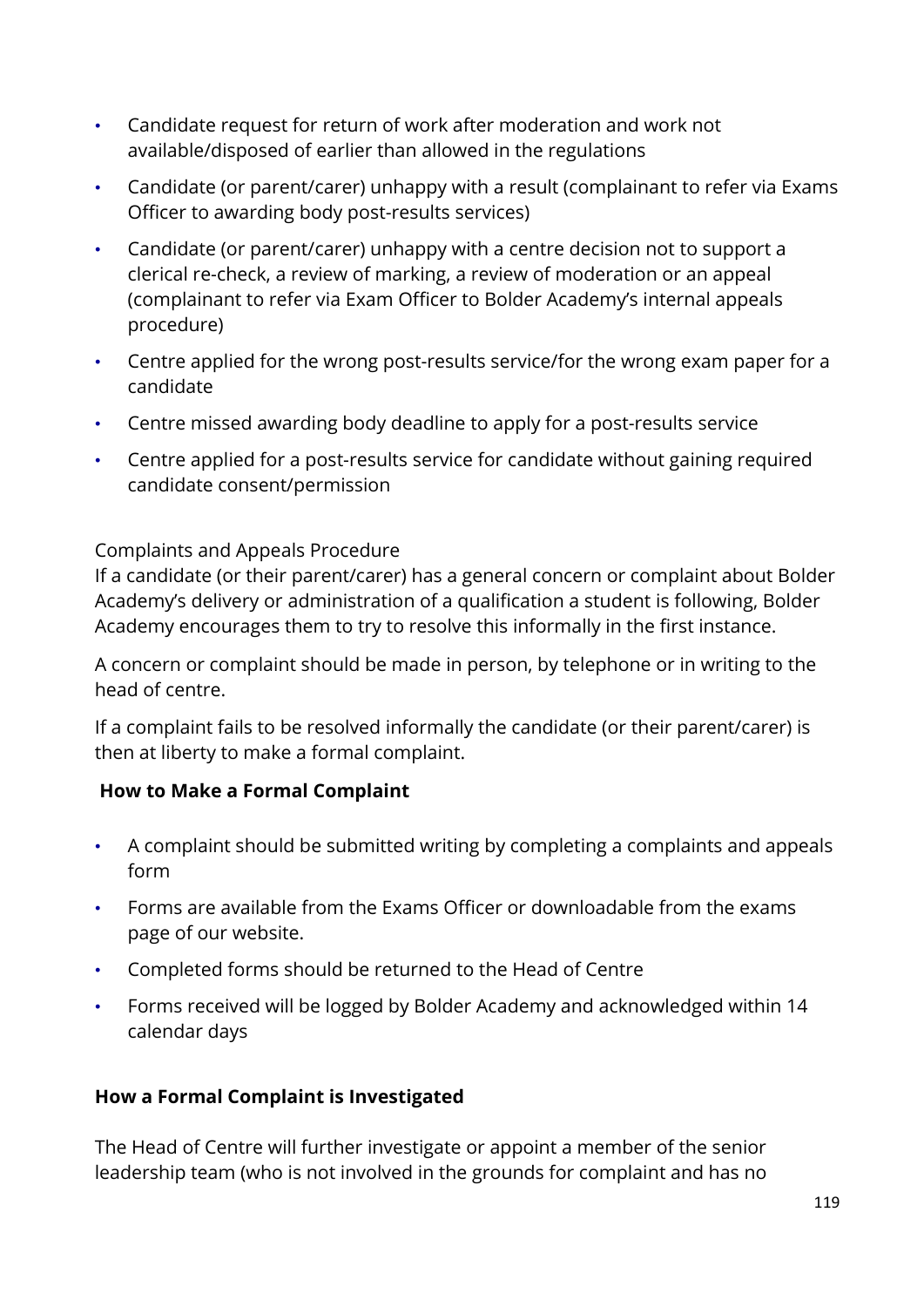- Candidate request for return of work after moderation and work not available/disposed of earlier than allowed in the regulations
- Candidate (or parent/carer) unhappy with a result (complainant to refer via Exams Officer to awarding body post-results services)
- Candidate (or parent/carer) unhappy with a centre decision not to support a clerical re-check, a review of marking, a review of moderation or an appeal (complainant to refer via Exam Officer to Bolder Academy's internal appeals procedure)
- Centre applied for the wrong post-results service/for the wrong exam paper for a candidate
- Centre missed awarding body deadline to apply for a post-results service
- Centre applied for a post-results service for candidate without gaining required candidate consent/permission

Complaints and Appeals Procedure

If a candidate (or their parent/carer) has a general concern or complaint about Bolder Academy's delivery or administration of a qualification a student is following, Bolder Academy encourages them to try to resolve this informally in the first instance.

A concern or complaint should be made in person, by telephone or in writing to the head of centre.

If a complaint fails to be resolved informally the candidate (or their parent/carer) is then at liberty to make a formal complaint.

**How to Make a Formal Complaint**

- A complaint should be submitted writing by completing a complaints and appeals form
- Forms are available from the Exams Officer or downloadable from the exams page of our website.
- Completed forms should be returned to the Head of Centre
- Forms received will be logged by Bolder Academy and acknowledged within 14 calendar days

**How a Formal Complaint is Investigated**

The Head of Centre will further investigate or appoint a member of the senior leadership team (who is not involved in the grounds for complaint and has no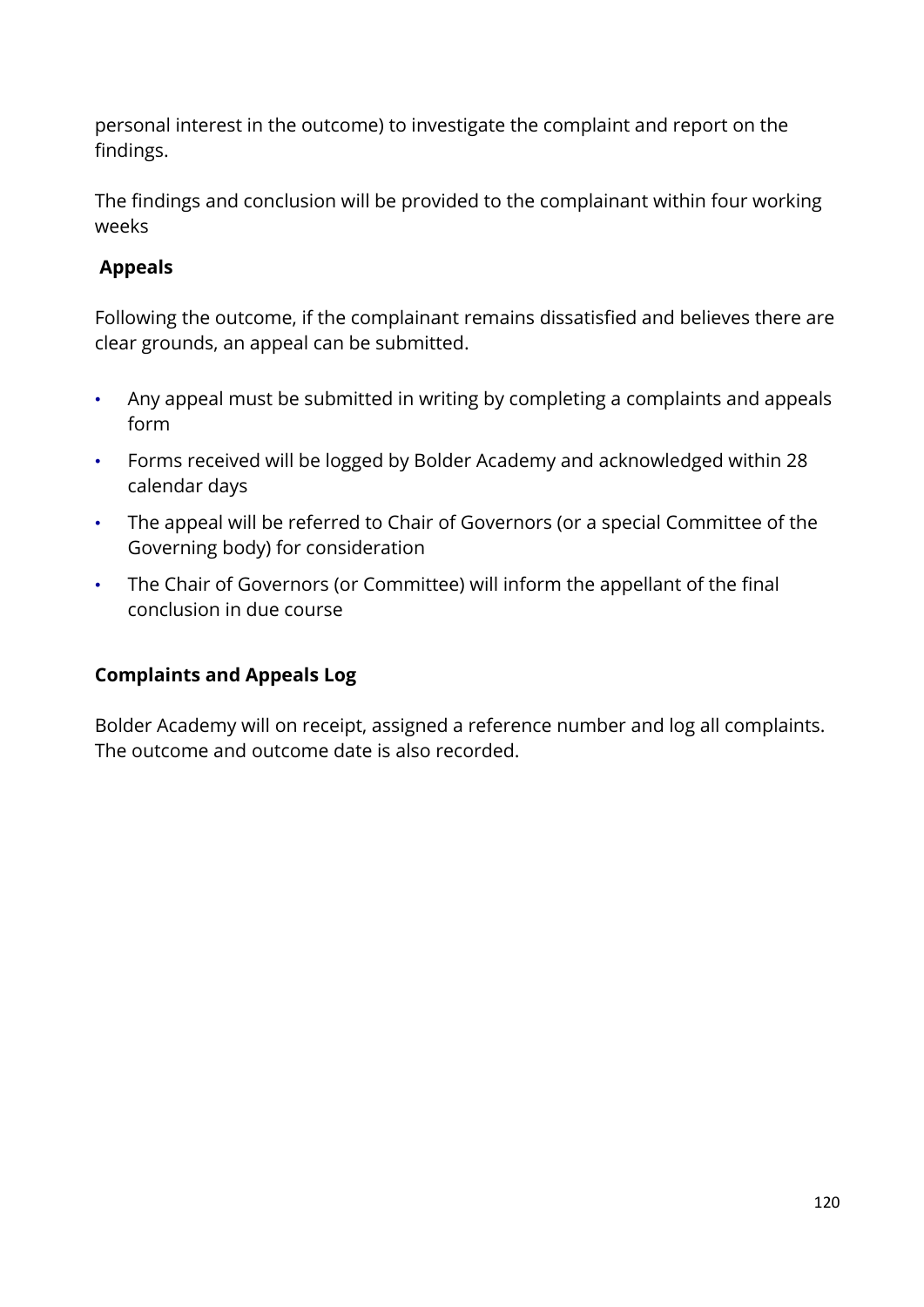personal interest in the outcome) to investigate the complaint and report on the findings.

The findings and conclusion will be provided to the complainant within four working weeks

**Appeals**

Following the outcome, if the complainant remains dissatisfied and believes there are clear grounds, an appeal can be submitted.

- Any appeal must be submitted in writing by completing a complaints and appeals form
- Forms received will be logged by Bolder Academy and acknowledged within 28 calendar days
- The appeal will be referred to Chair of Governors (or a special Committee of the Governing body) for consideration
- The Chair of Governors (or Committee) will inform the appellant of the final conclusion in due course

**Complaints and Appeals Log**

Bolder Academy will on receipt, assigned a reference number and log all complaints. The outcome and outcome date is also recorded.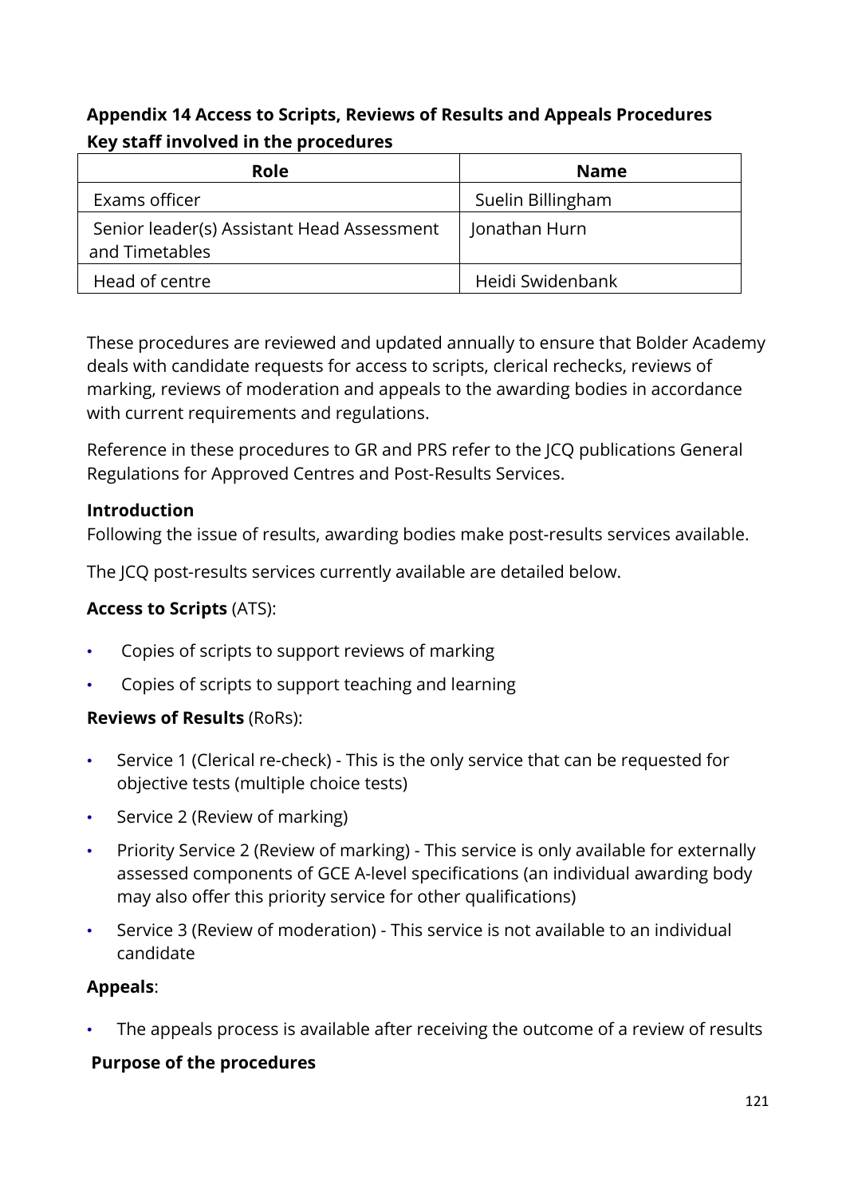**Appendix 14 Access to Scripts, Reviews of Results and Appeals Procedures**

**Key staff involved in the procedures**

| Role | Name |
|---|---|
| Exams officer | Suelin Billingham |
| Senior leader(s) Assistant Head Assessment and Timetables | Jonathan Hurn |
| Head of centre | Heidi Swidenbank |

These procedures are reviewed and updated annually to ensure that Bolder Academy deals with candidate requests for access to scripts, clerical rechecks, reviews of marking, reviews of moderation and appeals to the awarding bodies in accordance with current requirements and regulations.

Reference in these procedures to GR and PRS refer to the JCQ publications General Regulations for Approved Centres and Post-Results Services.

**Introduction**

Following the issue of results, awarding bodies make post-results services available.

The JCQ post-results services currently available are detailed below.

**Access to Scripts** (ATS):

- Copies of scripts to support reviews of marking
- Copies of scripts to support teaching and learning

**Reviews of Results** (RoRs):

- Service 1 (Clerical re-check) - This is the only service that can be requested for objective tests (multiple choice tests)
- Service 2 (Review of marking)
- Priority Service 2 (Review of marking) - This service is only available for externally assessed components of GCE A-level specifications (an individual awarding body may also offer this priority service for other qualifications)
- Service 3 (Review of moderation) - This service is not available to an individual candidate

**Appeals**:

- The appeals process is available after receiving the outcome of a review of results

**Purpose of the procedures**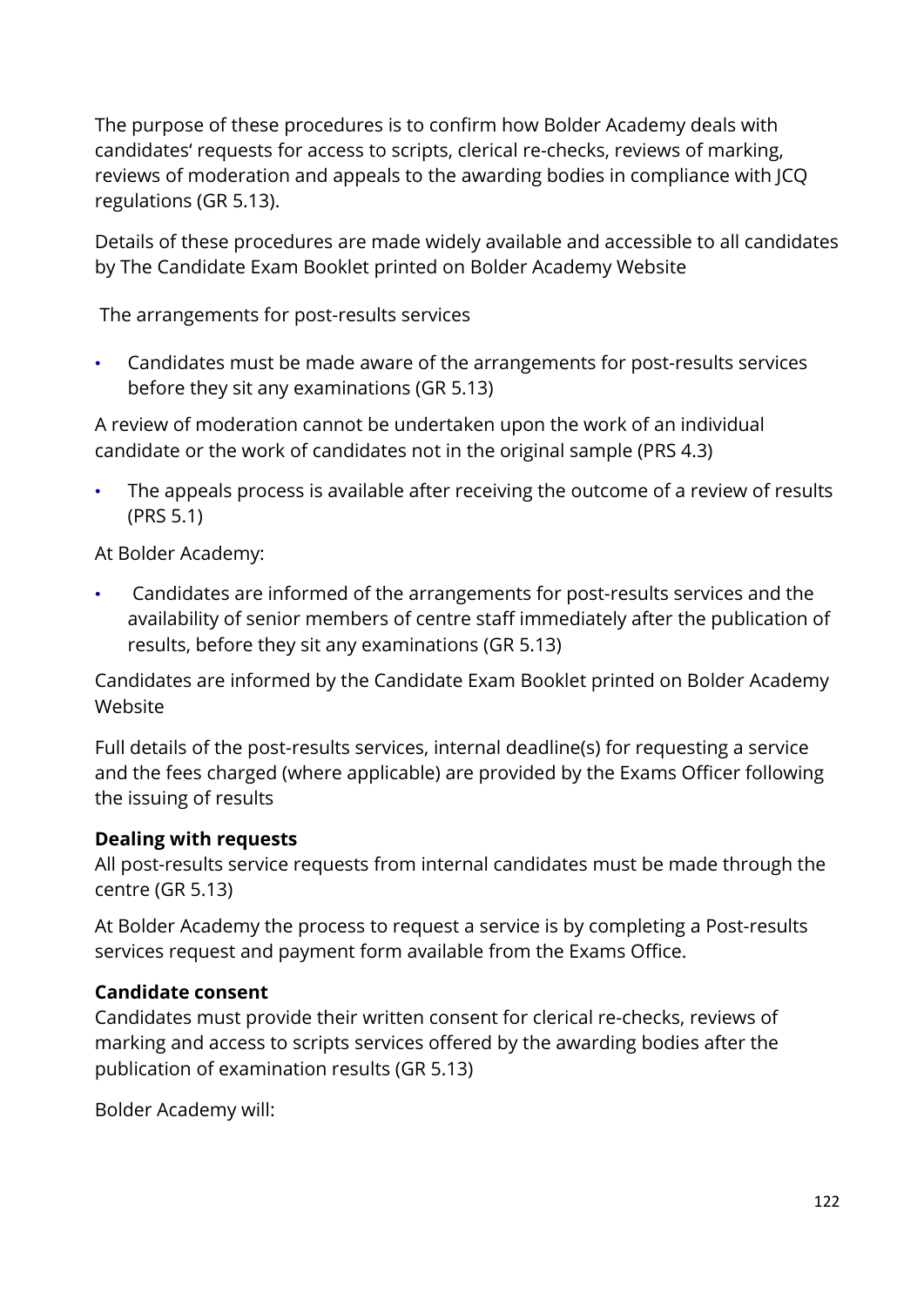The purpose of these procedures is to confirm how Bolder Academy deals with candidates' requests for access to scripts, clerical re-checks, reviews of marking, reviews of moderation and appeals to the awarding bodies in compliance with JCQ regulations (GR 5.13).

Details of these procedures are made widely available and accessible to all candidates by The Candidate Exam Booklet printed on Bolder Academy Website

The arrangements for post-results services

- Candidates must be made aware of the arrangements for post-results services before they sit any examinations (GR 5.13)

A review of moderation cannot be undertaken upon the work of an individual candidate or the work of candidates not in the original sample (PRS 4.3)

- The appeals process is available after receiving the outcome of a review of results (PRS 5.1)

At Bolder Academy:

- Candidates are informed of the arrangements for post-results services and the availability of senior members of centre staff immediately after the publication of results, before they sit any examinations (GR 5.13)

Candidates are informed by the Candidate Exam Booklet printed on Bolder Academy Website

Full details of the post-results services, internal deadline(s) for requesting a service and the fees charged (where applicable) are provided by the Exams Officer following the issuing of results

**Dealing with requests**

All post-results service requests from internal candidates must be made through the centre (GR 5.13)

At Bolder Academy the process to request a service is by completing a Post-results services request and payment form available from the Exams Office.

**Candidate consent**

Candidates must provide their written consent for clerical re-checks, reviews of marking and access to scripts services offered by the awarding bodies after the publication of examination results (GR 5.13)

Bolder Academy will: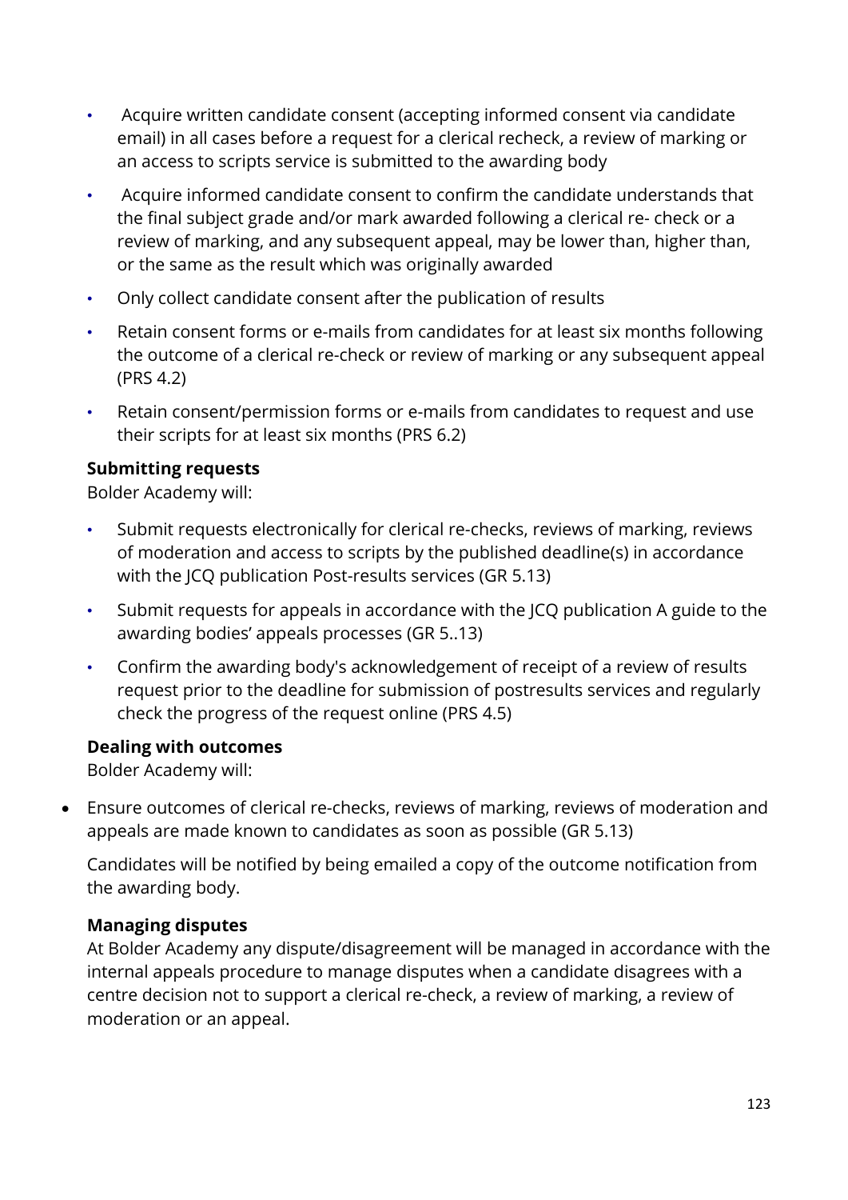- Acquire written candidate consent (accepting informed consent via candidate email) in all cases before a request for a clerical recheck, a review of marking or an access to scripts service is submitted to the awarding body
- Acquire informed candidate consent to confirm the candidate understands that the final subject grade and/or mark awarded following a clerical re- check or a review of marking, and any subsequent appeal, may be lower than, higher than, or the same as the result which was originally awarded
- Only collect candidate consent after the publication of results
- Retain consent forms or e-mails from candidates for at least six months following the outcome of a clerical re-check or review of marking or any subsequent appeal (PRS 4.2)
- Retain consent/permission forms or e-mails from candidates to request and use their scripts for at least six months (PRS 6.2)

**Submitting requests**

Bolder Academy will:

- Submit requests electronically for clerical re-checks, reviews of marking, reviews of moderation and access to scripts by the published deadline(s) in accordance with the JCQ publication Post-results services (GR 5.13)
- Submit requests for appeals in accordance with the JCQ publication A guide to the awarding bodies' appeals processes (GR 5..13)
- Confirm the awarding body's acknowledgement of receipt of a review of results request prior to the deadline for submission of postresults services and regularly check the progress of the request online (PRS 4.5)

**Dealing with outcomes**

Bolder Academy will:

- Ensure outcomes of clerical re-checks, reviews of marking, reviews of moderation and appeals are made known to candidates as soon as possible (GR 5.13)

  Candidates will be notified by being emailed a copy of the outcome notification from the awarding body.

**Managing disputes**

At Bolder Academy any dispute/disagreement will be managed in accordance with the internal appeals procedure to manage disputes when a candidate disagrees with a centre decision not to support a clerical re-check, a review of marking, a review of moderation or an appeal.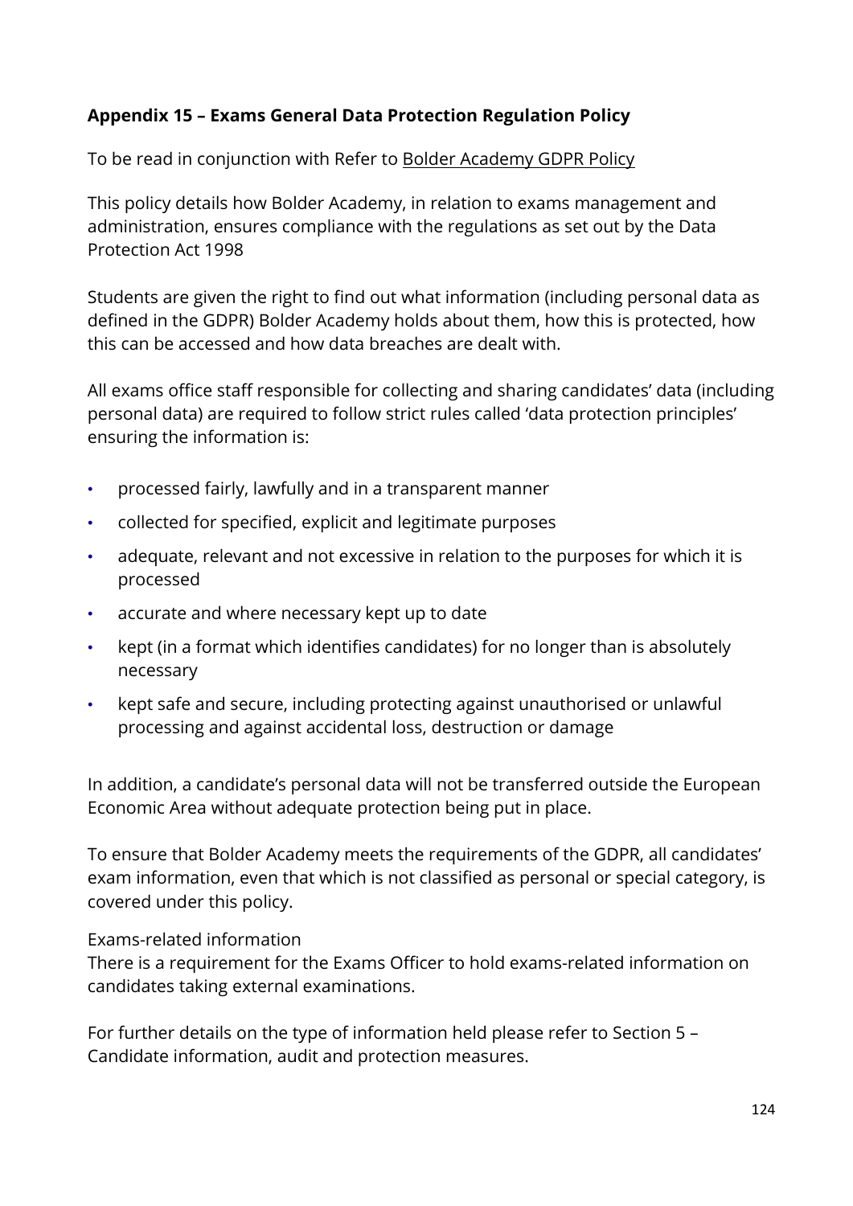## Appendix 15 – Exams General Data Protection Regulation Policy

To be read in conjunction with Refer to Bolder Academy GDPR Policy

This policy details how Bolder Academy, in relation to exams management and administration, ensures compliance with the regulations as set out by the Data Protection Act 1998

Students are given the right to find out what information (including personal data as defined in the GDPR) Bolder Academy holds about them, how this is protected, how this can be accessed and how data breaches are dealt with.

All exams office staff responsible for collecting and sharing candidates' data (including personal data) are required to follow strict rules called 'data protection principles' ensuring the information is:

- processed fairly, lawfully and in a transparent manner
- collected for specified, explicit and legitimate purposes
- adequate, relevant and not excessive in relation to the purposes for which it is processed
- accurate and where necessary kept up to date
- kept (in a format which identifies candidates) for no longer than is absolutely necessary
- kept safe and secure, including protecting against unauthorised or unlawful processing and against accidental loss, destruction or damage

In addition, a candidate's personal data will not be transferred outside the European Economic Area without adequate protection being put in place.

To ensure that Bolder Academy meets the requirements of the GDPR, all candidates' exam information, even that which is not classified as personal or special category, is covered under this policy.

Exams-related information

There is a requirement for the Exams Officer to hold exams-related information on candidates taking external examinations.

For further details on the type of information held please refer to Section 5 – Candidate information, audit and protection measures.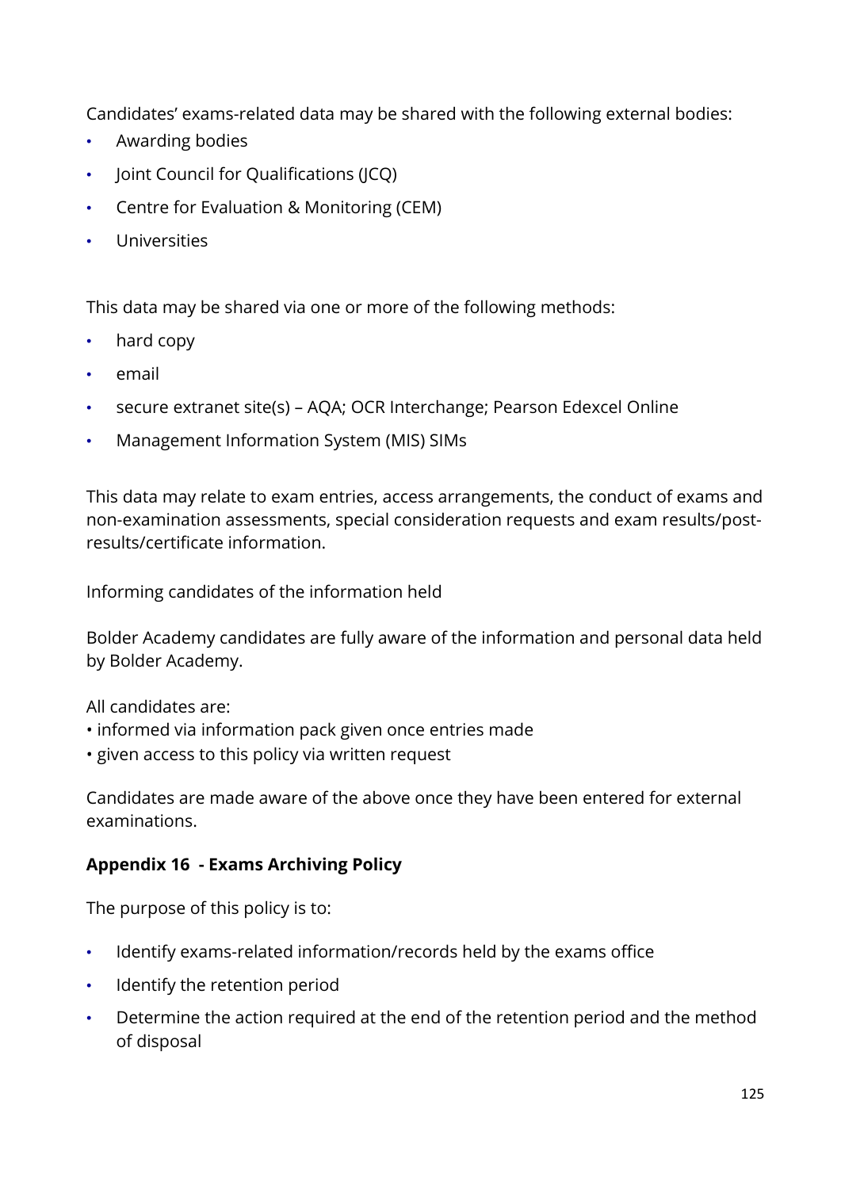Candidates' exams-related data may be shared with the following external bodies:

- Awarding bodies
- Joint Council for Qualifications (JCQ)
- Centre for Evaluation & Monitoring (CEM)
- Universities

This data may be shared via one or more of the following methods:

- hard copy
- email
- secure extranet site(s) – AQA; OCR Interchange; Pearson Edexcel Online
- Management Information System (MIS) SIMs

This data may relate to exam entries, access arrangements, the conduct of exams and non-examination assessments, special consideration requests and exam results/post-results/certificate information.

Informing candidates of the information held

Bolder Academy candidates are fully aware of the information and personal data held by Bolder Academy.

All candidates are:
- informed via information pack given once entries made
- given access to this policy via written request

Candidates are made aware of the above once they have been entered for external examinations.

**Appendix 16 - Exams Archiving Policy**

The purpose of this policy is to:

- Identify exams-related information/records held by the exams office
- Identify the retention period
- Determine the action required at the end of the retention period and the method of disposal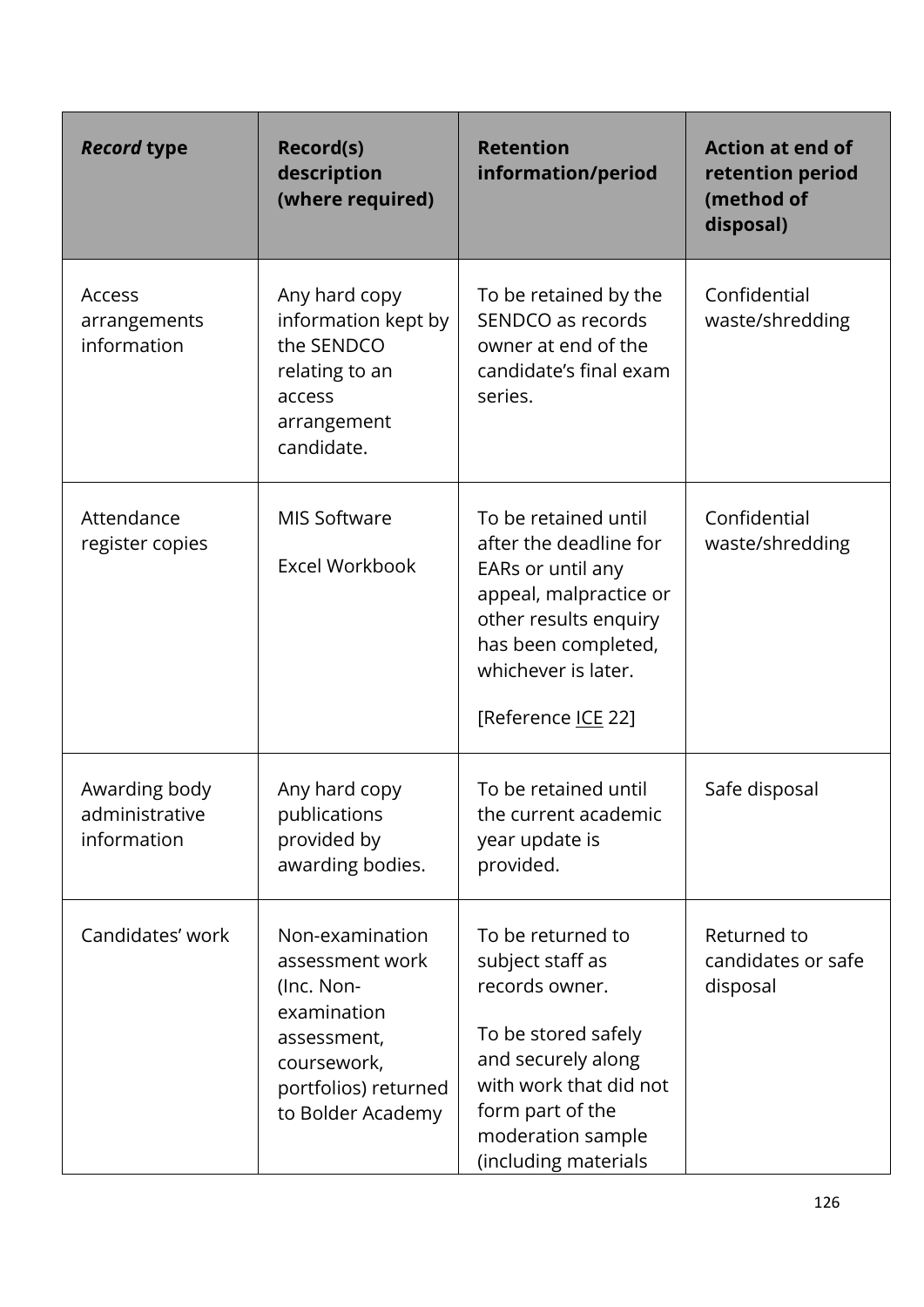| *Record* **type** | **Record(s) description (where required)** | **Retention information/period** | **Action at end of retention period (method of disposal)** |
|---|---|---|---|
| Access arrangements information | Any hard copy information kept by the SENDCO relating to an access arrangement candidate. | To be retained by the SENDCO as records owner at end of the candidate's final exam series. | Confidential waste/shredding |
| Attendance register copies | MIS Software<br><br>Excel Workbook | To be retained until after the deadline for EARs or until any appeal, malpractice or other results enquiry has been completed, whichever is later.<br><br>[Reference ICE 22] | Confidential waste/shredding |
| Awarding body administrative information | Any hard copy publications provided by awarding bodies. | To be retained until the current academic year update is provided. | Safe disposal |
| Candidates' work | Non-examination assessment work (Inc. Non-examination assessment, coursework, portfolios) returned to Bolder Academy | To be returned to subject staff as records owner.<br><br>To be stored safely and securely along with work that did not form part of the moderation sample (including materials | Returned to candidates or safe disposal |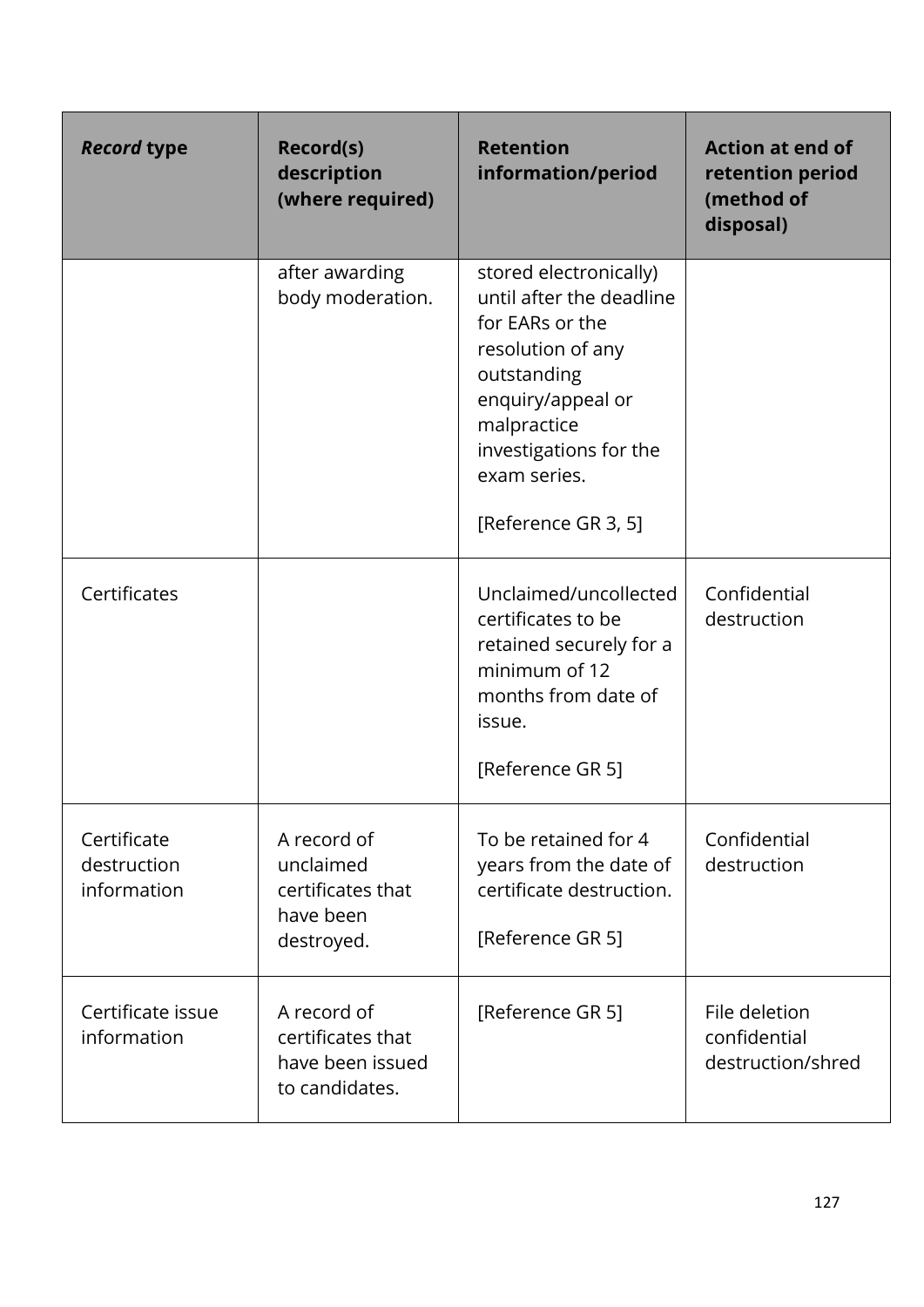| *Record* type | Record(s) description (where required) | Retention information/period | Action at end of retention period (method of disposal) |
|---|---|---|---|
| | after awarding body moderation. | stored electronically) until after the deadline for EARs or the resolution of any outstanding enquiry/appeal or malpractice investigations for the exam series. [Reference GR 3, 5] | |
| Certificates | | Unclaimed/uncollected certificates to be retained securely for a minimum of 12 months from date of issue. [Reference GR 5] | Confidential destruction |
| Certificate destruction information | A record of unclaimed certificates that have been destroyed. | To be retained for 4 years from the date of certificate destruction. [Reference GR 5] | Confidential destruction |
| Certificate issue information | A record of certificates that have been issued to candidates. | [Reference GR 5] | File deletion confidential destruction/shred |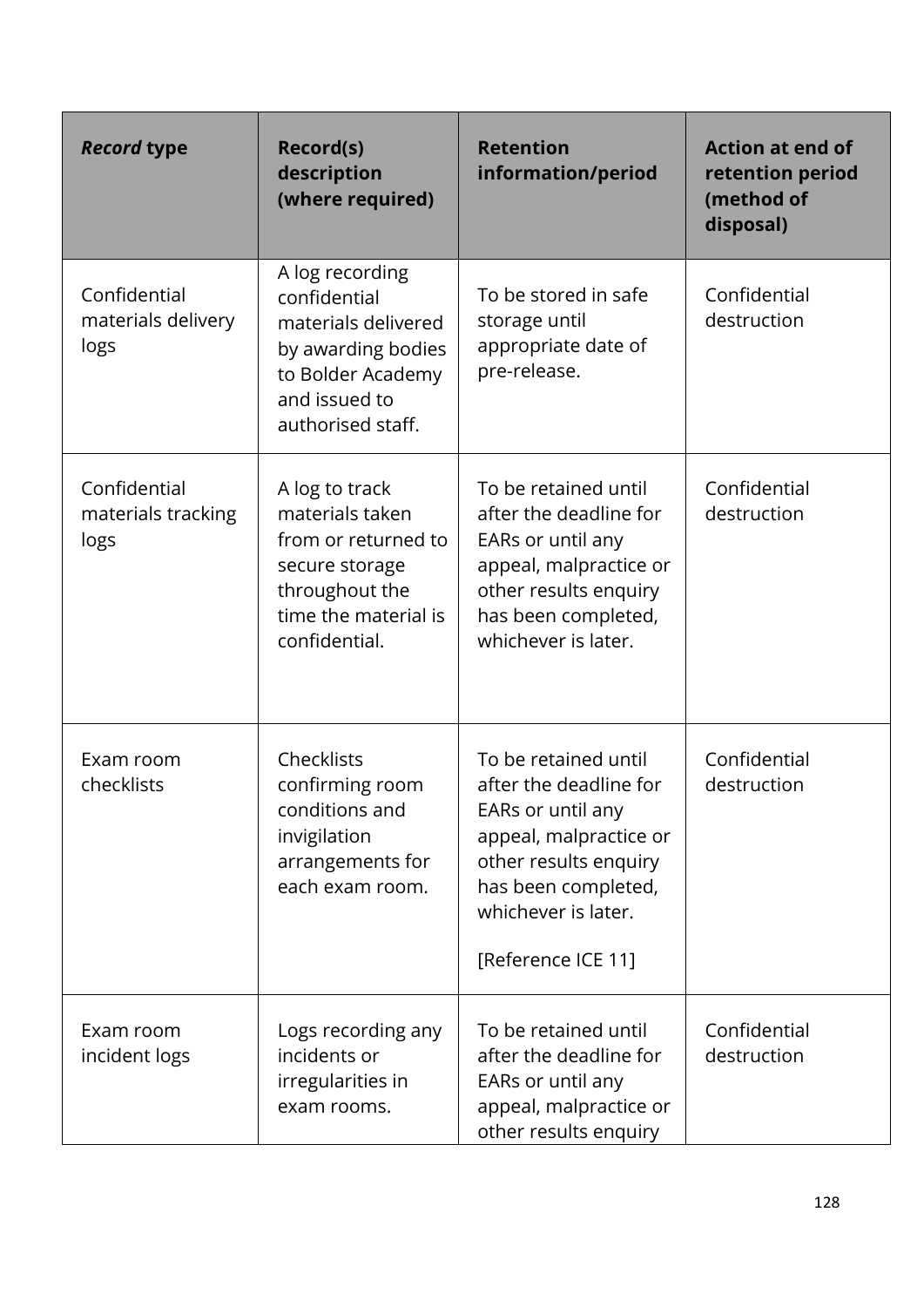| *Record* type | Record(s) description (where required) | Retention information/period | Action at end of retention period (method of disposal) |
|---|---|---|---|
| Confidential materials delivery logs | A log recording confidential materials delivered by awarding bodies to Bolder Academy and issued to authorised staff. | To be stored in safe storage until appropriate date of pre-release. | Confidential destruction |
| Confidential materials tracking logs | A log to track materials taken from or returned to secure storage throughout the time the material is confidential. | To be retained until after the deadline for EARs or until any appeal, malpractice or other results enquiry has been completed, whichever is later. | Confidential destruction |
| Exam room checklists | Checklists confirming room conditions and invigilation arrangements for each exam room. | To be retained until after the deadline for EARs or until any appeal, malpractice or other results enquiry has been completed, whichever is later. [Reference ICE 11] | Confidential destruction |
| Exam room incident logs | Logs recording any incidents or irregularities in exam rooms. | To be retained until after the deadline for EARs or until any appeal, malpractice or other results enquiry | Confidential destruction |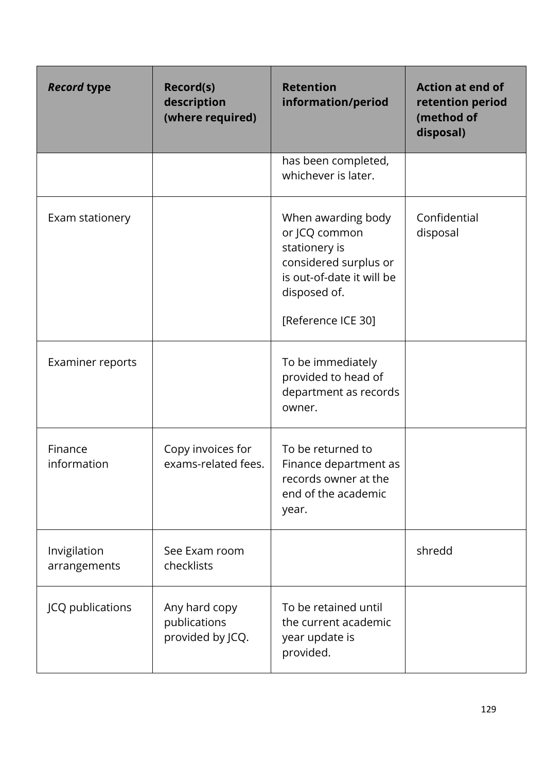| *Record* type | Record(s) description (where required) | Retention information/period | Action at end of retention period (method of disposal) |
|---|---|---|---|
| | | has been completed, whichever is later. | |
| Exam stationery | | When awarding body or JCQ common stationery is considered surplus or is out-of-date it will be disposed of.<br><br>[Reference ICE 30] | Confidential disposal |
| Examiner reports | | To be immediately provided to head of department as records owner. | |
| Finance information | Copy invoices for exams-related fees. | To be returned to Finance department as records owner at the end of the academic year. | |
| Invigilation arrangements | See Exam room checklists | | shredd |
| JCQ publications | Any hard copy publications provided by JCQ. | To be retained until the current academic year update is provided. | |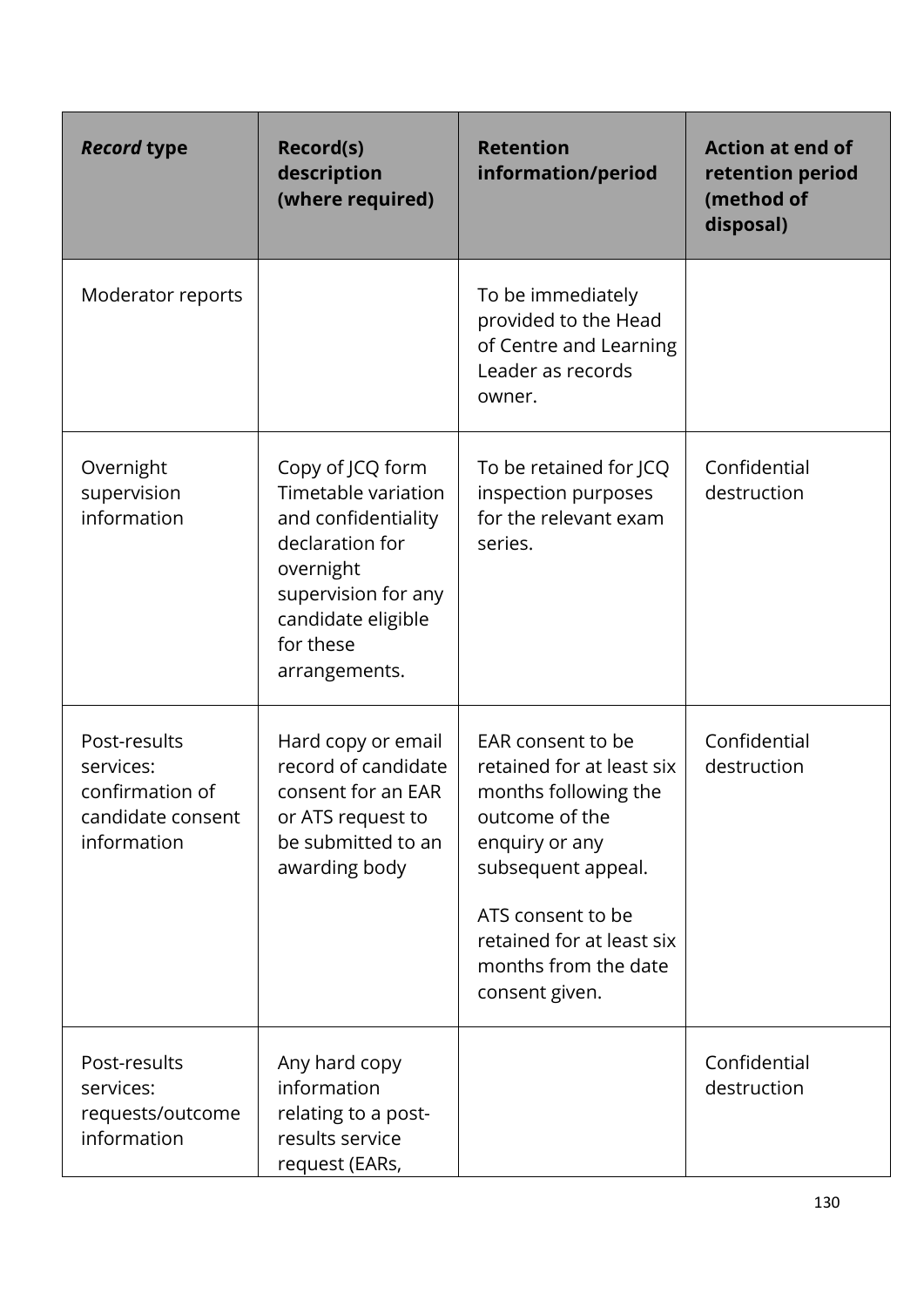| *Record* type | Record(s) description (where required) | Retention information/period | Action at end of retention period (method of disposal) |
|---|---|---|---|
| Moderator reports | | To be immediately provided to the Head of Centre and Learning Leader as records owner. | |
| Overnight supervision information | Copy of JCQ form Timetable variation and confidentiality declaration for overnight supervision for any candidate eligible for these arrangements. | To be retained for JCQ inspection purposes for the relevant exam series. | Confidential destruction |
| Post-results services: confirmation of candidate consent information | Hard copy or email record of candidate consent for an EAR or ATS request to be submitted to an awarding body | EAR consent to be retained for at least six months following the outcome of the enquiry or any subsequent appeal.<br><br>ATS consent to be retained for at least six months from the date consent given. | Confidential destruction |
| Post-results services: requests/outcome information | Any hard copy information relating to a post-results service request (EARs, | | Confidential destruction |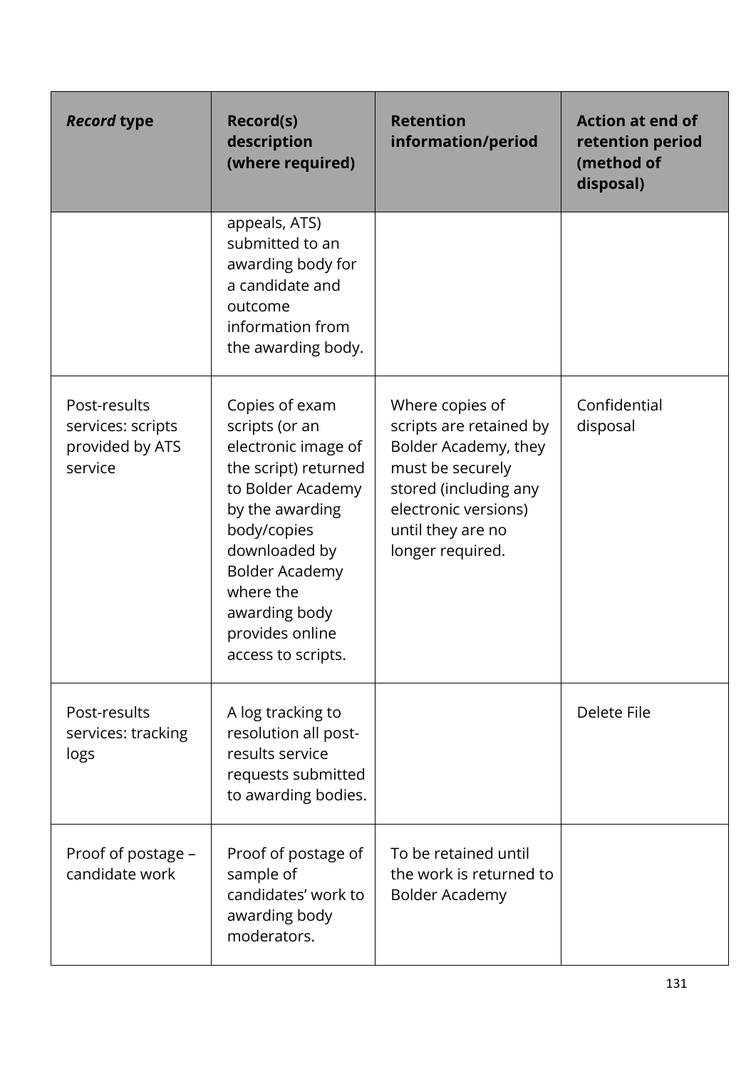| ***Record* type** | **Record(s) description (where required)** | **Retention information/period** | **Action at end of retention period (method of disposal)** |
| --- | --- | --- | --- |
| | appeals, ATS) submitted to an awarding body for a candidate and outcome information from the awarding body. | | |
| Post-results services: scripts provided by ATS service | Copies of exam scripts (or an electronic image of the script) returned to Bolder Academy by the awarding body/copies downloaded by Bolder Academy where the awarding body provides online access to scripts. | Where copies of scripts are retained by Bolder Academy, they must be securely stored (including any electronic versions) until they are no longer required. | Confidential disposal |
| Post-results services: tracking logs | A log tracking to resolution all post-results service requests submitted to awarding bodies. | | Delete File |
| Proof of postage – candidate work | Proof of postage of sample of candidates' work to awarding body moderators. | To be retained until the work is returned to Bolder Academy | |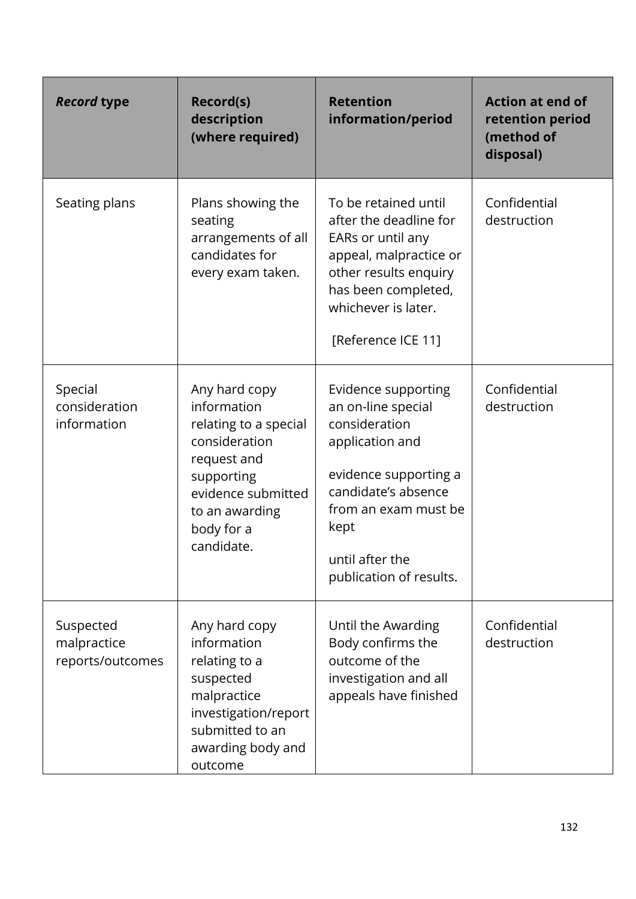| *Record* type | Record(s) description (where required) | Retention information/period | Action at end of retention period (method of disposal) |
|---|---|---|---|
| Seating plans | Plans showing the seating arrangements of all candidates for every exam taken. | To be retained until after the deadline for EARs or until any appeal, malpractice or other results enquiry has been completed, whichever is later. [Reference ICE 11] | Confidential destruction |
| Special consideration information | Any hard copy information relating to a special consideration request and supporting evidence submitted to an awarding body for a candidate. | Evidence supporting an on-line special consideration application and evidence supporting a candidate's absence from an exam must be kept until after the publication of results. | Confidential destruction |
| Suspected malpractice reports/outcomes | Any hard copy information relating to a suspected malpractice investigation/report submitted to an awarding body and outcome | Until the Awarding Body confirms the outcome of the investigation and all appeals have finished | Confidential destruction |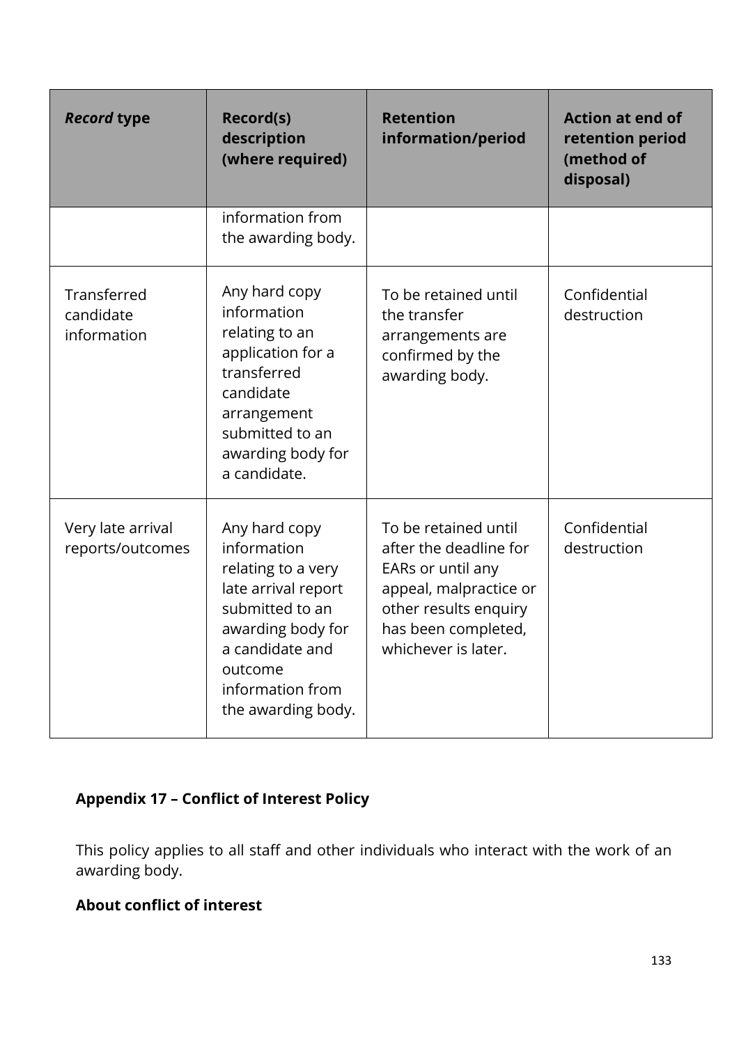| *Record* type | Record(s) description (where required) | Retention information/period | Action at end of retention period (method of disposal) |
|---|---|---|---|
| | information from the awarding body. | | |
| Transferred candidate information | Any hard copy information relating to an application for a transferred candidate arrangement submitted to an awarding body for a candidate. | To be retained until the transfer arrangements are confirmed by the awarding body. | Confidential destruction |
| Very late arrival reports/outcomes | Any hard copy information relating to a very late arrival report submitted to an awarding body for a candidate and outcome information from the awarding body. | To be retained until after the deadline for EARs or until any appeal, malpractice or other results enquiry has been completed, whichever is later. | Confidential destruction |

## Appendix 17 – Conflict of Interest Policy

This policy applies to all staff and other individuals who interact with the work of an awarding body.

### About conflict of interest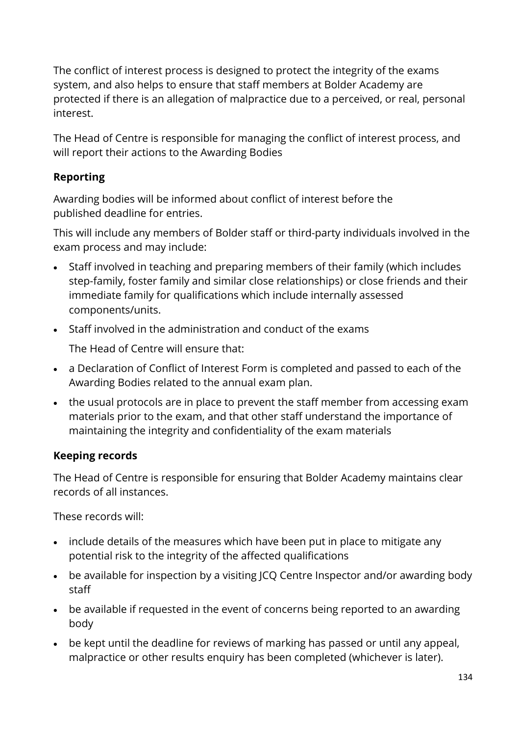The conflict of interest process is designed to protect the integrity of the exams system, and also helps to ensure that staff members at Bolder Academy are protected if there is an allegation of malpractice due to a perceived, or real, personal interest.

The Head of Centre is responsible for managing the conflict of interest process, and will report their actions to the Awarding Bodies

### Reporting

Awarding bodies will be informed about conflict of interest before the published deadline for entries.

This will include any members of Bolder staff or third-party individuals involved in the exam process and may include:

- Staff involved in teaching and preparing members of their family (which includes step-family, foster family and similar close relationships) or close friends and their immediate family for qualifications which include internally assessed components/units.
- Staff involved in the administration and conduct of the exams

  The Head of Centre will ensure that:

- a Declaration of Conflict of Interest Form is completed and passed to each of the Awarding Bodies related to the annual exam plan.
- the usual protocols are in place to prevent the staff member from accessing exam materials prior to the exam, and that other staff understand the importance of maintaining the integrity and confidentiality of the exam materials

### Keeping records

The Head of Centre is responsible for ensuring that Bolder Academy maintains clear records of all instances.

These records will:

- include details of the measures which have been put in place to mitigate any potential risk to the integrity of the affected qualifications
- be available for inspection by a visiting JCQ Centre Inspector and/or awarding body staff
- be available if requested in the event of concerns being reported to an awarding body
- be kept until the deadline for reviews of marking has passed or until any appeal, malpractice or other results enquiry has been completed (whichever is later).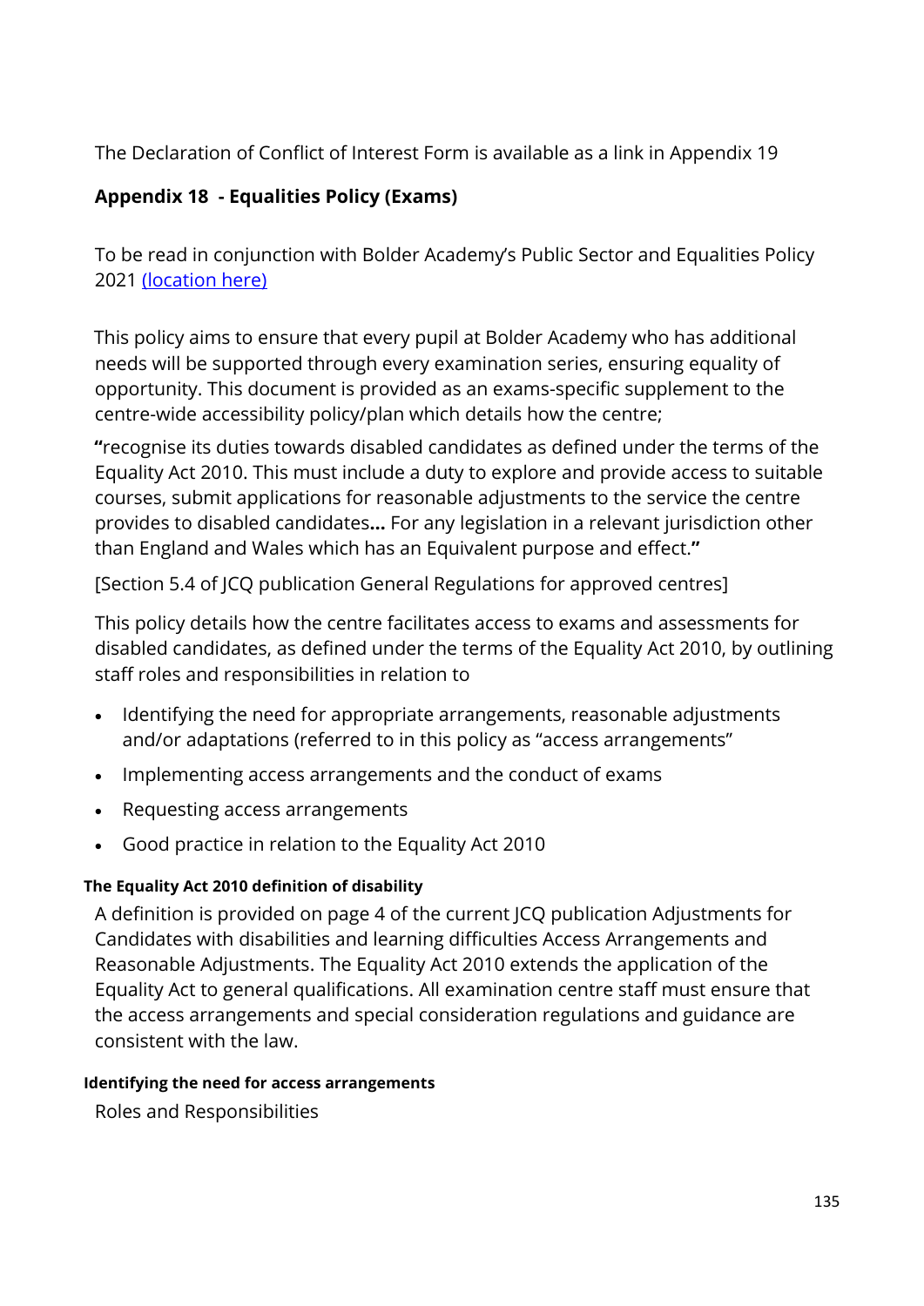The Declaration of Conflict of Interest Form is available as a link in Appendix 19

## Appendix 18 - Equalities Policy (Exams)

To be read in conjunction with Bolder Academy's Public Sector and Equalities Policy 2021 [(location here)]

This policy aims to ensure that every pupil at Bolder Academy who has additional needs will be supported through every examination series, ensuring equality of opportunity. This document is provided as an exams-specific supplement to the centre-wide accessibility policy/plan which details how the centre;

**"**recognise its duties towards disabled candidates as defined under the terms of the Equality Act 2010. This must include a duty to explore and provide access to suitable courses, submit applications for reasonable adjustments to the service the centre provides to disabled candidates**...** For any legislation in a relevant jurisdiction other than England and Wales which has an Equivalent purpose and effect.**"**

[Section 5.4 of JCQ publication General Regulations for approved centres]

This policy details how the centre facilitates access to exams and assessments for disabled candidates, as defined under the terms of the Equality Act 2010, by outlining staff roles and responsibilities in relation to

- Identifying the need for appropriate arrangements, reasonable adjustments and/or adaptations (referred to in this policy as "access arrangements"
- Implementing access arrangements and the conduct of exams
- Requesting access arrangements
- Good practice in relation to the Equality Act 2010

#### The Equality Act 2010 definition of disability

A definition is provided on page 4 of the current JCQ publication Adjustments for Candidates with disabilities and learning difficulties Access Arrangements and Reasonable Adjustments. The Equality Act 2010 extends the application of the Equality Act to general qualifications. All examination centre staff must ensure that the access arrangements and special consideration regulations and guidance are consistent with the law.

#### Identifying the need for access arrangements

Roles and Responsibilities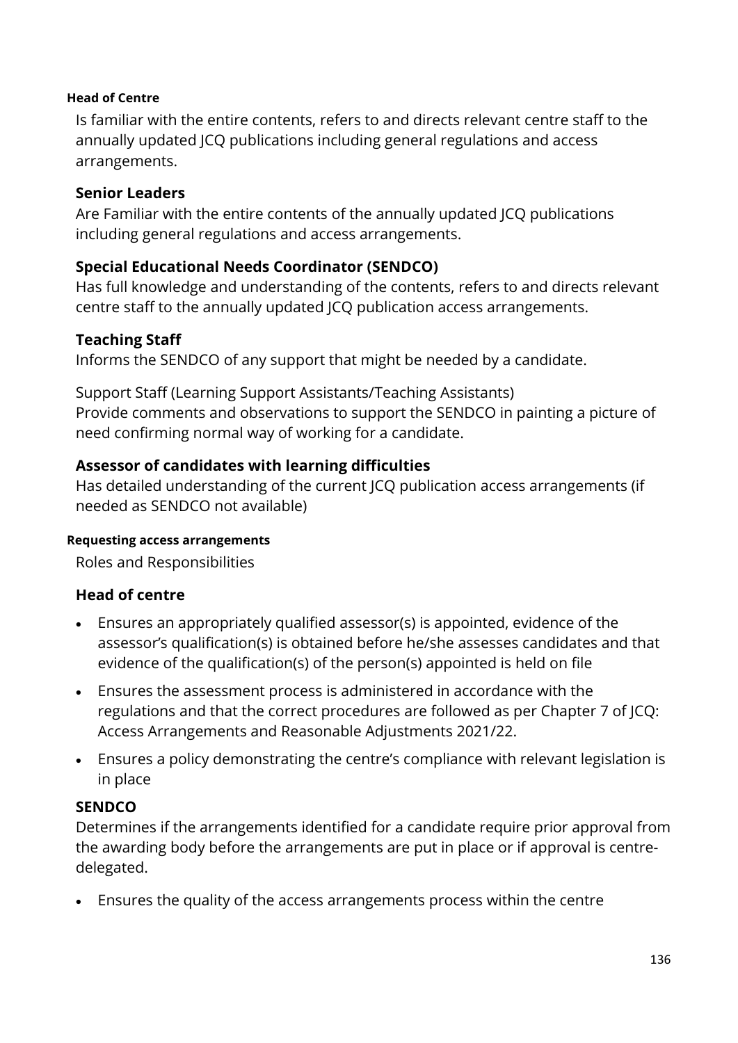#### Head of Centre

Is familiar with the entire contents, refers to and directs relevant centre staff to the annually updated JCQ publications including general regulations and access arrangements.

### Senior Leaders

Are Familiar with the entire contents of the annually updated JCQ publications including general regulations and access arrangements.

### Special Educational Needs Coordinator (SENDCO)

Has full knowledge and understanding of the contents, refers to and directs relevant centre staff to the annually updated JCQ publication access arrangements.

### Teaching Staff

Informs the SENDCO of any support that might be needed by a candidate.

Support Staff (Learning Support Assistants/Teaching Assistants)
Provide comments and observations to support the SENDCO in painting a picture of need confirming normal way of working for a candidate.

### Assessor of candidates with learning difficulties

Has detailed understanding of the current JCQ publication access arrangements (if needed as SENDCO not available)

#### Requesting access arrangements

Roles and Responsibilities

### Head of centre

- Ensures an appropriately qualified assessor(s) is appointed, evidence of the assessor's qualification(s) is obtained before he/she assesses candidates and that evidence of the qualification(s) of the person(s) appointed is held on file
- Ensures the assessment process is administered in accordance with the regulations and that the correct procedures are followed as per Chapter 7 of JCQ: Access Arrangements and Reasonable Adjustments 2021/22.
- Ensures a policy demonstrating the centre's compliance with relevant legislation is in place

### SENDCO

Determines if the arrangements identified for a candidate require prior approval from the awarding body before the arrangements are put in place or if approval is centre-delegated.

- Ensures the quality of the access arrangements process within the centre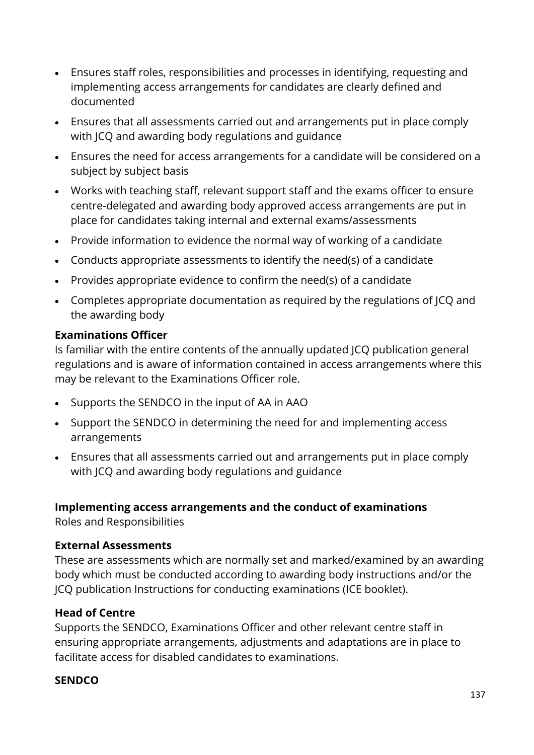- Ensures staff roles, responsibilities and processes in identifying, requesting and implementing access arrangements for candidates are clearly defined and documented
- Ensures that all assessments carried out and arrangements put in place comply with JCQ and awarding body regulations and guidance
- Ensures the need for access arrangements for a candidate will be considered on a subject by subject basis
- Works with teaching staff, relevant support staff and the exams officer to ensure centre-delegated and awarding body approved access arrangements are put in place for candidates taking internal and external exams/assessments
- Provide information to evidence the normal way of working of a candidate
- Conducts appropriate assessments to identify the need(s) of a candidate
- Provides appropriate evidence to confirm the need(s) of a candidate
- Completes appropriate documentation as required by the regulations of JCQ and the awarding body

**Examinations Officer**

Is familiar with the entire contents of the annually updated JCQ publication general regulations and is aware of information contained in access arrangements where this may be relevant to the Examinations Officer role.

- Supports the SENDCO in the input of AA in AAO
- Support the SENDCO in determining the need for and implementing access arrangements
- Ensures that all assessments carried out and arrangements put in place comply with JCQ and awarding body regulations and guidance

**Implementing access arrangements and the conduct of examinations**

Roles and Responsibilities

**External Assessments**

These are assessments which are normally set and marked/examined by an awarding body which must be conducted according to awarding body instructions and/or the JCQ publication Instructions for conducting examinations (ICE booklet).

**Head of Centre**

Supports the SENDCO, Examinations Officer and other relevant centre staff in ensuring appropriate arrangements, adjustments and adaptations are in place to facilitate access for disabled candidates to examinations.

**SENDCO**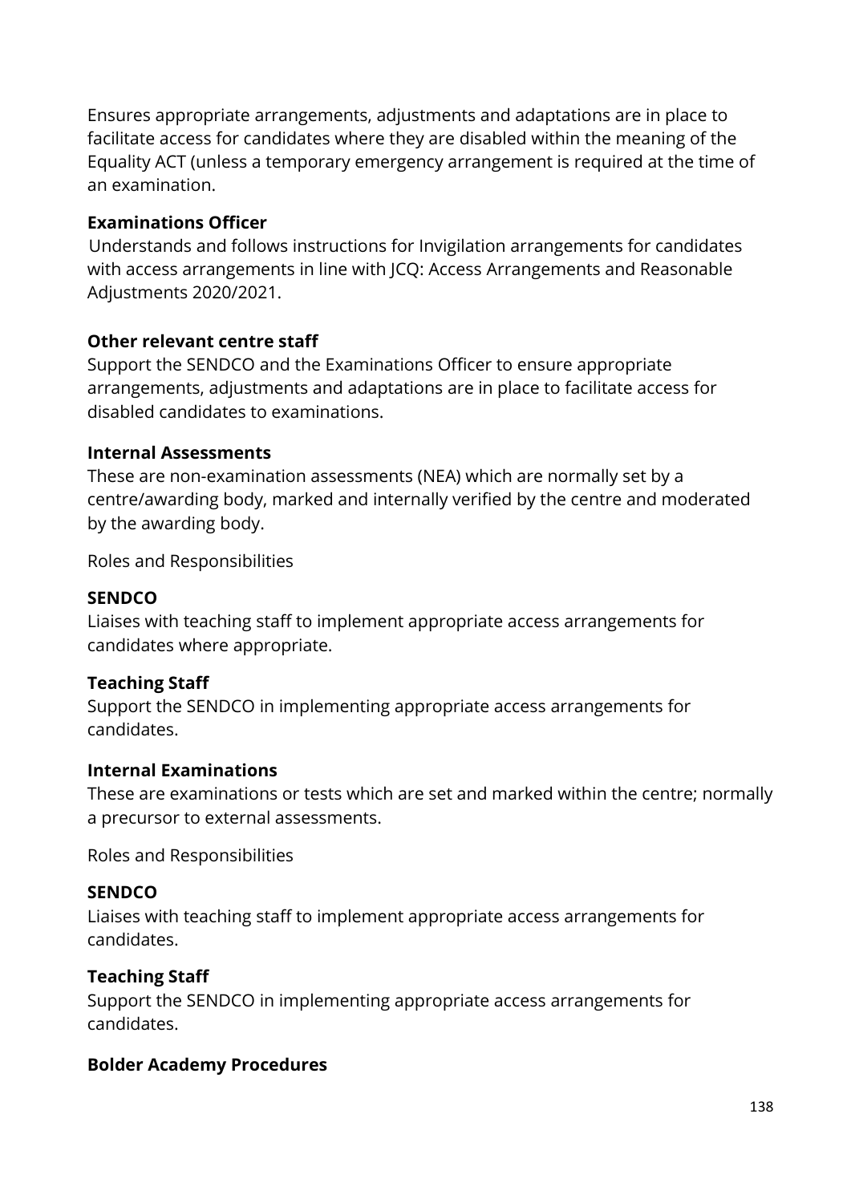Ensures appropriate arrangements, adjustments and adaptations are in place to facilitate access for candidates where they are disabled within the meaning of the Equality ACT (unless a temporary emergency arrangement is required at the time of an examination.

**Examinations Officer**

Understands and follows instructions for Invigilation arrangements for candidates with access arrangements in line with JCQ: Access Arrangements and Reasonable Adjustments 2020/2021.

**Other relevant centre staff**

Support the SENDCO and the Examinations Officer to ensure appropriate arrangements, adjustments and adaptations are in place to facilitate access for disabled candidates to examinations.

**Internal Assessments**

These are non-examination assessments (NEA) which are normally set by a centre/awarding body, marked and internally verified by the centre and moderated by the awarding body.

Roles and Responsibilities

**SENDCO**

Liaises with teaching staff to implement appropriate access arrangements for candidates where appropriate.

**Teaching Staff**

Support the SENDCO in implementing appropriate access arrangements for candidates.

**Internal Examinations**

These are examinations or tests which are set and marked within the centre; normally a precursor to external assessments.

Roles and Responsibilities

**SENDCO**

Liaises with teaching staff to implement appropriate access arrangements for candidates.

**Teaching Staff**

Support the SENDCO in implementing appropriate access arrangements for candidates.

**Bolder Academy Procedures**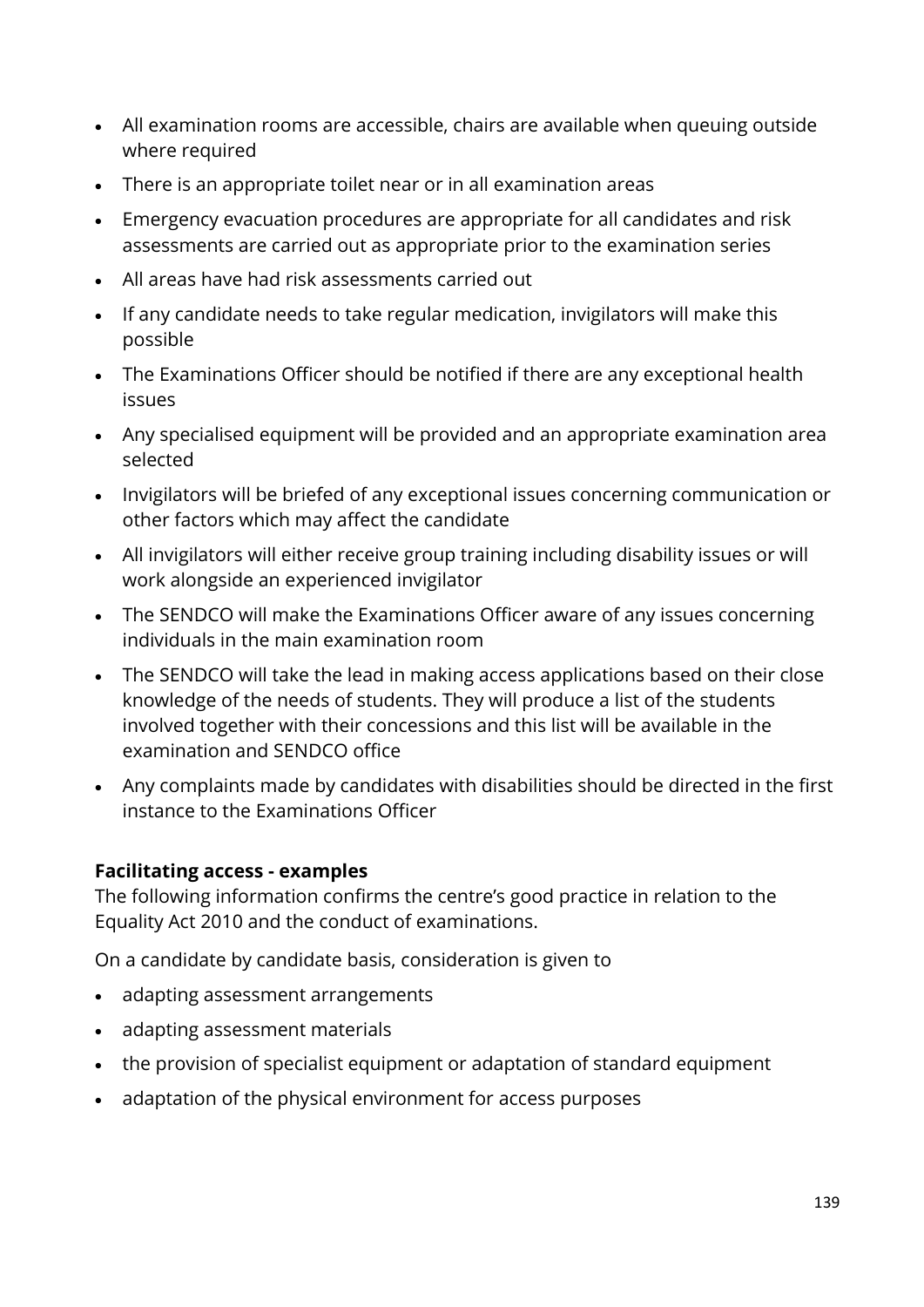- All examination rooms are accessible, chairs are available when queuing outside where required
- There is an appropriate toilet near or in all examination areas
- Emergency evacuation procedures are appropriate for all candidates and risk assessments are carried out as appropriate prior to the examination series
- All areas have had risk assessments carried out
- If any candidate needs to take regular medication, invigilators will make this possible
- The Examinations Officer should be notified if there are any exceptional health issues
- Any specialised equipment will be provided and an appropriate examination area selected
- Invigilators will be briefed of any exceptional issues concerning communication or other factors which may affect the candidate
- All invigilators will either receive group training including disability issues or will work alongside an experienced invigilator
- The SENDCO will make the Examinations Officer aware of any issues concerning individuals in the main examination room
- The SENDCO will take the lead in making access applications based on their close knowledge of the needs of students. They will produce a list of the students involved together with their concessions and this list will be available in the examination and SENDCO office
- Any complaints made by candidates with disabilities should be directed in the first instance to the Examinations Officer

**Facilitating access - examples**

The following information confirms the centre's good practice in relation to the Equality Act 2010 and the conduct of examinations.

On a candidate by candidate basis, consideration is given to

- adapting assessment arrangements
- adapting assessment materials
- the provision of specialist equipment or adaptation of standard equipment
- adaptation of the physical environment for access purposes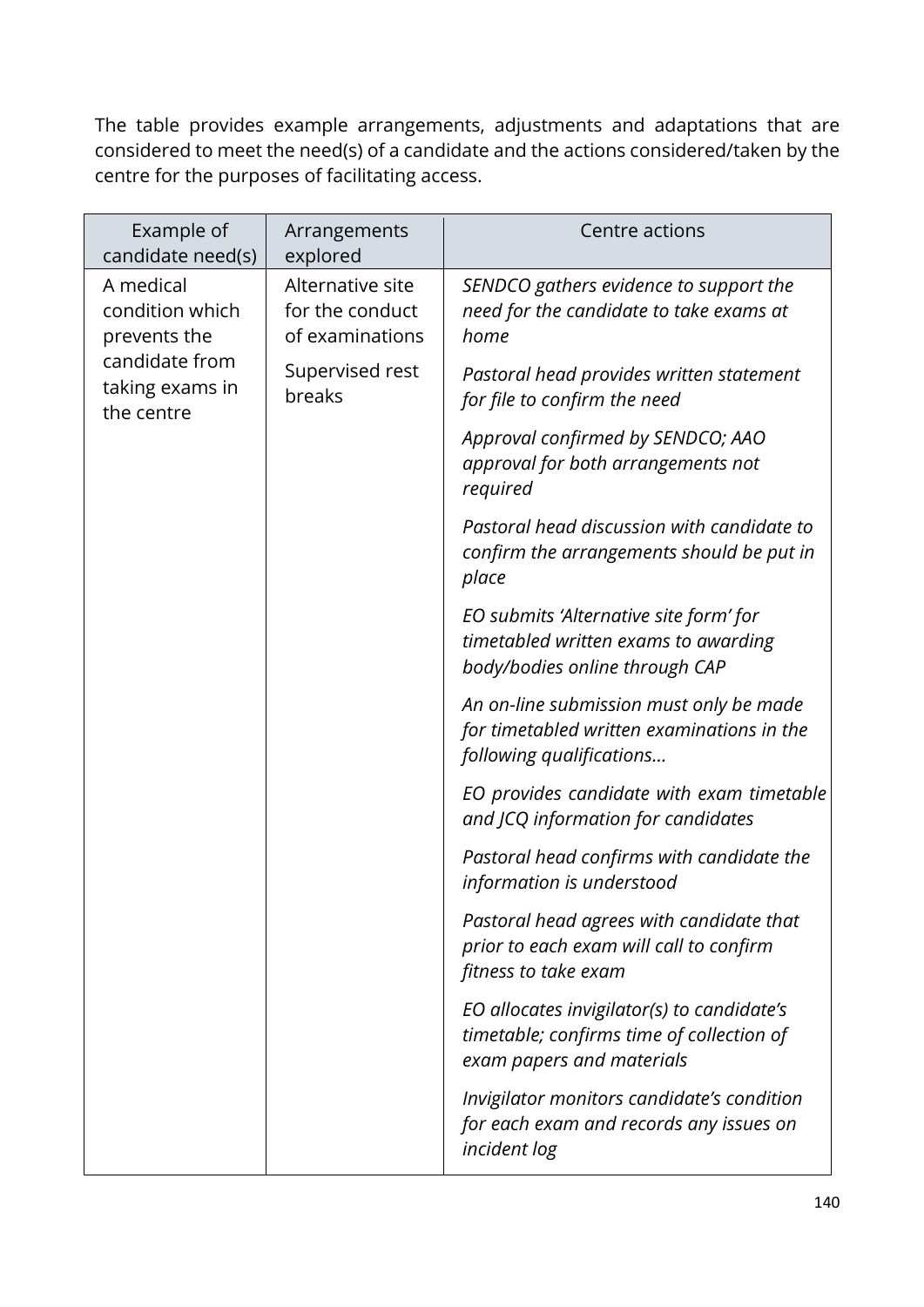The table provides example arrangements, adjustments and adaptations that are considered to meet the need(s) of a candidate and the actions considered/taken by the centre for the purposes of facilitating access.

| Example of candidate need(s) | Arrangements explored | Centre actions |
|---|---|---|
| A medical condition which prevents the candidate from taking exams in the centre | Alternative site for the conduct of examinations<br><br>Supervised rest breaks | *SENDCO gathers evidence to support the need for the candidate to take exams at home*<br><br>*Pastoral head provides written statement for file to confirm the need*<br><br>*Approval confirmed by SENDCO; AAO approval for both arrangements not required*<br><br>*Pastoral head discussion with candidate to confirm the arrangements should be put in place*<br><br>*EO submits 'Alternative site form' for timetabled written exams to awarding body/bodies online through CAP*<br><br>*An on-line submission must only be made for timetabled written examinations in the following qualifications…*<br><br>*EO provides candidate with exam timetable and JCQ information for candidates*<br><br>*Pastoral head confirms with candidate the information is understood*<br><br>*Pastoral head agrees with candidate that prior to each exam will call to confirm fitness to take exam*<br><br>*EO allocates invigilator(s) to candidate's timetable; confirms time of collection of exam papers and materials*<br><br>*Invigilator monitors candidate's condition for each exam and records any issues on incident log* |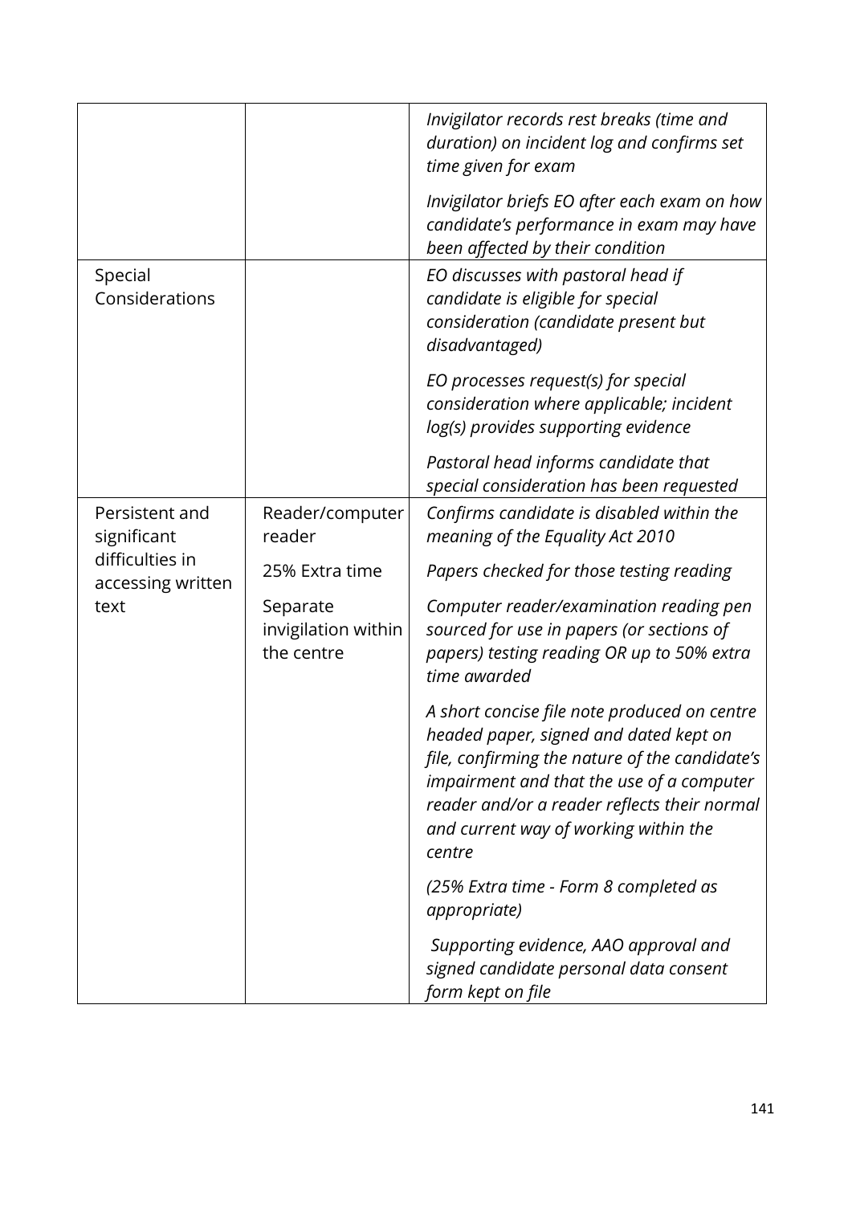| | | |
|---|---|---|
| | | *Invigilator records rest breaks (time and duration) on incident log and confirms set time given for exam*<br><br>*Invigilator briefs EO after each exam on how candidate's performance in exam may have been affected by their condition* |
| Special Considerations | | *EO discusses with pastoral head if candidate is eligible for special consideration (candidate present but disadvantaged)*<br><br>*EO processes request(s) for special consideration where applicable; incident log(s) provides supporting evidence*<br><br>*Pastoral head informs candidate that special consideration has been requested* |
| Persistent and significant difficulties in accessing written text | Reader/computer reader<br><br>25% Extra time<br><br>Separate invigilation within the centre | *Confirms candidate is disabled within the meaning of the Equality Act 2010*<br><br>*Papers checked for those testing reading*<br><br>*Computer reader/examination reading pen sourced for use in papers (or sections of papers) testing reading OR up to 50% extra time awarded*<br><br>*A short concise file note produced on centre headed paper, signed and dated kept on file, confirming the nature of the candidate's impairment and that the use of a computer reader and/or a reader reflects their normal and current way of working within the centre*<br><br>*(25% Extra time - Form 8 completed as appropriate)*<br><br>*Supporting evidence, AAO approval and signed candidate personal data consent form kept on file* |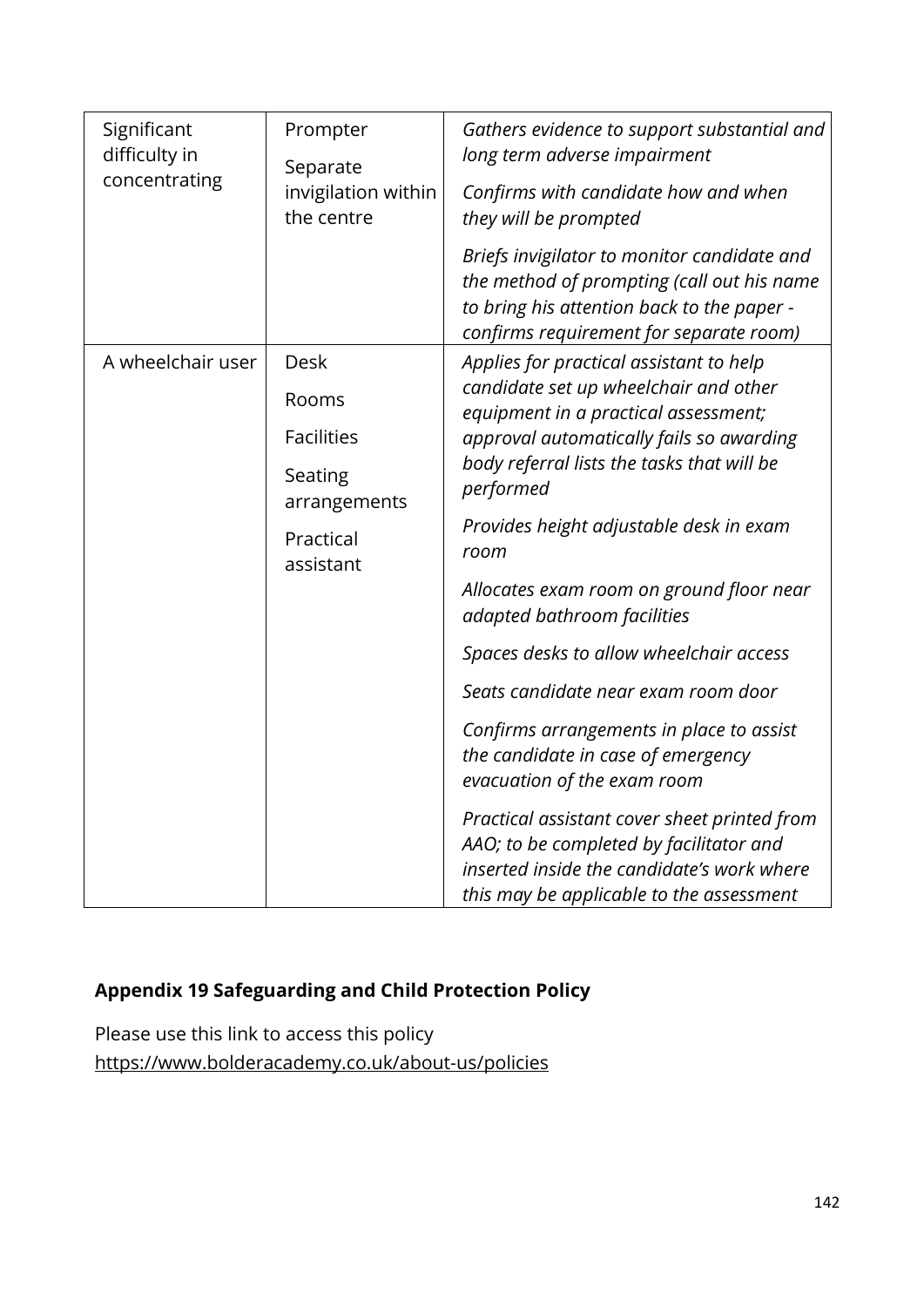| | | |
|---|---|---|
| Significant difficulty in concentrating | Prompter<br>Separate invigilation within the centre | *Gathers evidence to support substantial and long term adverse impairment*<br>*Confirms with candidate how and when they will be prompted*<br>*Briefs invigilator to monitor candidate and the method of prompting (call out his name to bring his attention back to the paper - confirms requirement for separate room)* |
| A wheelchair user | Desk<br>Rooms<br>Facilities<br>Seating arrangements<br>Practical assistant | *Applies for practical assistant to help candidate set up wheelchair and other equipment in a practical assessment; approval automatically fails so awarding body referral lists the tasks that will be performed*<br>*Provides height adjustable desk in exam room*<br>*Allocates exam room on ground floor near adapted bathroom facilities*<br>*Spaces desks to allow wheelchair access*<br>*Seats candidate near exam room door*<br>*Confirms arrangements in place to assist the candidate in case of emergency evacuation of the exam room*<br>*Practical assistant cover sheet printed from AAO; to be completed by facilitator and inserted inside the candidate's work where this may be applicable to the assessment* |

**Appendix 19 Safeguarding and Child Protection Policy**

Please use this link to access this policy
https://www.bolderacademy.co.uk/about-us/policies